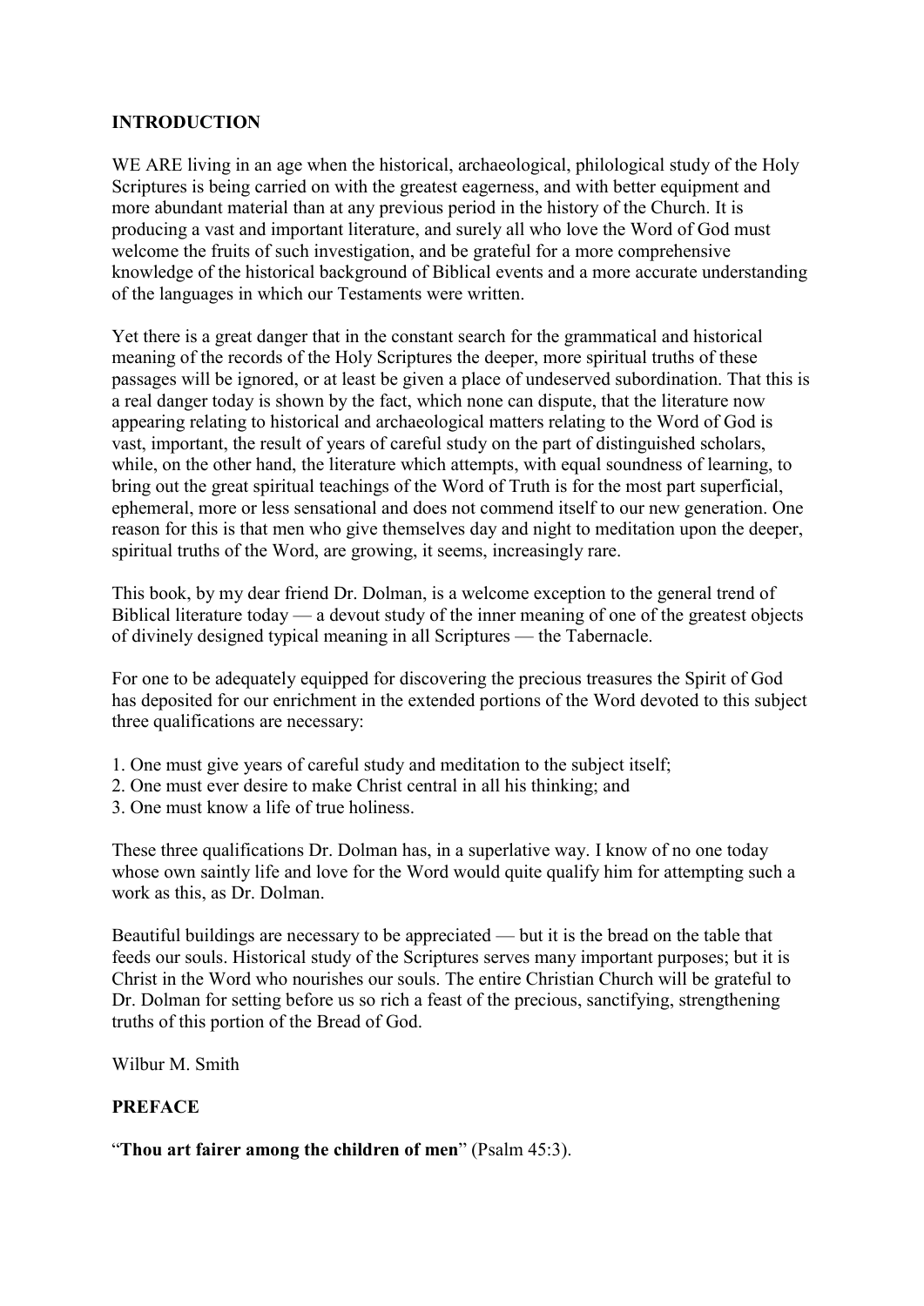## INTRODUCTION

WE ARE living in an age when the historical, archaeological, philological study of the Holy Scriptures is being carried on with the greatest eagerness, and with better equipment and more abundant material than at any previous period in the history of the Church. It is producing a vast and important literature, and surely all who love the Word of God must welcome the fruits of such investigation, and be grateful for a more comprehensive knowledge of the historical background of Biblical events and a more accurate understanding of the languages in which our Testaments were written.

Yet there is a great danger that in the constant search for the grammatical and historical meaning of the records of the Holy Scriptures the deeper, more spiritual truths of these passages will be ignored, or at least be given a place of undeserved subordination. That this is a real danger today is shown by the fact, which none can dispute, that the literature now appearing relating to historical and archaeological matters relating to the Word of God is vast, important, the result of years of careful study on the part of distinguished scholars, while, on the other hand, the literature which attempts, with equal soundness of learning, to bring out the great spiritual teachings of the Word of Truth is for the most part superficial, ephemeral, more or less sensational and does not commend itself to our new generation. One reason for this is that men who give themselves day and night to meditation upon the deeper, spiritual truths of the Word, are growing, it seems, increasingly rare.

This book, by my dear friend Dr. Dolman, is a welcome exception to the general trend of Biblical literature today — a devout study of the inner meaning of one of the greatest objects of divinely designed typical meaning in all Scriptures — the Tabernacle.

For one to be adequately equipped for discovering the precious treasures the Spirit of God has deposited for our enrichment in the extended portions of the Word devoted to this subject three qualifications are necessary:

1. One must give years of careful study and meditation to the subject itself;
2. One must ever desire to make Christ central in all his thinking; and
3. One must know a life of true holiness.

These three qualifications Dr. Dolman has, in a superlative way. I know of no one today whose own saintly life and love for the Word would quite qualify him for attempting such a work as this, as Dr. Dolman.

Beautiful buildings are necessary to be appreciated — but it is the bread on the table that feeds our souls. Historical study of the Scriptures serves many important purposes; but it is Christ in the Word who nourishes our souls. The entire Christian Church will be grateful to Dr. Dolman for setting before us so rich a feast of the precious, sanctifying, strengthening truths of this portion of the Bread of God.

Wilbur M. Smith

## PREFACE

"**Thou art fairer among the children of men**" (Psalm 45:3).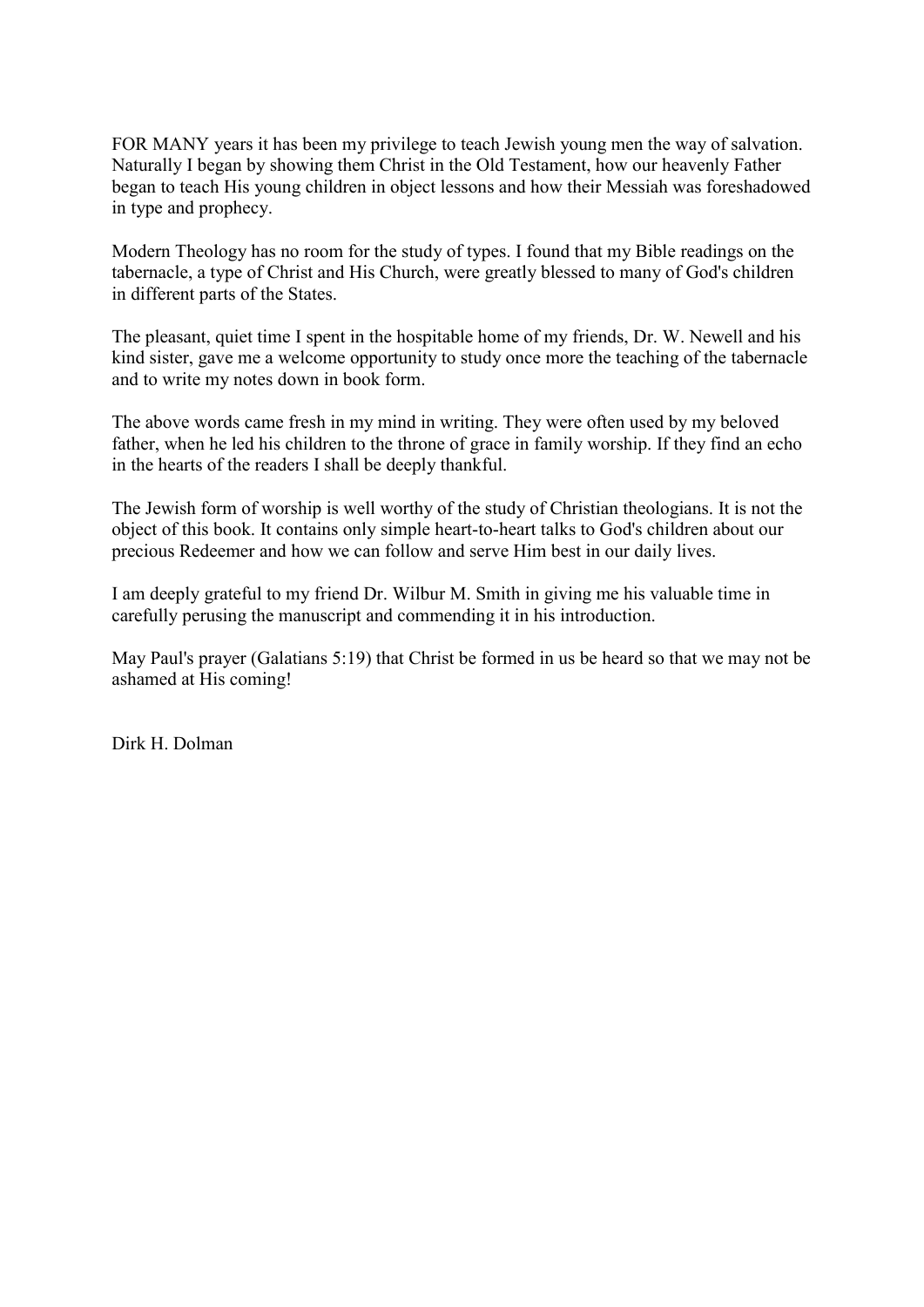FOR MANY years it has been my privilege to teach Jewish young men the way of salvation. Naturally I began by showing them Christ in the Old Testament, how our heavenly Father began to teach His young children in object lessons and how their Messiah was foreshadowed in type and prophecy.

Modern Theology has no room for the study of types. I found that my Bible readings on the tabernacle, a type of Christ and His Church, were greatly blessed to many of God's children in different parts of the States.

The pleasant, quiet time I spent in the hospitable home of my friends, Dr. W. Newell and his kind sister, gave me a welcome opportunity to study once more the teaching of the tabernacle and to write my notes down in book form.

The above words came fresh in my mind in writing. They were often used by my beloved father, when he led his children to the throne of grace in family worship. If they find an echo in the hearts of the readers I shall be deeply thankful.

The Jewish form of worship is well worthy of the study of Christian theologians. It is not the object of this book. It contains only simple heart-to-heart talks to God's children about our precious Redeemer and how we can follow and serve Him best in our daily lives.

I am deeply grateful to my friend Dr. Wilbur M. Smith in giving me his valuable time in carefully perusing the manuscript and commending it in his introduction.

May Paul's prayer (Galatians 5:19) that Christ be formed in us be heard so that we may not be ashamed at His coming!

Dirk H. Dolman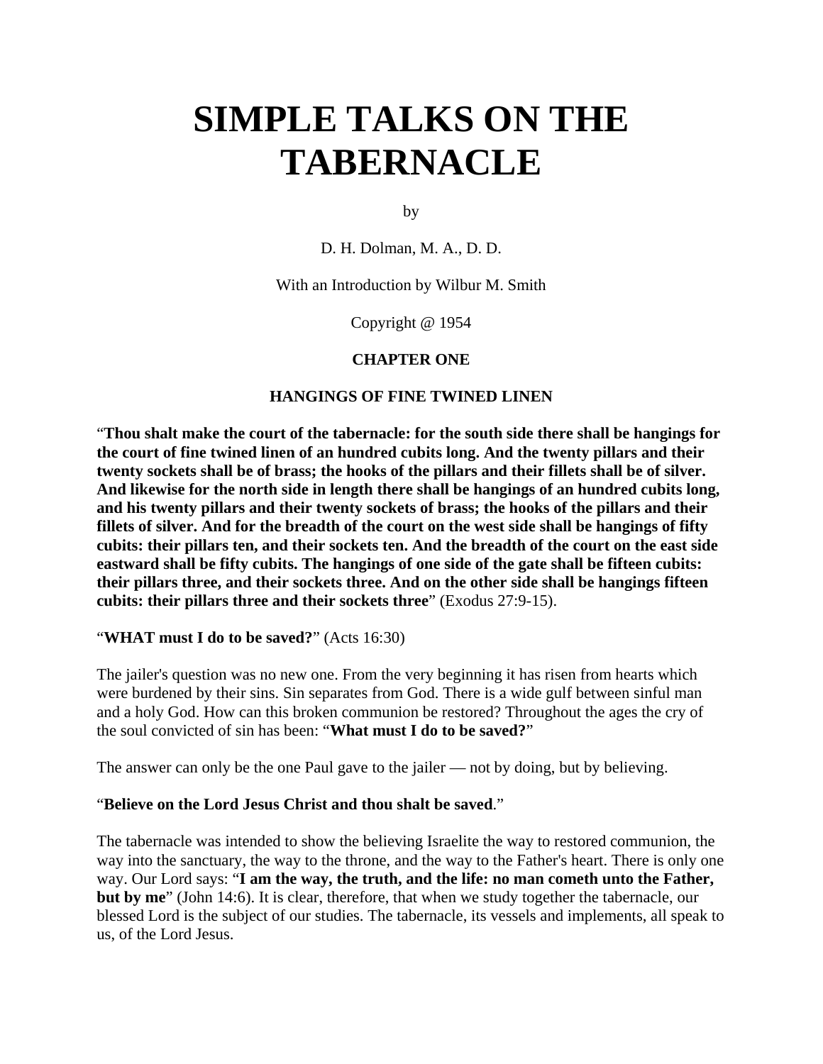# SIMPLE TALKS ON THE TABERNACLE

by

D. H. Dolman, M. A., D. D.

With an Introduction by Wilbur M. Smith

Copyright @ 1954

## CHAPTER ONE

### HANGINGS OF FINE TWINED LINEN

"**Thou shalt make the court of the tabernacle: for the south side there shall be hangings for the court of fine twined linen of an hundred cubits long. And the twenty pillars and their twenty sockets shall be of brass; the hooks of the pillars and their fillets shall be of silver. And likewise for the north side in length there shall be hangings of an hundred cubits long, and his twenty pillars and their twenty sockets of brass; the hooks of the pillars and their fillets of silver. And for the breadth of the court on the west side shall be hangings of fifty cubits: their pillars ten, and their sockets ten. And the breadth of the court on the east side eastward shall be fifty cubits. The hangings of one side of the gate shall be fifteen cubits: their pillars three, and their sockets three. And on the other side shall be hangings fifteen cubits: their pillars three and their sockets three**" (Exodus 27:9-15).

"**WHAT must I do to be saved?**" (Acts 16:30)

The jailer's question was no new one. From the very beginning it has risen from hearts which were burdened by their sins. Sin separates from God. There is a wide gulf between sinful man and a holy God. How can this broken communion be restored? Throughout the ages the cry of the soul convicted of sin has been: "**What must I do to be saved?**"

The answer can only be the one Paul gave to the jailer — not by doing, but by believing.

"**Believe on the Lord Jesus Christ and thou shalt be saved**."

The tabernacle was intended to show the believing Israelite the way to restored communion, the way into the sanctuary, the way to the throne, and the way to the Father's heart. There is only one way. Our Lord says: "**I am the way, the truth, and the life: no man cometh unto the Father, but by me**" (John 14:6). It is clear, therefore, that when we study together the tabernacle, our blessed Lord is the subject of our studies. The tabernacle, its vessels and implements, all speak to us, of the Lord Jesus.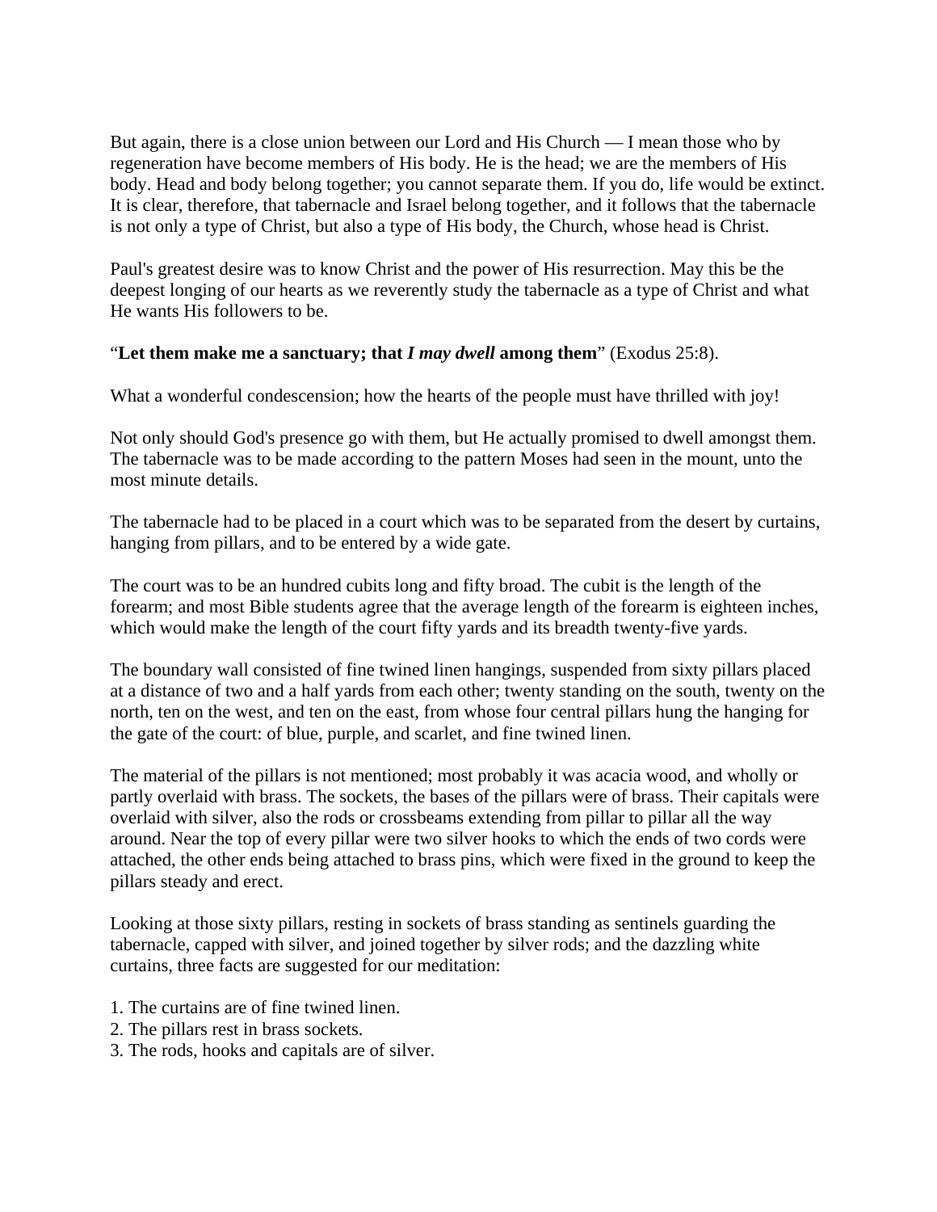But again, there is a close union between our Lord and His Church — I mean those who by regeneration have become members of His body. He is the head; we are the members of His body. Head and body belong together; you cannot separate them. If you do, life would be extinct. It is clear, therefore, that tabernacle and Israel belong together, and it follows that the tabernacle is not only a type of Christ, but also a type of His body, the Church, whose head is Christ.

Paul's greatest desire was to know Christ and the power of His resurrection. May this be the deepest longing of our hearts as we reverently study the tabernacle as a type of Christ and what He wants His followers to be.

"**Let them make me a sanctuary; that *I may dwell* among them**" (Exodus 25:8).

What a wonderful condescension; how the hearts of the people must have thrilled with joy!

Not only should God's presence go with them, but He actually promised to dwell amongst them. The tabernacle was to be made according to the pattern Moses had seen in the mount, unto the most minute details.

The tabernacle had to be placed in a court which was to be separated from the desert by curtains, hanging from pillars, and to be entered by a wide gate.

The court was to be an hundred cubits long and fifty broad. The cubit is the length of the forearm; and most Bible students agree that the average length of the forearm is eighteen inches, which would make the length of the court fifty yards and its breadth twenty-five yards.

The boundary wall consisted of fine twined linen hangings, suspended from sixty pillars placed at a distance of two and a half yards from each other; twenty standing on the south, twenty on the north, ten on the west, and ten on the east, from whose four central pillars hung the hanging for the gate of the court: of blue, purple, and scarlet, and fine twined linen.

The material of the pillars is not mentioned; most probably it was acacia wood, and wholly or partly overlaid with brass. The sockets, the bases of the pillars were of brass. Their capitals were overlaid with silver, also the rods or crossbeams extending from pillar to pillar all the way around. Near the top of every pillar were two silver hooks to which the ends of two cords were attached, the other ends being attached to brass pins, which were fixed in the ground to keep the pillars steady and erect.

Looking at those sixty pillars, resting in sockets of brass standing as sentinels guarding the tabernacle, capped with silver, and joined together by silver rods; and the dazzling white curtains, three facts are suggested for our meditation:

1. The curtains are of fine twined linen.
2. The pillars rest in brass sockets.
3. The rods, hooks and capitals are of silver.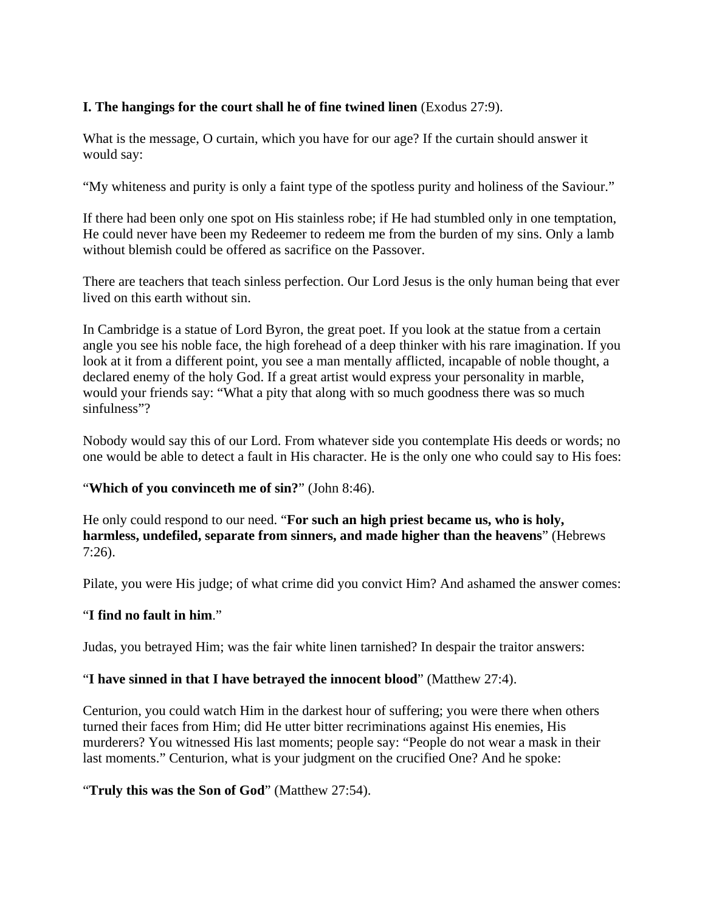**I. The hangings for the court shall he of fine twined linen** (Exodus 27:9).

What is the message, O curtain, which you have for our age? If the curtain should answer it would say:

"My whiteness and purity is only a faint type of the spotless purity and holiness of the Saviour."

If there had been only one spot on His stainless robe; if He had stumbled only in one temptation, He could never have been my Redeemer to redeem me from the burden of my sins. Only a lamb without blemish could be offered as sacrifice on the Passover.

There are teachers that teach sinless perfection. Our Lord Jesus is the only human being that ever lived on this earth without sin.

In Cambridge is a statue of Lord Byron, the great poet. If you look at the statue from a certain angle you see his noble face, the high forehead of a deep thinker with his rare imagination. If you look at it from a different point, you see a man mentally afflicted, incapable of noble thought, a declared enemy of the holy God. If a great artist would express your personality in marble, would your friends say: "What a pity that along with so much goodness there was so much sinfulness"?

Nobody would say this of our Lord. From whatever side you contemplate His deeds or words; no one would be able to detect a fault in His character. He is the only one who could say to His foes:

"**Which of you convinceth me of sin?**" (John 8:46).

He only could respond to our need. "**For such an high priest became us, who is holy, harmless, undefiled, separate from sinners, and made higher than the heavens**" (Hebrews 7:26).

Pilate, you were His judge; of what crime did you convict Him? And ashamed the answer comes:

"**I find no fault in him**."

Judas, you betrayed Him; was the fair white linen tarnished? In despair the traitor answers:

"**I have sinned in that I have betrayed the innocent blood**" (Matthew 27:4).

Centurion, you could watch Him in the darkest hour of suffering; you were there when others turned their faces from Him; did He utter bitter recriminations against His enemies, His murderers? You witnessed His last moments; people say: "People do not wear a mask in their last moments." Centurion, what is your judgment on the crucified One? And he spoke:

"**Truly this was the Son of God**" (Matthew 27:54).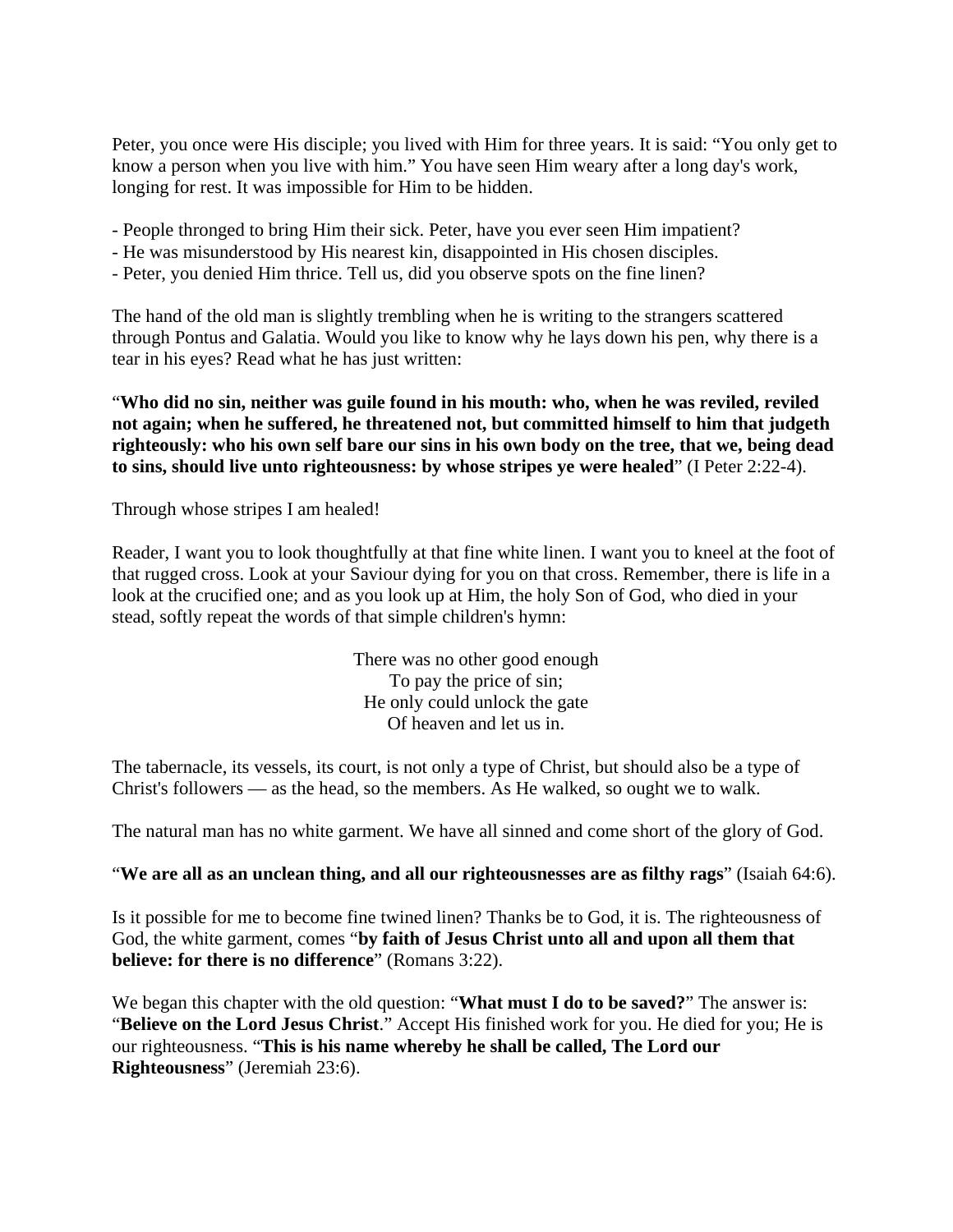Peter, you once were His disciple; you lived with His for three years. It is said: "You only get to know a person when you live with him." You have seen Him weary after a long day's work, longing for rest. It was impossible for Him to be hidden.

- People thronged to bring Him their sick. Peter, have you ever seen Him impatient?
- He was misunderstood by His nearest kin, disappointed in His chosen disciples.
- Peter, you denied Him thrice. Tell us, did you observe spots on the fine linen?

The hand of the old man is slightly trembling when he is writing to the strangers scattered through Pontus and Galatia. Would you like to know why he lays down his pen, why there is a tear in his eyes? Read what he has just written:

"**Who did no sin, neither was guile found in his mouth: who, when he was reviled, reviled not again; when he suffered, he threatened not, but committed himself to him that judgeth righteously: who his own self bare our sins in his own body on the tree, that we, being dead to sins, should live unto righteousness: by whose stripes ye were healed**" (I Peter 2:22-4).

Through whose stripes I am healed!

Reader, I want you to look thoughtfully at that fine white linen. I want you to kneel at the foot of that rugged cross. Look at your Saviour dying for you on that cross. Remember, there is life in a look at the crucified one; and as you look up at Him, the holy Son of God, who died in your stead, softly repeat the words of that simple children's hymn:

There was no other good enough  
To pay the price of sin;  
He only could unlock the gate  
Of heaven and let us in.

The tabernacle, its vessels, its court, is not only a type of Christ, but should also be a type of Christ's followers — as the head, so the members. As He walked, so ought we to walk.

The natural man has no white garment. We have all sinned and come short of the glory of God.

"**We are all as an unclean thing, and all our righteousnesses are as filthy rags**" (Isaiah 64:6).

Is it possible for me to become fine twined linen? Thanks be to God, it is. The righteousness of God, the white garment, comes "**by faith of Jesus Christ unto all and upon all them that believe: for there is no difference**" (Romans 3:22).

We began this chapter with the old question: "**What must I do to be saved?**" The answer is: "**Believe on the Lord Jesus Christ**." Accept His finished work for you. He died for you; He is our righteousness. "**This is his name whereby he shall be called, The Lord our Righteousness**" (Jeremiah 23:6).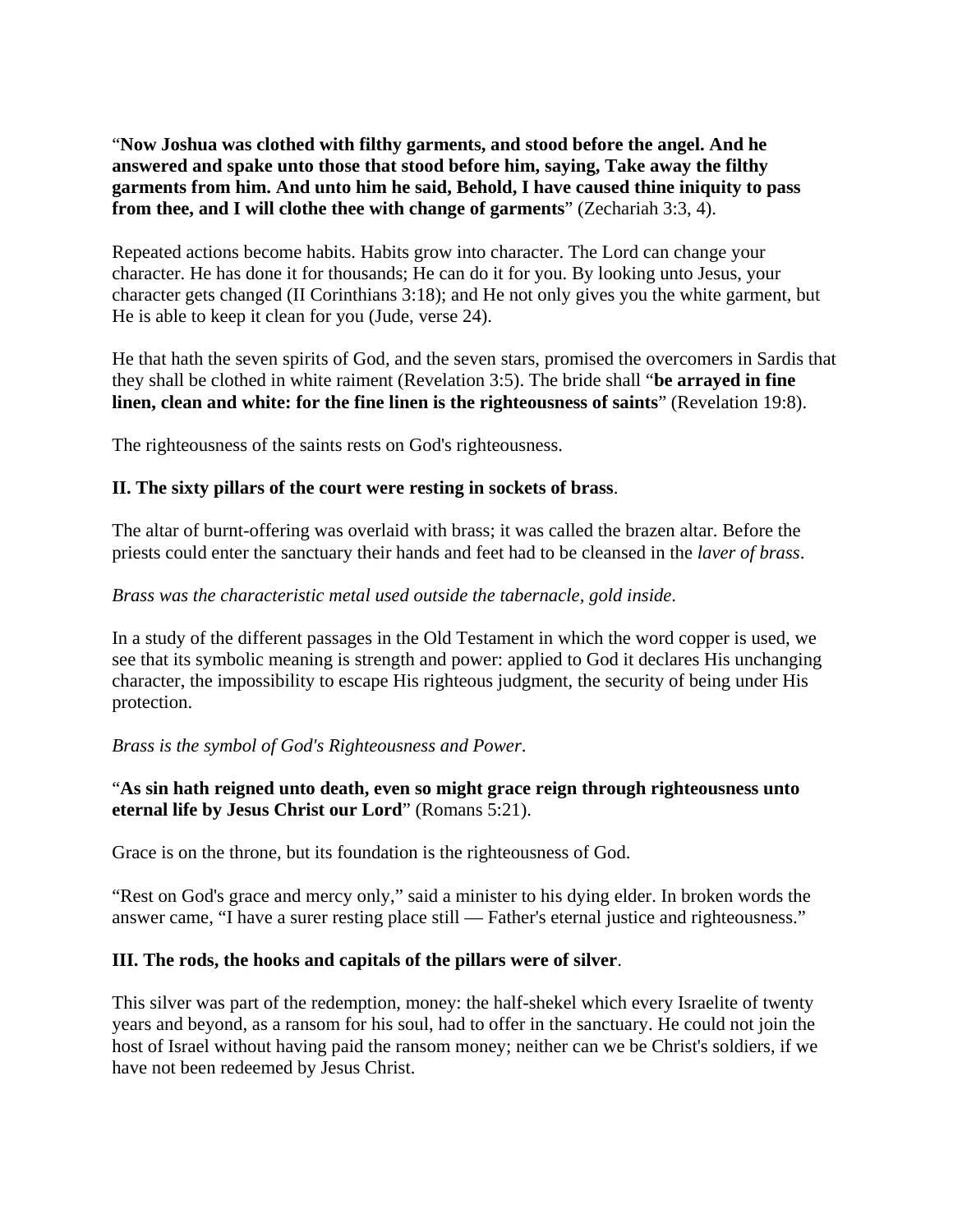"**Now Joshua was clothed with filthy garments, and stood before the angel. And he answered and spake unto those that stood before him, saying, Take away the filthy garments from him. And unto him he said, Behold, I have caused thine iniquity to pass from thee, and I will clothe thee with change of garments**" (Zechariah 3:3, 4).

Repeated actions become habits. Habits grow into character. The Lord can change your character. He has done it for thousands; He can do it for you. By looking unto Jesus, your character gets changed (II Corinthians 3:18); and He not only gives you the white garment, but He is able to keep it clean for you (Jude, verse 24).

He that hath the seven spirits of God, and the seven stars, promised the overcomers in Sardis that they shall be clothed in white raiment (Revelation 3:5). The bride shall "**be arrayed in fine linen, clean and white: for the fine linen is the righteousness of saints**" (Revelation 19:8).

The righteousness of the saints rests on God's righteousness.

**II. The sixty pillars of the court were resting in sockets of brass**.

The altar of burnt-offering was overlaid with brass; it was called the brazen altar. Before the priests could enter the sanctuary their hands and feet had to be cleansed in the *laver of brass*.

*Brass was the characteristic metal used outside the tabernacle, gold inside*.

In a study of the different passages in the Old Testament in which the word copper is used, we see that its symbolic meaning is strength and power: applied to God it declares His unchanging character, the impossibility to escape His righteous judgment, the security of being under His protection.

*Brass is the symbol of God's Righteousness and Power*.

"**As sin hath reigned unto death, even so might grace reign through righteousness unto eternal life by Jesus Christ our Lord**" (Romans 5:21).

Grace is on the throne, but its foundation is the righteousness of God.

"Rest on God's grace and mercy only," said a minister to his dying elder. In broken words the answer came, "I have a surer resting place still — Father's eternal justice and righteousness."

**III. The rods, the hooks and capitals of the pillars were of silver**.

This silver was part of the redemption, money: the half-shekel which every Israelite of twenty years and beyond, as a ransom for his soul, had to offer in the sanctuary. He could not join the host of Israel without having paid the ransom money; neither can we be Christ's soldiers, if we have not been redeemed by Jesus Christ.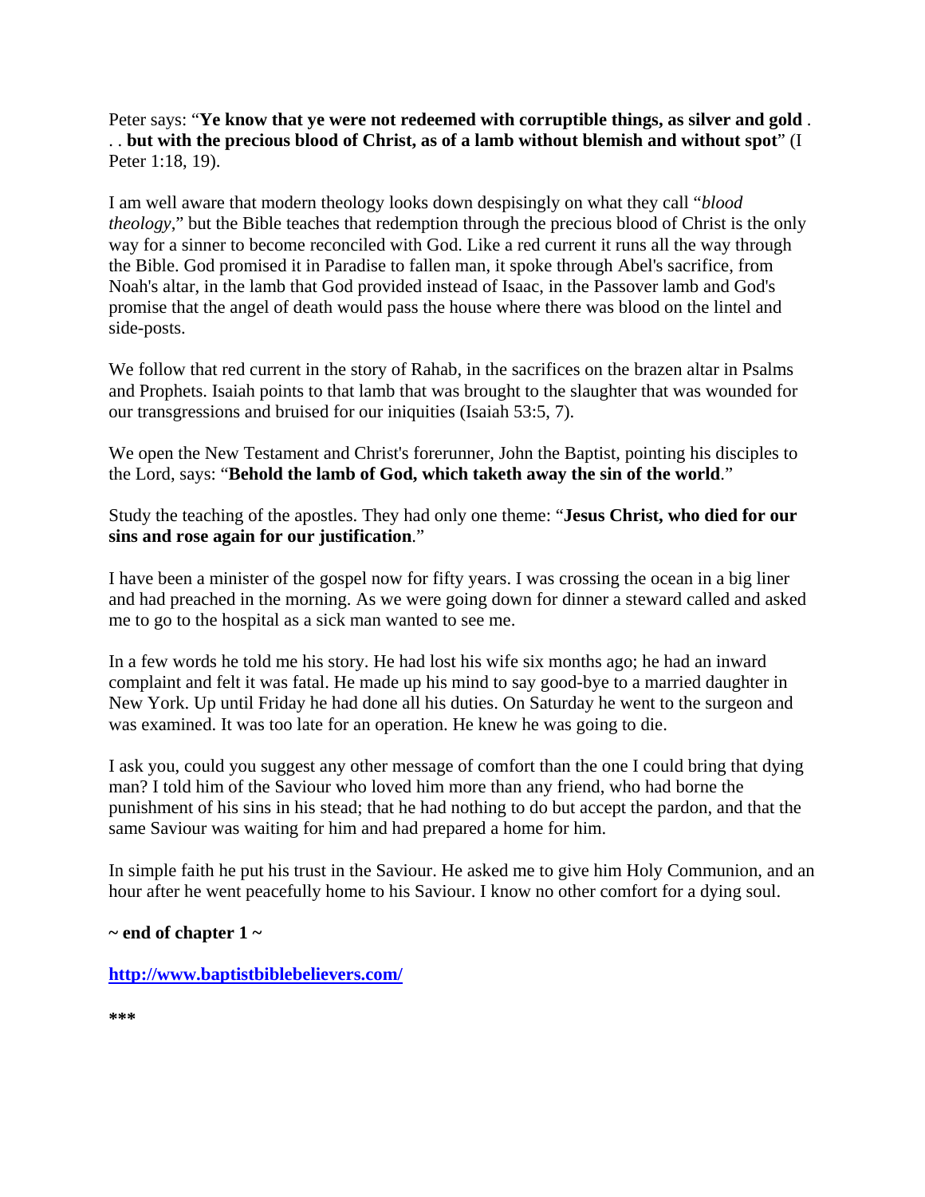Peter says: "**Ye know that ye were not redeemed with corruptible things, as silver and gold . . . but with the precious blood of Christ, as of a lamb without blemish and without spot**" (I Peter 1:18, 19).

I am well aware that modern theology looks down despisingly on what they call "*blood theology*," but the Bible teaches that redemption through the precious blood of Christ is the only way for a sinner to become reconciled with God. Like a red current it runs all the way through the Bible. God promised it in Paradise to fallen man, it spoke through Abel's sacrifice, from Noah's altar, in the lamb that God provided instead of Isaac, in the Passover lamb and God's promise that the angel of death would pass the house where there was blood on the lintel and side-posts.

We follow that red current in the story of Rahab, in the sacrifices on the brazen altar in Psalms and Prophets. Isaiah points to that lamb that was brought to the slaughter that was wounded for our transgressions and bruised for our iniquities (Isaiah 53:5, 7).

We open the New Testament and Christ's forerunner, John the Baptist, pointing his disciples to the Lord, says: "**Behold the lamb of God, which taketh away the sin of the world**."

Study the teaching of the apostles. They had only one theme: "**Jesus Christ, who died for our sins and rose again for our justification**."

I have been a minister of the gospel now for fifty years. I was crossing the ocean in a big liner and had preached in the morning. As we were going down for dinner a steward called and asked me to go to the hospital as a sick man wanted to see me.

In a few words he told me his story. He had lost his wife six months ago; he had an inward complaint and felt it was fatal. He made up his mind to say good-bye to a married daughter in New York. Up until Friday he had done all his duties. On Saturday he went to the surgeon and was examined. It was too late for an operation. He knew he was going to die.

I ask you, could you suggest any other message of comfort than the one I could bring that dying man? I told him of the Saviour who loved him more than any friend, who had borne the punishment of his sins in his stead; that he had nothing to do but accept the pardon, and that the same Saviour was waiting for him and had prepared a home for him.

In simple faith he put his trust in the Saviour. He asked me to give him Holy Communion, and an hour after he went peacefully home to his Saviour. I know no other comfort for a dying soul.

**~ end of chapter 1 ~**

**http://www.baptistbiblebelievers.com/**

**\*\*\***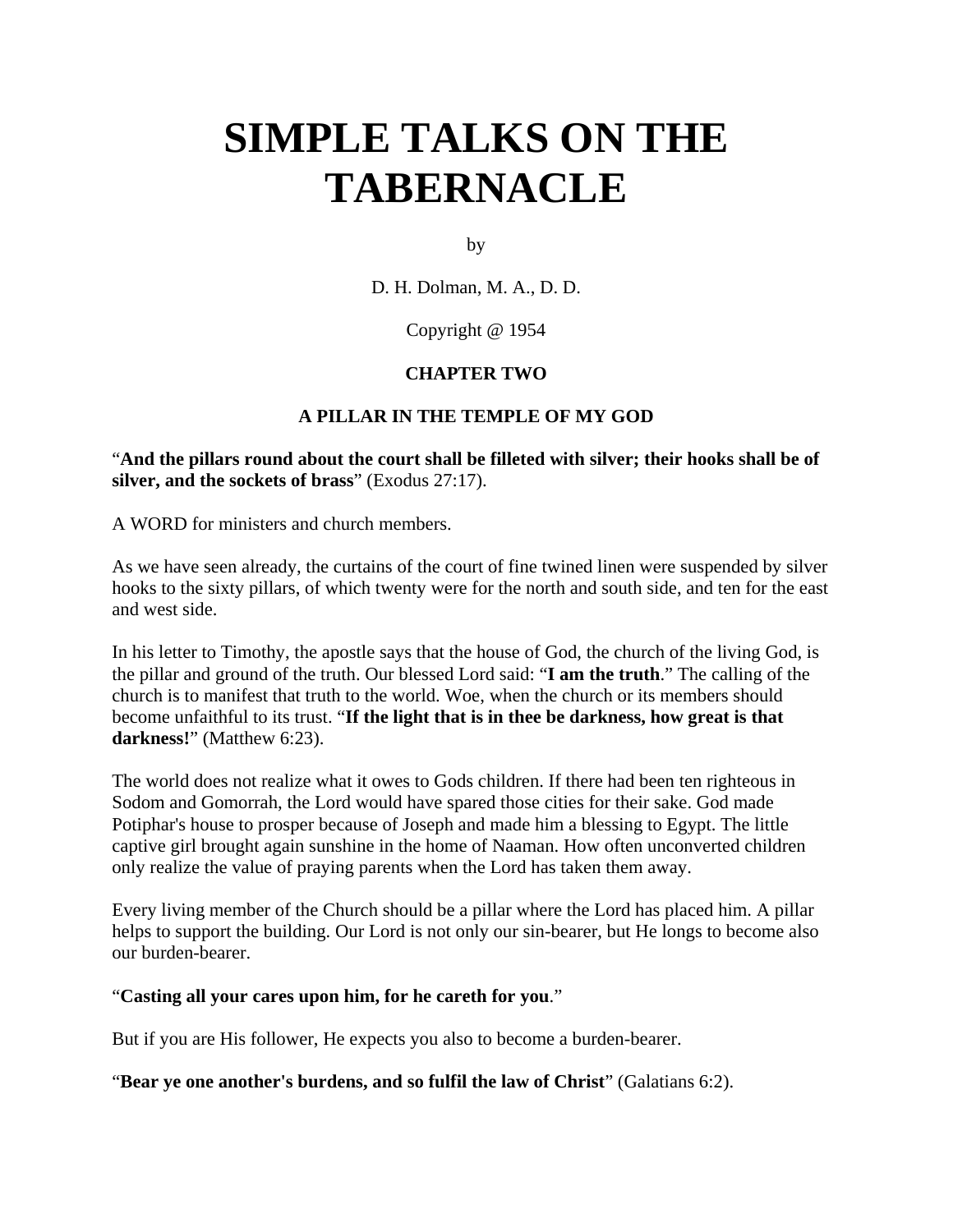# SIMPLE TALKS ON THE TABERNACLE

by

D. H. Dolman, M. A., D. D.

Copyright @ 1954

### CHAPTER TWO

### A PILLAR IN THE TEMPLE OF MY GOD

"**And the pillars round about the court shall be filleted with silver; their hooks shall be of silver, and the sockets of brass**" (Exodus 27:17).

A WORD for ministers and church members.

As we have seen already, the curtains of the court of fine twined linen were suspended by silver hooks to the sixty pillars, of which twenty were for the north and south side, and ten for the east and west side.

In his letter to Timothy, the apostle says that the house of God, the church of the living God, is the pillar and ground of the truth. Our blessed Lord said: "**I am the truth**." The calling of the church is to manifest that truth to the world. Woe, when the church or its members should become unfaithful to its trust. "**If the light that is in thee be darkness, how great is that darkness!**" (Matthew 6:23).

The world does not realize what it owes to Gods children. If there had been ten righteous in Sodom and Gomorrah, the Lord would have spared those cities for their sake. God made Potiphar's house to prosper because of Joseph and made him a blessing to Egypt. The little captive girl brought again sunshine in the home of Naaman. How often unconverted children only realize the value of praying parents when the Lord has taken them away.

Every living member of the Church should be a pillar where the Lord has placed him. A pillar helps to support the building. Our Lord is not only our sin-bearer, but He longs to become also our burden-bearer.

"**Casting all your cares upon him, for he careth for you**."

But if you are His follower, He expects you also to become a burden-bearer.

"**Bear ye one another's burdens, and so fulfil the law of Christ**" (Galatians 6:2).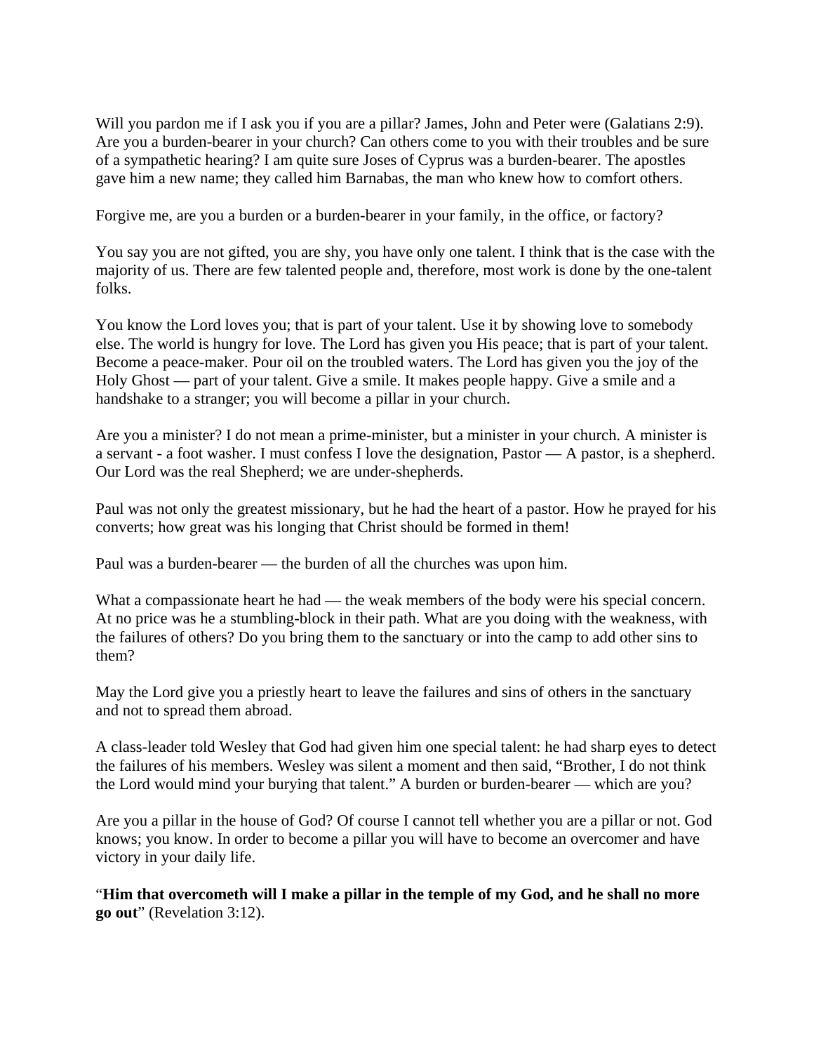Will you pardon me if I ask you if you are a pillar? James, John and Peter were (Galatians 2:9). Are you a burden-bearer in your church? Can others come to you with their troubles and be sure of a sympathetic hearing? I am quite sure Joses of Cyprus was a burden-bearer. The apostles gave him a new name; they called him Barnabas, the man who knew how to comfort others.

Forgive me, are you a burden or a burden-bearer in your family, in the office, or factory?

You say you are not gifted, you are shy, you have only one talent. I think that is the case with the majority of us. There are few talented people and, therefore, most work is done by the one-talent folks.

You know the Lord loves you; that is part of your talent. Use it by showing love to somebody else. The world is hungry for love. The Lord has given you His peace; that is part of your talent. Become a peace-maker. Pour oil on the troubled waters. The Lord has given you the joy of the Holy Ghost — part of your talent. Give a smile. It makes people happy. Give a smile and a handshake to a stranger; you will become a pillar in your church.

Are you a minister? I do not mean a prime-minister, but a minister in your church. A minister is a servant - a foot washer. I must confess I love the designation, Pastor — A pastor, is a shepherd. Our Lord was the real Shepherd; we are under-shepherds.

Paul was not only the greatest missionary, but he had the heart of a pastor. How he prayed for his converts; how great was his longing that Christ should be formed in them!

Paul was a burden-bearer — the burden of all the churches was upon him.

What a compassionate heart he had — the weak members of the body were his special concern. At no price was he a stumbling-block in their path. What are you doing with the weakness, with the failures of others? Do you bring them to the sanctuary or into the camp to add other sins to them?

May the Lord give you a priestly heart to leave the failures and sins of others in the sanctuary and not to spread them abroad.

A class-leader told Wesley that God had given him one special talent: he had sharp eyes to detect the failures of his members. Wesley was silent a moment and then said, "Brother, I do not think the Lord would mind your burying that talent." A burden or burden-bearer — which are you?

Are you a pillar in the house of God? Of course I cannot tell whether you are a pillar or not. God knows; you know. In order to become a pillar you will have to become an overcomer and have victory in your daily life.

"**Him that overcometh will I make a pillar in the temple of my God, and he shall no more go out**" (Revelation 3:12).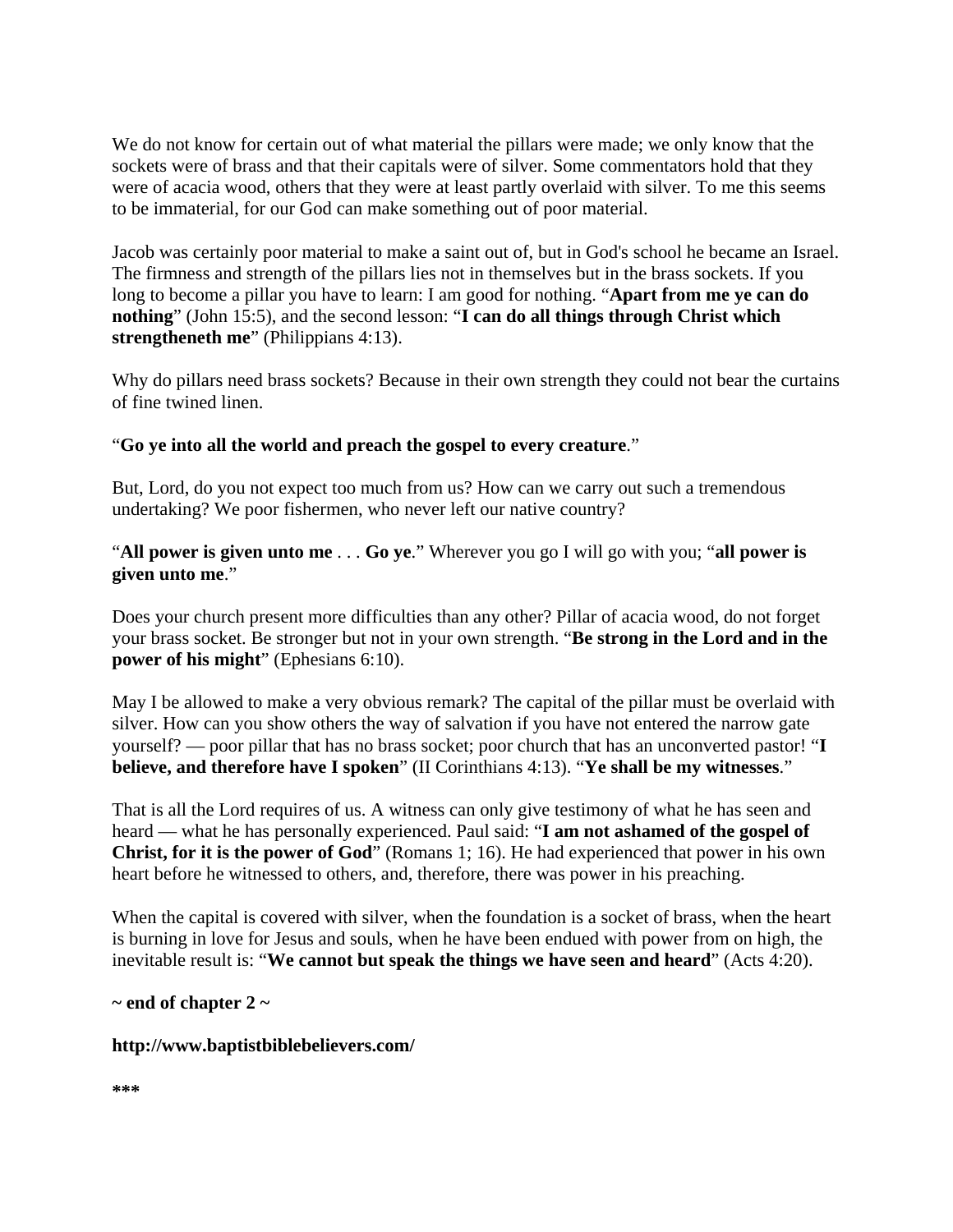We do not know for certain out of what material the pillars were made; we only know that the sockets were of brass and that their capitals were of silver. Some commentators hold that they were of acacia wood, others that they were at least partly overlaid with silver. To me this seems to be immaterial, for our God can make something out of poor material.

Jacob was certainly poor material to make a saint out of, but in God's school he became an Israel. The firmness and strength of the pillars lies not in themselves but in the brass sockets. If you long to become a pillar you have to learn: I am good for nothing. "**Apart from me ye can do nothing**" (John 15:5), and the second lesson: "**I can do all things through Christ which strengtheneth me**" (Philippians 4:13).

Why do pillars need brass sockets? Because in their own strength they could not bear the curtains of fine twined linen.

"**Go ye into all the world and preach the gospel to every creature**."

But, Lord, do you not expect too much from us? How can we carry out such a tremendous undertaking? We poor fishermen, who never left our native country?

"**All power is given unto me** . . . **Go ye**." Wherever you go I will go with you; "**all power is given unto me**."

Does your church present more difficulties than any other? Pillar of acacia wood, do not forget your brass socket. Be stronger but not in your own strength. "**Be strong in the Lord and in the power of his might**" (Ephesians 6:10).

May I be allowed to make a very obvious remark? The capital of the pillar must be overlaid with silver. How can you show others the way of salvation if you have not entered the narrow gate yourself? — poor pillar that has no brass socket; poor church that has an unconverted pastor! "**I believe, and therefore have I spoken**" (II Corinthians 4:13). "**Ye shall be my witnesses**."

That is all the Lord requires of us. A witness can only give testimony of what he has seen and heard — what he has personally experienced. Paul said: "**I am not ashamed of the gospel of Christ, for it is the power of God**" (Romans 1; 16). He had experienced that power in his own heart before he witnessed to others, and, therefore, there was power in his preaching.

When the capital is covered with silver, when the foundation is a socket of brass, when the heart is burning in love for Jesus and souls, when he have been endued with power from on high, the inevitable result is: "**We cannot but speak the things we have seen and heard**" (Acts 4:20).

**~ end of chapter 2 ~**

**http://www.baptistbiblebelievers.com/**

*****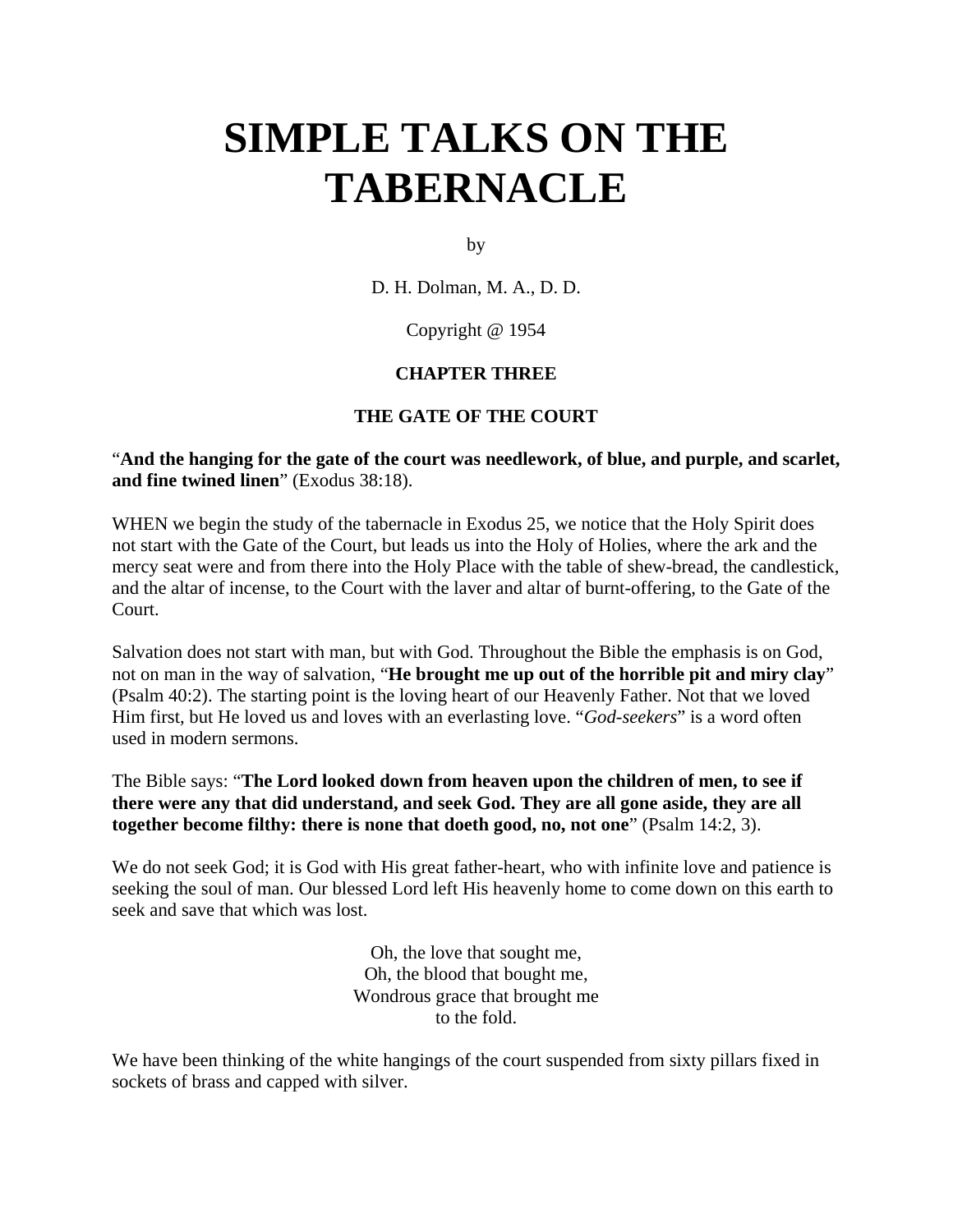# SIMPLE TALKS ON THE TABERNACLE

by

D. H. Dolman, M. A., D. D.

Copyright @ 1954

**CHAPTER THREE**

**THE GATE OF THE COURT**

"**And the hanging for the gate of the court was needlework, of blue, and purple, and scarlet, and fine twined linen**" (Exodus 38:18).

WHEN we begin the study of the tabernacle in Exodus 25, we notice that the Holy Spirit does not start with the Gate of the Court, but leads us into the Holy of Holies, where the ark and the mercy seat were and from there into the Holy Place with the table of shew-bread, the candlestick, and the altar of incense, to the Court with the laver and altar of burnt-offering, to the Gate of the Court.

Salvation does not start with man, but with God. Throughout the Bible the emphasis is on God, not on man in the way of salvation, "**He brought me up out of the horrible pit and miry clay**" (Psalm 40:2). The starting point is the loving heart of our Heavenly Father. Not that we loved Him first, but He loved us and loves with an everlasting love. "*God-seekers*" is a word often used in modern sermons.

The Bible says: "**The Lord looked down from heaven upon the children of men, to see if there were any that did understand, and seek God. They are all gone aside, they are all together become filthy: there is none that doeth good, no, not one**" (Psalm 14:2, 3).

We do not seek God; it is God with His great father-heart, who with infinite love and patience is seeking the soul of man. Our blessed Lord left His heavenly home to come down on this earth to seek and save that which was lost.

Oh, the love that sought me,
Oh, the blood that bought me,
Wondrous grace that brought me
to the fold.

We have been thinking of the white hangings of the court suspended from sixty pillars fixed in sockets of brass and capped with silver.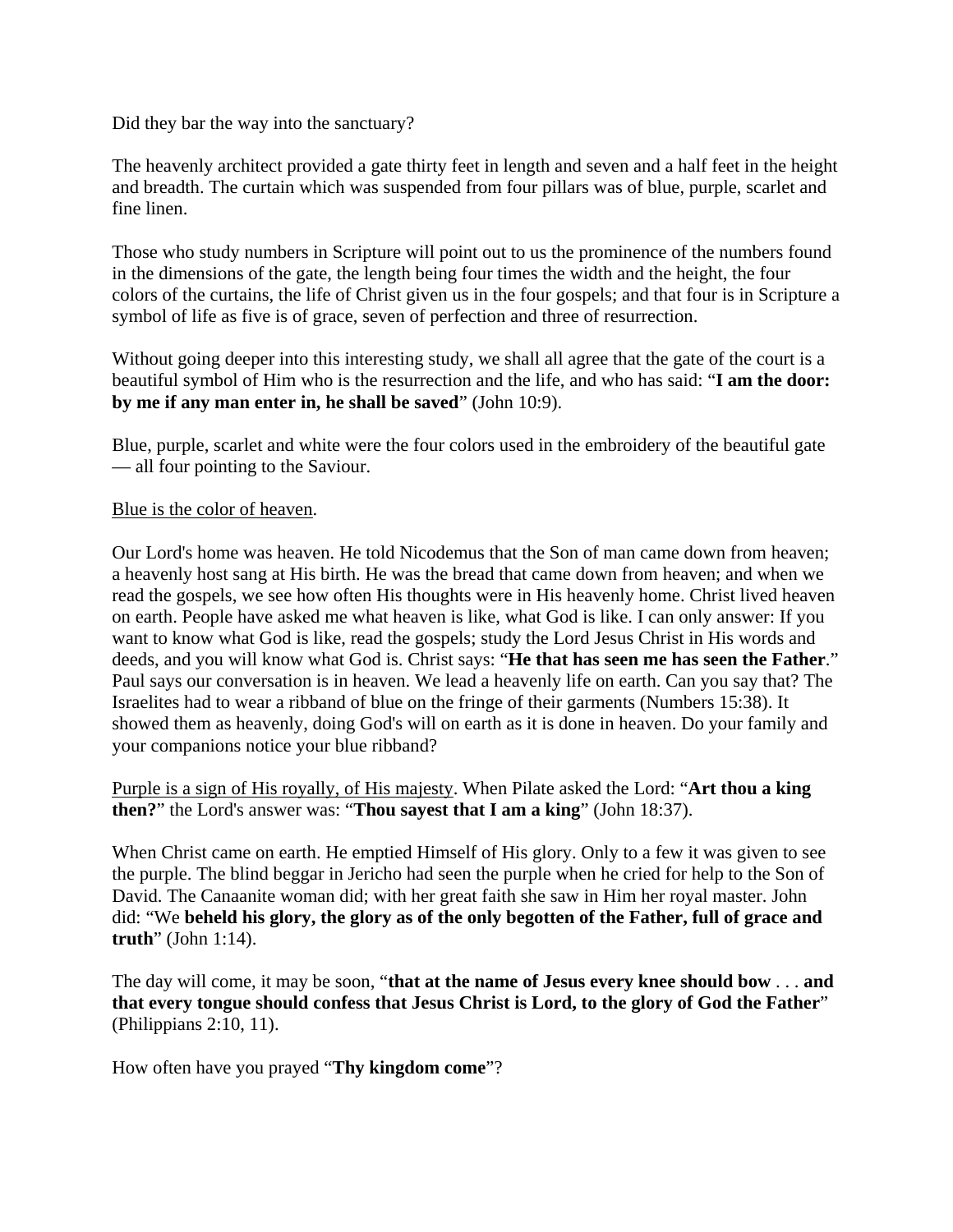Did they bar the way into the sanctuary?

The heavenly architect provided a gate thirty feet in length and seven and a half feet in the height and breadth. The curtain which was suspended from four pillars was of blue, purple, scarlet and fine linen.

Those who study numbers in Scripture will point out to us the prominence of the numbers found in the dimensions of the gate, the length being four times the width and the height, the four colors of the curtains, the life of Christ given us in the four gospels; and that four is in Scripture a symbol of life as five is of grace, seven of perfection and three of resurrection.

Without going deeper into this interesting study, we shall all agree that the gate of the court is a beautiful symbol of Him who is the resurrection and the life, and who has said: "**I am the door: by me if any man enter in, he shall be saved**" (John 10:9).

Blue, purple, scarlet and white were the four colors used in the embroidery of the beautiful gate — all four pointing to the Saviour.

<u>Blue is the color of heaven</u>.

Our Lord's home was heaven. He told Nicodemus that the Son of man came down from heaven; a heavenly host sang at His birth. He was the bread that came down from heaven; and when we read the gospels, we see how often His thoughts were in His heavenly home. Christ lived heaven on earth. People have asked me what heaven is like, what God is like. I can only answer: If you want to know what God is like, read the gospels; study the Lord Jesus Christ in His words and deeds, and you will know what God is. Christ says: "**He that has seen me has seen the Father**." Paul says our conversation is in heaven. We lead a heavenly life on earth. Can you say that? The Israelites had to wear a ribband of blue on the fringe of their garments (Numbers 15:38). It showed them as heavenly, doing God's will on earth as it is done in heaven. Do your family and your companions notice your blue ribband?

<u>Purple is a sign of His royally, of His majesty</u>. When Pilate asked the Lord: "**Art thou a king then?**" the Lord's answer was: "**Thou sayest that I am a king**" (John 18:37).

When Christ came on earth. He emptied Himself of His glory. Only to a few it was given to see the purple. The blind beggar in Jericho had seen the purple when he cried for help to the Son of David. The Canaanite woman did; with her great faith she saw in Him her royal master. John did: "We **beheld his glory, the glory as of the only begotten of the Father, full of grace and truth**" (John 1:14).

The day will come, it may be soon, "**that at the name of Jesus every knee should bow** . . . **and that every tongue should confess that Jesus Christ is Lord, to the glory of God the Father**" (Philippians 2:10, 11).

How often have you prayed "**Thy kingdom come**"?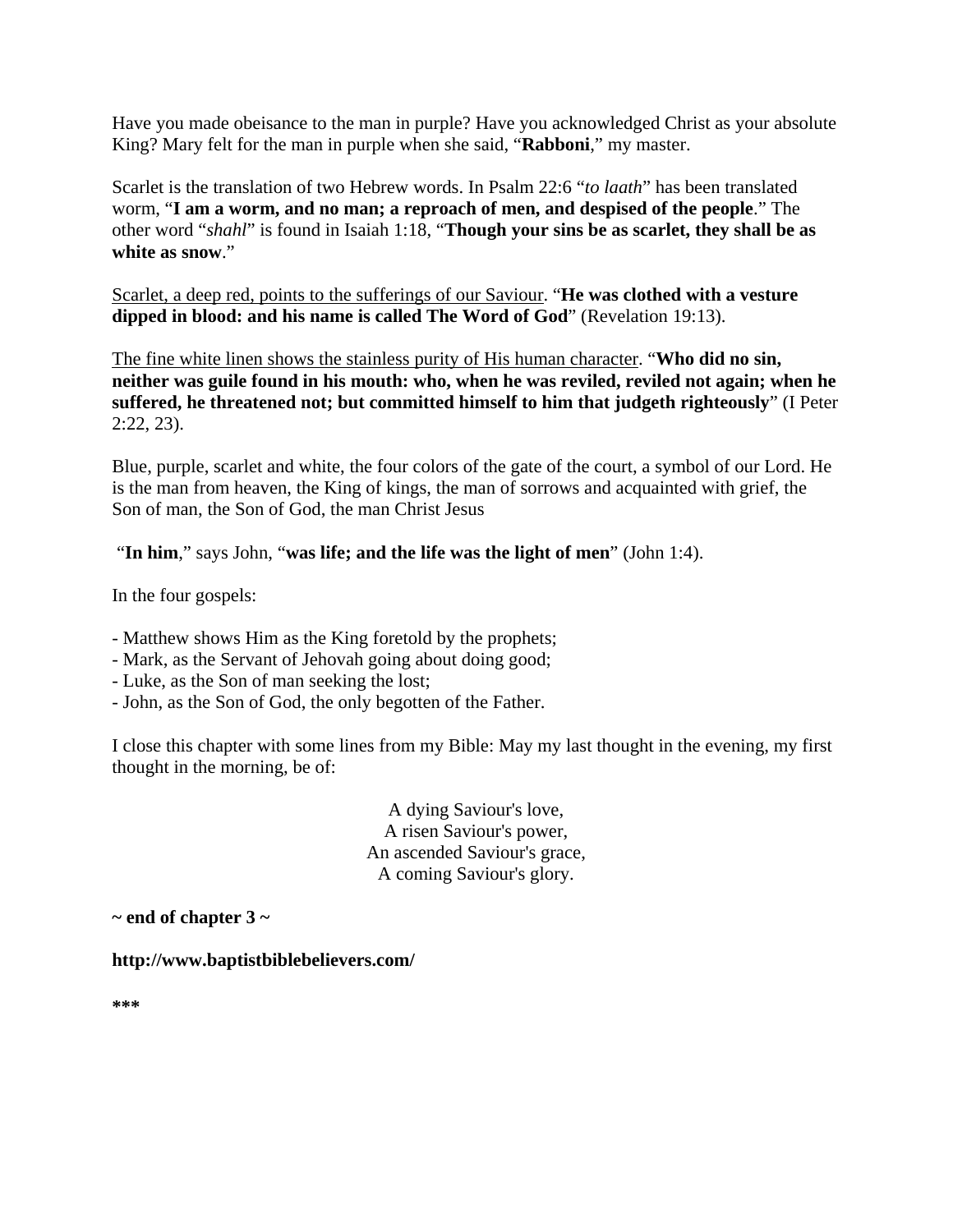Have you made obeisance to the man in purple? Have you acknowledged Christ as your absolute King? Mary felt for the man in purple when she said, "**Rabboni**," my master.

Scarlet is the translation of two Hebrew words. In Psalm 22:6 "*to laath*" has been translated worm, "**I am a worm, and no man; a reproach of men, and despised of the people**." The other word "*shahl*" is found in Isaiah 1:18, "**Though your sins be as scarlet, they shall be as white as snow**."

<u>Scarlet, a deep red, points to the sufferings of our Saviour</u>. "**He was clothed with a vesture dipped in blood: and his name is called The Word of God**" (Revelation 19:13).

<u>The fine white linen shows the stainless purity of His human character</u>. "**Who did no sin, neither was guile found in his mouth: who, when he was reviled, reviled not again; when he suffered, he threatened not; but committed himself to him that judgeth righteously**" (I Peter 2:22, 23).

Blue, purple, scarlet and white, the four colors of the gate of the court, a symbol of our Lord. He is the man from heaven, the King of kings, the man of sorrows and acquainted with grief, the Son of man, the Son of God, the man Christ Jesus

"**In him**," says John, "**was life; and the life was the light of men**" (John 1:4).

In the four gospels:

- Matthew shows Him as the King foretold by the prophets;
- Mark, as the Servant of Jehovah going about doing good;
- Luke, as the Son of man seeking the lost;
- John, as the Son of God, the only begotten of the Father.

I close this chapter with some lines from my Bible: May my last thought in the evening, my first thought in the morning, be of:

A dying Saviour's love,
A risen Saviour's power,
An ascended Saviour's grace,
A coming Saviour's glory.

**~ end of chapter 3 ~**

**http://www.baptistbiblebelievers.com/**

*****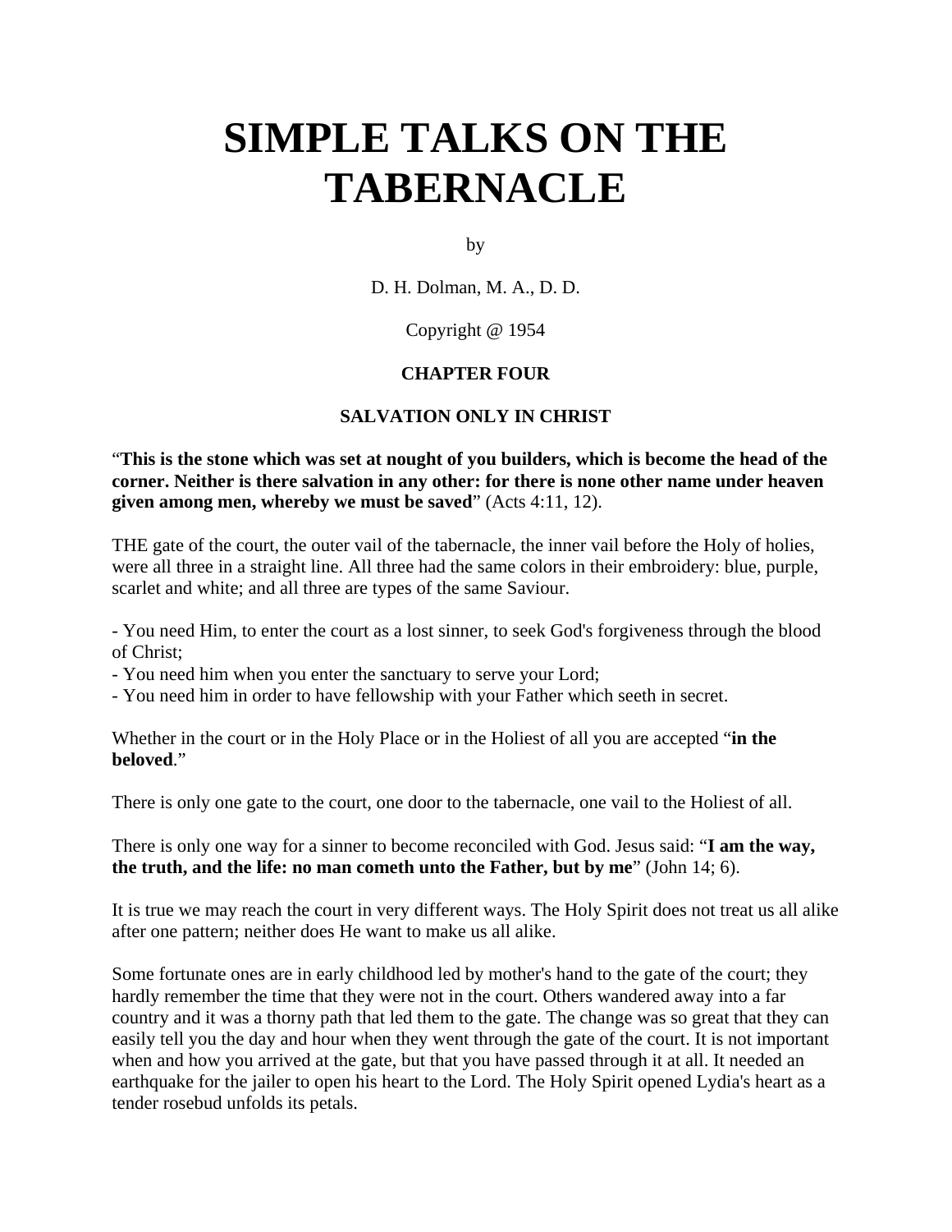# SIMPLE TALKS ON THE TABERNACLE

by

D. H. Dolman, M. A., D. D.

Copyright @ 1954

### CHAPTER FOUR

### SALVATION ONLY IN CHRIST

"**This is the stone which was set at nought of you builders, which is become the head of the corner. Neither is there salvation in any other: for there is none other name under heaven given among men, whereby we must be saved**" (Acts 4:11, 12).

THE gate of the court, the outer vail of the tabernacle, the inner vail before the Holy of holies, were all three in a straight line. All three had the same colors in their embroidery: blue, purple, scarlet and white; and all three are types of the same Saviour.

- You need Him, to enter the court as a lost sinner, to seek God's forgiveness through the blood of Christ;
- You need him when you enter the sanctuary to serve your Lord;
- You need him in order to have fellowship with your Father which seeth in secret.

Whether in the court or in the Holy Place or in the Holiest of all you are accepted "**in the beloved**."

There is only one gate to the court, one door to the tabernacle, one vail to the Holiest of all.

There is only one way for a sinner to become reconciled with God. Jesus said: "**I am the way, the truth, and the life: no man cometh unto the Father, but by me**" (John 14; 6).

It is true we may reach the court in very different ways. The Holy Spirit does not treat us all alike after one pattern; neither does He want to make us all alike.

Some fortunate ones are in early childhood led by mother's hand to the gate of the court; they hardly remember the time that they were not in the court. Others wandered away into a far country and it was a thorny path that led them to the gate. The change was so great that they can easily tell you the day and hour when they went through the gate of the court. It is not important when and how you arrived at the gate, but that you have passed through it at all. It needed an earthquake for the jailer to open his heart to the Lord. The Holy Spirit opened Lydia's heart as a tender rosebud unfolds its petals.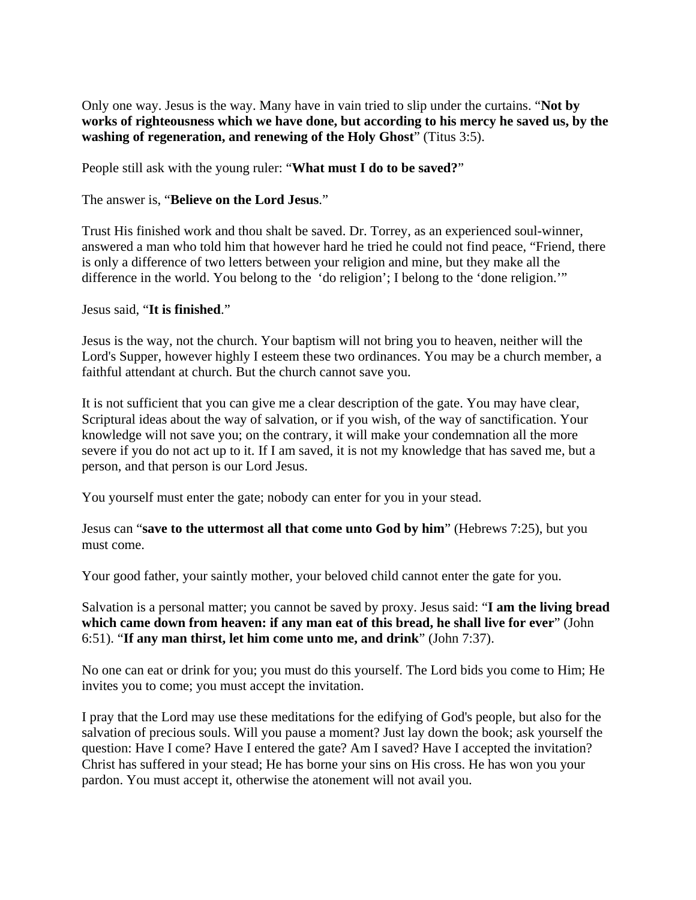Only one way. Jesus is the way. Many have in vain tried to slip under the curtains. "**Not by works of righteousness which we have done, but according to his mercy he saved us, by the washing of regeneration, and renewing of the Holy Ghost**" (Titus 3:5).

People still ask with the young ruler: "**What must I do to be saved?**"

The answer is, "**Believe on the Lord Jesus**."

Trust His finished work and thou shalt be saved. Dr. Torrey, as an experienced soul-winner, answered a man who told him that however hard he tried he could not find peace, "Friend, there is only a difference of two letters between your religion and mine, but they make all the difference in the world. You belong to the 'do religion'; I belong to the 'done religion.'"

Jesus said, "**It is finished**."

Jesus is the way, not the church. Your baptism will not bring you to heaven, neither will the Lord's Supper, however highly I esteem these two ordinances. You may be a church member, a faithful attendant at church. But the church cannot save you.

It is not sufficient that you can give me a clear description of the gate. You may have clear, Scriptural ideas about the way of salvation, or if you wish, of the way of sanctification. Your knowledge will not save you; on the contrary, it will make your condemnation all the more severe if you do not act up to it. If I am saved, it is not my knowledge that has saved me, but a person, and that person is our Lord Jesus.

You yourself must enter the gate; nobody can enter for you in your stead.

Jesus can "**save to the uttermost all that come unto God by him**" (Hebrews 7:25), but you must come.

Your good father, your saintly mother, your beloved child cannot enter the gate for you.

Salvation is a personal matter; you cannot be saved by proxy. Jesus said: "**I am the living bread which came down from heaven: if any man eat of this bread, he shall live for ever**" (John 6:51). "**If any man thirst, let him come unto me, and drink**" (John 7:37).

No one can eat or drink for you; you must do this yourself. The Lord bids you come to Him; He invites you to come; you must accept the invitation.

I pray that the Lord may use these meditations for the edifying of God's people, but also for the salvation of precious souls. Will you pause a moment? Just lay down the book; ask yourself the question: Have I come? Have I entered the gate? Am I saved? Have I accepted the invitation? Christ has suffered in your stead; He has borne your sins on His cross. He has won you your pardon. You must accept it, otherwise the atonement will not avail you.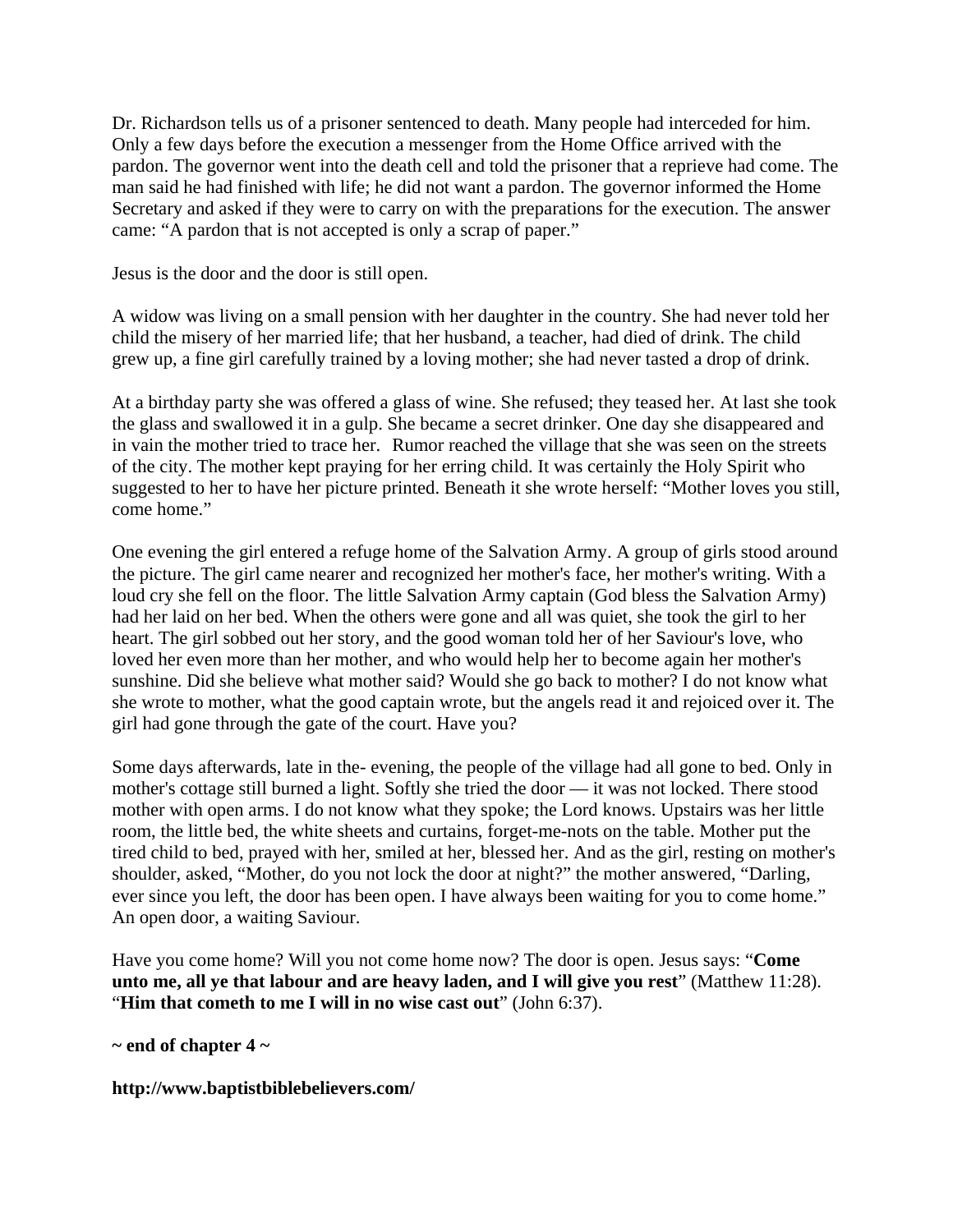Dr. Richardson tells us of a prisoner sentenced to death. Many people had interceded for him. Only a few days before the execution a messenger from the Home Office arrived with the pardon. The governor went into the death cell and told the prisoner that a reprieve had come. The man said he had finished with life; he did not want a pardon. The governor informed the Home Secretary and asked if they were to carry on with the preparations for the execution. The answer came: "A pardon that is not accepted is only a scrap of paper."

Jesus is the door and the door is still open.

A widow was living on a small pension with her daughter in the country. She had never told her child the misery of her married life; that her husband, a teacher, had died of drink. The child grew up, a fine girl carefully trained by a loving mother; she had never tasted a drop of drink.

At a birthday party she was offered a glass of wine. She refused; they teased her. At last she took the glass and swallowed it in a gulp. She became a secret drinker. One day she disappeared and in vain the mother tried to trace her. Rumor reached the village that she was seen on the streets of the city. The mother kept praying for her erring child. It was certainly the Holy Spirit who suggested to her to have her picture printed. Beneath it she wrote herself: "Mother loves you still, come home."

One evening the girl entered a refuge home of the Salvation Army. A group of girls stood around the picture. The girl came nearer and recognized her mother's face, her mother's writing. With a loud cry she fell on the floor. The little Salvation Army captain (God bless the Salvation Army) had her laid on her bed. When the others were gone and all was quiet, she took the girl to her heart. The girl sobbed out her story, and the good woman told her of her Saviour's love, who loved her even more than her mother, and who would help her to become again her mother's sunshine. Did she believe what mother said? Would she go back to mother? I do not know what she wrote to mother, what the good captain wrote, but the angels read it and rejoiced over it. The girl had gone through the gate of the court. Have you?

Some days afterwards, late in the- evening, the people of the village had all gone to bed. Only in mother's cottage still burned a light. Softly she tried the door — it was not locked. There stood mother with open arms. I do not know what they spoke; the Lord knows. Upstairs was her little room, the little bed, the white sheets and curtains, forget-me-nots on the table. Mother put the tired child to bed, prayed with her, smiled at her, blessed her. And as the girl, resting on mother's shoulder, asked, "Mother, do you not lock the door at night?" the mother answered, "Darling, ever since you left, the door has been open. I have always been waiting for you to come home." An open door, a waiting Saviour.

Have you come home? Will you not come home now? The door is open. Jesus says: "**Come unto me, all ye that labour and are heavy laden, and I will give you rest**" (Matthew 11:28). "**Him that cometh to me I will in no wise cast out**" (John 6:37).

**~ end of chapter 4 ~**

**http://www.baptistbiblebelievers.com/**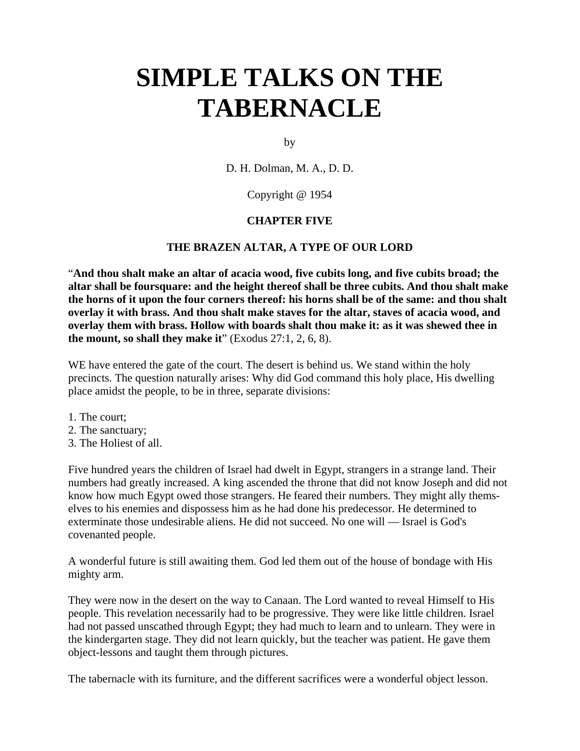# SIMPLE TALKS ON THE TABERNACLE

by

D. H. Dolman, M. A., D. D.

Copyright @ 1954

**CHAPTER FIVE**

**THE BRAZEN ALTAR, A TYPE OF OUR LORD**

"**And thou shalt make an altar of acacia wood, five cubits long, and five cubits broad; the altar shall be foursquare: and the height thereof shall be three cubits. And thou shalt make the horns of it upon the four corners thereof: his horns shall be of the same: and thou shalt overlay it with brass. And thou shalt make staves for the altar, staves of acacia wood, and overlay them with brass. Hollow with boards shalt thou make it: as it was shewed thee in the mount, so shall they make it**" (Exodus 27:1, 2, 6, 8).

WE have entered the gate of the court. The desert is behind us. We stand within the holy precincts. The question naturally arises: Why did God command this holy place, His dwelling place amidst the people, to be in three, separate divisions:

1. The court;
2. The sanctuary;
3. The Holiest of all.

Five hundred years the children of Israel had dwelt in Egypt, strangers in a strange land. Their numbers had greatly increased. A king ascended the throne that did not know Joseph and did not know how much Egypt owed those strangers. He feared their numbers. They might ally themselves to his enemies and dispossess him as he had done his predecessor. He determined to exterminate those undesirable aliens. He did not succeed. No one will — Israel is God's covenanted people.

A wonderful future is still awaiting them. God led them out of the house of bondage with His mighty arm.

They were now in the desert on the way to Canaan. The Lord wanted to reveal Himself to His people. This revelation necessarily had to be progressive. They were like little children. Israel had not passed unscathed through Egypt; they had much to learn and to unlearn. They were in the kindergarten stage. They did not learn quickly, but the teacher was patient. He gave them object-lessons and taught them through pictures.

The tabernacle with its furniture, and the different sacrifices were a wonderful object lesson.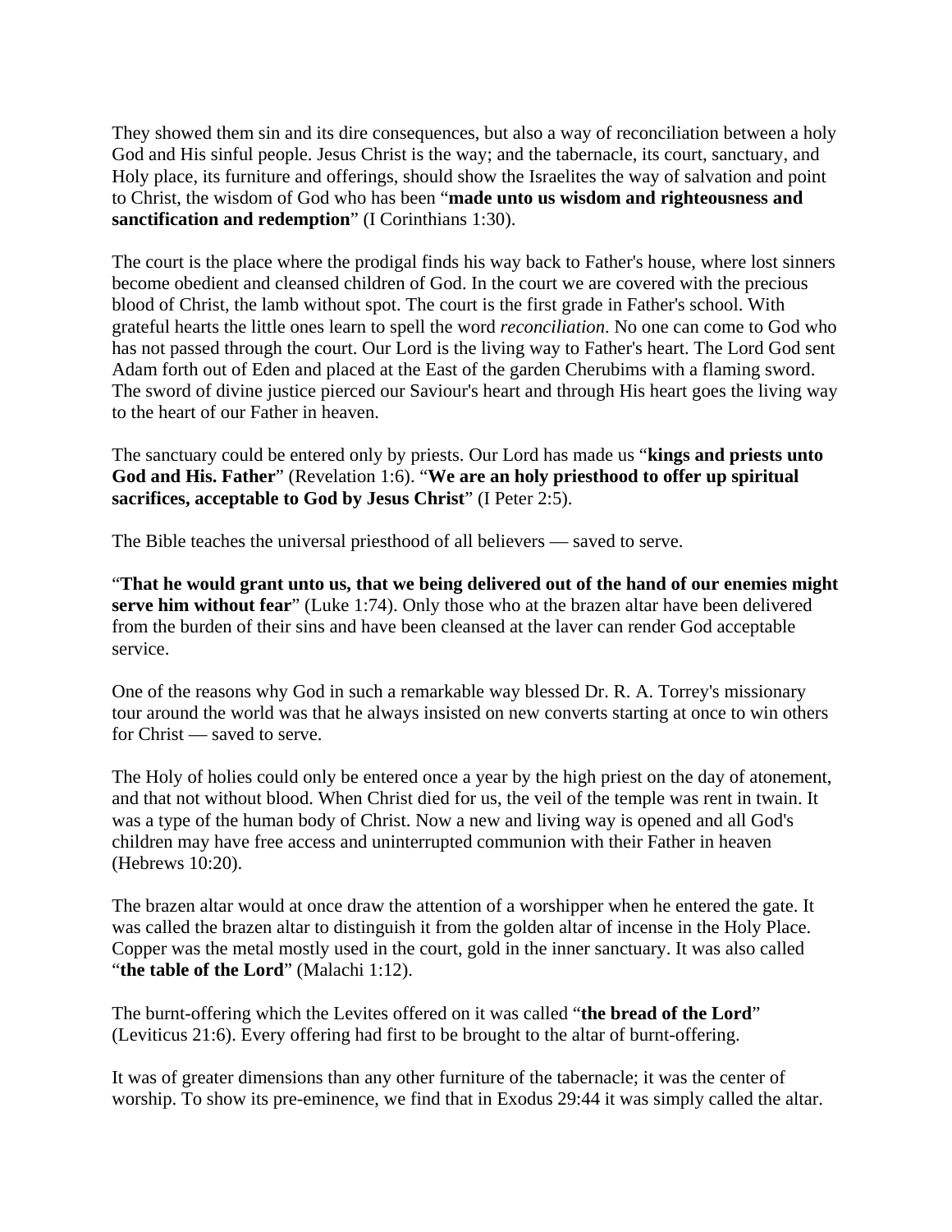They showed them sin and its dire consequences, but also a way of reconciliation between a holy God and His sinful people. Jesus Christ is the way; and the tabernacle, its court, sanctuary, and Holy place, its furniture and offerings, should show the Israelites the way of salvation and point to Christ, the wisdom of God who has been "**made unto us wisdom and righteousness and sanctification and redemption**" (I Corinthians 1:30).

The court is the place where the prodigal finds his way back to Father's house, where lost sinners become obedient and cleansed children of God. In the court we are covered with the precious blood of Christ, the lamb without spot. The court is the first grade in Father's school. With grateful hearts the little ones learn to spell the word *reconciliation*. No one can come to God who has not passed through the court. Our Lord is the living way to Father's heart. The Lord God sent Adam forth out of Eden and placed at the East of the garden Cherubims with a flaming sword. The sword of divine justice pierced our Saviour's heart and through His heart goes the living way to the heart of our Father in heaven.

The sanctuary could be entered only by priests. Our Lord has made us "**kings and priests unto God and His. Father**" (Revelation 1:6). "**We are an holy priesthood to offer up spiritual sacrifices, acceptable to God by Jesus Christ**" (I Peter 2:5).

The Bible teaches the universal priesthood of all believers — saved to serve.

"**That he would grant unto us, that we being delivered out of the hand of our enemies might serve him without fear**" (Luke 1:74). Only those who at the brazen altar have been delivered from the burden of their sins and have been cleansed at the laver can render God acceptable service.

One of the reasons why God in such a remarkable way blessed Dr. R. A. Torrey's missionary tour around the world was that he always insisted on new converts starting at once to win others for Christ — saved to serve.

The Holy of holies could only be entered once a year by the high priest on the day of atonement, and that not without blood. When Christ died for us, the veil of the temple was rent in twain. It was a type of the human body of Christ. Now a new and living way is opened and all God's children may have free access and uninterrupted communion with their Father in heaven (Hebrews 10:20).

The brazen altar would at once draw the attention of a worshipper when he entered the gate. It was called the brazen altar to distinguish it from the golden altar of incense in the Holy Place. Copper was the metal mostly used in the court, gold in the inner sanctuary. It was also called "**the table of the Lord**" (Malachi 1:12).

The burnt-offering which the Levites offered on it was called "**the bread of the Lord**" (Leviticus 21:6). Every offering had first to be brought to the altar of burnt-offering.

It was of greater dimensions than any other furniture of the tabernacle; it was the center of worship. To show its pre-eminence, we find that in Exodus 29:44 it was simply called the altar.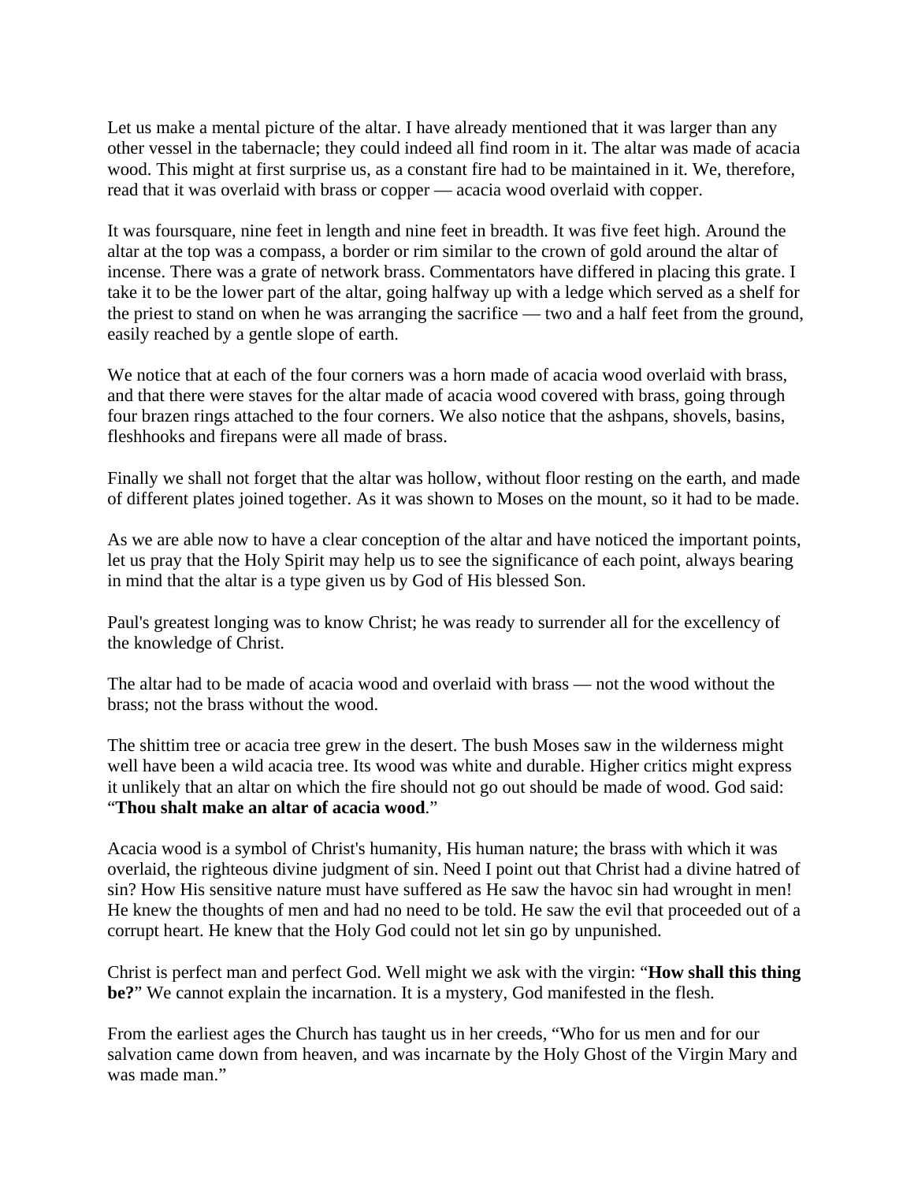Let us make a mental picture of the altar. I have already mentioned that it was larger than any other vessel in the tabernacle; they could indeed all find room in it. The altar was made of acacia wood. This might at first surprise us, as a constant fire had to be maintained in it. We, therefore, read that it was overlaid with brass or copper — acacia wood overlaid with copper.

It was foursquare, nine feet in length and nine feet in breadth. It was five feet high. Around the altar at the top was a compass, a border or rim similar to the crown of gold around the altar of incense. There was a grate of network brass. Commentators have differed in placing this grate. I take it to be the lower part of the altar, going halfway up with a ledge which served as a shelf for the priest to stand on when he was arranging the sacrifice — two and a half feet from the ground, easily reached by a gentle slope of earth.

We notice that at each of the four corners was a horn made of acacia wood overlaid with brass, and that there were staves for the altar made of acacia wood covered with brass, going through four brazen rings attached to the four corners. We also notice that the ashpans, shovels, basins, fleshhooks and firepans were all made of brass.

Finally we shall not forget that the altar was hollow, without floor resting on the earth, and made of different plates joined together. As it was shown to Moses on the mount, so it had to be made.

As we are able now to have a clear conception of the altar and have noticed the important points, let us pray that the Holy Spirit may help us to see the significance of each point, always bearing in mind that the altar is a type given us by God of His blessed Son.

Paul's greatest longing was to know Christ; he was ready to surrender all for the excellency of the knowledge of Christ.

The altar had to be made of acacia wood and overlaid with brass — not the wood without the brass; not the brass without the wood.

The shittim tree or acacia tree grew in the desert. The bush Moses saw in the wilderness might well have been a wild acacia tree. Its wood was white and durable. Higher critics might express it unlikely that an altar on which the fire should not go out should be made of wood. God said: "**Thou shalt make an altar of acacia wood**."

Acacia wood is a symbol of Christ's humanity, His human nature; the brass with which it was overlaid, the righteous divine judgment of sin. Need I point out that Christ had a divine hatred of sin? How His sensitive nature must have suffered as He saw the havoc sin had wrought in men! He knew the thoughts of men and had no need to be told. He saw the evil that proceeded out of a corrupt heart. He knew that the Holy God could not let sin go by unpunished.

Christ is perfect man and perfect God. Well might we ask with the virgin: "**How shall this thing be?**" We cannot explain the incarnation. It is a mystery, God manifested in the flesh.

From the earliest ages the Church has taught us in her creeds, "Who for us men and for our salvation came down from heaven, and was incarnate by the Holy Ghost of the Virgin Mary and was made man."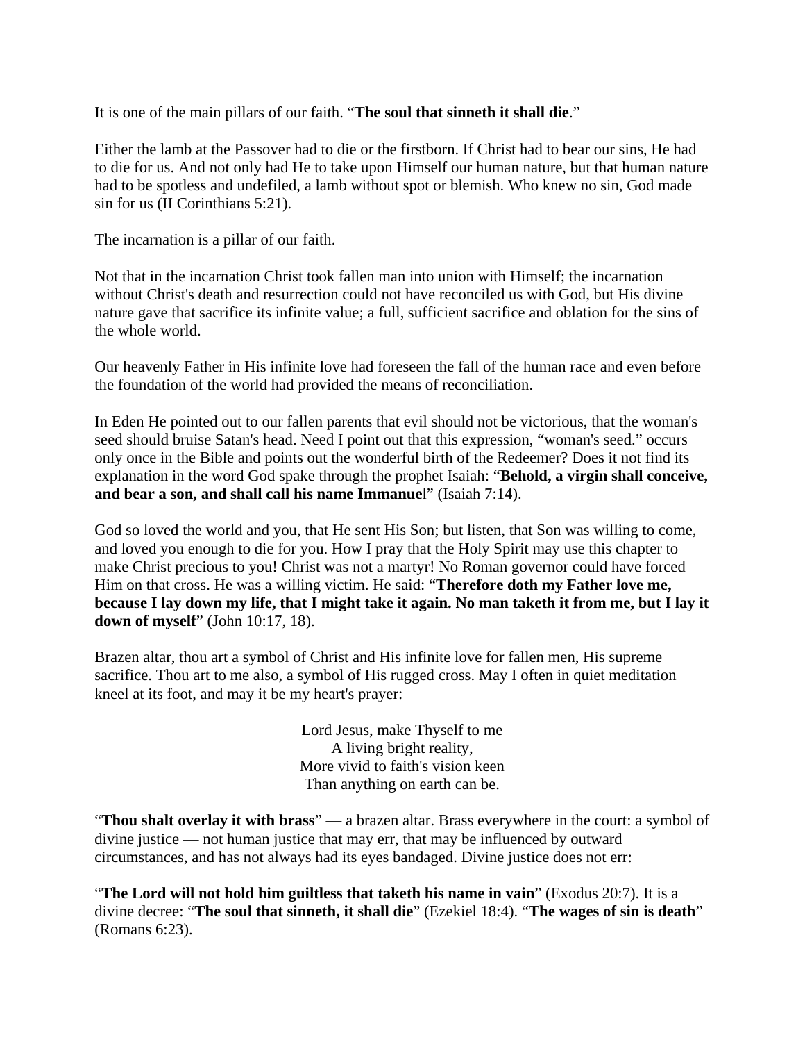It is one of the main pillars of our faith. "**The soul that sinneth it shall die**."

Either the lamb at the Passover had to die or the firstborn. If Christ had to bear our sins, He had to die for us. And not only had He to take upon Himself our human nature, but that human nature had to be spotless and undefiled, a lamb without spot or blemish. Who knew no sin, God made sin for us (II Corinthians 5:21).

The incarnation is a pillar of our faith.

Not that in the incarnation Christ took fallen man into union with Himself; the incarnation without Christ's death and resurrection could not have reconciled us with God, but His divine nature gave that sacrifice its infinite value; a full, sufficient sacrifice and oblation for the sins of the whole world.

Our heavenly Father in His infinite love had foreseen the fall of the human race and even before the foundation of the world had provided the means of reconciliation.

In Eden He pointed out to our fallen parents that evil should not be victorious, that the woman's seed should bruise Satan's head. Need I point out that this expression, "woman's seed." occurs only once in the Bible and points out the wonderful birth of the Redeemer? Does it not find its explanation in the word God spake through the prophet Isaiah: "**Behold, a virgin shall conceive, and bear a son, and shall call his name Immanue**l" (Isaiah 7:14).

God so loved the world and you, that He sent His Son; but listen, that Son was willing to come, and loved you enough to die for you. How I pray that the Holy Spirit may use this chapter to make Christ precious to you! Christ was not a martyr! No Roman governor could have forced Him on that cross. He was a willing victim. He said: "**Therefore doth my Father love me, because I lay down my life, that I might take it again. No man taketh it from me, but I lay it down of myself**" (John 10:17, 18).

Brazen altar, thou art a symbol of Christ and His infinite love for fallen men, His supreme sacrifice. Thou art to me also, a symbol of His rugged cross. May I often in quiet meditation kneel at its foot, and may it be my heart's prayer:

Lord Jesus, make Thyself to me
A living bright reality,
More vivid to faith's vision keen
Than anything on earth can be.

"**Thou shalt overlay it with brass**" — a brazen altar. Brass everywhere in the court: a symbol of divine justice — not human justice that may err, that may be influenced by outward circumstances, and has not always had its eyes bandaged. Divine justice does not err:

"**The Lord will not hold him guiltless that taketh his name in vain**" (Exodus 20:7). It is a divine decree: "**The soul that sinneth, it shall die**" (Ezekiel 18:4). "**The wages of sin is death**" (Romans 6:23).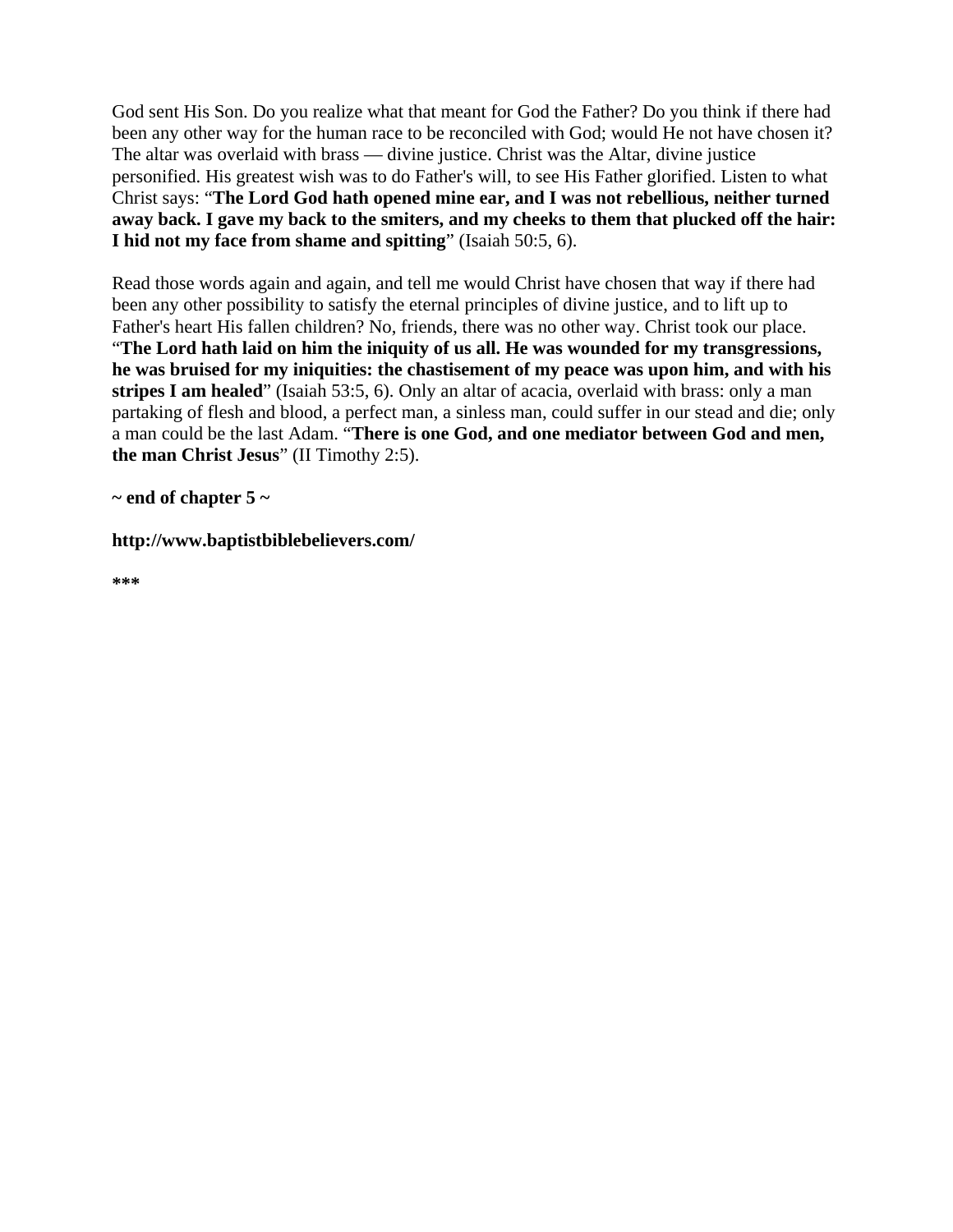God sent His Son. Do you realize what that meant for God the Father? Do you think if there had been any other way for the human race to be reconciled with God; would He not have chosen it? The altar was overlaid with brass — divine justice. Christ was the Altar, divine justice personified. His greatest wish was to do Father's will, to see His Father glorified. Listen to what Christ says: "**The Lord God hath opened mine ear, and I was not rebellious, neither turned away back. I gave my back to the smiters, and my cheeks to them that plucked off the hair: I hid not my face from shame and spitting**" (Isaiah 50:5, 6).

Read those words again and again, and tell me would Christ have chosen that way if there had been any other possibility to satisfy the eternal principles of divine justice, and to lift up to Father's heart His fallen children? No, friends, there was no other way. Christ took our place. "**The Lord hath laid on him the iniquity of us all. He was wounded for my transgressions, he was bruised for my iniquities: the chastisement of my peace was upon him, and with his stripes I am healed**" (Isaiah 53:5, 6). Only an altar of acacia, overlaid with brass: only a man partaking of flesh and blood, a perfect man, a sinless man, could suffer in our stead and die; only a man could be the last Adam. "**There is one God, and one mediator between God and men, the man Christ Jesus**" (II Timothy 2:5).

**~ end of chapter 5 ~**

**http://www.baptistbiblebelievers.com/**

**\*\*\***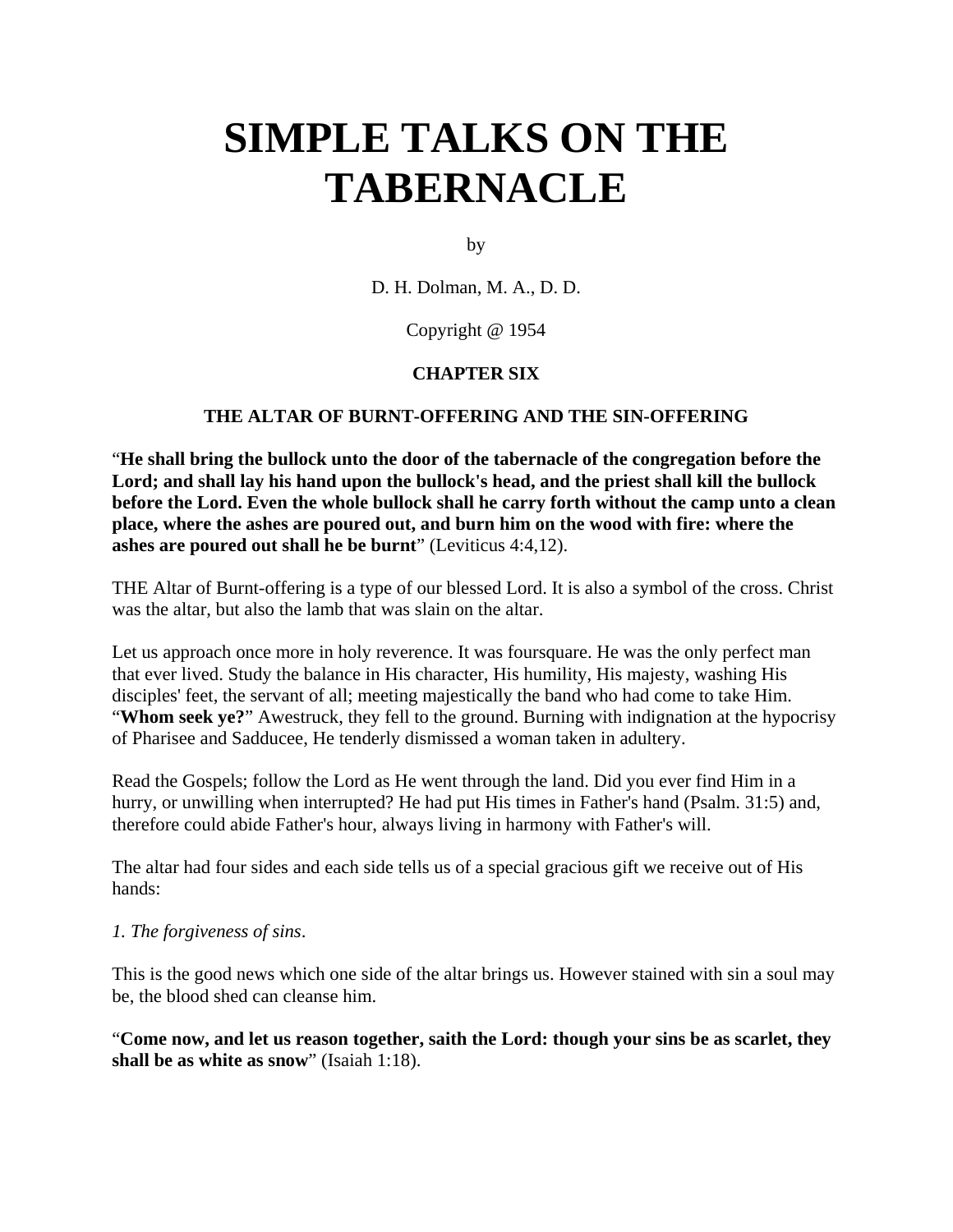# SIMPLE TALKS ON THE TABERNACLE

by

D. H. Dolman, M. A., D. D.

Copyright @ 1954

**CHAPTER SIX**

**THE ALTAR OF BURNT-OFFERING AND THE SIN-OFFERING**

"**He shall bring the bullock unto the door of the tabernacle of the congregation before the Lord; and shall lay his hand upon the bullock's head, and the priest shall kill the bullock before the Lord. Even the whole bullock shall he carry forth without the camp unto a clean place, where the ashes are poured out, and burn him on the wood with fire: where the ashes are poured out shall he be burnt**" (Leviticus 4:4,12).

THE Altar of Burnt-offering is a type of our blessed Lord. It is also a symbol of the cross. Christ was the altar, but also the lamb that was slain on the altar.

Let us approach once more in holy reverence. It was foursquare. He was the only perfect man that ever lived. Study the balance in His character, His humility, His majesty, washing His disciples' feet, the servant of all; meeting majestically the band who had come to take Him. "**Whom seek ye?**" Awestruck, they fell to the ground. Burning with indignation at the hypocrisy of Pharisee and Sadducee, He tenderly dismissed a woman taken in adultery.

Read the Gospels; follow the Lord as He went through the land. Did you ever find Him in a hurry, or unwilling when interrupted? He had put His times in Father's hand (Psalm. 31:5) and, therefore could abide Father's hour, always living in harmony with Father's will.

The altar had four sides and each side tells us of a special gracious gift we receive out of His hands:

*1. The forgiveness of sins*.

This is the good news which one side of the altar brings us. However stained with sin a soul may be, the blood shed can cleanse him.

"**Come now, and let us reason together, saith the Lord: though your sins be as scarlet, they shall be as white as snow**" (Isaiah 1:18).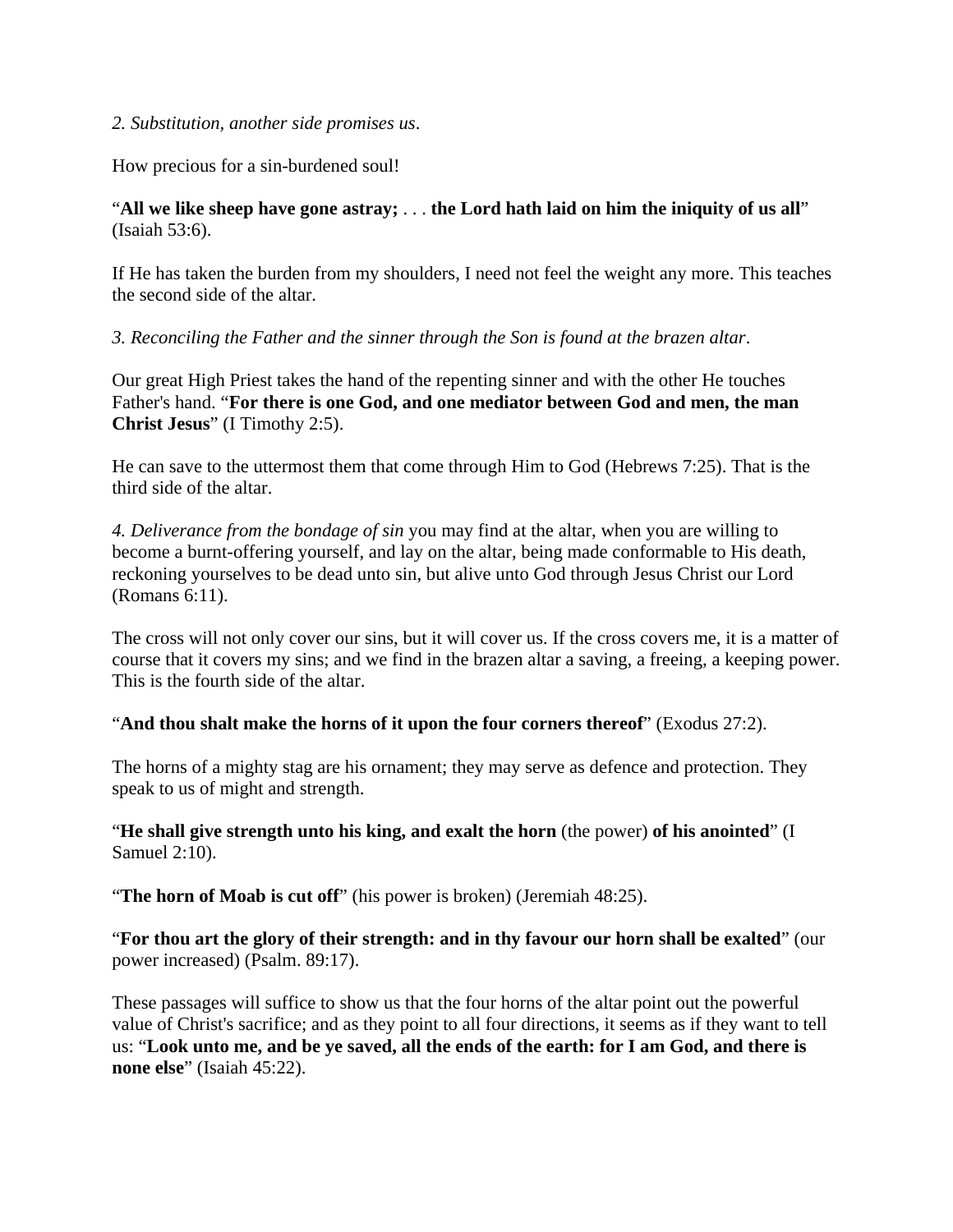*2. Substitution, another side promises us*.

How precious for a sin-burdened soul!

"**All we like sheep have gone astray;** . . . **the Lord hath laid on him the iniquity of us all**" (Isaiah 53:6).

If He has taken the burden from my shoulders, I need not feel the weight any more. This teaches the second side of the altar.

*3. Reconciling the Father and the sinner through the Son is found at the brazen altar*.

Our great High Priest takes the hand of the repenting sinner and with the other He touches Father's hand. "**For there is one God, and one mediator between God and men, the man Christ Jesus**" (I Timothy 2:5).

He can save to the uttermost them that come through Him to God (Hebrews 7:25). That is the third side of the altar.

*4. Deliverance from the bondage of sin* you may find at the altar, when you are willing to become a burnt-offering yourself, and lay on the altar, being made conformable to His death, reckoning yourselves to be dead unto sin, but alive unto God through Jesus Christ our Lord (Romans 6:11).

The cross will not only cover our sins, but it will cover us. If the cross covers me, it is a matter of course that it covers my sins; and we find in the brazen altar a saving, a freeing, a keeping power. This is the fourth side of the altar.

"**And thou shalt make the horns of it upon the four corners thereof**" (Exodus 27:2).

The horns of a mighty stag are his ornament; they may serve as defence and protection. They speak to us of might and strength.

"**He shall give strength unto his king, and exalt the horn** (the power) **of his anointed**" (I Samuel 2:10).

"**The horn of Moab is cut off**" (his power is broken) (Jeremiah 48:25).

"**For thou art the glory of their strength: and in thy favour our horn shall be exalted**" (our power increased) (Psalm. 89:17).

These passages will suffice to show us that the four horns of the altar point out the powerful value of Christ's sacrifice; and as they point to all four directions, it seems as if they want to tell us: "**Look unto me, and be ye saved, all the ends of the earth: for I am God, and there is none else**" (Isaiah 45:22).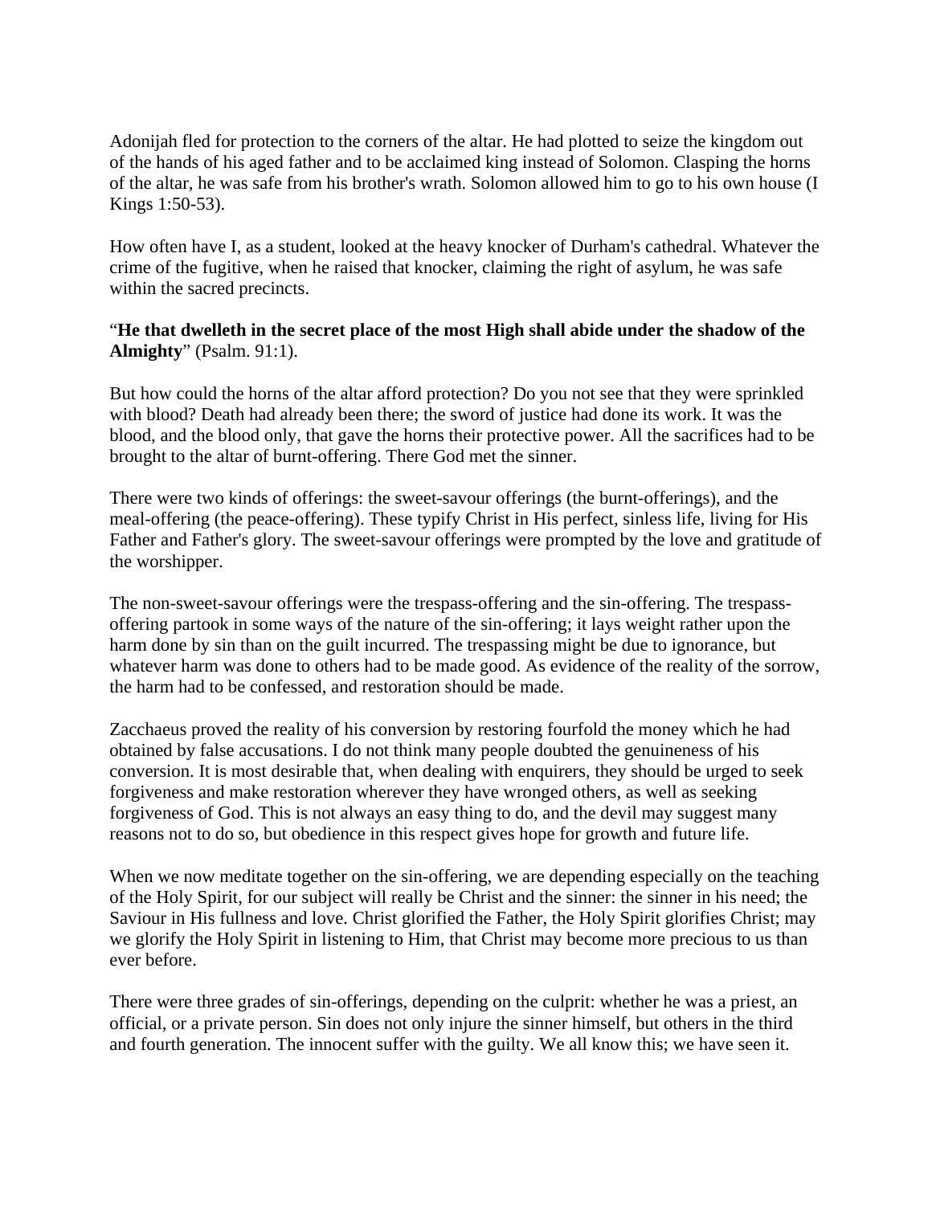Adonijah fled for protection to the corners of the altar. He had plotted to seize the kingdom out of the hands of his aged father and to be acclaimed king instead of Solomon. Clasping the horns of the altar, he was safe from his brother's wrath. Solomon allowed him to go to his own house (I Kings 1:50-53).

How often have I, as a student, looked at the heavy knocker of Durham's cathedral. Whatever the crime of the fugitive, when he raised that knocker, claiming the right of asylum, he was safe within the sacred precincts.

"**He that dwelleth in the secret place of the most High shall abide under the shadow of the Almighty**" (Psalm. 91:1).

But how could the horns of the altar afford protection? Do you not see that they were sprinkled with blood? Death had already been there; the sword of justice had done its work. It was the blood, and the blood only, that gave the horns their protective power. All the sacrifices had to be brought to the altar of burnt-offering. There God met the sinner.

There were two kinds of offerings: the sweet-savour offerings (the burnt-offerings), and the meal-offering (the peace-offering). These typify Christ in His perfect, sinless life, living for His Father and Father's glory. The sweet-savour offerings were prompted by the love and gratitude of the worshipper.

The non-sweet-savour offerings were the trespass-offering and the sin-offering. The trespass-offering partook in some ways of the nature of the sin-offering; it lays weight rather upon the harm done by sin than on the guilt incurred. The trespassing might be due to ignorance, but whatever harm was done to others had to be made good. As evidence of the reality of the sorrow, the harm had to be confessed, and restoration should be made.

Zacchaeus proved the reality of his conversion by restoring fourfold the money which he had obtained by false accusations. I do not think many people doubted the genuineness of his conversion. It is most desirable that, when dealing with enquirers, they should be urged to seek forgiveness and make restoration wherever they have wronged others, as well as seeking forgiveness of God. This is not always an easy thing to do, and the devil may suggest many reasons not to do so, but obedience in this respect gives hope for growth and future life.

When we now meditate together on the sin-offering, we are depending especially on the teaching of the Holy Spirit, for our subject will really be Christ and the sinner: the sinner in his need; the Saviour in His fullness and love. Christ glorified the Father, the Holy Spirit glorifies Christ; may we glorify the Holy Spirit in listening to Him, that Christ may become more precious to us than ever before.

There were three grades of sin-offerings, depending on the culprit: whether he was a priest, an official, or a private person. Sin does not only injure the sinner himself, but others in the third and fourth generation. The innocent suffer with the guilty. We all know this; we have seen it.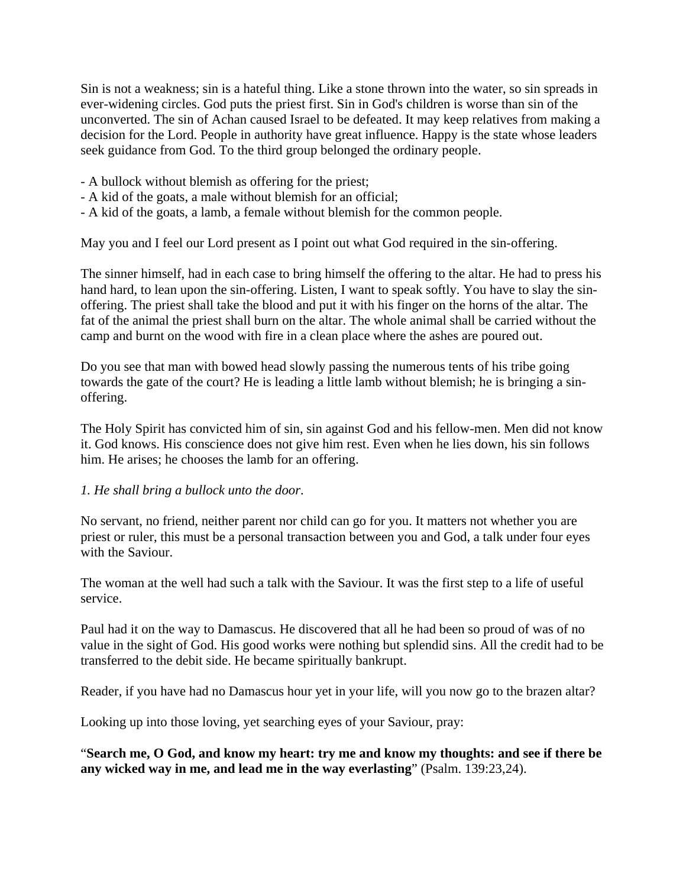Sin is not a weakness; sin is a hateful thing. Like a stone thrown into the water, so sin spreads in ever-widening circles. God puts the priest first. Sin in God's children is worse than sin of the unconverted. The sin of Achan caused Israel to be defeated. It may keep relatives from making a decision for the Lord. People in authority have great influence. Happy is the state whose leaders seek guidance from God. To the third group belonged the ordinary people.

- A bullock without blemish as offering for the priest;
- A kid of the goats, a male without blemish for an official;
- A kid of the goats, a lamb, a female without blemish for the common people.

May you and I feel our Lord present as I point out what God required in the sin-offering.

The sinner himself, had in each case to bring himself the offering to the altar. He had to press his hand hard, to lean upon the sin-offering. Listen, I want to speak softly. You have to slay the sin-offering. The priest shall take the blood and put it with his finger on the horns of the altar. The fat of the animal the priest shall burn on the altar. The whole animal shall be carried without the camp and burnt on the wood with fire in a clean place where the ashes are poured out.

Do you see that man with bowed head slowly passing the numerous tents of his tribe going towards the gate of the court? He is leading a little lamb without blemish; he is bringing a sin-offering.

The Holy Spirit has convicted him of sin, sin against God and his fellow-men. Men did not know it. God knows. His conscience does not give him rest. Even when he lies down, his sin follows him. He arises; he chooses the lamb for an offering.

*1. He shall bring a bullock unto the door.*

No servant, no friend, neither parent nor child can go for you. It matters not whether you are priest or ruler, this must be a personal transaction between you and God, a talk under four eyes with the Saviour.

The woman at the well had such a talk with the Saviour. It was the first step to a life of useful service.

Paul had it on the way to Damascus. He discovered that all he had been so proud of was of no value in the sight of God. His good works were nothing but splendid sins. All the credit had to be transferred to the debit side. He became spiritually bankrupt.

Reader, if you have had no Damascus hour yet in your life, will you now go to the brazen altar?

Looking up into those loving, yet searching eyes of your Saviour, pray:

"**Search me, O God, and know my heart: try me and know my thoughts: and see if there be any wicked way in me, and lead me in the way everlasting**" (Psalm. 139:23,24).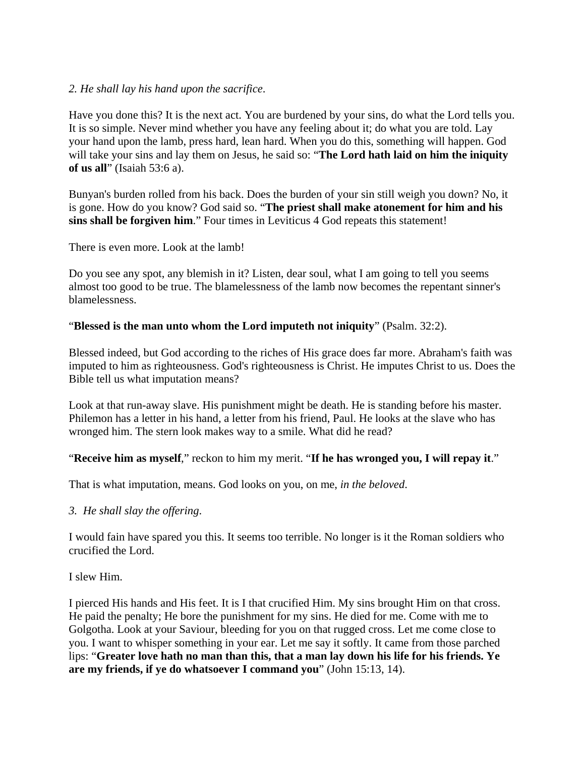*2. He shall lay his hand upon the sacrifice.*

Have you done this? It is the next act. You are burdened by your sins, do what the Lord tells you. It is so simple. Never mind whether you have any feeling about it; do what you are told. Lay your hand upon the lamb, press hard, lean hard. When you do this, something will happen. God will take your sins and lay them on Jesus, he said so: “**The Lord hath laid on him the iniquity of us all**” (Isaiah 53:6 a).

Bunyan's burden rolled from his back. Does the burden of your sin still weigh you down? No, it is gone. How do you know? God said so. “**The priest shall make atonement for him and his sins shall be forgiven him**.” Four times in Leviticus 4 God repeats this statement!

There is even more. Look at the lamb!

Do you see any spot, any blemish in it? Listen, dear soul, what I am going to tell you seems almost too good to be true. The blamelessness of the lamb now becomes the repentant sinner's blamelessness.

“**Blessed is the man unto whom the Lord imputeth not iniquity**” (Psalm. 32:2).

Blessed indeed, but God according to the riches of His grace does far more. Abraham's faith was imputed to him as righteousness. God's righteousness is Christ. He imputes Christ to us. Does the Bible tell us what imputation means?

Look at that run-away slave. His punishment might be death. He is standing before his master. Philemon has a letter in his hand, a letter from his friend, Paul. He looks at the slave who has wronged him. The stern look makes way to a smile. What did he read?

“**Receive him as myself**,” reckon to him my merit. “**If he has wronged you, I will repay it**.”

That is what imputation, means. God looks on you, on me, *in the beloved.*

*3. He shall slay the offering.*

I would fain have spared you this. It seems too terrible. No longer is it the Roman soldiers who crucified the Lord.

I slew Him.

I pierced His hands and His feet. It is I that crucified Him. My sins brought Him on that cross. He paid the penalty; He bore the punishment for my sins. He died for me. Come with me to Golgotha. Look at your Saviour, bleeding for you on that rugged cross. Let me come close to you. I want to whisper something in your ear. Let me say it softly. It came from those parched lips: “**Greater love hath no man than this, that a man lay down his life for his friends. Ye are my friends, if ye do whatsoever I command you**” (John 15:13, 14).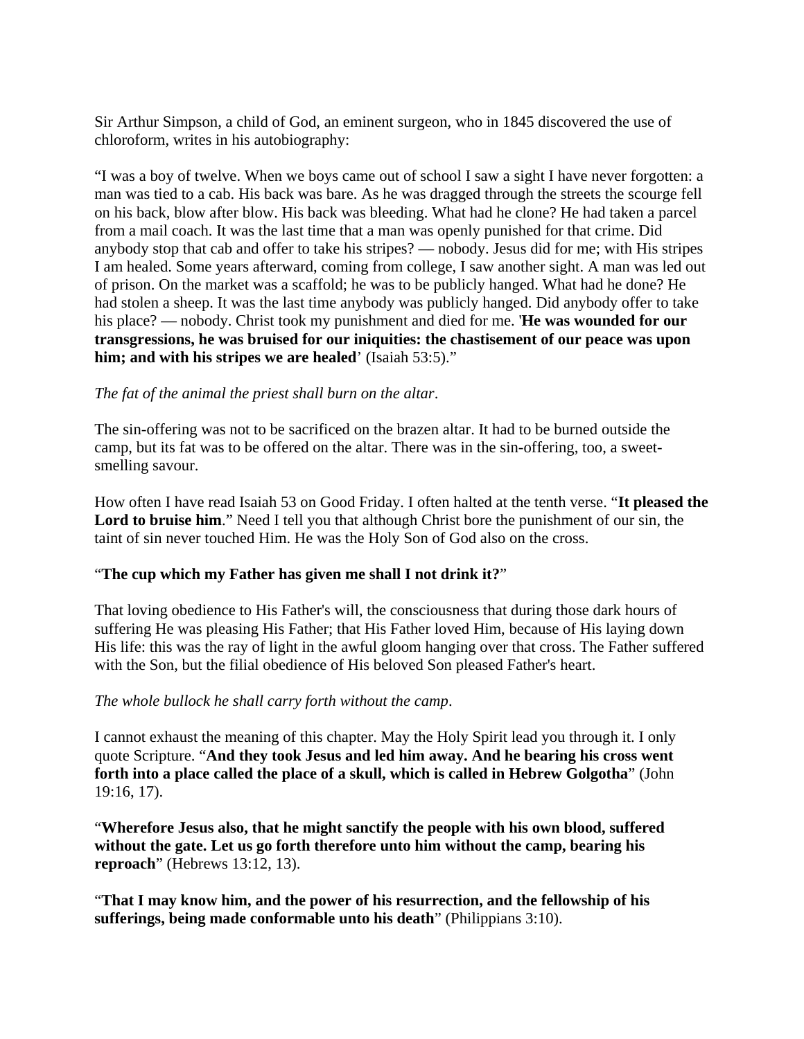Sir Arthur Simpson, a child of God, an eminent surgeon, who in 1845 discovered the use of chloroform, writes in his autobiography:

"I was a boy of twelve. When we boys came out of school I saw a sight I have never forgotten: a man was tied to a cab. His back was bare. As he was dragged through the streets the scourge fell on his back, blow after blow. His back was bleeding. What had he clone? He had taken a parcel from a mail coach. It was the last time that a man was openly punished for that crime. Did anybody stop that cab and offer to take his stripes? — nobody. Jesus did for me; with His stripes I am healed. Some years afterward, coming from college, I saw another sight. A man was led out of prison. On the market was a scaffold; he was to be publicly hanged. What had he done? He had stolen a sheep. It was the last time anybody was publicly hanged. Did anybody offer to take his place? — nobody. Christ took my punishment and died for me. '**He was wounded for our transgressions, he was bruised for our iniquities: the chastisement of our peace was upon him; and with his stripes we are healed**' (Isaiah 53:5)."

*The fat of the animal the priest shall burn on the altar*.

The sin-offering was not to be sacrificed on the brazen altar. It had to be burned outside the camp, but its fat was to be offered on the altar. There was in the sin-offering, too, a sweet-smelling savour.

How often I have read Isaiah 53 on Good Friday. I often halted at the tenth verse. "**It pleased the Lord to bruise him**." Need I tell you that although Christ bore the punishment of our sin, the taint of sin never touched Him. He was the Holy Son of God also on the cross.

"**The cup which my Father has given me shall I not drink it?**"

That loving obedience to His Father's will, the consciousness that during those dark hours of suffering He was pleasing His Father; that His Father loved Him, because of His laying down His life: this was the ray of light in the awful gloom hanging over that cross. The Father suffered with the Son, but the filial obedience of His beloved Son pleased Father's heart.

*The whole bullock he shall carry forth without the camp*.

I cannot exhaust the meaning of this chapter. May the Holy Spirit lead you through it. I only quote Scripture. "**And they took Jesus and led him away. And he bearing his cross went forth into a place called the place of a skull, which is called in Hebrew Golgotha**" (John 19:16, 17).

"**Wherefore Jesus also, that he might sanctify the people with his own blood, suffered without the gate. Let us go forth therefore unto him without the camp, bearing his reproach**" (Hebrews 13:12, 13).

"**That I may know him, and the power of his resurrection, and the fellowship of his sufferings, being made conformable unto his death**" (Philippians 3:10).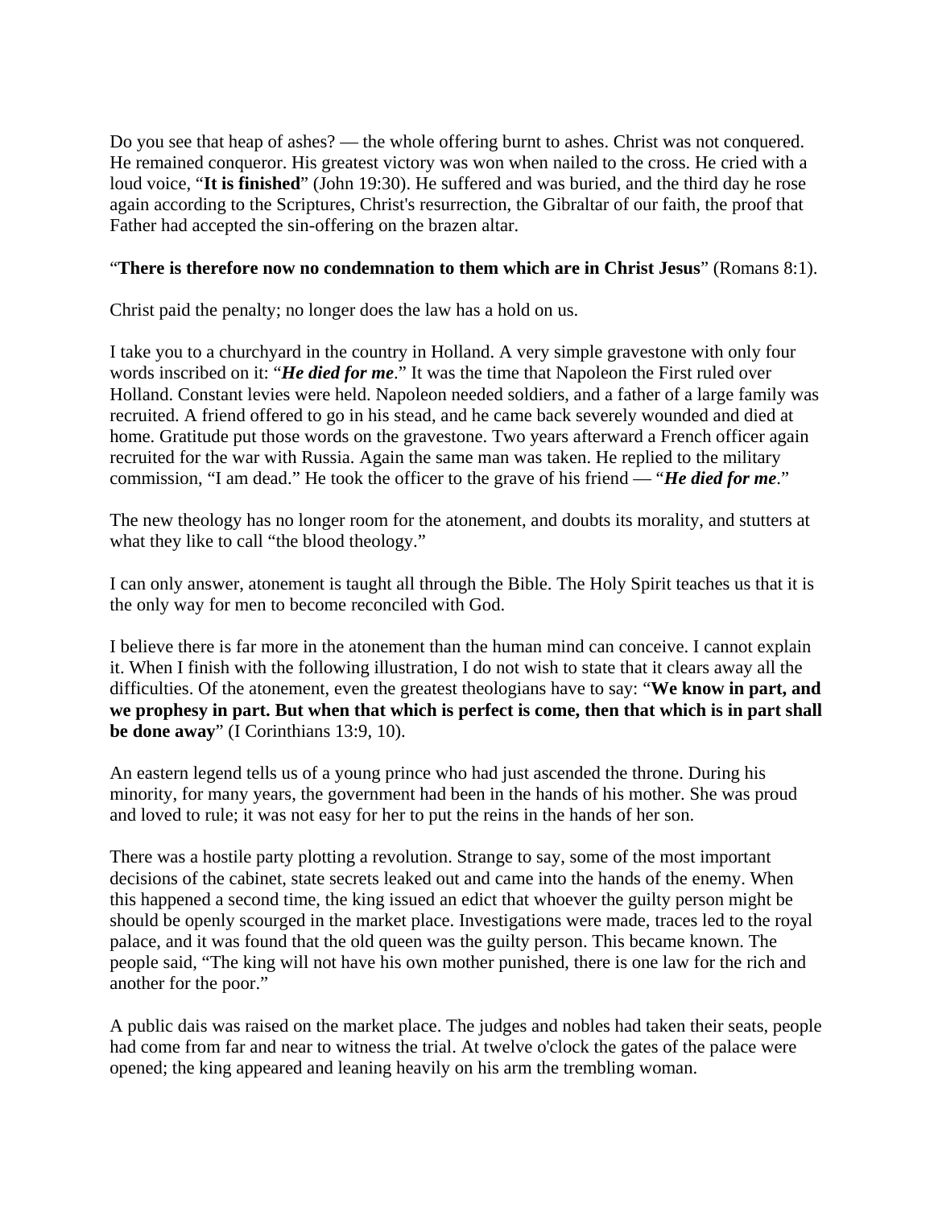Do you see that heap of ashes? — the whole offering burnt to ashes. Christ was not conquered. He remained conqueror. His greatest victory was won when nailed to the cross. He cried with a loud voice, "**It is finished**" (John 19:30). He suffered and was buried, and the third day he rose again according to the Scriptures, Christ's resurrection, the Gibraltar of our faith, the proof that Father had accepted the sin-offering on the brazen altar.

"**There is therefore now no condemnation to them which are in Christ Jesus**" (Romans 8:1).

Christ paid the penalty; no longer does the law has a hold on us.

I take you to a churchyard in the country in Holland. A very simple gravestone with only four words inscribed on it: "***He died for me***." It was the time that Napoleon the First ruled over Holland. Constant levies were held. Napoleon needed soldiers, and a father of a large family was recruited. A friend offered to go in his stead, and he came back severely wounded and died at home. Gratitude put those words on the gravestone. Two years afterward a French officer again recruited for the war with Russia. Again the same man was taken. He replied to the military commission, "I am dead." He took the officer to the grave of his friend — "***He died for me***."

The new theology has no longer room for the atonement, and doubts its morality, and stutters at what they like to call "the blood theology."

I can only answer, atonement is taught all through the Bible. The Holy Spirit teaches us that it is the only way for men to become reconciled with God.

I believe there is far more in the atonement than the human mind can conceive. I cannot explain it. When I finish with the following illustration, I do not wish to state that it clears away all the difficulties. Of the atonement, even the greatest theologians have to say: "**We know in part, and we prophesy in part. But when that which is perfect is come, then that which is in part shall be done away**" (I Corinthians 13:9, 10).

An eastern legend tells us of a young prince who had just ascended the throne. During his minority, for many years, the government had been in the hands of his mother. She was proud and loved to rule; it was not easy for her to put the reins in the hands of her son.

There was a hostile party plotting a revolution. Strange to say, some of the most important decisions of the cabinet, state secrets leaked out and came into the hands of the enemy. When this happened a second time, the king issued an edict that whoever the guilty person might be should be openly scourged in the market place. Investigations were made, traces led to the royal palace, and it was found that the old queen was the guilty person. This became known. The people said, "The king will not have his own mother punished, there is one law for the rich and another for the poor."

A public dais was raised on the market place. The judges and nobles had taken their seats, people had come from far and near to witness the trial. At twelve o'clock the gates of the palace were opened; the king appeared and leaning heavily on his arm the trembling woman.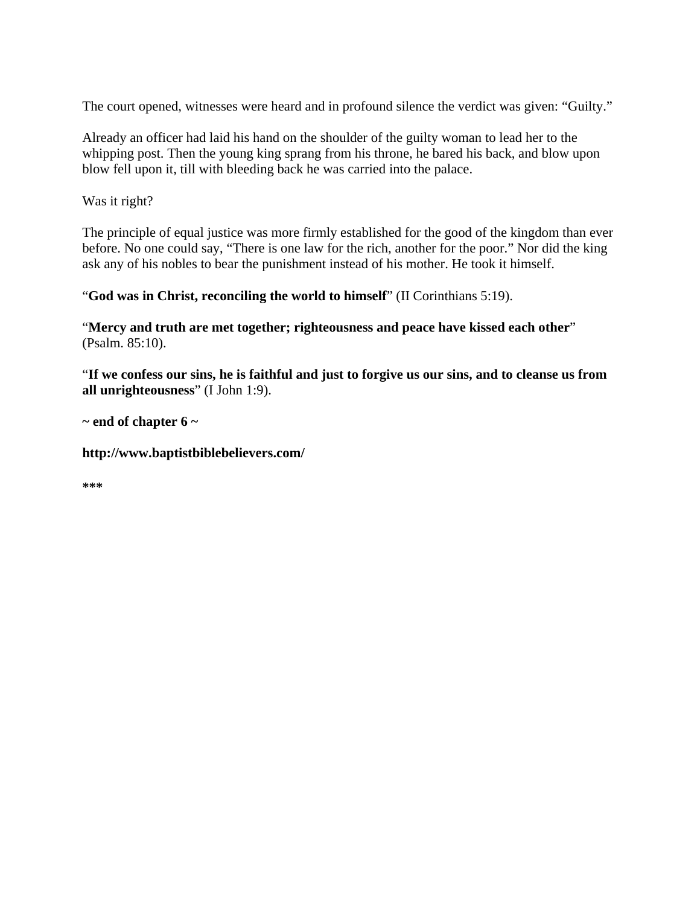The court opened, witnesses were heard and in profound silence the verdict was given: “Guilty.”

Already an officer had laid his hand on the shoulder of the guilty woman to lead her to the whipping post. Then the young king sprang from his throne, he bared his back, and blow upon blow fell upon it, till with bleeding back he was carried into the palace.

Was it right?

The principle of equal justice was more firmly established for the good of the kingdom than ever before. No one could say, “There is one law for the rich, another for the poor.” Nor did the king ask any of his nobles to bear the punishment instead of his mother. He took it himself.

“**God was in Christ, reconciling the world to himself**” (II Corinthians 5:19).

“**Mercy and truth are met together; righteousness and peace have kissed each other**” (Psalm. 85:10).

“**If we confess our sins, he is faithful and just to forgive us our sins, and to cleanse us from all unrighteousness**” (I John 1:9).

**~ end of chapter 6 ~**

**http://www.baptistbiblebelievers.com/**

***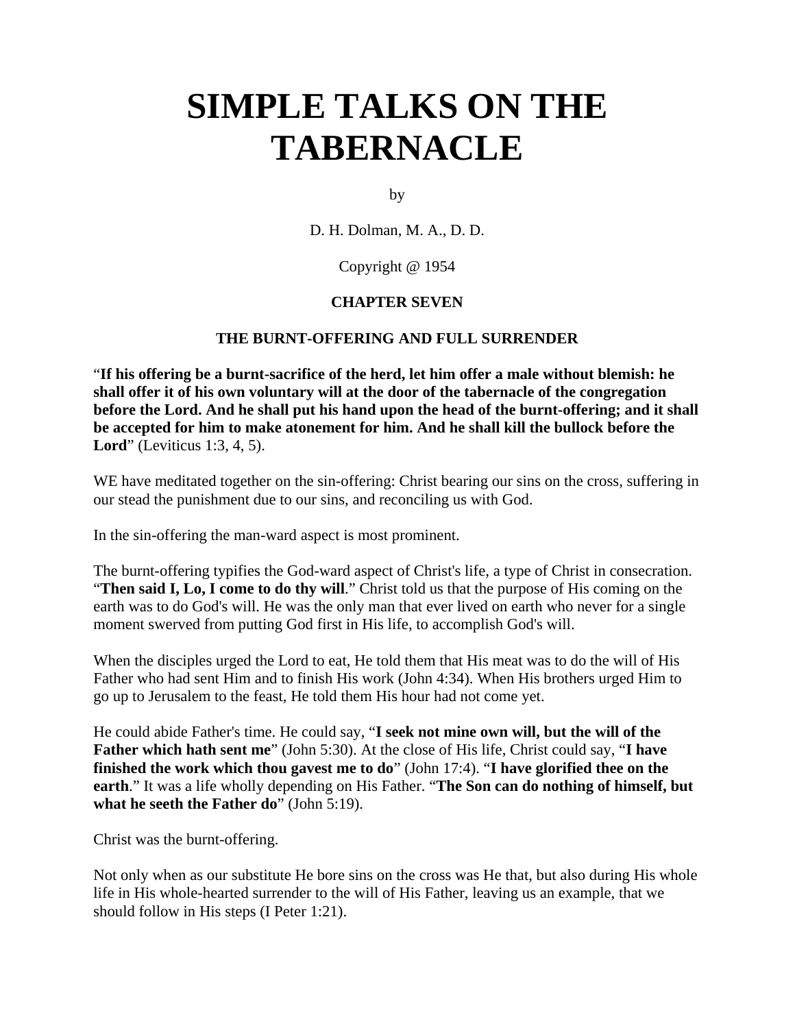# SIMPLE TALKS ON THE TABERNACLE

by

D. H. Dolman, M. A., D. D.

Copyright @ 1954

## CHAPTER SEVEN

### THE BURNT-OFFERING AND FULL SURRENDER

"**If his offering be a burnt-sacrifice of the herd, let him offer a male without blemish: he shall offer it of his own voluntary will at the door of the tabernacle of the congregation before the Lord. And he shall put his hand upon the head of the burnt-offering; and it shall be accepted for him to make atonement for him. And he shall kill the bullock before the Lord**" (Leviticus 1:3, 4, 5).

WE have meditated together on the sin-offering: Christ bearing our sins on the cross, suffering in our stead the punishment due to our sins, and reconciling us with God.

In the sin-offering the man-ward aspect is most prominent.

The burnt-offering typifies the God-ward aspect of Christ's life, a type of Christ in consecration. "**Then said I, Lo, I come to do thy will**." Christ told us that the purpose of His coming on the earth was to do God's will. He was the only man that ever lived on earth who never for a single moment swerved from putting God first in His life, to accomplish God's will.

When the disciples urged the Lord to eat, He told them that His meat was to do the will of His Father who had sent Him and to finish His work (John 4:34). When His brothers urged Him to go up to Jerusalem to the feast, He told them His hour had not come yet.

He could abide Father's time. He could say, "**I seek not mine own will, but the will of the Father which hath sent me**" (John 5:30). At the close of His life, Christ could say, "**I have finished the work which thou gavest me to do**" (John 17:4). "**I have glorified thee on the earth**." It was a life wholly depending on His Father. "**The Son can do nothing of himself, but what he seeth the Father do**" (John 5:19).

Christ was the burnt-offering.

Not only when as our substitute He bore sins on the cross was He that, but also during His whole life in His whole-hearted surrender to the will of His Father, leaving us an example, that we should follow in His steps (I Peter 1:21).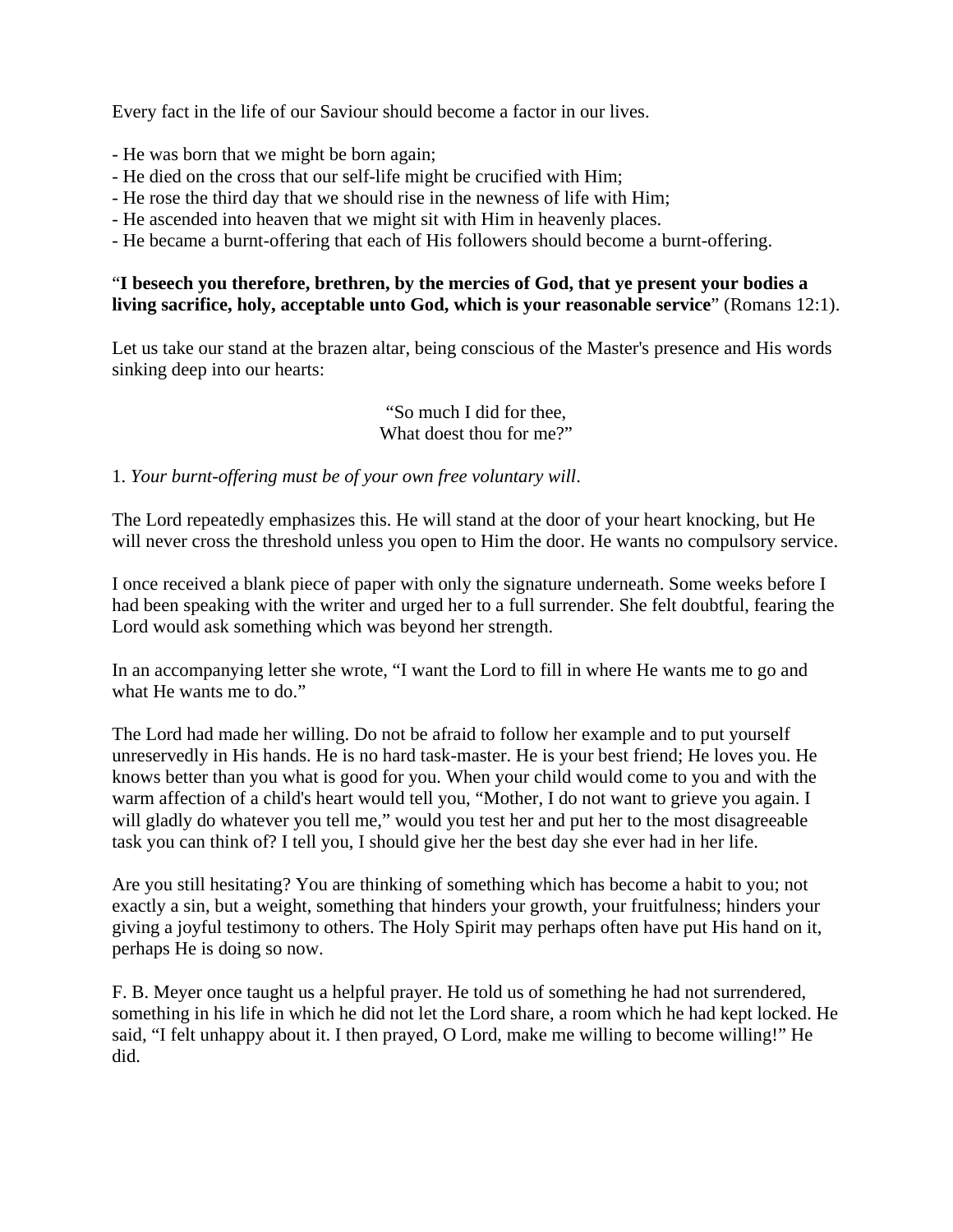Every fact in the life of our Saviour should become a factor in our lives.

- He was born that we might be born again;
- He died on the cross that our self-life might be crucified with Him;
- He rose the third day that we should rise in the newness of life with Him;
- He ascended into heaven that we might sit with Him in heavenly places.
- He became a burnt-offering that each of His followers should become a burnt-offering.

"**I beseech you therefore, brethren, by the mercies of God, that ye present your bodies a living sacrifice, holy, acceptable unto God, which is your reasonable service**" (Romans 12:1).

Let us take our stand at the brazen altar, being conscious of the Master's presence and His words sinking deep into our hearts:

"So much I did for thee,
What doest thou for me?"

1. *Your burnt-offering must be of your own free voluntary will*.

The Lord repeatedly emphasizes this. He will stand at the door of your heart knocking, but He will never cross the threshold unless you open to Him the door. He wants no compulsory service.

I once received a blank piece of paper with only the signature underneath. Some weeks before I had been speaking with the writer and urged her to a full surrender. She felt doubtful, fearing the Lord would ask something which was beyond her strength.

In an accompanying letter she wrote, "I want the Lord to fill in where He wants me to go and what He wants me to do."

The Lord had made her willing. Do not be afraid to follow her example and to put yourself unreservedly in His hands. He is no hard task-master. He is your best friend; He loves you. He knows better than you what is good for you. When your child would come to you and with the warm affection of a child's heart would tell you, "Mother, I do not want to grieve you again. I will gladly do whatever you tell me," would you test her and put her to the most disagreeable task you can think of? I tell you, I should give her the best day she ever had in her life.

Are you still hesitating? You are thinking of something which has become a habit to you; not exactly a sin, but a weight, something that hinders your growth, your fruitfulness; hinders your giving a joyful testimony to others. The Holy Spirit may perhaps often have put His hand on it, perhaps He is doing so now.

F. B. Meyer once taught us a helpful prayer. He told us of something he had not surrendered, something in his life in which he did not let the Lord share, a room which he had kept locked. He said, "I felt unhappy about it. I then prayed, O Lord, make me willing to become willing!" He did.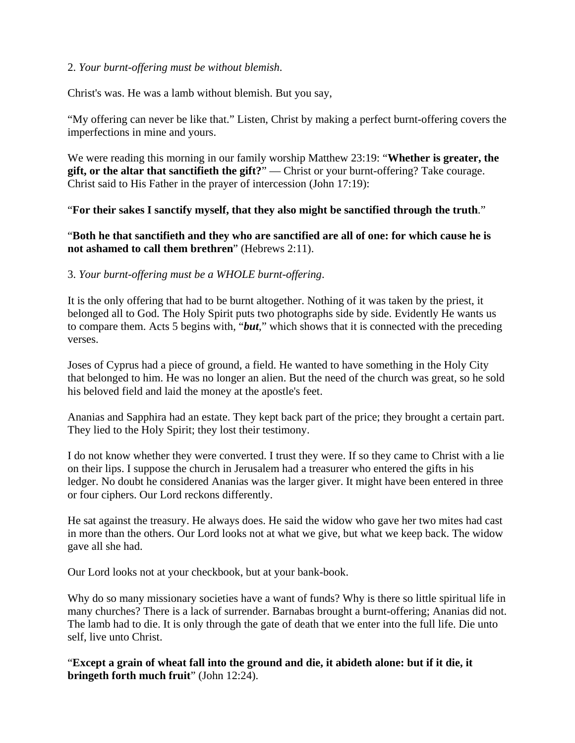2. *Your burnt-offering must be without blemish*.

Christ's was. He was a lamb without blemish. But you say,

“My offering can never be like that.” Listen, Christ by making a perfect burnt-offering covers the imperfections in mine and yours.

We were reading this morning in our family worship Matthew 23:19: “**Whether is greater, the gift, or the altar that sanctifieth the gift?**” — Christ or your burnt-offering? Take courage. Christ said to His Father in the prayer of intercession (John 17:19):

“**For their sakes I sanctify myself, that they also might be sanctified through the truth**.”

“**Both he that sanctifieth and they who are sanctified are all of one: for which cause he is not ashamed to call them brethren**” (Hebrews 2:11).

3. *Your burnt-offering must be a WHOLE burnt-offering*.

It is the only offering that had to be burnt altogether. Nothing of it was taken by the priest, it belonged all to God. The Holy Spirit puts two photographs side by side. Evidently He wants us to compare them. Acts 5 begins with, “***but***,” which shows that it is connected with the preceding verses.

Joses of Cyprus had a piece of ground, a field. He wanted to have something in the Holy City that belonged to him. He was no longer an alien. But the need of the church was great, so he sold his beloved field and laid the money at the apostle's feet.

Ananias and Sapphira had an estate. They kept back part of the price; they brought a certain part. They lied to the Holy Spirit; they lost their testimony.

I do not know whether they were converted. I trust they were. If so they came to Christ with a lie on their lips. I suppose the church in Jerusalem had a treasurer who entered the gifts in his ledger. No doubt he considered Ananias was the larger giver. It might have been entered in three or four ciphers. Our Lord reckons differently.

He sat against the treasury. He always does. He said the widow who gave her two mites had cast in more than the others. Our Lord looks not at what we give, but what we keep back. The widow gave all she had.

Our Lord looks not at your checkbook, but at your bank-book.

Why do so many missionary societies have a want of funds? Why is there so little spiritual life in many churches? There is a lack of surrender. Barnabas brought a burnt-offering; Ananias did not. The lamb had to die. It is only through the gate of death that we enter into the full life. Die unto self, live unto Christ.

“**Except a grain of wheat fall into the ground and die, it abideth alone: but if it die, it bringeth forth much fruit**” (John 12:24).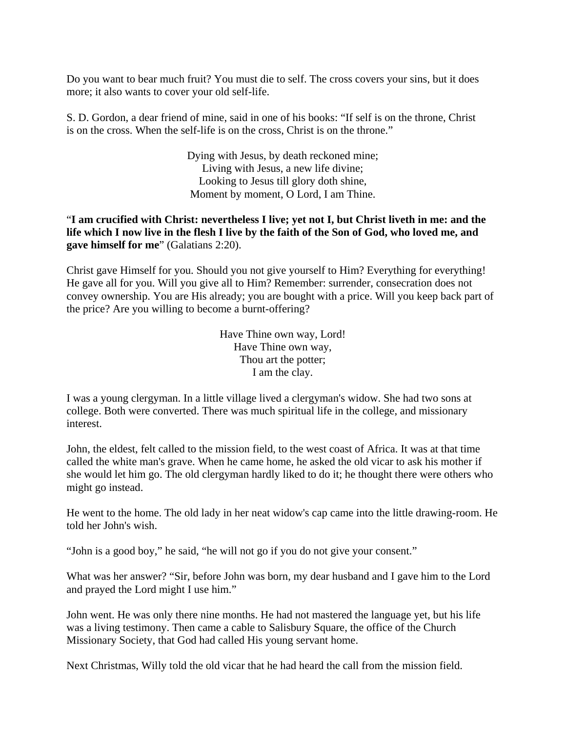Do you want to bear much fruit? You must die to self. The cross covers your sins, but it does more; it also wants to cover your old self-life.

S. D. Gordon, a dear friend of mine, said in one of his books: “If self is on the throne, Christ is on the cross. When the self-life is on the cross, Christ is on the throne.”

Dying with Jesus, by death reckoned mine;  
Living with Jesus, a new life divine;  
Looking to Jesus till glory doth shine,  
Moment by moment, O Lord, I am Thine.

“**I am crucified with Christ: nevertheless I live; yet not I, but Christ liveth in me: and the life which I now live in the flesh I live by the faith of the Son of God, who loved me, and gave himself for me**” (Galatians 2:20).

Christ gave Himself for you. Should you not give yourself to Him? Everything for everything! He gave all for you. Will you give all to Him? Remember: surrender, consecration does not convey ownership. You are His already; you are bought with a price. Will you keep back part of the price? Are you willing to become a burnt-offering?

Have Thine own way, Lord!  
Have Thine own way,  
Thou art the potter;  
I am the clay.

I was a young clergyman. In a little village lived a clergyman's widow. She had two sons at college. Both were converted. There was much spiritual life in the college, and missionary interest.

John, the eldest, felt called to the mission field, to the west coast of Africa. It was at that time called the white man's grave. When he came home, he asked the old vicar to ask his mother if she would let him go. The old clergyman hardly liked to do it; he thought there were others who might go instead.

He went to the home. The old lady in her neat widow's cap came into the little drawing-room. He told her John's wish.

“John is a good boy,” he said, “he will not go if you do not give your consent.”

What was her answer? “Sir, before John was born, my dear husband and I gave him to the Lord and prayed the Lord might I use him.”

John went. He was only there nine months. He had not mastered the language yet, but his life was a living testimony. Then came a cable to Salisbury Square, the office of the Church Missionary Society, that God had called His young servant home.

Next Christmas, Willy told the old vicar that he had heard the call from the mission field.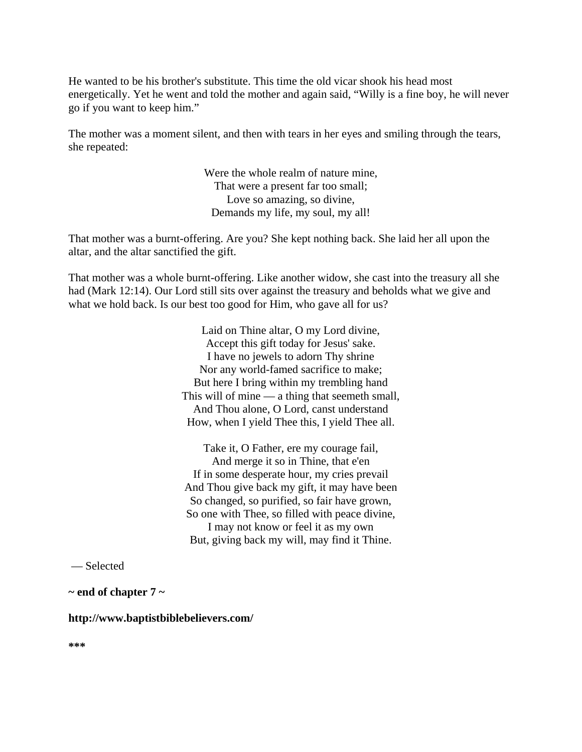He wanted to be his brother's substitute. This time the old vicar shook his head most energetically. Yet he went and told the mother and again said, “Willy is a fine boy, he will never go if you want to keep him.”

The mother was a moment silent, and then with tears in her eyes and smiling through the tears, she repeated:

Were the whole realm of nature mine,  
That were a present far too small;  
Love so amazing, so divine,  
Demands my life, my soul, my all!

That mother was a burnt-offering. Are you? She kept nothing back. She laid her all upon the altar, and the altar sanctified the gift.

That mother was a whole burnt-offering. Like another widow, she cast into the treasury all she had (Mark 12:14). Our Lord still sits over against the treasury and beholds what we give and what we hold back. Is our best too good for Him, who gave all for us?

Laid on Thine altar, O my Lord divine,  
Accept this gift today for Jesus' sake.  
I have no jewels to adorn Thy shrine  
Nor any world-famed sacrifice to make;  
But here I bring within my trembling hand  
This will of mine — a thing that seemeth small,  
And Thou alone, O Lord, canst understand  
How, when I yield Thee this, I yield Thee all.

Take it, O Father, ere my courage fail,  
And merge it so in Thine, that e'en  
If in some desperate hour, my cries prevail  
And Thou give back my gift, it may have been  
So changed, so purified, so fair have grown,  
So one with Thee, so filled with peace divine,  
I may not know or feel it as my own  
But, giving back my will, may find it Thine.

— Selected

**~ end of chapter 7 ~**

**http://www.baptistbiblebelievers.com/**

***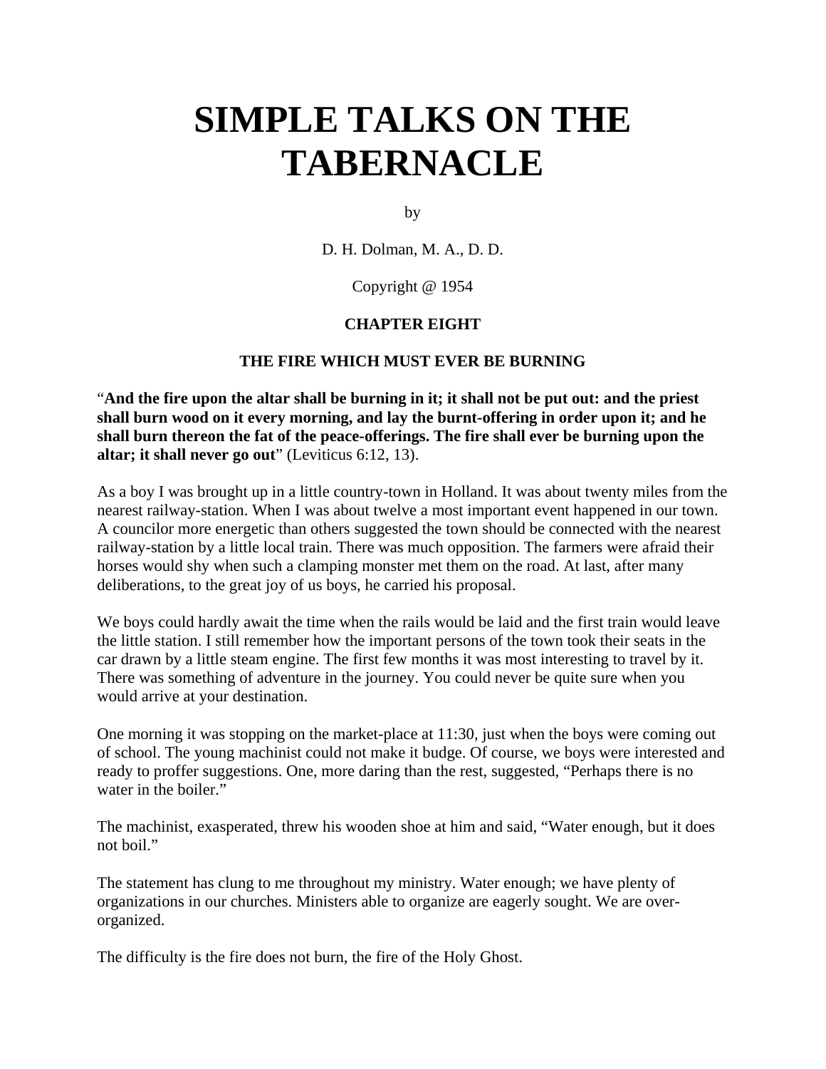# SIMPLE TALKS ON THE TABERNACLE

by

D. H. Dolman, M. A., D. D.

Copyright @ 1954

### CHAPTER EIGHT

### THE FIRE WHICH MUST EVER BE BURNING

"**And the fire upon the altar shall be burning in it; it shall not be put out: and the priest shall burn wood on it every morning, and lay the burnt-offering in order upon it; and he shall burn thereon the fat of the peace-offerings. The fire shall ever be burning upon the altar; it shall never go out**" (Leviticus 6:12, 13).

As a boy I was brought up in a little country-town in Holland. It was about twenty miles from the nearest railway-station. When I was about twelve a most important event happened in our town. A councilor more energetic than others suggested the town should be connected with the nearest railway-station by a little local train. There was much opposition. The farmers were afraid their horses would shy when such a clamping monster met them on the road. At last, after many deliberations, to the great joy of us boys, he carried his proposal.

We boys could hardly await the time when the rails would be laid and the first train would leave the little station. I still remember how the important persons of the town took their seats in the car drawn by a little steam engine. The first few months it was most interesting to travel by it. There was something of adventure in the journey. You could never be quite sure when you would arrive at your destination.

One morning it was stopping on the market-place at 11:30, just when the boys were coming out of school. The young machinist could not make it budge. Of course, we boys were interested and ready to proffer suggestions. One, more daring than the rest, suggested, "Perhaps there is no water in the boiler."

The machinist, exasperated, threw his wooden shoe at him and said, "Water enough, but it does not boil."

The statement has clung to me throughout my ministry. Water enough; we have plenty of organizations in our churches. Ministers able to organize are eagerly sought. We are over-organized.

The difficulty is the fire does not burn, the fire of the Holy Ghost.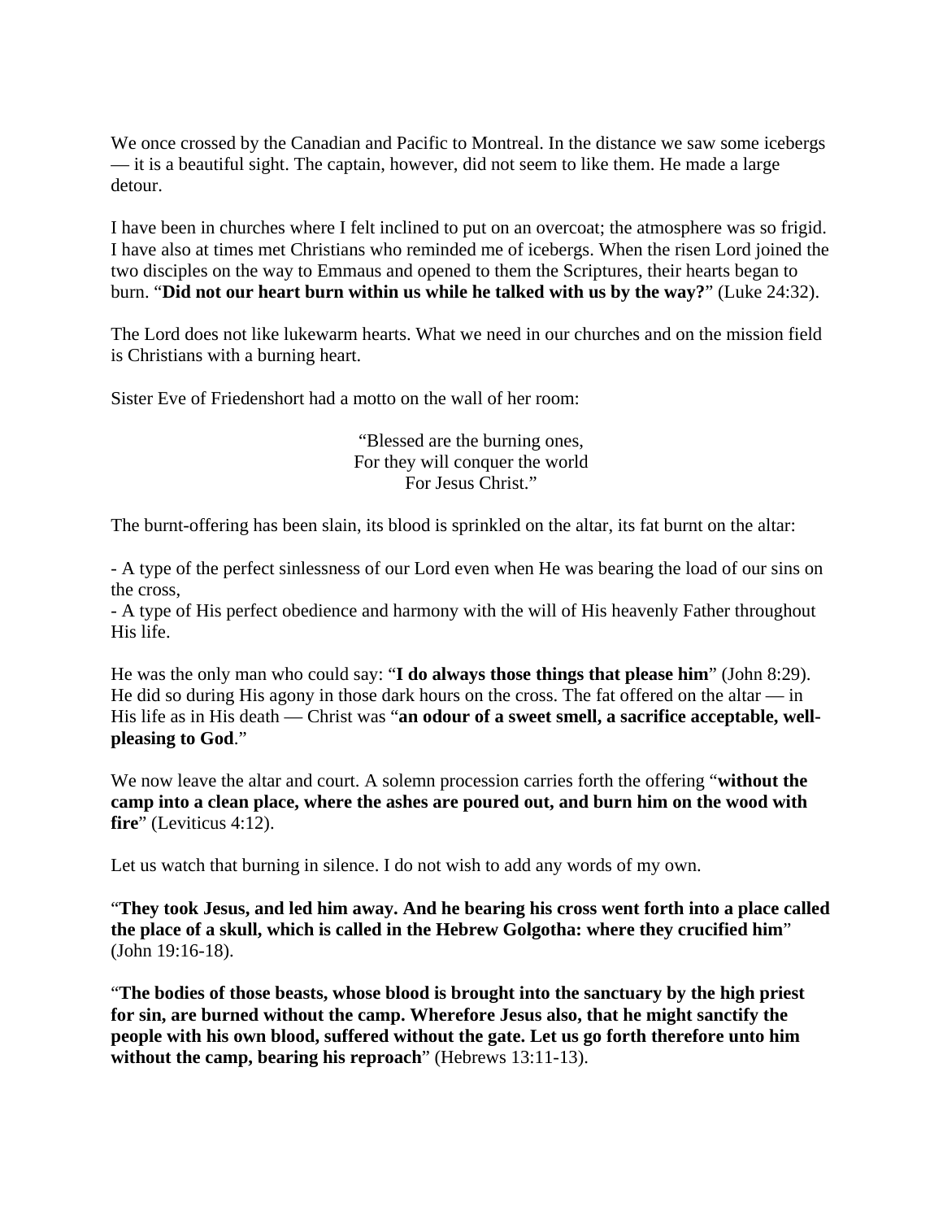We once crossed by the Canadian and Pacific to Montreal. In the distance we saw some icebergs — it is a beautiful sight. The captain, however, did not seem to like them. He made a large detour.

I have been in churches where I felt inclined to put on an overcoat; the atmosphere was so frigid. I have also at times met Christians who reminded me of icebergs. When the risen Lord joined the two disciples on the way to Emmaus and opened to them the Scriptures, their hearts began to burn. "**Did not our heart burn within us while he talked with us by the way?**" (Luke 24:32).

The Lord does not like lukewarm hearts. What we need in our churches and on the mission field is Christians with a burning heart.

Sister Eve of Friedenshort had a motto on the wall of her room:

"Blessed are the burning ones,  
For they will conquer the world  
For Jesus Christ."

The burnt-offering has been slain, its blood is sprinkled on the altar, its fat burnt on the altar:

- A type of the perfect sinlessness of our Lord even when He was bearing the load of our sins on the cross,
- A type of His perfect obedience and harmony with the will of His heavenly Father throughout His life.

He was the only man who could say: "**I do always those things that please him**" (John 8:29). He did so during His agony in those dark hours on the cross. The fat offered on the altar — in His life as in His death — Christ was "**an odour of a sweet smell, a sacrifice acceptable, well-pleasing to God**."

We now leave the altar and court. A solemn procession carries forth the offering "**without the camp into a clean place, where the ashes are poured out, and burn him on the wood with fire**" (Leviticus 4:12).

Let us watch that burning in silence. I do not wish to add any words of my own.

"**They took Jesus, and led him away. And he bearing his cross went forth into a place called the place of a skull, which is called in the Hebrew Golgotha: where they crucified him**" (John 19:16-18).

"**The bodies of those beasts, whose blood is brought into the sanctuary by the high priest for sin, are burned without the camp. Wherefore Jesus also, that he might sanctify the people with his own blood, suffered without the gate. Let us go forth therefore unto him without the camp, bearing his reproach**" (Hebrews 13:11-13).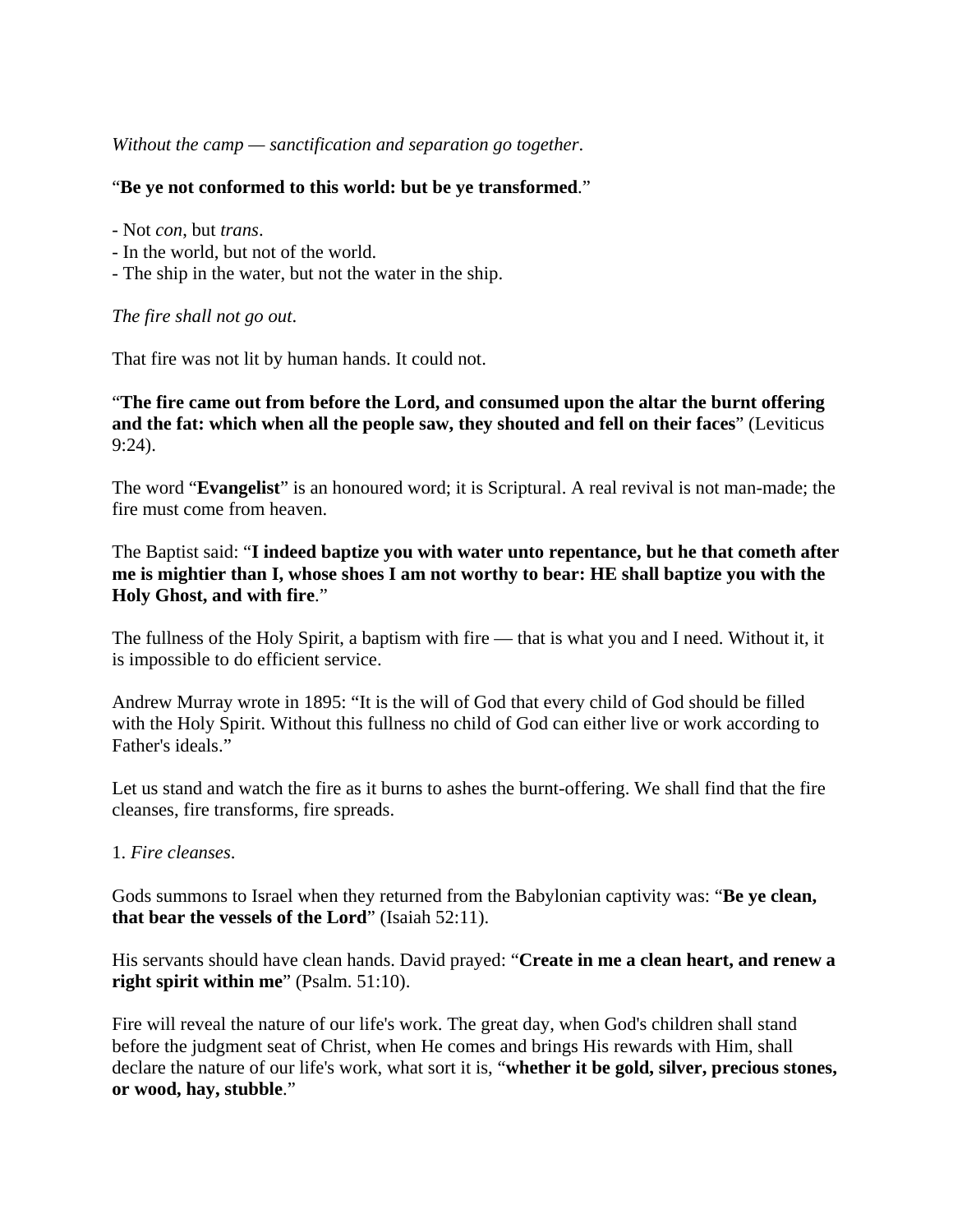*Without the camp — sanctification and separation go together*.

“**Be ye not conformed to this world: but be ye transformed**.”

- Not *con*, but *trans*.
- In the world, but not of the world.
- The ship in the water, but not the water in the ship.

*The fire shall not go out*.

That fire was not lit by human hands. It could not.

“**The fire came out from before the Lord, and consumed upon the altar the burnt offering and the fat: which when all the people saw, they shouted and fell on their faces**” (Leviticus 9:24).

The word “**Evangelist**” is an honoured word; it is Scriptural. A real revival is not man-made; the fire must come from heaven.

The Baptist said: “**I indeed baptize you with water unto repentance, but he that cometh after me is mightier than I, whose shoes I am not worthy to bear: HE shall baptize you with the Holy Ghost, and with fire**.”

The fullness of the Holy Spirit, a baptism with fire — that is what you and I need. Without it, it is impossible to do efficient service.

Andrew Murray wrote in 1895: “It is the will of God that every child of God should be filled with the Holy Spirit. Without this fullness no child of God can either live or work according to Father's ideals.”

Let us stand and watch the fire as it burns to ashes the burnt-offering. We shall find that the fire cleanses, fire transforms, fire spreads.

1. *Fire cleanses*.

Gods summons to Israel when they returned from the Babylonian captivity was: “**Be ye clean, that bear the vessels of the Lord**” (Isaiah 52:11).

His servants should have clean hands. David prayed: “**Create in me a clean heart, and renew a right spirit within me**” (Psalm. 51:10).

Fire will reveal the nature of our life's work. The great day, when God's children shall stand before the judgment seat of Christ, when He comes and brings His rewards with Him, shall declare the nature of our life's work, what sort it is, “**whether it be gold, silver, precious stones, or wood, hay, stubble**.”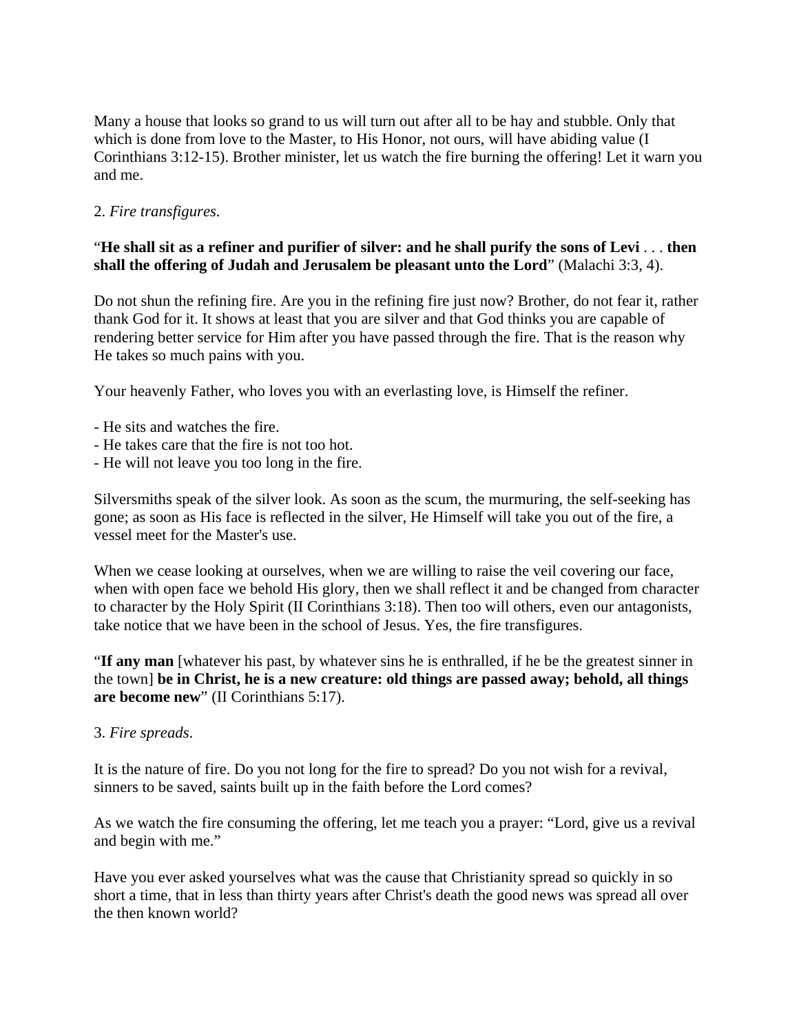Many a house that looks so grand to us will turn out after all to be hay and stubble. Only that which is done from love to the Master, to His Honor, not ours, will have abiding value (I Corinthians 3:12-15). Brother minister, let us watch the fire burning the offering! Let it warn you and me.

2. *Fire transfigures*.

"**He shall sit as a refiner and purifier of silver: and he shall purify the sons of Levi** . . . **then shall the offering of Judah and Jerusalem be pleasant unto the Lord**" (Malachi 3:3, 4).

Do not shun the refining fire. Are you in the refining fire just now? Brother, do not fear it, rather thank God for it. It shows at least that you are silver and that God thinks you are capable of rendering better service for Him after you have passed through the fire. That is the reason why He takes so much pains with you.

Your heavenly Father, who loves you with an everlasting love, is Himself the refiner.

- He sits and watches the fire.
- He takes care that the fire is not too hot.
- He will not leave you too long in the fire.

Silversmiths speak of the silver look. As soon as the scum, the murmuring, the self-seeking has gone; as soon as His face is reflected in the silver, He Himself will take you out of the fire, a vessel meet for the Master's use.

When we cease looking at ourselves, when we are willing to raise the veil covering our face, when with open face we behold His glory, then we shall reflect it and be changed from character to character by the Holy Spirit (II Corinthians 3:18). Then too will others, even our antagonists, take notice that we have been in the school of Jesus. Yes, the fire transfigures.

"**If any man** [whatever his past, by whatever sins he is enthralled, if he be the greatest sinner in the town] **be in Christ, he is a new creature: old things are passed away; behold, all things are become new**" (II Corinthians 5:17).

3. *Fire spreads*.

It is the nature of fire. Do you not long for the fire to spread? Do you not wish for a revival, sinners to be saved, saints built up in the faith before the Lord comes?

As we watch the fire consuming the offering, let me teach you a prayer: "Lord, give us a revival and begin with me."

Have you ever asked yourselves what was the cause that Christianity spread so quickly in so short a time, that in less than thirty years after Christ's death the good news was spread all over the then known world?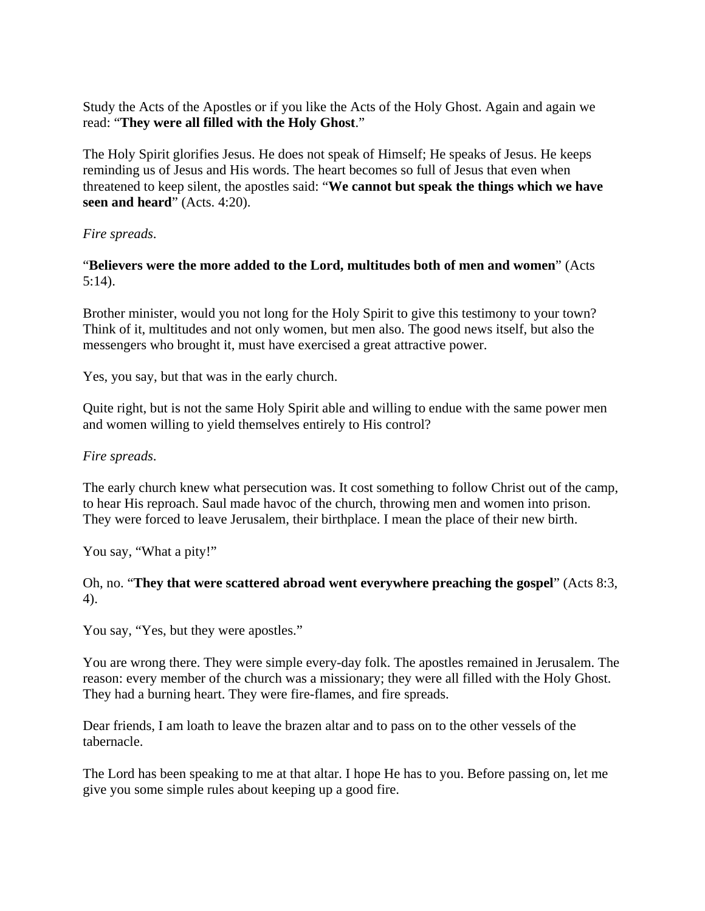Study the Acts of the Apostles or if you like the Acts of the Holy Ghost. Again and again we read: "**They were all filled with the Holy Ghost**."

The Holy Spirit glorifies Jesus. He does not speak of Himself; He speaks of Jesus. He keeps reminding us of Jesus and His words. The heart becomes so full of Jesus that even when threatened to keep silent, the apostles said: "**We cannot but speak the things which we have seen and heard**" (Acts. 4:20).

*Fire spreads*.

"**Believers were the more added to the Lord, multitudes both of men and women**" (Acts 5:14).

Brother minister, would you not long for the Holy Spirit to give this testimony to your town? Think of it, multitudes and not only women, but men also. The good news itself, but also the messengers who brought it, must have exercised a great attractive power.

Yes, you say, but that was in the early church.

Quite right, but is not the same Holy Spirit able and willing to endue with the same power men and women willing to yield themselves entirely to His control?

*Fire spreads*.

The early church knew what persecution was. It cost something to follow Christ out of the camp, to hear His reproach. Saul made havoc of the church, throwing men and women into prison. They were forced to leave Jerusalem, their birthplace. I mean the place of their new birth.

You say, "What a pity!"

Oh, no. "**They that were scattered abroad went everywhere preaching the gospel**" (Acts 8:3, 4).

You say, "Yes, but they were apostles."

You are wrong there. They were simple every-day folk. The apostles remained in Jerusalem. The reason: every member of the church was a missionary; they were all filled with the Holy Ghost. They had a burning heart. They were fire-flames, and fire spreads.

Dear friends, I am loath to leave the brazen altar and to pass on to the other vessels of the tabernacle.

The Lord has been speaking to me at that altar. I hope He has to you. Before passing on, let me give you some simple rules about keeping up a good fire.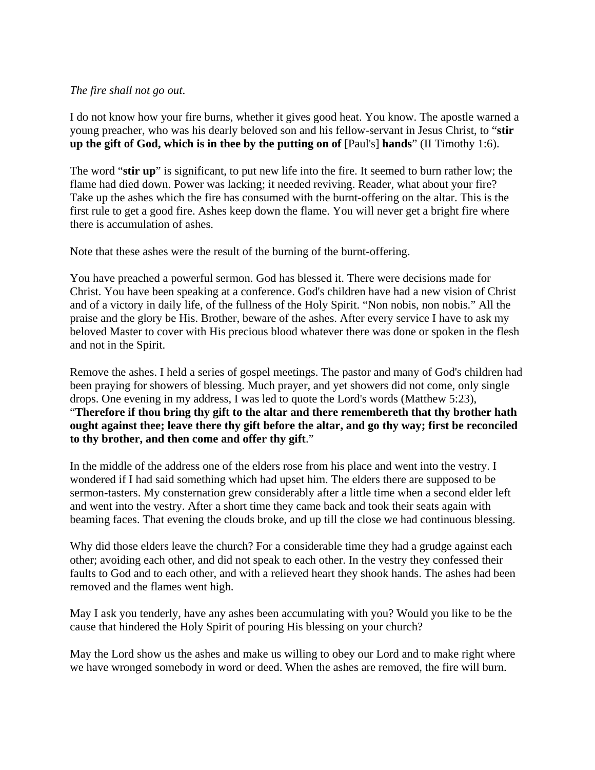*The fire shall not go out*.

I do not know how your fire burns, whether it gives good heat. You know. The apostle warned a young preacher, who was his dearly beloved son and his fellow-servant in Jesus Christ, to "**stir up the gift of God, which is in thee by the putting on of** [Paul's] **hands**" (II Timothy 1:6).

The word "**stir up**" is significant, to put new life into the fire. It seemed to burn rather low; the flame had died down. Power was lacking; it needed reviving. Reader, what about your fire? Take up the ashes which the fire has consumed with the burnt-offering on the altar. This is the first rule to get a good fire. Ashes keep down the flame. You will never get a bright fire where there is accumulation of ashes.

Note that these ashes were the result of the burning of the burnt-offering.

You have preached a powerful sermon. God has blessed it. There were decisions made for Christ. You have been speaking at a conference. God's children have had a new vision of Christ and of a victory in daily life, of the fullness of the Holy Spirit. "Non nobis, non nobis." All the praise and the glory be His. Brother, beware of the ashes. After every service I have to ask my beloved Master to cover with His precious blood whatever there was done or spoken in the flesh and not in the Spirit.

Remove the ashes. I held a series of gospel meetings. The pastor and many of God's children had been praying for showers of blessing. Much prayer, and yet showers did not come, only single drops. One evening in my address, I was led to quote the Lord's words (Matthew 5:23), "**Therefore if thou bring thy gift to the altar and there remembereth that thy brother hath ought against thee; leave there thy gift before the altar, and go thy way; first be reconciled to thy brother, and then come and offer thy gift**."

In the middle of the address one of the elders rose from his place and went into the vestry. I wondered if I had said something which had upset him. The elders there are supposed to be sermon-tasters. My consternation grew considerably after a little time when a second elder left and went into the vestry. After a short time they came back and took their seats again with beaming faces. That evening the clouds broke, and up till the close we had continuous blessing.

Why did those elders leave the church? For a considerable time they had a grudge against each other; avoiding each other, and did not speak to each other. In the vestry they confessed their faults to God and to each other, and with a relieved heart they shook hands. The ashes had been removed and the flames went high.

May I ask you tenderly, have any ashes been accumulating with you? Would you like to be the cause that hindered the Holy Spirit of pouring His blessing on your church?

May the Lord show us the ashes and make us willing to obey our Lord and to make right where we have wronged somebody in word or deed. When the ashes are removed, the fire will burn.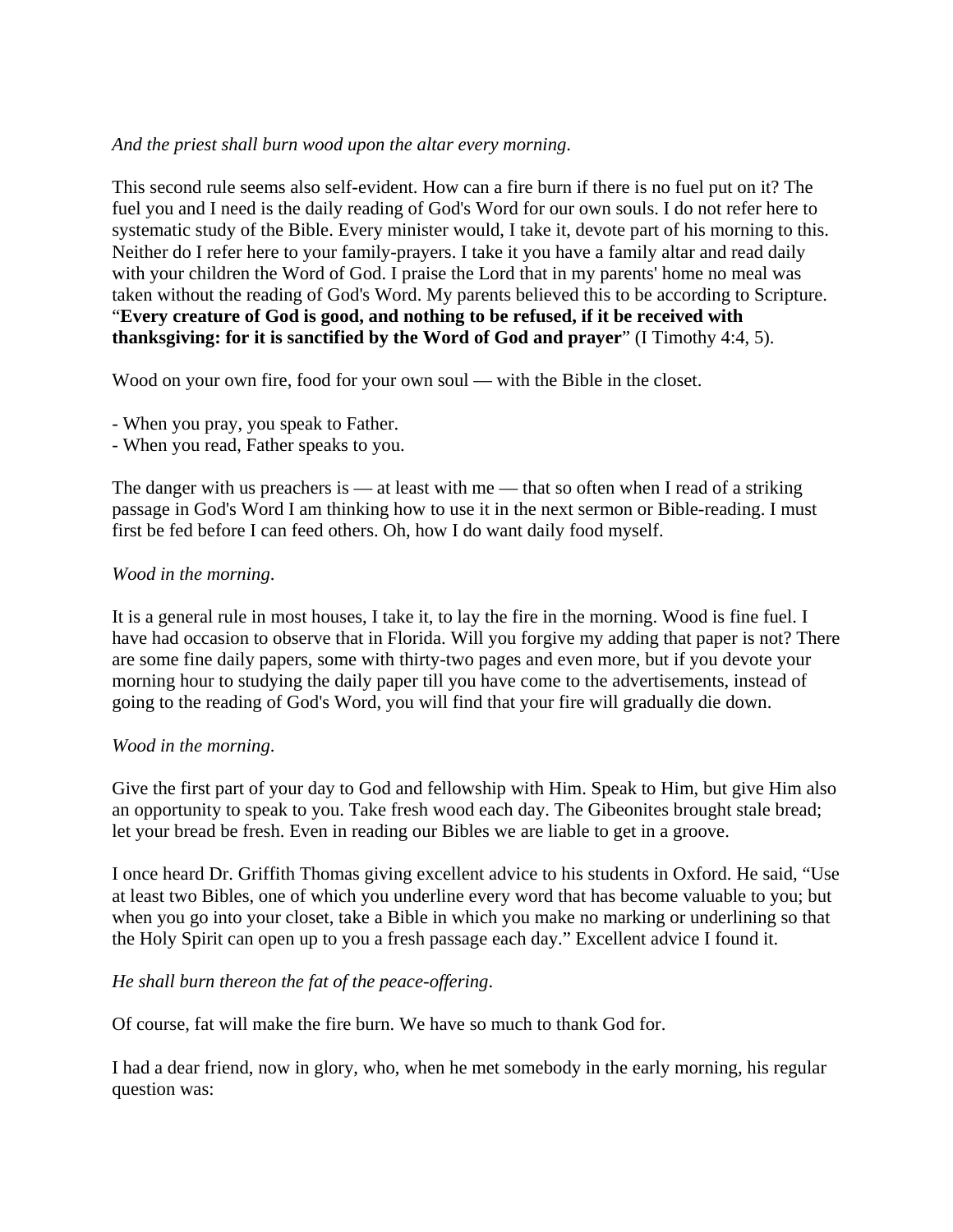*And the priest shall burn wood upon the altar every morning.*

This second rule seems also self-evident. How can a fire burn if there is no fuel put on it? The fuel you and I need is the daily reading of God's Word for our own souls. I do not refer here to systematic study of the Bible. Every minister would, I take it, devote part of his morning to this. Neither do I refer here to your family-prayers. I take it you have a family altar and read daily with your children the Word of God. I praise the Lord that in my parents' home no meal was taken without the reading of God's Word. My parents believed this to be according to Scripture. "**Every creature of God is good, and nothing to be refused, if it be received with thanksgiving: for it is sanctified by the Word of God and prayer**" (I Timothy 4:4, 5).

Wood on your own fire, food for your own soul — with the Bible in the closet.

- When you pray, you speak to Father.
- When you read, Father speaks to you.

The danger with us preachers is — at least with me — that so often when I read of a striking passage in God's Word I am thinking how to use it in the next sermon or Bible-reading. I must first be fed before I can feed others. Oh, how I do want daily food myself.

*Wood in the morning*.

It is a general rule in most houses, I take it, to lay the fire in the morning. Wood is fine fuel. I have had occasion to observe that in Florida. Will you forgive my adding that paper is not? There are some fine daily papers, some with thirty-two pages and even more, but if you devote your morning hour to studying the daily paper till you have come to the advertisements, instead of going to the reading of God's Word, you will find that your fire will gradually die down.

*Wood in the morning*.

Give the first part of your day to God and fellowship with Him. Speak to Him, but give Him also an opportunity to speak to you. Take fresh wood each day. The Gibeonites brought stale bread; let your bread be fresh. Even in reading our Bibles we are liable to get in a groove.

I once heard Dr. Griffith Thomas giving excellent advice to his students in Oxford. He said, "Use at least two Bibles, one of which you underline every word that has become valuable to you; but when you go into your closet, take a Bible in which you make no marking or underlining so that the Holy Spirit can open up to you a fresh passage each day." Excellent advice I found it.

*He shall burn thereon the fat of the peace-offering*.

Of course, fat will make the fire burn. We have so much to thank God for.

I had a dear friend, now in glory, who, when he met somebody in the early morning, his regular question was: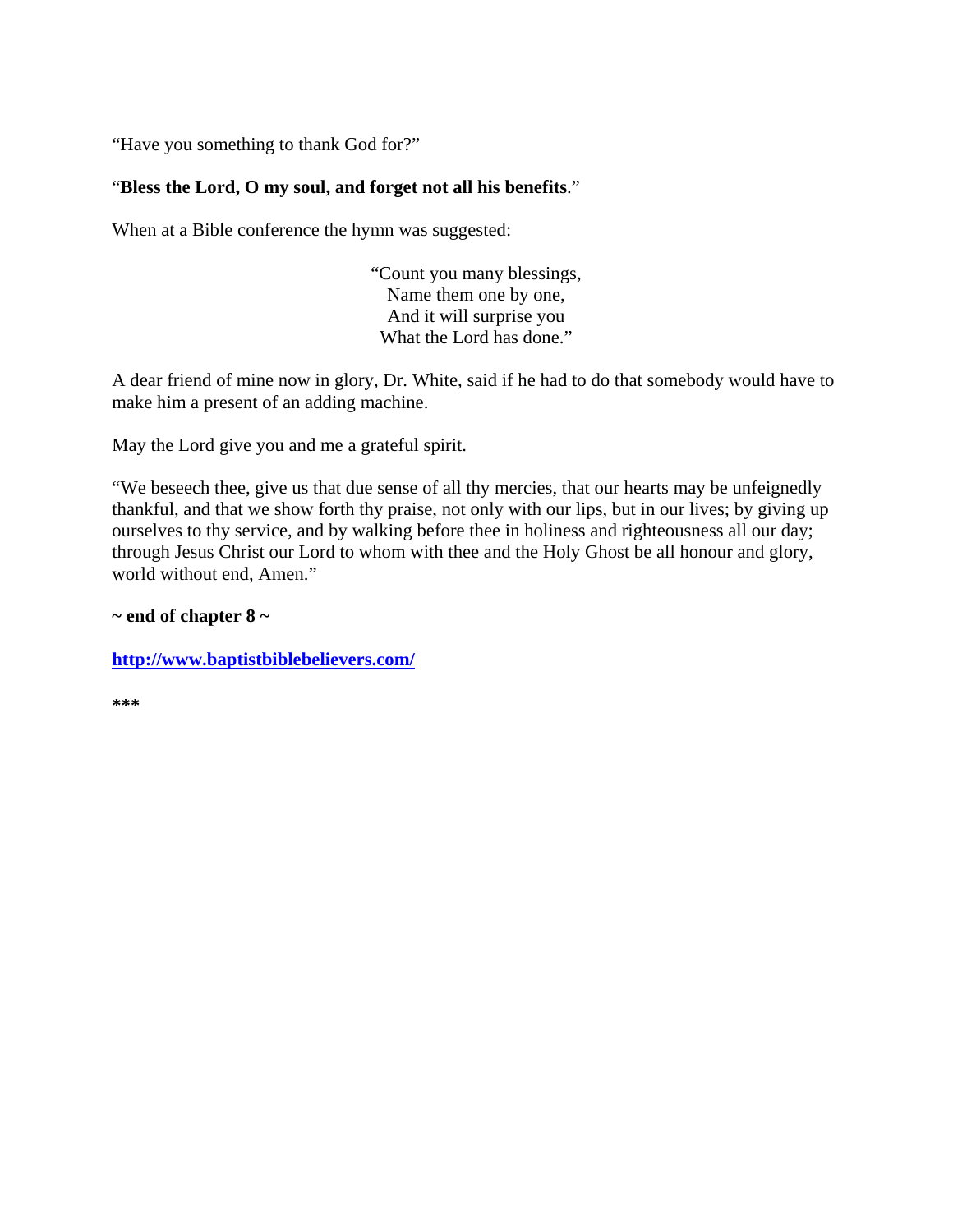"Have you something to thank God for?"

"**Bless the Lord, O my soul, and forget not all his benefits**."

When at a Bible conference the hymn was suggested:

"Count you many blessings,  
Name them one by one,  
And it will surprise you  
What the Lord has done."

A dear friend of mine now in glory, Dr. White, said if he had to do that somebody would have to make him a present of an adding machine.

May the Lord give you and me a grateful spirit.

"We beseech thee, give us that due sense of all thy mercies, that our hearts may be unfeignedly thankful, and that we show forth thy praise, not only with our lips, but in our lives; by giving up ourselves to thy service, and by walking before thee in holiness and righteousness all our day; through Jesus Christ our Lord to whom with thee and the Holy Ghost be all honour and glory, world without end, Amen."

**~ end of chapter 8 ~**

**http://www.baptistbiblebelievers.com/**

***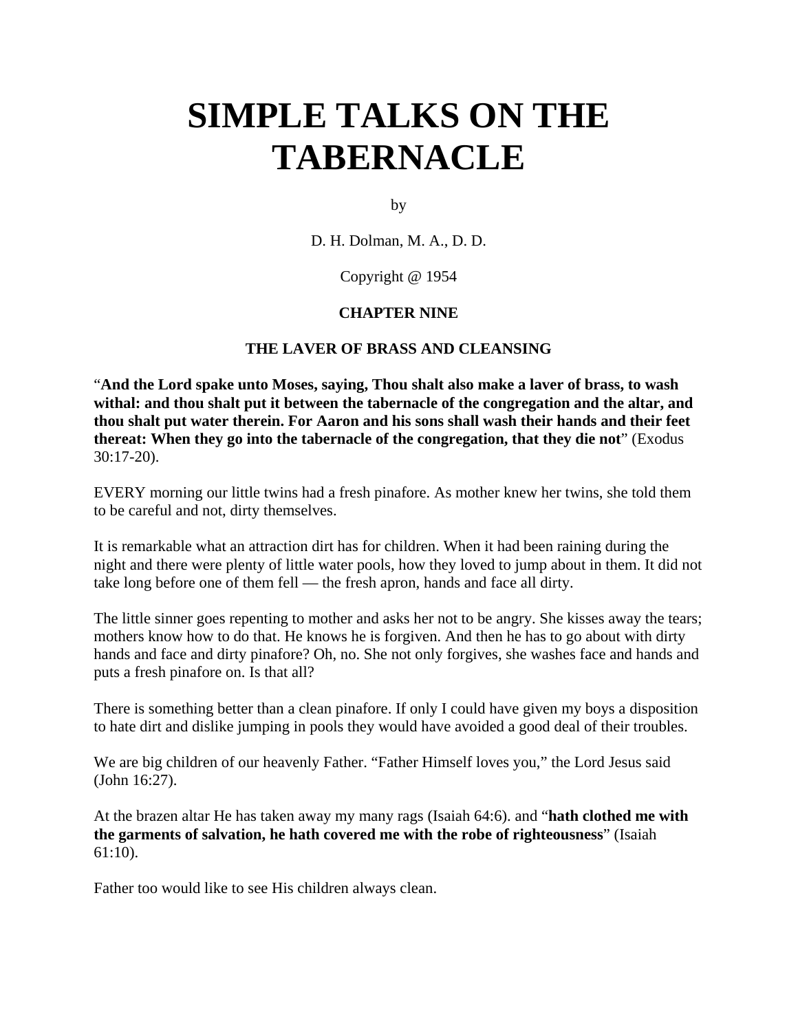# SIMPLE TALKS ON THE TABERNACLE

by

D. H. Dolman, M. A., D. D.

Copyright @ 1954

### CHAPTER NINE

### THE LAVER OF BRASS AND CLEANSING

"**And the Lord spake unto Moses, saying, Thou shalt also make a laver of brass, to wash withal: and thou shalt put it between the tabernacle of the congregation and the altar, and thou shalt put water therein. For Aaron and his sons shall wash their hands and their feet thereat: When they go into the tabernacle of the congregation, that they die not**" (Exodus 30:17-20).

EVERY morning our little twins had a fresh pinafore. As mother knew her twins, she told them to be careful and not, dirty themselves.

It is remarkable what an attraction dirt has for children. When it had been raining during the night and there were plenty of little water pools, how they loved to jump about in them. It did not take long before one of them fell — the fresh apron, hands and face all dirty.

The little sinner goes repenting to mother and asks her not to be angry. She kisses away the tears; mothers know how to do that. He knows he is forgiven. And then he has to go about with dirty hands and face and dirty pinafore? Oh, no. She not only forgives, she washes face and hands and puts a fresh pinafore on. Is that all?

There is something better than a clean pinafore. If only I could have given my boys a disposition to hate dirt and dislike jumping in pools they would have avoided a good deal of their troubles.

We are big children of our heavenly Father. "Father Himself loves you," the Lord Jesus said (John 16:27).

At the brazen altar He has taken away my many rags (Isaiah 64:6). and "**hath clothed me with the garments of salvation, he hath covered me with the robe of righteousness**" (Isaiah 61:10).

Father too would like to see His children always clean.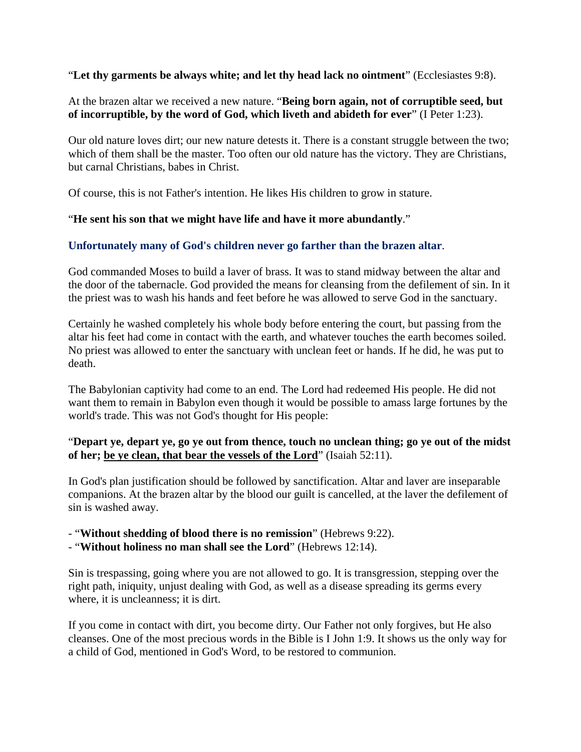"**Let thy garments be always white; and let thy head lack no ointment**" (Ecclesiastes 9:8).

At the brazen altar we received a new nature. "**Being born again, not of corruptible seed, but of incorruptible, by the word of God, which liveth and abideth for ever**" (I Peter 1:23).

Our old nature loves dirt; our new nature detests it. There is a constant struggle between the two; which of them shall be the master. Too often our old nature has the victory. They are Christians, but carnal Christians, babes in Christ.

Of course, this is not Father's intention. He likes His children to grow in stature.

"**He sent his son that we might have life and have it more abundantly**."

**Unfortunately many of God's children never go farther than the brazen altar**.

God commanded Moses to build a laver of brass. It was to stand midway between the altar and the door of the tabernacle. God provided the means for cleansing from the defilement of sin. In it the priest was to wash his hands and feet before he was allowed to serve God in the sanctuary.

Certainly he washed completely his whole body before entering the court, but passing from the altar his feet had come in contact with the earth, and whatever touches the earth becomes soiled. No priest was allowed to enter the sanctuary with unclean feet or hands. If he did, he was put to death.

The Babylonian captivity had come to an end. The Lord had redeemed His people. He did not want them to remain in Babylon even though it would be possible to amass large fortunes by the world's trade. This was not God's thought for His people:

"**Depart ye, depart ye, go ye out from thence, touch no unclean thing; go ye out of the midst of her; <u>be ye clean, that bear the vessels of the Lord</u>**" (Isaiah 52:11).

In God's plan justification should be followed by sanctification. Altar and laver are inseparable companions. At the brazen altar by the blood our guilt is cancelled, at the laver the defilement of sin is washed away.

- "**Without shedding of blood there is no remission**" (Hebrews 9:22).
- "**Without holiness no man shall see the Lord**" (Hebrews 12:14).

Sin is trespassing, going where you are not allowed to go. It is transgression, stepping over the right path, iniquity, unjust dealing with God, as well as a disease spreading its germs every where, it is uncleanness; it is dirt.

If you come in contact with dirt, you become dirty. Our Father not only forgives, but He also cleanses. One of the most precious words in the Bible is I John 1:9. It shows us the only way for a child of God, mentioned in God's Word, to be restored to communion.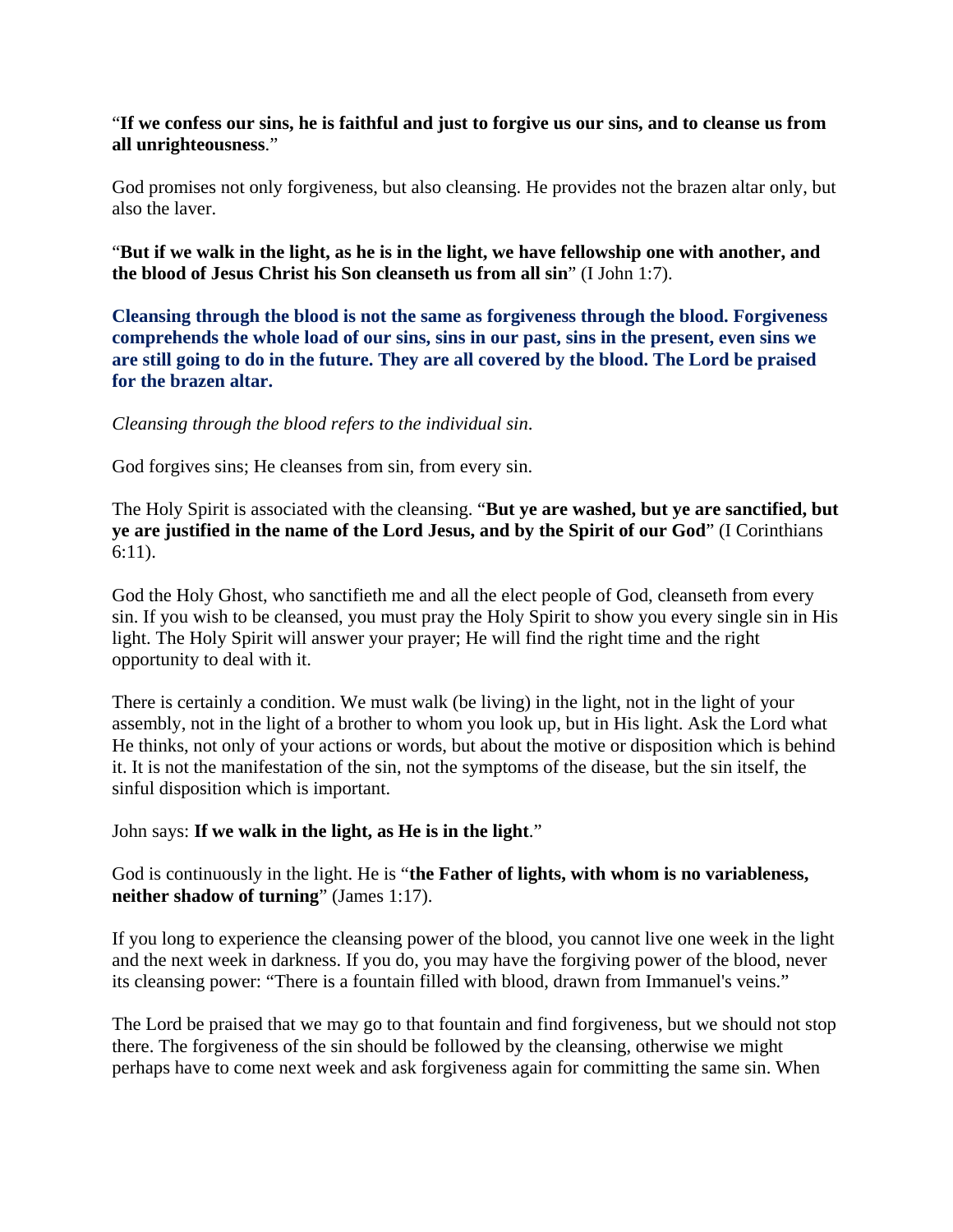"**If we confess our sins, he is faithful and just to forgive us our sins, and to cleanse us from all unrighteousness**."

God promises not only forgiveness, but also cleansing. He provides not the brazen altar only, but also the laver.

"**But if we walk in the light, as he is in the light, we have fellowship one with another, and the blood of Jesus Christ his Son cleanseth us from all sin**" (I John 1:7).

**Cleansing through the blood is not the same as forgiveness through the blood. Forgiveness comprehends the whole load of our sins, sins in our past, sins in the present, even sins we are still going to do in the future. They are all covered by the blood. The Lord be praised for the brazen altar.**

*Cleansing through the blood refers to the individual sin*.

God forgives sins; He cleanses from sin, from every sin.

The Holy Spirit is associated with the cleansing. "**But ye are washed, but ye are sanctified, but ye are justified in the name of the Lord Jesus, and by the Spirit of our God**" (I Corinthians 6:11).

God the Holy Ghost, who sanctifieth me and all the elect people of God, cleanseth from every sin. If you wish to be cleansed, you must pray the Holy Spirit to show you every single sin in His light. The Holy Spirit will answer your prayer; He will find the right time and the right opportunity to deal with it.

There is certainly a condition. We must walk (be living) in the light, not in the light of your assembly, not in the light of a brother to whom you look up, but in His light. Ask the Lord what He thinks, not only of your actions or words, but about the motive or disposition which is behind it. It is not the manifestation of the sin, not the symptoms of the disease, but the sin itself, the sinful disposition which is important.

John says: **If we walk in the light, as He is in the light**."

God is continuously in the light. He is "**the Father of lights, with whom is no variableness, neither shadow of turning**" (James 1:17).

If you long to experience the cleansing power of the blood, you cannot live one week in the light and the next week in darkness. If you do, you may have the forgiving power of the blood, never its cleansing power: "There is a fountain filled with blood, drawn from Immanuel's veins."

The Lord be praised that we may go to that fountain and find forgiveness, but we should not stop there. The forgiveness of the sin should be followed by the cleansing, otherwise we might perhaps have to come next week and ask forgiveness again for committing the same sin. When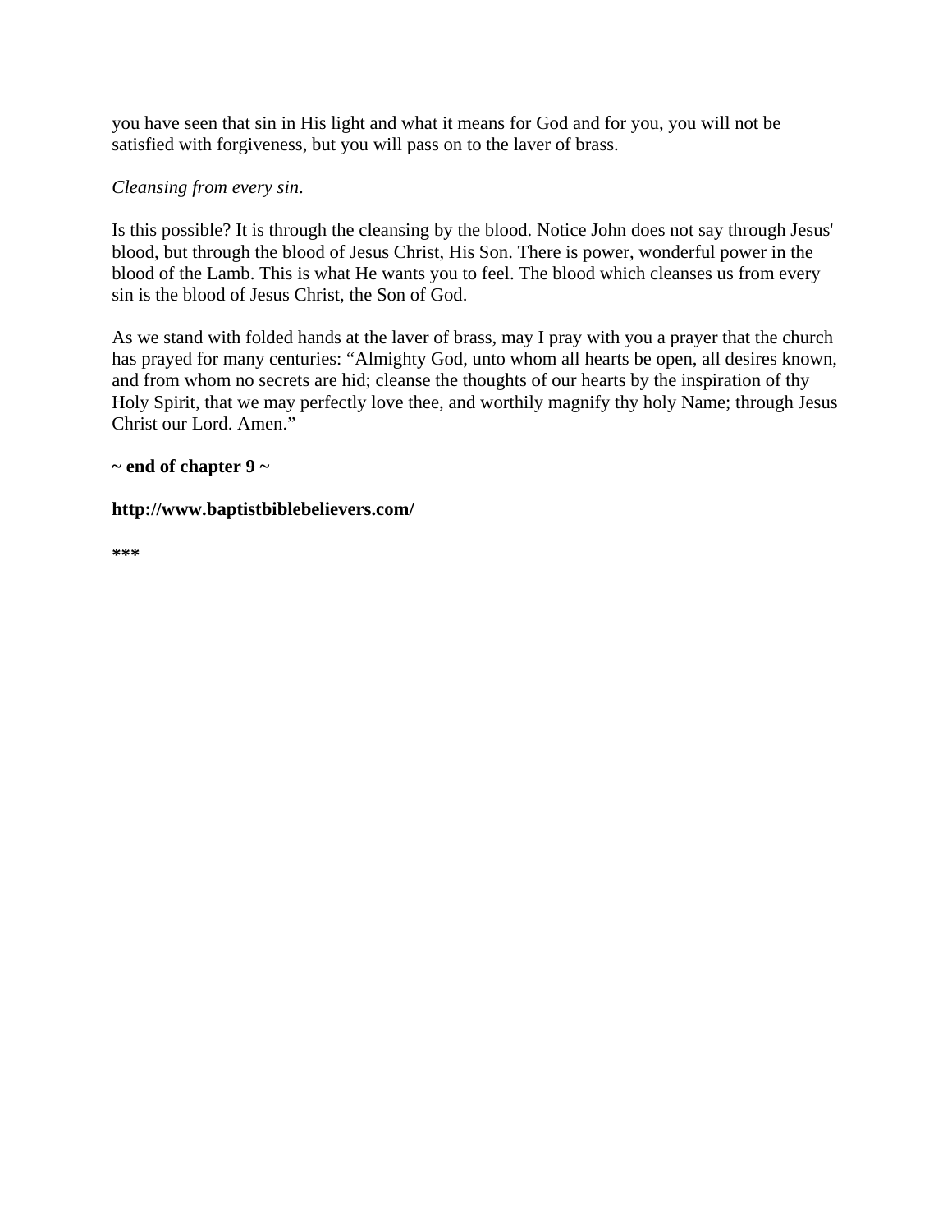you have seen that sin in His light and what it means for God and for you, you will not be satisfied with forgiveness, but you will pass on to the laver of brass.

*Cleansing from every sin.*

Is this possible? It is through the cleansing by the blood. Notice John does not say through Jesus' blood, but through the blood of Jesus Christ, His Son. There is power, wonderful power in the blood of the Lamb. This is what He wants you to feel. The blood which cleanses us from every sin is the blood of Jesus Christ, the Son of God.

As we stand with folded hands at the laver of brass, may I pray with you a prayer that the church has prayed for many centuries: “Almighty God, unto whom all hearts be open, all desires known, and from whom no secrets are hid; cleanse the thoughts of our hearts by the inspiration of thy Holy Spirit, that we may perfectly love thee, and worthily magnify thy holy Name; through Jesus Christ our Lord. Amen.”

**~ end of chapter 9 ~**

**http://www.baptistbiblebelievers.com/**

**\*\*\***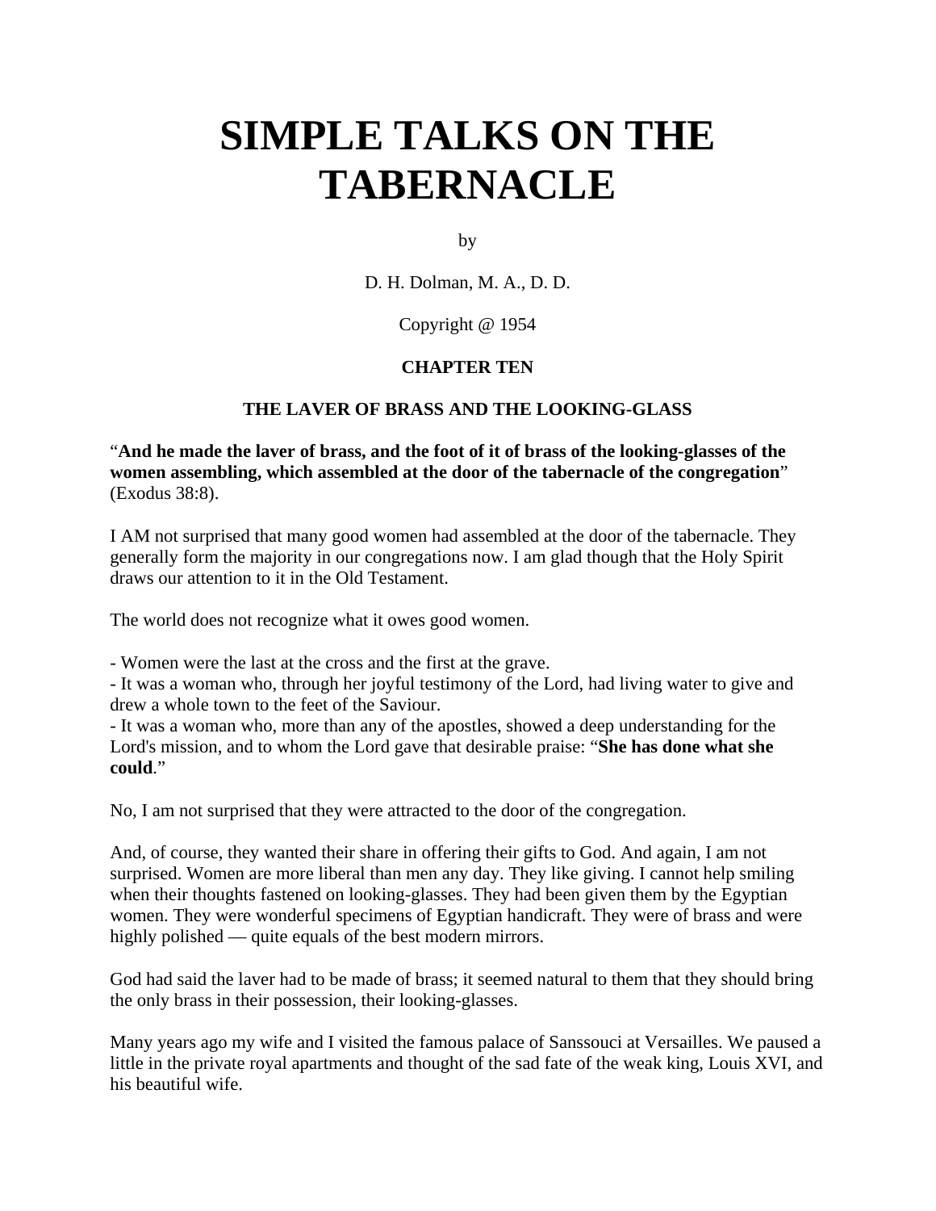# SIMPLE TALKS ON THE TABERNACLE

by

D. H. Dolman, M. A., D. D.

Copyright @ 1954

**CHAPTER TEN**

**THE LAVER OF BRASS AND THE LOOKING-GLASS**

"**And he made the laver of brass, and the foot of it of brass of the looking-glasses of the women assembling, which assembled at the door of the tabernacle of the congregation**" (Exodus 38:8).

I AM not surprised that many good women had assembled at the door of the tabernacle. They generally form the majority in our congregations now. I am glad though that the Holy Spirit draws our attention to it in the Old Testament.

The world does not recognize what it owes good women.

- Women were the last at the cross and the first at the grave.
- It was a woman who, through her joyful testimony of the Lord, had living water to give and drew a whole town to the feet of the Saviour.
- It was a woman who, more than any of the apostles, showed a deep understanding for the Lord's mission, and to whom the Lord gave that desirable praise: "**She has done what she could**."

No, I am not surprised that they were attracted to the door of the congregation.

And, of course, they wanted their share in offering their gifts to God. And again, I am not surprised. Women are more liberal than men any day. They like giving. I cannot help smiling when their thoughts fastened on looking-glasses. They had been given them by the Egyptian women. They were wonderful specimens of Egyptian handicraft. They were of brass and were highly polished — quite equals of the best modern mirrors.

God had said the laver had to be made of brass; it seemed natural to them that they should bring the only brass in their possession, their looking-glasses.

Many years ago my wife and I visited the famous palace of Sanssouci at Versailles. We paused a little in the private royal apartments and thought of the sad fate of the weak king, Louis XVI, and his beautiful wife.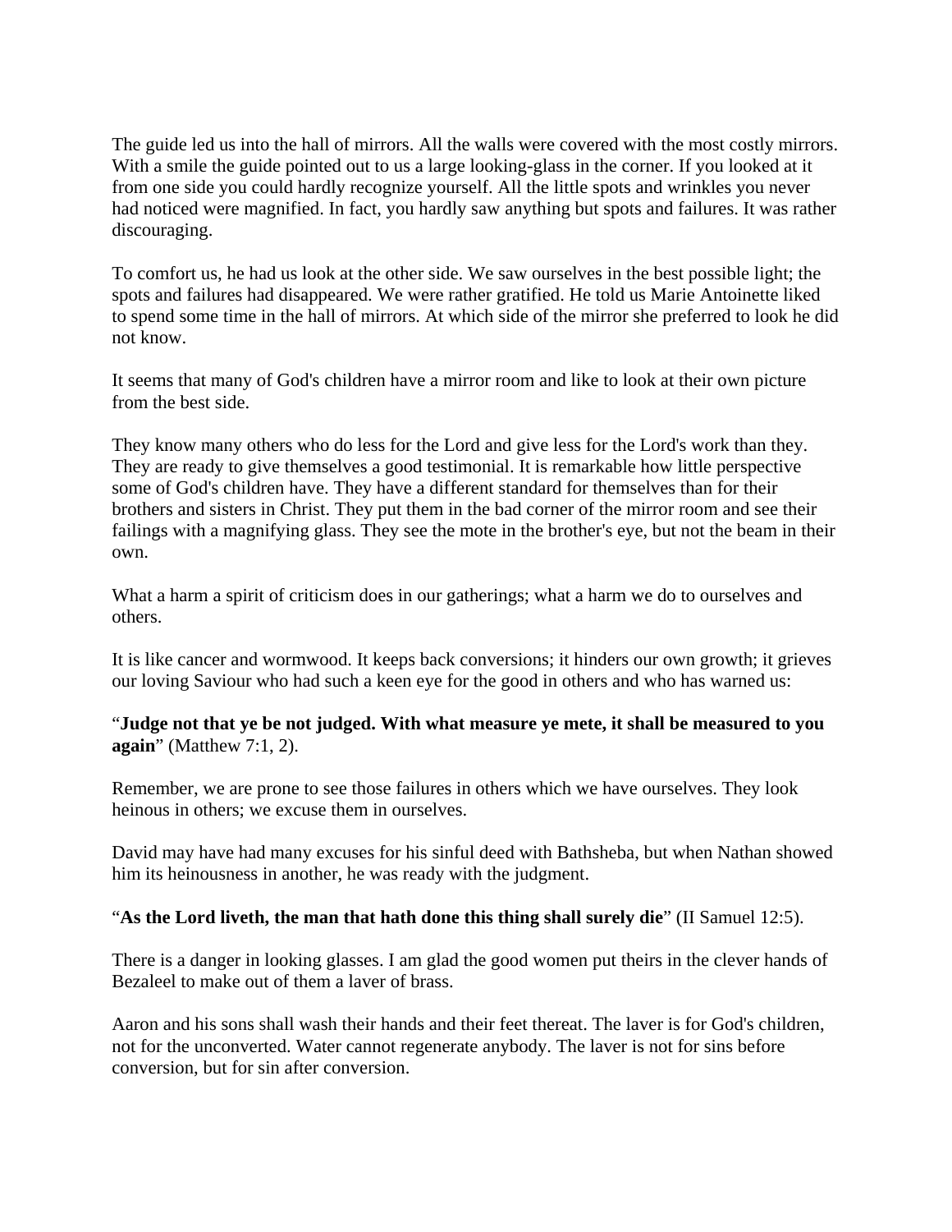The guide led us into the hall of mirrors. All the walls were covered with the most costly mirrors. With a smile the guide pointed out to us a large looking-glass in the corner. If you looked at it from one side you could hardly recognize yourself. All the little spots and wrinkles you never had noticed were magnified. In fact, you hardly saw anything but spots and failures. It was rather discouraging.

To comfort us, he had us look at the other side. We saw ourselves in the best possible light; the spots and failures had disappeared. We were rather gratified. He told us Marie Antoinette liked to spend some time in the hall of mirrors. At which side of the mirror she preferred to look he did not know.

It seems that many of God's children have a mirror room and like to look at their own picture from the best side.

They know many others who do less for the Lord and give less for the Lord's work than they. They are ready to give themselves a good testimonial. It is remarkable how little perspective some of God's children have. They have a different standard for themselves than for their brothers and sisters in Christ. They put them in the bad corner of the mirror room and see their failings with a magnifying glass. They see the mote in the brother's eye, but not the beam in their own.

What a harm a spirit of criticism does in our gatherings; what a harm we do to ourselves and others.

It is like cancer and wormwood. It keeps back conversions; it hinders our own growth; it grieves our loving Saviour who had such a keen eye for the good in others and who has warned us:

"**Judge not that ye be not judged. With what measure ye mete, it shall be measured to you again**" (Matthew 7:1, 2).

Remember, we are prone to see those failures in others which we have ourselves. They look heinous in others; we excuse them in ourselves.

David may have had many excuses for his sinful deed with Bathsheba, but when Nathan showed him its heinousness in another, he was ready with the judgment.

"**As the Lord liveth, the man that hath done this thing shall surely die**" (II Samuel 12:5).

There is a danger in looking glasses. I am glad the good women put theirs in the clever hands of Bezaleel to make out of them a laver of brass.

Aaron and his sons shall wash their hands and their feet thereat. The laver is for God's children, not for the unconverted. Water cannot regenerate anybody. The laver is not for sins before conversion, but for sin after conversion.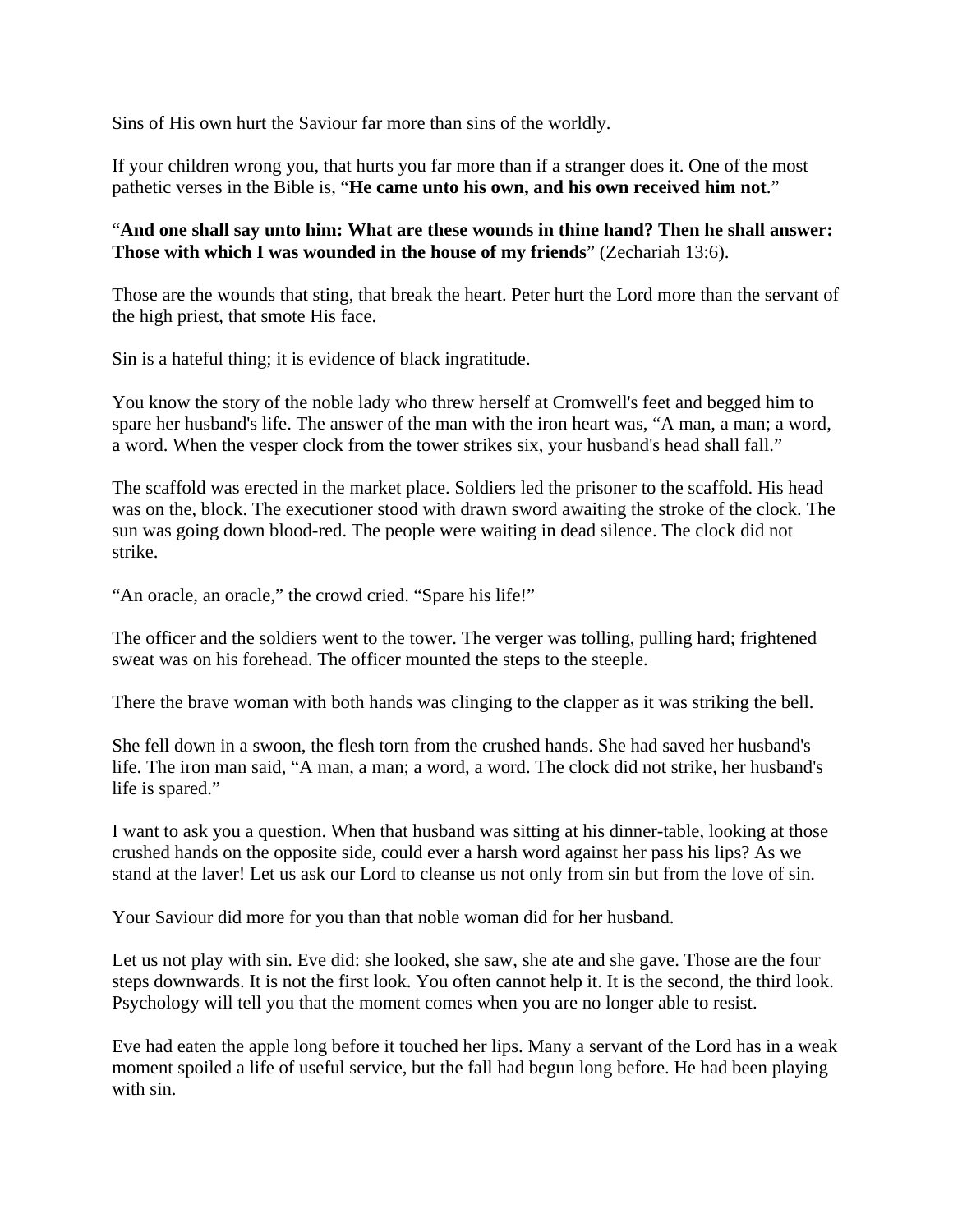Sins of His own hurt the Saviour far more than sins of the worldly.

If your children wrong you, that hurts you far more than if a stranger does it. One of the most pathetic verses in the Bible is, “**He came unto his own, and his own received him not**.”

“**And one shall say unto him: What are these wounds in thine hand? Then he shall answer: Those with which I was wounded in the house of my friends**” (Zechariah 13:6).

Those are the wounds that sting, that break the heart. Peter hurt the Lord more than the servant of the high priest, that smote His face.

Sin is a hateful thing; it is evidence of black ingratitude.

You know the story of the noble lady who threw herself at Cromwell's feet and begged him to spare her husband's life. The answer of the man with the iron heart was, “A man, a man; a word, a word. When the vesper clock from the tower strikes six, your husband's head shall fall.”

The scaffold was erected in the market place. Soldiers led the prisoner to the scaffold. His head was on the, block. The executioner stood with drawn sword awaiting the stroke of the clock. The sun was going down blood-red. The people were waiting in dead silence. The clock did not strike.

“An oracle, an oracle,” the crowd cried. “Spare his life!”

The officer and the soldiers went to the tower. The verger was tolling, pulling hard; frightened sweat was on his forehead. The officer mounted the steps to the steeple.

There the brave woman with both hands was clinging to the clapper as it was striking the bell.

She fell down in a swoon, the flesh torn from the crushed hands. She had saved her husband's life. The iron man said, “A man, a man; a word, a word. The clock did not strike, her husband's life is spared.”

I want to ask you a question. When that husband was sitting at his dinner-table, looking at those crushed hands on the opposite side, could ever a harsh word against her pass his lips? As we stand at the laver! Let us ask our Lord to cleanse us not only from sin but from the love of sin.

Your Saviour did more for you than that noble woman did for her husband.

Let us not play with sin. Eve did: she looked, she saw, she ate and she gave. Those are the four steps downwards. It is not the first look. You often cannot help it. It is the second, the third look. Psychology will tell you that the moment comes when you are no longer able to resist.

Eve had eaten the apple long before it touched her lips. Many a servant of the Lord has in a weak moment spoiled a life of useful service, but the fall had begun long before. He had been playing with sin.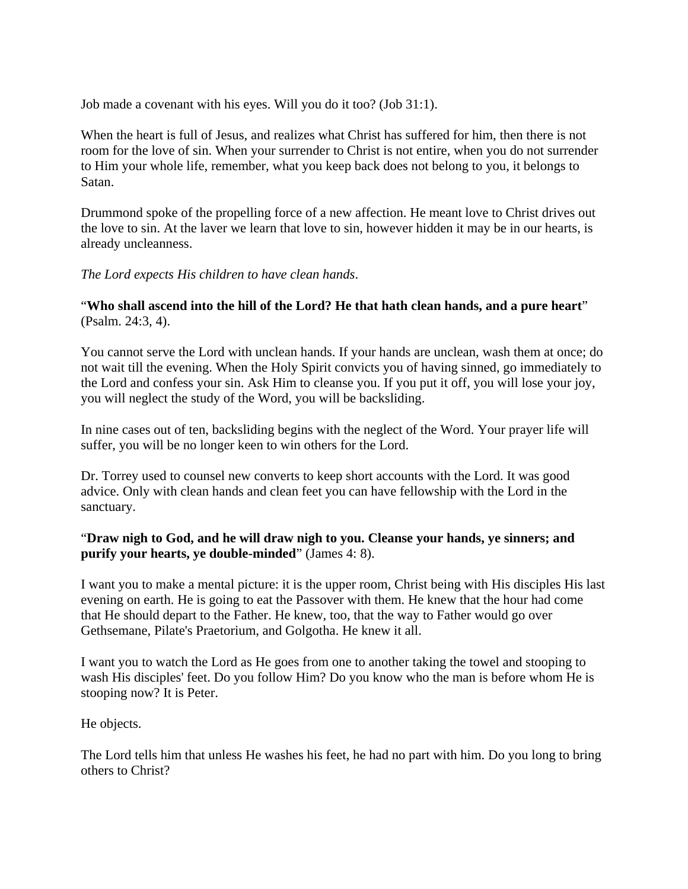Job made a covenant with his eyes. Will you do it too? (Job 31:1).

When the heart is full of Jesus, and realizes what Christ has suffered for him, then there is not room for the love of sin. When your surrender to Christ is not entire, when you do not surrender to Him your whole life, remember, what you keep back does not belong to you, it belongs to Satan.

Drummond spoke of the propelling force of a new affection. He meant love to Christ drives out the love to sin. At the laver we learn that love to sin, however hidden it may be in our hearts, is already uncleanness.

*The Lord expects His children to have clean hands*.

"**Who shall ascend into the hill of the Lord? He that hath clean hands, and a pure heart**" (Psalm. 24:3, 4).

You cannot serve the Lord with unclean hands. If your hands are unclean, wash them at once; do not wait till the evening. When the Holy Spirit convicts you of having sinned, go immediately to the Lord and confess your sin. Ask Him to cleanse you. If you put it off, you will lose your joy, you will neglect the study of the Word, you will be backsliding.

In nine cases out of ten, backsliding begins with the neglect of the Word. Your prayer life will suffer, you will be no longer keen to win others for the Lord.

Dr. Torrey used to counsel new converts to keep short accounts with the Lord. It was good advice. Only with clean hands and clean feet you can have fellowship with the Lord in the sanctuary.

"**Draw nigh to God, and he will draw nigh to you. Cleanse your hands, ye sinners; and purify your hearts, ye double-minded**" (James 4: 8).

I want you to make a mental picture: it is the upper room, Christ being with His disciples His last evening on earth. He is going to eat the Passover with them. He knew that the hour had come that He should depart to the Father. He knew, too, that the way to Father would go over Gethsemane, Pilate's Praetorium, and Golgotha. He knew it all.

I want you to watch the Lord as He goes from one to another taking the towel and stooping to wash His disciples' feet. Do you follow Him? Do you know who the man is before whom He is stooping now? It is Peter.

He objects.

The Lord tells him that unless He washes his feet, he had no part with him. Do you long to bring others to Christ?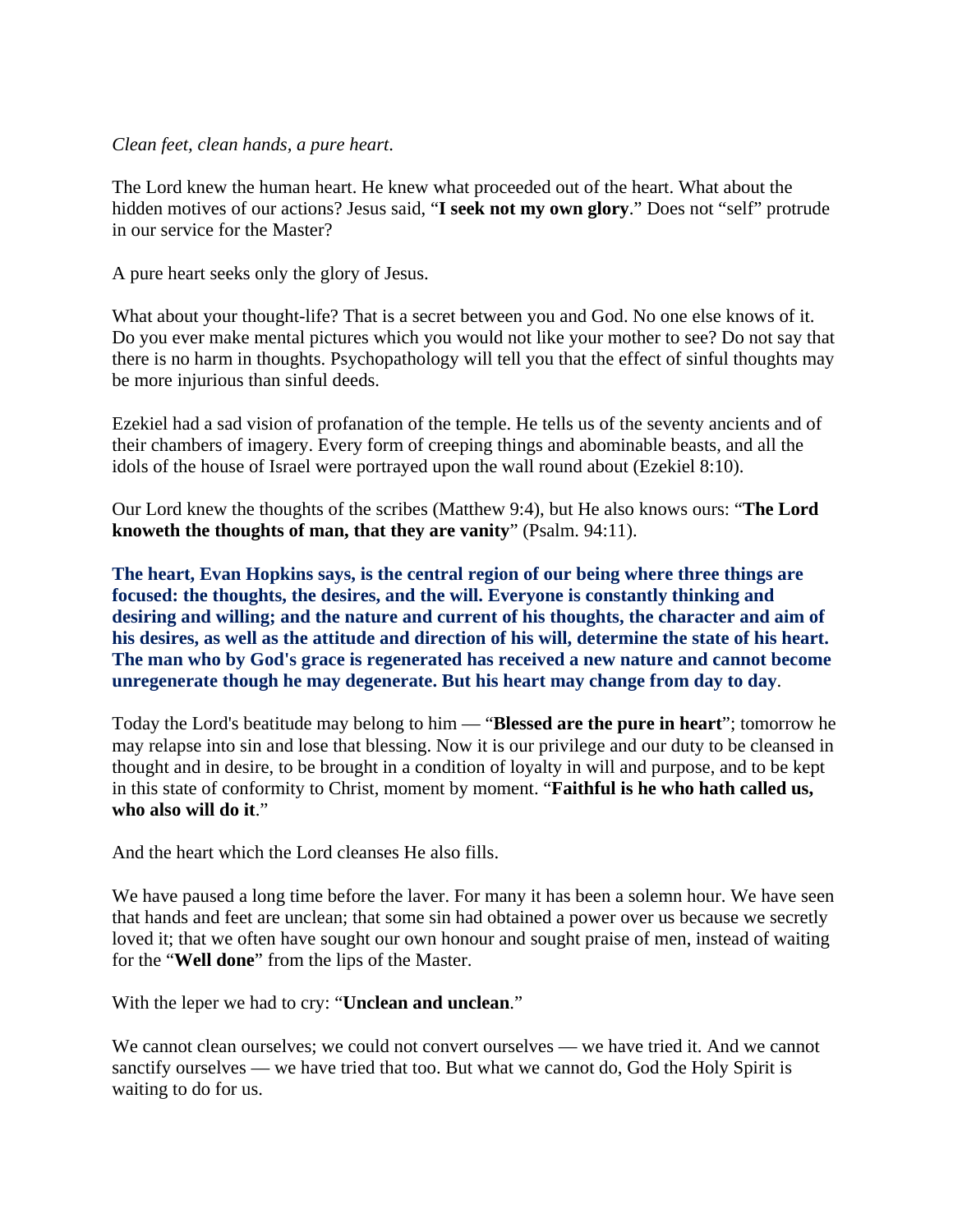*Clean feet, clean hands, a pure heart.*

The Lord knew the human heart. He knew what proceeded out of the heart. What about the hidden motives of our actions? Jesus said, "**I seek not my own glory**." Does not "self" protrude in our service for the Master?

A pure heart seeks only the glory of Jesus.

What about your thought-life? That is a secret between you and God. No one else knows of it. Do you ever make mental pictures which you would not like your mother to see? Do not say that there is no harm in thoughts. Psychopathology will tell you that the effect of sinful thoughts may be more injurious than sinful deeds.

Ezekiel had a sad vision of profanation of the temple. He tells us of the seventy ancients and of their chambers of imagery. Every form of creeping things and abominable beasts, and all the idols of the house of Israel were portrayed upon the wall round about (Ezekiel 8:10).

Our Lord knew the thoughts of the scribes (Matthew 9:4), but He also knows ours: "**The Lord knoweth the thoughts of man, that they are vanity**" (Psalm. 94:11).

**The heart, Evan Hopkins says, is the central region of our being where three things are focused: the thoughts, the desires, and the will. Everyone is constantly thinking and desiring and willing; and the nature and current of his thoughts, the character and aim of his desires, as well as the attitude and direction of his will, determine the state of his heart. The man who by God's grace is regenerated has received a new nature and cannot become unregenerate though he may degenerate. But his heart may change from day to day**.

Today the Lord's beatitude may belong to him — "**Blessed are the pure in heart**"; tomorrow he may relapse into sin and lose that blessing. Now it is our privilege and our duty to be cleansed in thought and in desire, to be brought in a condition of loyalty in will and purpose, and to be kept in this state of conformity to Christ, moment by moment. "**Faithful is he who hath called us, who also will do it**."

And the heart which the Lord cleanses He also fills.

We have paused a long time before the laver. For many it has been a solemn hour. We have seen that hands and feet are unclean; that some sin had obtained a power over us because we secretly loved it; that we often have sought our own honour and sought praise of men, instead of waiting for the "**Well done**" from the lips of the Master.

With the leper we had to cry: "**Unclean and unclean**."

We cannot clean ourselves; we could not convert ourselves — we have tried it. And we cannot sanctify ourselves — we have tried that too. But what we cannot do, God the Holy Spirit is waiting to do for us.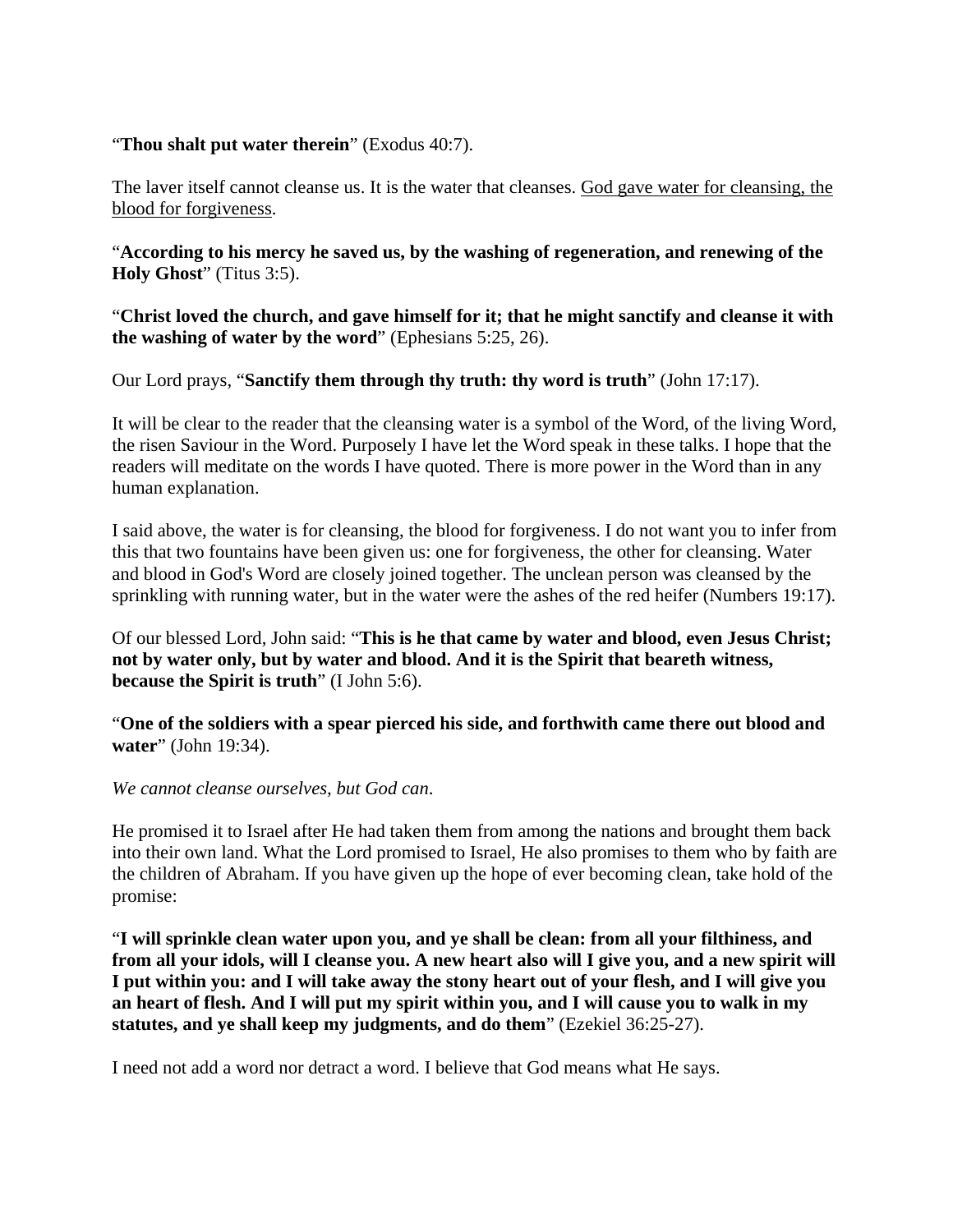"**Thou shalt put water therein**" (Exodus 40:7).

The laver itself cannot cleanse us. It is the water that cleanses. <u>God gave water for cleansing, the blood for forgiveness</u>.

"**According to his mercy he saved us, by the washing of regeneration, and renewing of the Holy Ghost**" (Titus 3:5).

"**Christ loved the church, and gave himself for it; that he might sanctify and cleanse it with the washing of water by the word**" (Ephesians 5:25, 26).

Our Lord prays, "**Sanctify them through thy truth: thy word is truth**" (John 17:17).

It will be clear to the reader that the cleansing water is a symbol of the Word, of the living Word, the risen Saviour in the Word. Purposely I have let the Word speak in these talks. I hope that the readers will meditate on the words I have quoted. There is more power in the Word than in any human explanation.

I said above, the water is for cleansing, the blood for forgiveness. I do not want you to infer from this that two fountains have been given us: one for forgiveness, the other for cleansing. Water and blood in God's Word are closely joined together. The unclean person was cleansed by the sprinkling with running water, but in the water were the ashes of the red heifer (Numbers 19:17).

Of our blessed Lord, John said: "**This is he that came by water and blood, even Jesus Christ; not by water only, but by water and blood. And it is the Spirit that beareth witness, because the Spirit is truth**" (I John 5:6).

"**One of the soldiers with a spear pierced his side, and forthwith came there out blood and water**" (John 19:34).

*We cannot cleanse ourselves, but God can.*

He promised it to Israel after He had taken them from among the nations and brought them back into their own land. What the Lord promised to Israel, He also promises to them who by faith are the children of Abraham. If you have given up the hope of ever becoming clean, take hold of the promise:

"**I will sprinkle clean water upon you, and ye shall be clean: from all your filthiness, and from all your idols, will I cleanse you. A new heart also will I give you, and a new spirit will I put within you: and I will take away the stony heart out of your flesh, and I will give you an heart of flesh. And I will put my spirit within you, and I will cause you to walk in my statutes, and ye shall keep my judgments, and do them**" (Ezekiel 36:25-27).

I need not add a word nor detract a word. I believe that God means what He says.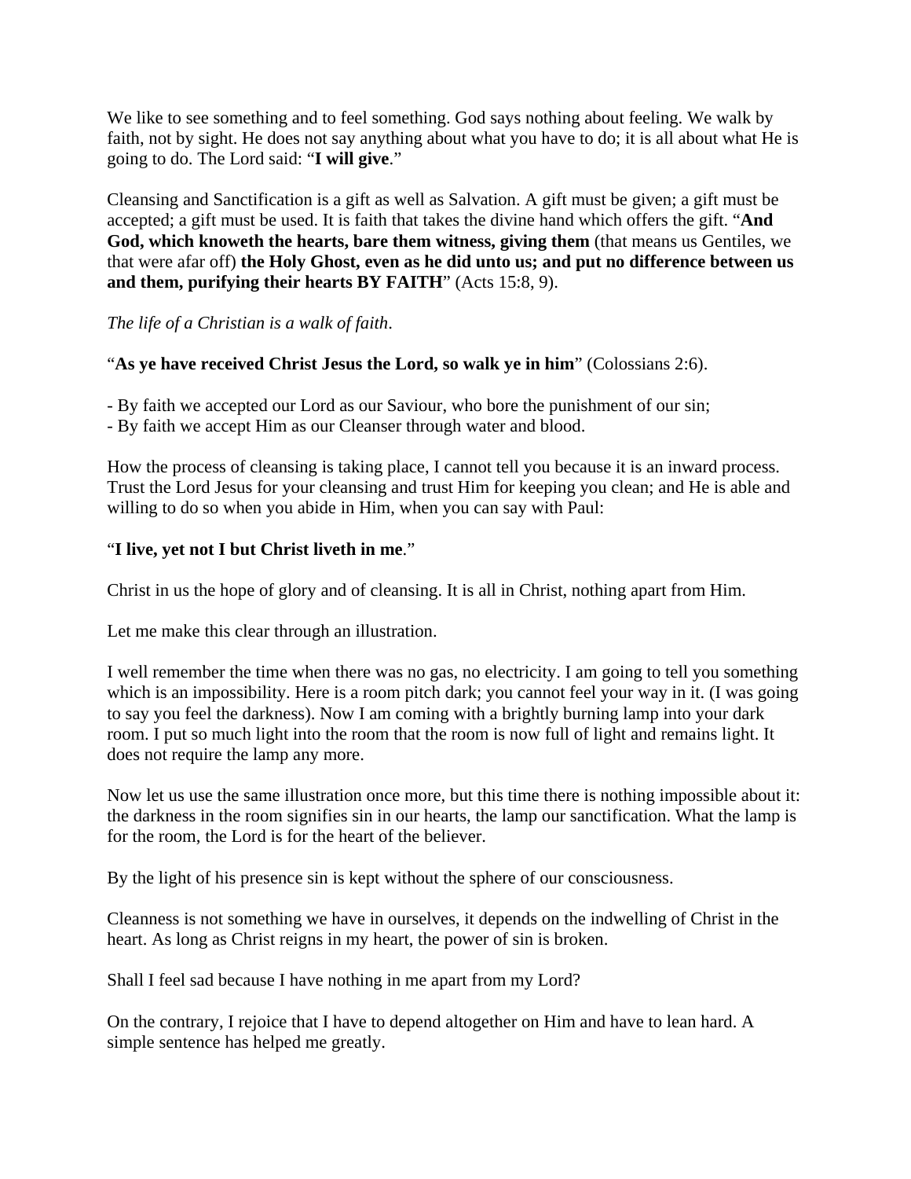We like to see something and to feel something. God says nothing about feeling. We walk by faith, not by sight. He does not say anything about what you have to do; it is all about what He is going to do. The Lord said: "**I will give**."

Cleansing and Sanctification is a gift as well as Salvation. A gift must be given; a gift must be accepted; a gift must be used. It is faith that takes the divine hand which offers the gift. "**And God, which knoweth the hearts, bare them witness, giving them** (that means us Gentiles, we that were afar off) **the Holy Ghost, even as he did unto us; and put no difference between us and them, purifying their hearts BY FAITH**" (Acts 15:8, 9).

*The life of a Christian is a walk of faith*.

"**As ye have received Christ Jesus the Lord, so walk ye in him**" (Colossians 2:6).

- By faith we accepted our Lord as our Saviour, who bore the punishment of our sin;
- By faith we accept Him as our Cleanser through water and blood.

How the process of cleansing is taking place, I cannot tell you because it is an inward process. Trust the Lord Jesus for your cleansing and trust Him for keeping you clean; and He is able and willing to do so when you abide in Him, when you can say with Paul:

"**I live, yet not I but Christ liveth in me**."

Christ in us the hope of glory and of cleansing. It is all in Christ, nothing apart from Him.

Let me make this clear through an illustration.

I well remember the time when there was no gas, no electricity. I am going to tell you something which is an impossibility. Here is a room pitch dark; you cannot feel your way in it. (I was going to say you feel the darkness). Now I am coming with a brightly burning lamp into your dark room. I put so much light into the room that the room is now full of light and remains light. It does not require the lamp any more.

Now let us use the same illustration once more, but this time there is nothing impossible about it: the darkness in the room signifies sin in our hearts, the lamp our sanctification. What the lamp is for the room, the Lord is for the heart of the believer.

By the light of his presence sin is kept without the sphere of our consciousness.

Cleanness is not something we have in ourselves, it depends on the indwelling of Christ in the heart. As long as Christ reigns in my heart, the power of sin is broken.

Shall I feel sad because I have nothing in me apart from my Lord?

On the contrary, I rejoice that I have to depend altogether on Him and have to lean hard. A simple sentence has helped me greatly.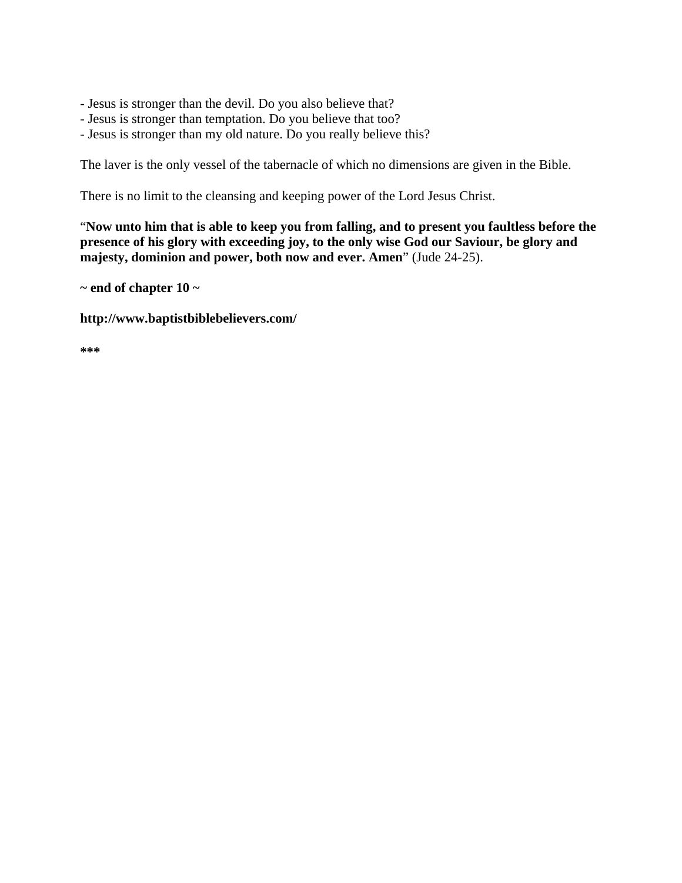- Jesus is stronger than the devil. Do you also believe that?
- Jesus is stronger than temptation. Do you believe that too?
- Jesus is stronger than my old nature. Do you really believe this?

The laver is the only vessel of the tabernacle of which no dimensions are given in the Bible.

There is no limit to the cleansing and keeping power of the Lord Jesus Christ.

"**Now unto him that is able to keep you from falling, and to present you faultless before the presence of his glory with exceeding joy, to the only wise God our Saviour, be glory and majesty, dominion and power, both now and ever. Amen**" (Jude 24-25).

**~ end of chapter 10 ~**

**http://www.baptistbiblebelievers.com/**

**\*\*\***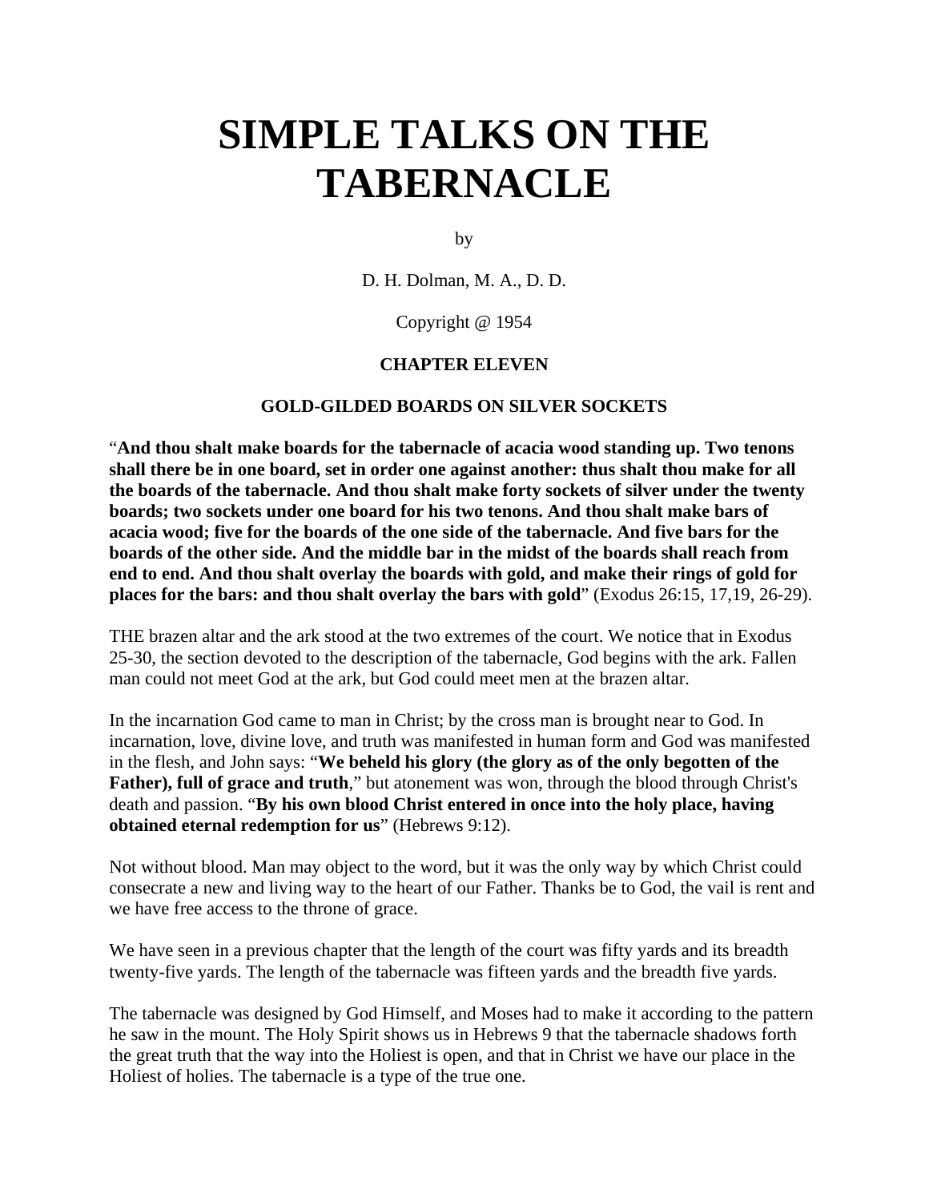# SIMPLE TALKS ON THE TABERNACLE

by

D. H. Dolman, M. A., D. D.

Copyright @ 1954

### CHAPTER ELEVEN

### GOLD-GILDED BOARDS ON SILVER SOCKETS

"**And thou shalt make boards for the tabernacle of acacia wood standing up. Two tenons shall there be in one board, set in order one against another: thus shalt thou make for all the boards of the tabernacle. And thou shalt make forty sockets of silver under the twenty boards; two sockets under one board for his two tenons. And thou shalt make bars of acacia wood; five for the boards of the one side of the tabernacle. And five bars for the boards of the other side. And the middle bar in the midst of the boards shall reach from end to end. And thou shalt overlay the boards with gold, and make their rings of gold for places for the bars: and thou shalt overlay the bars with gold**" (Exodus 26:15, 17,19, 26-29).

THE brazen altar and the ark stood at the two extremes of the court. We notice that in Exodus 25-30, the section devoted to the description of the tabernacle, God begins with the ark. Fallen man could not meet God at the ark, but God could meet men at the brazen altar.

In the incarnation God came to man in Christ; by the cross man is brought near to God. In incarnation, love, divine love, and truth was manifested in human form and God was manifested in the flesh, and John says: "**We beheld his glory (the glory as of the only begotten of the Father), full of grace and truth**," but atonement was won, through the blood through Christ's death and passion. "**By his own blood Christ entered in once into the holy place, having obtained eternal redemption for us**" (Hebrews 9:12).

Not without blood. Man may object to the word, but it was the only way by which Christ could consecrate a new and living way to the heart of our Father. Thanks be to God, the vail is rent and we have free access to the throne of grace.

We have seen in a previous chapter that the length of the court was fifty yards and its breadth twenty-five yards. The length of the tabernacle was fifteen yards and the breadth five yards.

The tabernacle was designed by God Himself, and Moses had to make it according to the pattern he saw in the mount. The Holy Spirit shows us in Hebrews 9 that the tabernacle shadows forth the great truth that the way into the Holiest is open, and that in Christ we have our place in the Holiest of holies. The tabernacle is a type of the true one.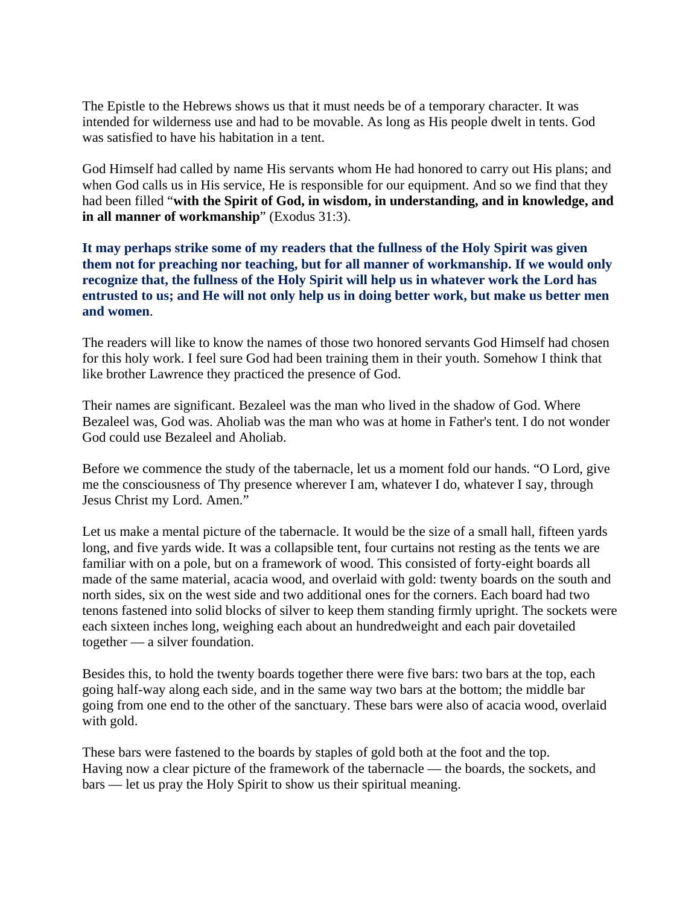The Epistle to the Hebrews shows us that it must needs be of a temporary character. It was intended for wilderness use and had to be movable. As long as His people dwelt in tents. God was satisfied to have his habitation in a tent.

God Himself had called by name His servants whom He had honored to carry out His plans; and when God calls us in His service, He is responsible for our equipment. And so we find that they had been filled "**with the Spirit of God, in wisdom, in understanding, and in knowledge, and in all manner of workmanship**" (Exodus 31:3).

**It may perhaps strike some of my readers that the fullness of the Holy Spirit was given them not for preaching nor teaching, but for all manner of workmanship. If we would only recognize that, the fullness of the Holy Spirit will help us in whatever work the Lord has entrusted to us; and He will not only help us in doing better work, but make us better men and women**.

The readers will like to know the names of those two honored servants God Himself had chosen for this holy work. I feel sure God had been training them in their youth. Somehow I think that like brother Lawrence they practiced the presence of God.

Their names are significant. Bezaleel was the man who lived in the shadow of God. Where Bezaleel was, God was. Aholiab was the man who was at home in Father's tent. I do not wonder God could use Bezaleel and Aholiab.

Before we commence the study of the tabernacle, let us a moment fold our hands. "O Lord, give me the consciousness of Thy presence wherever I am, whatever I do, whatever I say, through Jesus Christ my Lord. Amen."

Let us make a mental picture of the tabernacle. It would be the size of a small hall, fifteen yards long, and five yards wide. It was a collapsible tent, four curtains not resting as the tents we are familiar with on a pole, but on a framework of wood. This consisted of forty-eight boards all made of the same material, acacia wood, and overlaid with gold: twenty boards on the south and north sides, six on the west side and two additional ones for the corners. Each board had two tenons fastened into solid blocks of silver to keep them standing firmly upright. The sockets were each sixteen inches long, weighing each about an hundredweight and each pair dovetailed together — a silver foundation.

Besides this, to hold the twenty boards together there were five bars: two bars at the top, each going half-way along each side, and in the same way two bars at the bottom; the middle bar going from one end to the other of the sanctuary. These bars were also of acacia wood, overlaid with gold.

These bars were fastened to the boards by staples of gold both at the foot and the top. Having now a clear picture of the framework of the tabernacle — the boards, the sockets, and bars — let us pray the Holy Spirit to show us their spiritual meaning.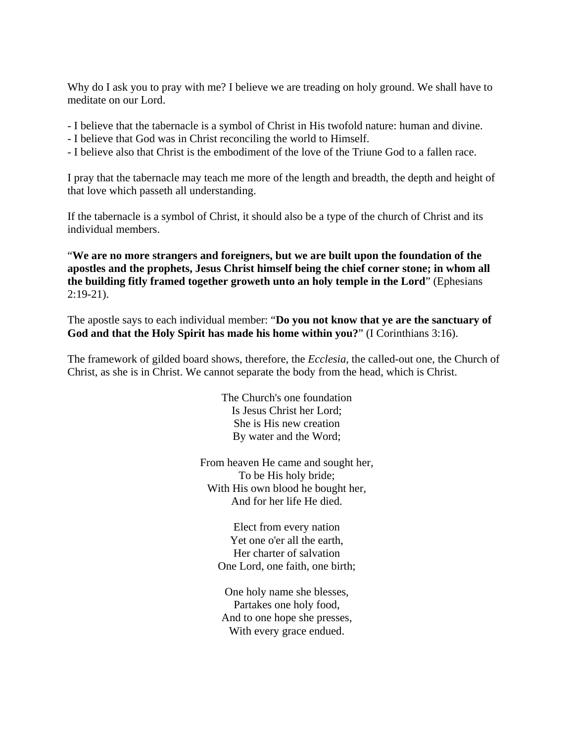Why do I ask you to pray with me? I believe we are treading on holy ground. We shall have to meditate on our Lord.

- I believe that the tabernacle is a symbol of Christ in His twofold nature: human and divine.
- I believe that God was in Christ reconciling the world to Himself.
- I believe also that Christ is the embodiment of the love of the Triune God to a fallen race.

I pray that the tabernacle may teach me more of the length and breadth, the depth and height of that love which passeth all understanding.

If the tabernacle is a symbol of Christ, it should also be a type of the church of Christ and its individual members.

"**We are no more strangers and foreigners, but we are built upon the foundation of the apostles and the prophets, Jesus Christ himself being the chief corner stone; in whom all the building fitly framed together groweth unto an holy temple in the Lord**" (Ephesians 2:19-21).

The apostle says to each individual member: "**Do you not know that ye are the sanctuary of God and that the Holy Spirit has made his home within you?**" (I Corinthians 3:16).

The framework of gilded board shows, therefore, the *Ecclesia*, the called-out one, the Church of Christ, as she is in Christ. We cannot separate the body from the head, which is Christ.

The Church's one foundation
Is Jesus Christ her Lord;
She is His new creation
By water and the Word;

From heaven He came and sought her,
To be His holy bride;
With His own blood he bought her,
And for her life He died.

Elect from every nation
Yet one o'er all the earth,
Her charter of salvation
One Lord, one faith, one birth;

One holy name she blesses,
Partakes one holy food,
And to one hope she presses,
With every grace endued.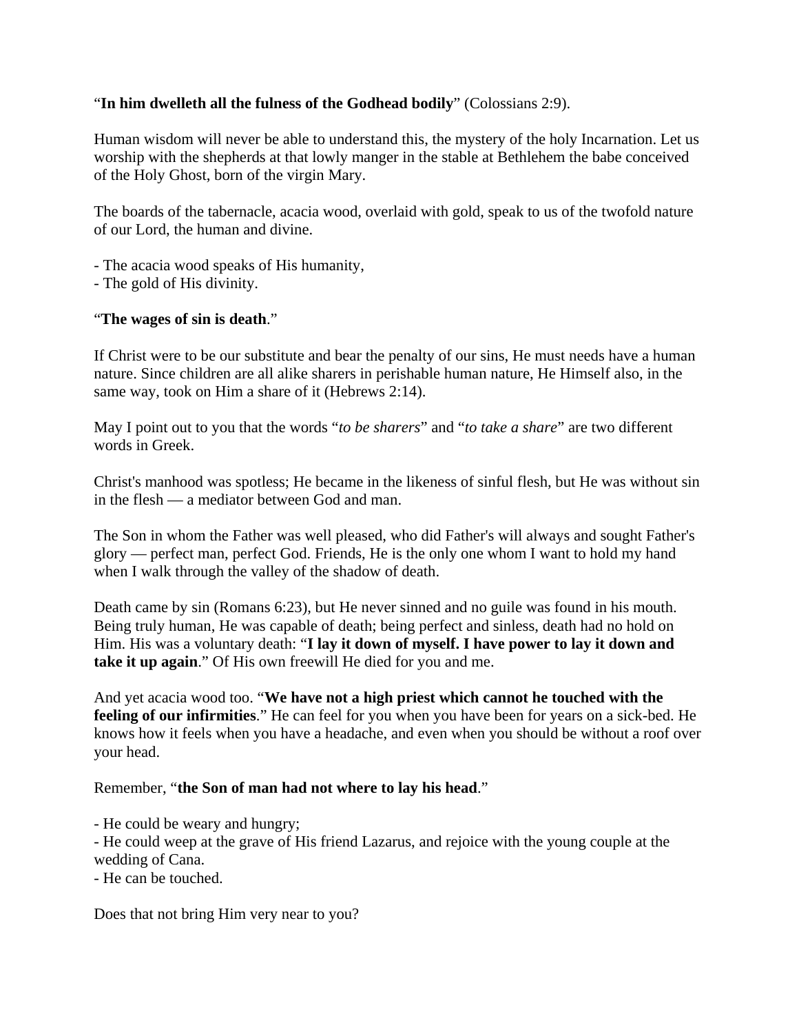"**In him dwelleth all the fulness of the Godhead bodily**" (Colossians 2:9).

Human wisdom will never be able to understand this, the mystery of the holy Incarnation. Let us worship with the shepherds at that lowly manger in the stable at Bethlehem the babe conceived of the Holy Ghost, born of the virgin Mary.

The boards of the tabernacle, acacia wood, overlaid with gold, speak to us of the twofold nature of our Lord, the human and divine.

- The acacia wood speaks of His humanity,
- The gold of His divinity.

"**The wages of sin is death**."

If Christ were to be our substitute and bear the penalty of our sins, He must needs have a human nature. Since children are all alike sharers in perishable human nature, He Himself also, in the same way, took on Him a share of it (Hebrews 2:14).

May I point out to you that the words "*to be sharers*" and "*to take a share*" are two different words in Greek.

Christ's manhood was spotless; He became in the likeness of sinful flesh, but He was without sin in the flesh — a mediator between God and man.

The Son in whom the Father was well pleased, who did Father's will always and sought Father's glory — perfect man, perfect God. Friends, He is the only one whom I want to hold my hand when I walk through the valley of the shadow of death.

Death came by sin (Romans 6:23), but He never sinned and no guile was found in his mouth. Being truly human, He was capable of death; being perfect and sinless, death had no hold on Him. His was a voluntary death: "**I lay it down of myself. I have power to lay it down and take it up again**." Of His own freewill He died for you and me.

And yet acacia wood too. "**We have not a high priest which cannot he touched with the feeling of our infirmities**." He can feel for you when you have been for years on a sick-bed. He knows how it feels when you have a headache, and even when you should be without a roof over your head.

Remember, "**the Son of man had not where to lay his head**."

- He could be weary and hungry;
- He could weep at the grave of His friend Lazarus, and rejoice with the young couple at the wedding of Cana.
- He can be touched.

Does that not bring Him very near to you?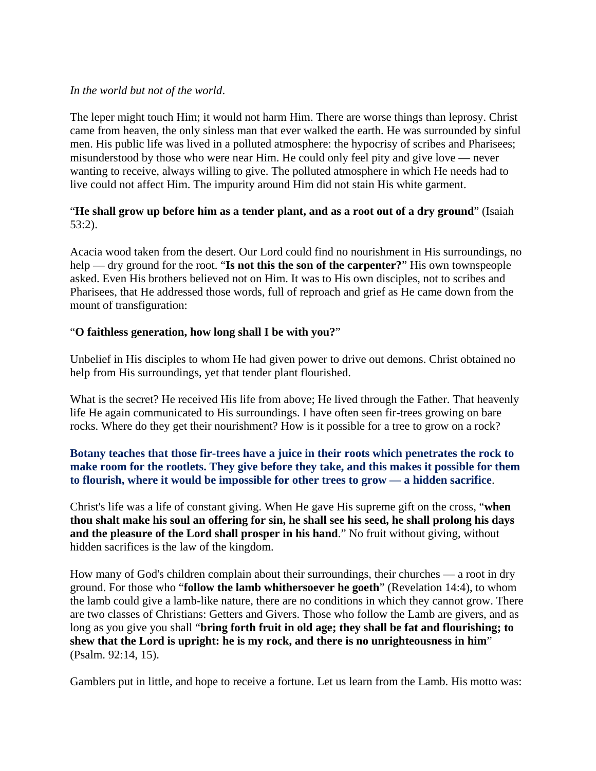*In the world but not of the world*.

The leper might touch Him; it would not harm Him. There are worse things than leprosy. Christ came from heaven, the only sinless man that ever walked the earth. He was surrounded by sinful men. His public life was lived in a polluted atmosphere: the hypocrisy of scribes and Pharisees; misunderstood by those who were near Him. He could only feel pity and give love — never wanting to receive, always willing to give. The polluted atmosphere in which He needs had to live could not affect Him. The impurity around Him did not stain His white garment.

"**He shall grow up before him as a tender plant, and as a root out of a dry ground**" (Isaiah 53:2).

Acacia wood taken from the desert. Our Lord could find no nourishment in His surroundings, no help — dry ground for the root. "**Is not this the son of the carpenter?**" His own townspeople asked. Even His brothers believed not on Him. It was to His own disciples, not to scribes and Pharisees, that He addressed those words, full of reproach and grief as He came down from the mount of transfiguration:

"**O faithless generation, how long shall I be with you?**"

Unbelief in His disciples to whom He had given power to drive out demons. Christ obtained no help from His surroundings, yet that tender plant flourished.

What is the secret? He received His life from above; He lived through the Father. That heavenly life He again communicated to His surroundings. I have often seen fir-trees growing on bare rocks. Where do they get their nourishment? How is it possible for a tree to grow on a rock?

**Botany teaches that those fir-trees have a juice in their roots which penetrates the rock to make room for the rootlets. They give before they take, and this makes it possible for them to flourish, where it would be impossible for other trees to grow — a hidden sacrifice**.

Christ's life was a life of constant giving. When He gave His supreme gift on the cross, "**when thou shalt make his soul an offering for sin, he shall see his seed, he shall prolong his days and the pleasure of the Lord shall prosper in his hand**." No fruit without giving, without hidden sacrifices is the law of the kingdom.

How many of God's children complain about their surroundings, their churches — a root in dry ground. For those who "**follow the lamb whithersoever he goeth**" (Revelation 14:4), to whom the lamb could give a lamb-like nature, there are no conditions in which they cannot grow. There are two classes of Christians: Getters and Givers. Those who follow the Lamb are givers, and as long as you give you shall "**bring forth fruit in old age; they shall be fat and flourishing; to shew that the Lord is upright: he is my rock, and there is no unrighteousness in him**" (Psalm. 92:14, 15).

Gamblers put in little, and hope to receive a fortune. Let us learn from the Lamb. His motto was: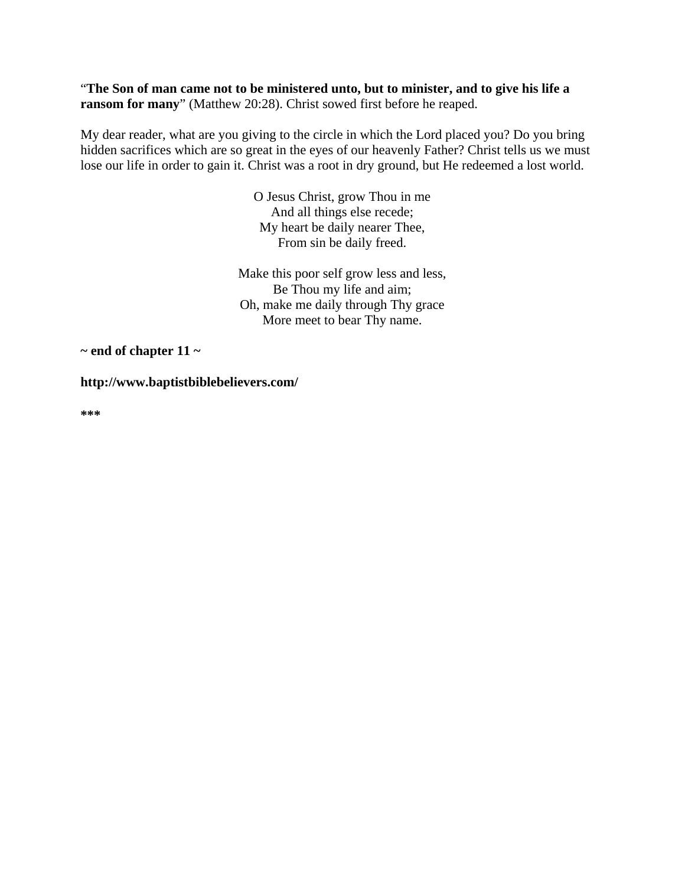"**The Son of man came not to be ministered unto, but to minister, and to give his life a ransom for many**" (Matthew 20:28). Christ sowed first before he reaped.

My dear reader, what are you giving to the circle in which the Lord placed you? Do you bring hidden sacrifices which are so great in the eyes of our heavenly Father? Christ tells us we must lose our life in order to gain it. Christ was a root in dry ground, but He redeemed a lost world.

O Jesus Christ, grow Thou in me
And all things else recede;
My heart be daily nearer Thee,
From sin be daily freed.

Make this poor self grow less and less,
Be Thou my life and aim;
Oh, make me daily through Thy grace
More meet to bear Thy name.

**~ end of chapter 11 ~**

**http://www.baptistbiblebelievers.com/**

*****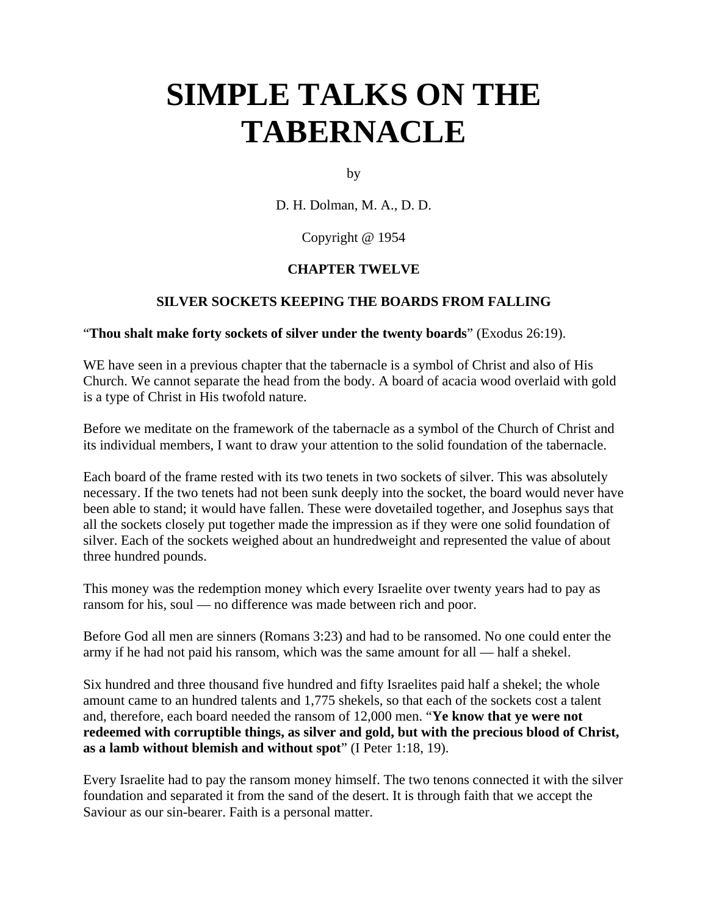# SIMPLE TALKS ON THE TABERNACLE

by

D. H. Dolman, M. A., D. D.

Copyright @ 1954

**CHAPTER TWELVE**

**SILVER SOCKETS KEEPING THE BOARDS FROM FALLING**

"**Thou shalt make forty sockets of silver under the twenty boards**" (Exodus 26:19).

WE have seen in a previous chapter that the tabernacle is a symbol of Christ and also of His Church. We cannot separate the head from the body. A board of acacia wood overlaid with gold is a type of Christ in His twofold nature.

Before we meditate on the framework of the tabernacle as a symbol of the Church of Christ and its individual members, I want to draw your attention to the solid foundation of the tabernacle.

Each board of the frame rested with its two tenets in two sockets of silver. This was absolutely necessary. If the two tenets had not been sunk deeply into the socket, the board would never have been able to stand; it would have fallen. These were dovetailed together, and Josephus says that all the sockets closely put together made the impression as if they were one solid foundation of silver. Each of the sockets weighed about an hundredweight and represented the value of about three hundred pounds.

This money was the redemption money which every Israelite over twenty years had to pay as ransom for his, soul — no difference was made between rich and poor.

Before God all men are sinners (Romans 3:23) and had to be ransomed. No one could enter the army if he had not paid his ransom, which was the same amount for all — half a shekel.

Six hundred and three thousand five hundred and fifty Israelites paid half a shekel; the whole amount came to an hundred talents and 1,775 shekels, so that each of the sockets cost a talent and, therefore, each board needed the ransom of 12,000 men. "**Ye know that ye were not redeemed with corruptible things, as silver and gold, but with the precious blood of Christ, as a lamb without blemish and without spot**" (I Peter 1:18, 19).

Every Israelite had to pay the ransom money himself. The two tenons connected it with the silver foundation and separated it from the sand of the desert. It is through faith that we accept the Saviour as our sin-bearer. Faith is a personal matter.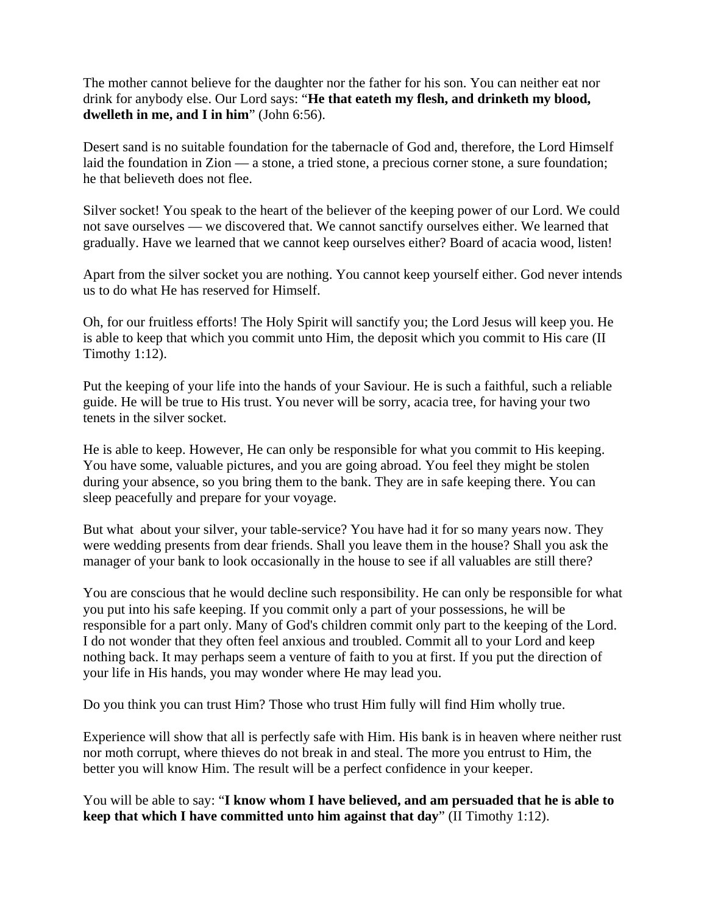The mother cannot believe for the daughter nor the father for his son. You can neither eat nor drink for anybody else. Our Lord says: "**He that eateth my flesh, and drinketh my blood, dwelleth in me, and I in him**" (John 6:56).

Desert sand is no suitable foundation for the tabernacle of God and, therefore, the Lord Himself laid the foundation in Zion — a stone, a tried stone, a precious corner stone, a sure foundation; he that believeth does not flee.

Silver socket! You speak to the heart of the believer of the keeping power of our Lord. We could not save ourselves — we discovered that. We cannot sanctify ourselves either. We learned that gradually. Have we learned that we cannot keep ourselves either? Board of acacia wood, listen!

Apart from the silver socket you are nothing. You cannot keep yourself either. God never intends us to do what He has reserved for Himself.

Oh, for our fruitless efforts! The Holy Spirit will sanctify you; the Lord Jesus will keep you. He is able to keep that which you commit unto Him, the deposit which you commit to His care (II Timothy 1:12).

Put the keeping of your life into the hands of your Saviour. He is such a faithful, such a reliable guide. He will be true to His trust. You never will be sorry, acacia tree, for having your two tenets in the silver socket.

He is able to keep. However, He can only be responsible for what you commit to His keeping. You have some, valuable pictures, and you are going abroad. You feel they might be stolen during your absence, so you bring them to the bank. They are in safe keeping there. You can sleep peacefully and prepare for your voyage.

But what about your silver, your table-service? You have had it for so many years now. They were wedding presents from dear friends. Shall you leave them in the house? Shall you ask the manager of your bank to look occasionally in the house to see if all valuables are still there?

You are conscious that he would decline such responsibility. He can only be responsible for what you put into his safe keeping. If you commit only a part of your possessions, he will be responsible for a part only. Many of God's children commit only part to the keeping of the Lord. I do not wonder that they often feel anxious and troubled. Commit all to your Lord and keep nothing back. It may perhaps seem a venture of faith to you at first. If you put the direction of your life in His hands, you may wonder where He may lead you.

Do you think you can trust Him? Those who trust Him fully will find Him wholly true.

Experience will show that all is perfectly safe with Him. His bank is in heaven where neither rust nor moth corrupt, where thieves do not break in and steal. The more you entrust to Him, the better you will know Him. The result will be a perfect confidence in your keeper.

You will be able to say: "**I know whom I have believed, and am persuaded that he is able to keep that which I have committed unto him against that day**" (II Timothy 1:12).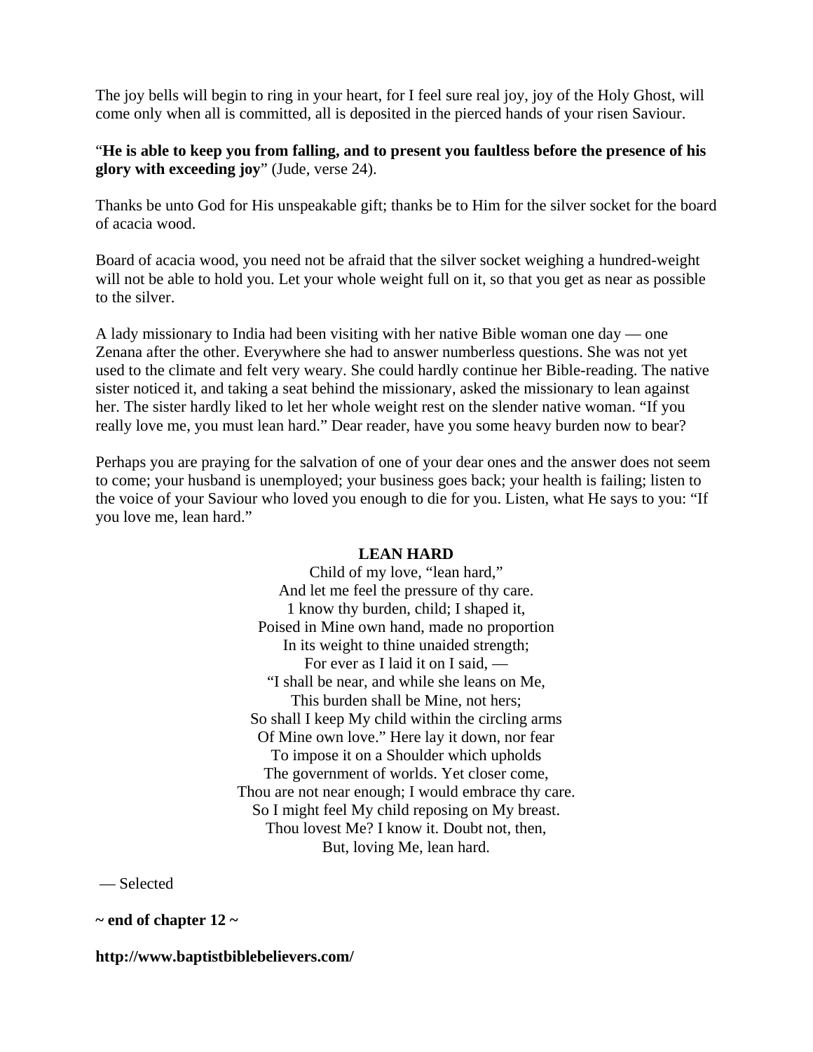The joy bells will begin to ring in your heart, for I feel sure real joy, joy of the Holy Ghost, will come only when all is committed, all is deposited in the pierced hands of your risen Saviour.

"**He is able to keep you from falling, and to present you faultless before the presence of his glory with exceeding joy**" (Jude, verse 24).

Thanks be unto God for His unspeakable gift; thanks be to Him for the silver socket for the board of acacia wood.

Board of acacia wood, you need not be afraid that the silver socket weighing a hundred-weight will not be able to hold you. Let your whole weight full on it, so that you get as near as possible to the silver.

A lady missionary to India had been visiting with her native Bible woman one day — one Zenana after the other. Everywhere she had to answer numberless questions. She was not yet used to the climate and felt very weary. She could hardly continue her Bible-reading. The native sister noticed it, and taking a seat behind the missionary, asked the missionary to lean against her. The sister hardly liked to let her whole weight rest on the slender native woman. "If you really love me, you must lean hard." Dear reader, have you some heavy burden now to bear?

Perhaps you are praying for the salvation of one of your dear ones and the answer does not seem to come; your husband is unemployed; your business goes back; your health is failing; listen to the voice of your Saviour who loved you enough to die for you. Listen, what He says to you: "If you love me, lean hard."

**LEAN HARD**

Child of my love, "lean hard,"
And let me feel the pressure of thy care.
1 know thy burden, child; I shaped it,
Poised in Mine own hand, made no proportion
In its weight to thine unaided strength;
For ever as I laid it on I said, —
"I shall be near, and while she leans on Me,
This burden shall be Mine, not hers;
So shall I keep My child within the circling arms
Of Mine own love." Here lay it down, nor fear
To impose it on a Shoulder which upholds
The government of worlds. Yet closer come,
Thou are not near enough; I would embrace thy care.
So I might feel My child reposing on My breast.
Thou lovest Me? I know it. Doubt not, then,
But, loving Me, lean hard.

— Selected

**~ end of chapter 12 ~**

**http://www.baptistbiblebelievers.com/**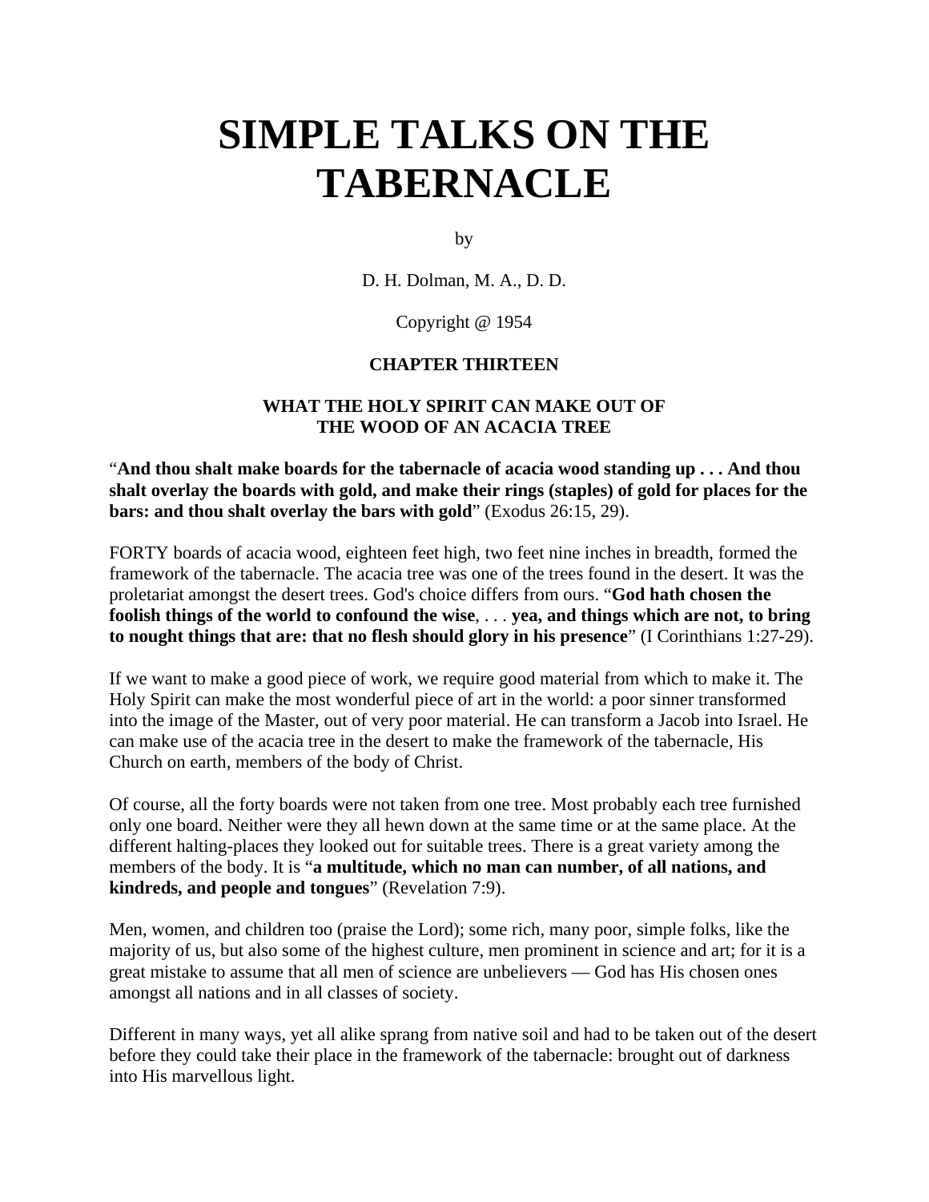# SIMPLE TALKS ON THE TABERNACLE

by

D. H. Dolman, M. A., D. D.

Copyright @ 1954

### CHAPTER THIRTEEN

### WHAT THE HOLY SPIRIT CAN MAKE OUT OF THE WOOD OF AN ACACIA TREE

"**And thou shalt make boards for the tabernacle of acacia wood standing up . . . And thou shalt overlay the boards with gold, and make their rings (staples) of gold for places for the bars: and thou shalt overlay the bars with gold**" (Exodus 26:15, 29).

FORTY boards of acacia wood, eighteen feet high, two feet nine inches in breadth, formed the framework of the tabernacle. The acacia tree was one of the trees found in the desert. It was the proletariat amongst the desert trees. God's choice differs from ours. "**God hath chosen the foolish things of the world to confound the wise**, . . . **yea, and things which are not, to bring to nought things that are: that no flesh should glory in his presence**" (I Corinthians 1:27-29).

If we want to make a good piece of work, we require good material from which to make it. The Holy Spirit can make the most wonderful piece of art in the world: a poor sinner transformed into the image of the Master, out of very poor material. He can transform a Jacob into Israel. He can make use of the acacia tree in the desert to make the framework of the tabernacle, His Church on earth, members of the body of Christ.

Of course, all the forty boards were not taken from one tree. Most probably each tree furnished only one board. Neither were they all hewn down at the same time or at the same place. At the different halting-places they looked out for suitable trees. There is a great variety among the members of the body. It is "**a multitude, which no man can number, of all nations, and kindreds, and people and tongues**" (Revelation 7:9).

Men, women, and children too (praise the Lord); some rich, many poor, simple folks, like the majority of us, but also some of the highest culture, men prominent in science and art; for it is a great mistake to assume that all men of science are unbelievers — God has His chosen ones amongst all nations and in all classes of society.

Different in many ways, yet all alike sprang from native soil and had to be taken out of the desert before they could take their place in the framework of the tabernacle: brought out of darkness into His marvellous light.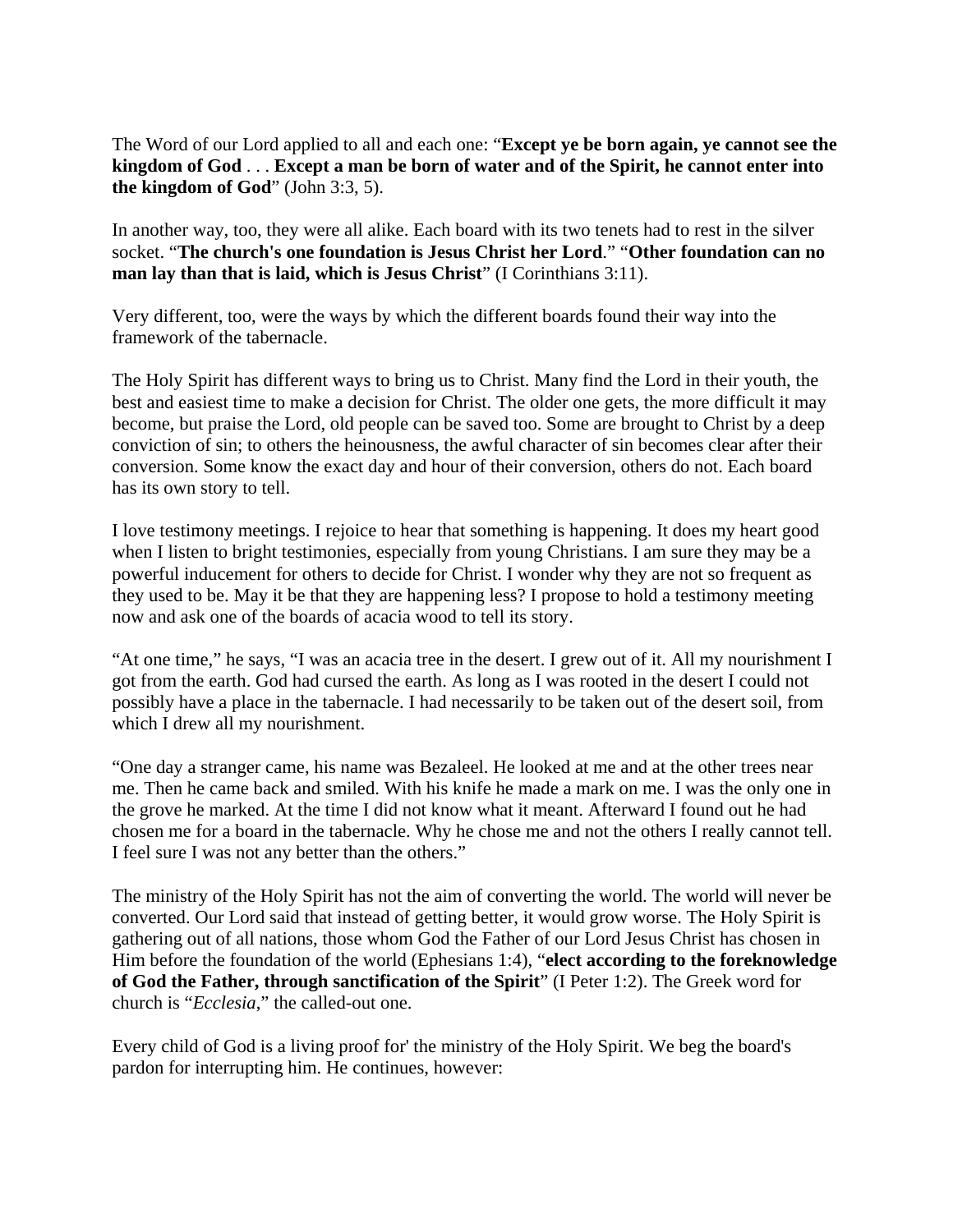The Word of our Lord applied to all and each one: "**Except ye be born again, ye cannot see the kingdom of God** . . . **Except a man be born of water and of the Spirit, he cannot enter into the kingdom of God**" (John 3:3, 5).

In another way, too, they were all alike. Each board with its two tenets had to rest in the silver socket. "**The church's one foundation is Jesus Christ her Lord**." "**Other foundation can no man lay than that is laid, which is Jesus Christ**" (I Corinthians 3:11).

Very different, too, were the ways by which the different boards found their way into the framework of the tabernacle.

The Holy Spirit has different ways to bring us to Christ. Many find the Lord in their youth, the best and easiest time to make a decision for Christ. The older one gets, the more difficult it may become, but praise the Lord, old people can be saved too. Some are brought to Christ by a deep conviction of sin; to others the heinousness, the awful character of sin becomes clear after their conversion. Some know the exact day and hour of their conversion, others do not. Each board has its own story to tell.

I love testimony meetings. I rejoice to hear that something is happening. It does my heart good when I listen to bright testimonies, especially from young Christians. I am sure they may be a powerful inducement for others to decide for Christ. I wonder why they are not so frequent as they used to be. May it be that they are happening less? I propose to hold a testimony meeting now and ask one of the boards of acacia wood to tell its story.

"At one time," he says, "I was an acacia tree in the desert. I grew out of it. All my nourishment I got from the earth. God had cursed the earth. As long as I was rooted in the desert I could not possibly have a place in the tabernacle. I had necessarily to be taken out of the desert soil, from which I drew all my nourishment.

"One day a stranger came, his name was Bezaleel. He looked at me and at the other trees near me. Then he came back and smiled. With his knife he made a mark on me. I was the only one in the grove he marked. At the time I did not know what it meant. Afterward I found out he had chosen me for a board in the tabernacle. Why he chose me and not the others I really cannot tell. I feel sure I was not any better than the others."

The ministry of the Holy Spirit has not the aim of converting the world. The world will never be converted. Our Lord said that instead of getting better, it would grow worse. The Holy Spirit is gathering out of all nations, those whom God the Father of our Lord Jesus Christ has chosen in Him before the foundation of the world (Ephesians 1:4), "**elect according to the foreknowledge of God the Father, through sanctification of the Spirit**" (I Peter 1:2). The Greek word for church is "*Ecclesia*," the called-out one.

Every child of God is a living proof for' the ministry of the Holy Spirit. We beg the board's pardon for interrupting him. He continues, however: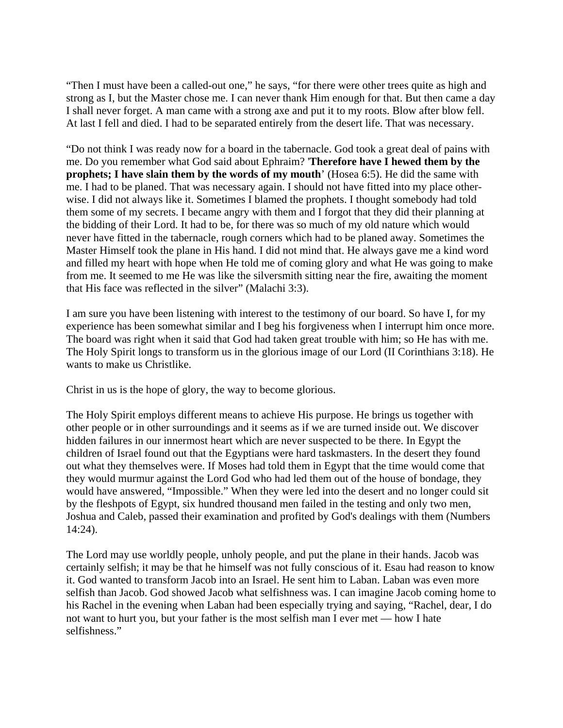"Then I must have been a called-out one," he says, "for there were other trees quite as high and strong as I, but the Master chose me. I can never thank Him enough for that. But then came a day I shall never forget. A man came with a strong axe and put it to my roots. Blow after blow fell. At last I fell and died. I had to be separated entirely from the desert life. That was necessary.

"Do not think I was ready now for a board in the tabernacle. God took a great deal of pains with me. Do you remember what God said about Ephraim? '**Therefore have I hewed them by the prophets; I have slain them by the words of my mouth**' (Hosea 6:5). He did the same with me. I had to be planed. That was necessary again. I should not have fitted into my place otherwise. I did not always like it. Sometimes I blamed the prophets. I thought somebody had told them some of my secrets. I became angry with them and I forgot that they did their planning at the bidding of their Lord. It had to be, for there was so much of my old nature which would never have fitted in the tabernacle, rough corners which had to be planed away. Sometimes the Master Himself took the plane in His hand. I did not mind that. He always gave me a kind word and filled my heart with hope when He told me of coming glory and what He was going to make from me. It seemed to me He was like the silversmith sitting near the fire, awaiting the moment that His face was reflected in the silver" (Malachi 3:3).

I am sure you have been listening with interest to the testimony of our board. So have I, for my experience has been somewhat similar and I beg his forgiveness when I interrupt him once more. The board was right when it said that God had taken great trouble with him; so He has with me. The Holy Spirit longs to transform us in the glorious image of our Lord (II Corinthians 3:18). He wants to make us Christlike.

Christ in us is the hope of glory, the way to become glorious.

The Holy Spirit employs different means to achieve His purpose. He brings us together with other people or in other surroundings and it seems as if we are turned inside out. We discover hidden failures in our innermost heart which are never suspected to be there. In Egypt the children of Israel found out that the Egyptians were hard taskmasters. In the desert they found out what they themselves were. If Moses had told them in Egypt that the time would come that they would murmur against the Lord God who had led them out of the house of bondage, they would have answered, "Impossible." When they were led into the desert and no longer could sit by the fleshpots of Egypt, six hundred thousand men failed in the testing and only two men, Joshua and Caleb, passed their examination and profited by God's dealings with them (Numbers 14:24).

The Lord may use worldly people, unholy people, and put the plane in their hands. Jacob was certainly selfish; it may be that he himself was not fully conscious of it. Esau had reason to know it. God wanted to transform Jacob into an Israel. He sent him to Laban. Laban was even more selfish than Jacob. God showed Jacob what selfishness was. I can imagine Jacob coming home to his Rachel in the evening when Laban had been especially trying and saying, "Rachel, dear, I do not want to hurt you, but your father is the most selfish man I ever met — how I hate selfishness."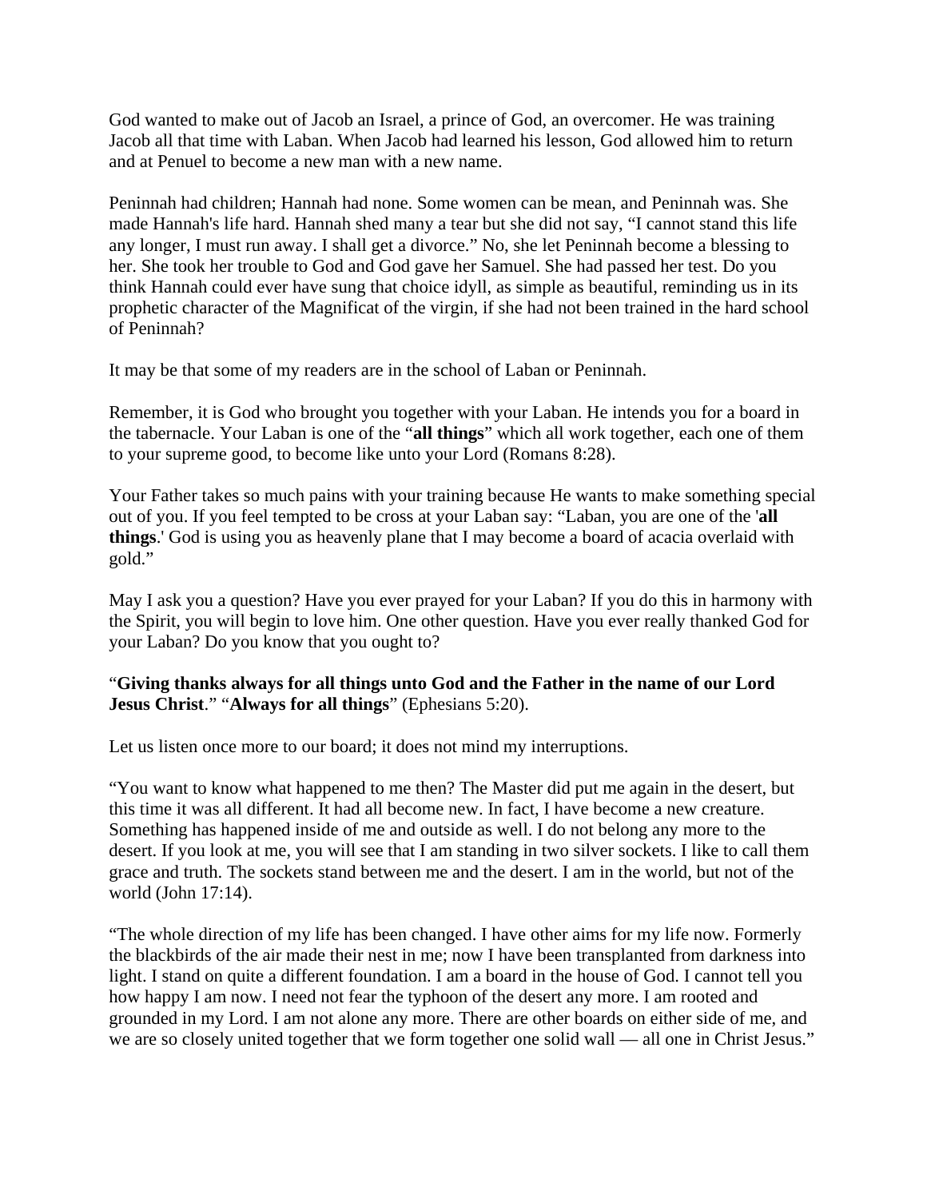God wanted to make out of Jacob an Israel, a prince of God, an overcomer. He was training Jacob all that time with Laban. When Jacob had learned his lesson, God allowed him to return and at Penuel to become a new man with a new name.

Peninnah had children; Hannah had none. Some women can be mean, and Peninnah was. She made Hannah's life hard. Hannah shed many a tear but she did not say, “I cannot stand this life any longer, I must run away. I shall get a divorce.” No, she let Peninnah become a blessing to her. She took her trouble to God and God gave her Samuel. She had passed her test. Do you think Hannah could ever have sung that choice idyll, as simple as beautiful, reminding us in its prophetic character of the Magnificat of the virgin, if she had not been trained in the hard school of Peninnah?

It may be that some of my readers are in the school of Laban or Peninnah.

Remember, it is God who brought you together with your Laban. He intends you for a board in the tabernacle. Your Laban is one of the “**all things**” which all work together, each one of them to your supreme good, to become like unto your Lord (Romans 8:28).

Your Father takes so much pains with your training because He wants to make something special out of you. If you feel tempted to be cross at your Laban say: “Laban, you are one of the '**all things**.' God is using you as heavenly plane that I may become a board of acacia overlaid with gold.”

May I ask you a question? Have you ever prayed for your Laban? If you do this in harmony with the Spirit, you will begin to love him. One other question. Have you ever really thanked God for your Laban? Do you know that you ought to?

“**Giving thanks always for all things unto God and the Father in the name of our Lord Jesus Christ**.” “**Always for all things**” (Ephesians 5:20).

Let us listen once more to our board; it does not mind my interruptions.

“You want to know what happened to me then? The Master did put me again in the desert, but this time it was all different. It had all become new. In fact, I have become a new creature. Something has happened inside of me and outside as well. I do not belong any more to the desert. If you look at me, you will see that I am standing in two silver sockets. I like to call them grace and truth. The sockets stand between me and the desert. I am in the world, but not of the world (John 17:14).

“The whole direction of my life has been changed. I have other aims for my life now. Formerly the blackbirds of the air made their nest in me; now I have been transplanted from darkness into light. I stand on quite a different foundation. I am a board in the house of God. I cannot tell you how happy I am now. I need not fear the typhoon of the desert any more. I am rooted and grounded in my Lord. I am not alone any more. There are other boards on either side of me, and we are so closely united together that we form together one solid wall — all one in Christ Jesus.”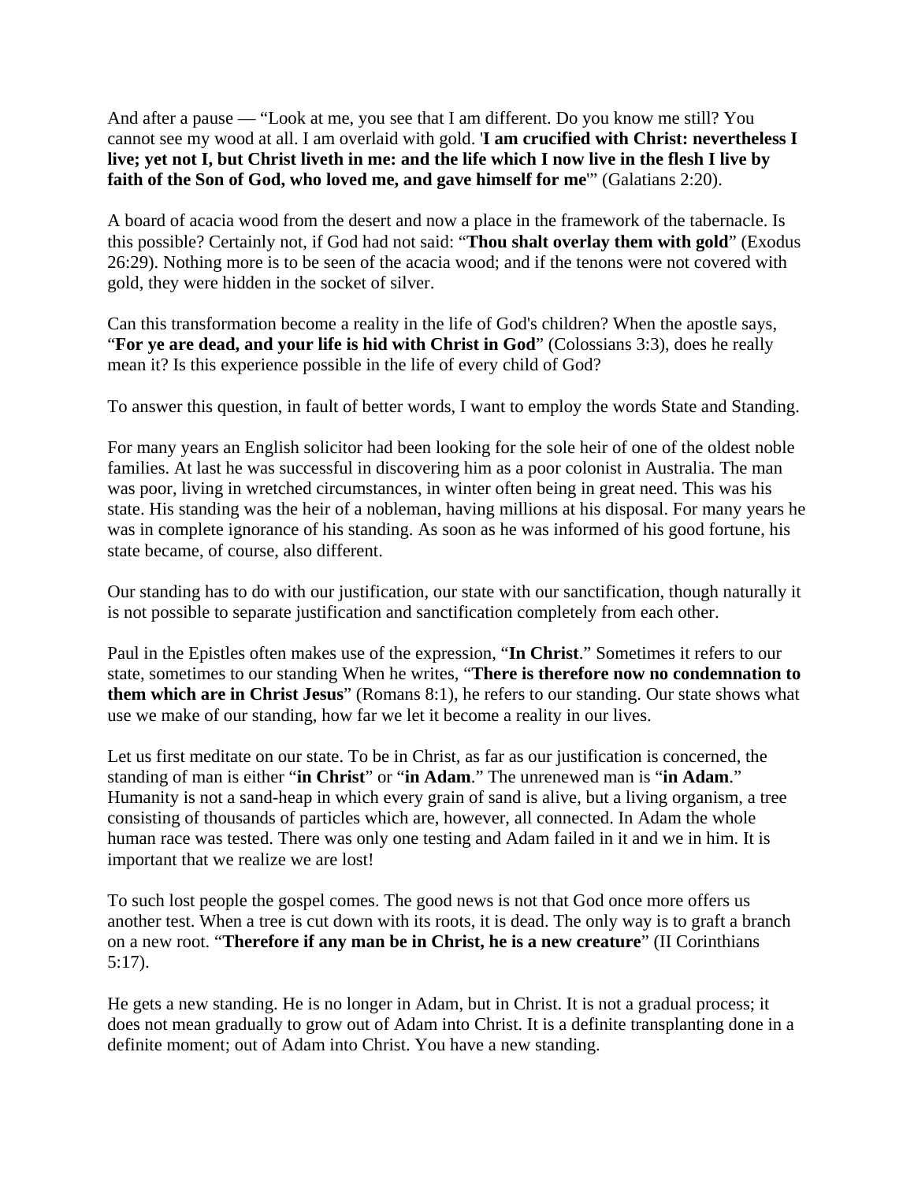And after a pause — "Look at me, you see that I am different. Do you know me still? You cannot see my wood at all. I am overlaid with gold. '**I am crucified with Christ: nevertheless I live; yet not I, but Christ liveth in me: and the life which I now live in the flesh I live by faith of the Son of God, who loved me, and gave himself for me**'" (Galatians 2:20).

A board of acacia wood from the desert and now a place in the framework of the tabernacle. Is this possible? Certainly not, if God had not said: "**Thou shalt overlay them with gold**" (Exodus 26:29). Nothing more is to be seen of the acacia wood; and if the tenons were not covered with gold, they were hidden in the socket of silver.

Can this transformation become a reality in the life of God's children? When the apostle says, "**For ye are dead, and your life is hid with Christ in God**" (Colossians 3:3), does he really mean it? Is this experience possible in the life of every child of God?

To answer this question, in fault of better words, I want to employ the words State and Standing.

For many years an English solicitor had been looking for the sole heir of one of the oldest noble families. At last he was successful in discovering him as a poor colonist in Australia. The man was poor, living in wretched circumstances, in winter often being in great need. This was his state. His standing was the heir of a nobleman, having millions at his disposal. For many years he was in complete ignorance of his standing. As soon as he was informed of his good fortune, his state became, of course, also different.

Our standing has to do with our justification, our state with our sanctification, though naturally it is not possible to separate justification and sanctification completely from each other.

Paul in the Epistles often makes use of the expression, "**In Christ**." Sometimes it refers to our state, sometimes to our standing When he writes, "**There is therefore now no condemnation to them which are in Christ Jesus**" (Romans 8:1), he refers to our standing. Our state shows what use we make of our standing, how far we let it become a reality in our lives.

Let us first meditate on our state. To be in Christ, as far as our justification is concerned, the standing of man is either "**in Christ**" or "**in Adam**." The unrenewed man is "**in Adam**." Humanity is not a sand-heap in which every grain of sand is alive, but a living organism, a tree consisting of thousands of particles which are, however, all connected. In Adam the whole human race was tested. There was only one testing and Adam failed in it and we in him. It is important that we realize we are lost!

To such lost people the gospel comes. The good news is not that God once more offers us another test. When a tree is cut down with its roots, it is dead. The only way is to graft a branch on a new root. "**Therefore if any man be in Christ, he is a new creature**" (II Corinthians 5:17).

He gets a new standing. He is no longer in Adam, but in Christ. It is not a gradual process; it does not mean gradually to grow out of Adam into Christ. It is a definite transplanting done in a definite moment; out of Adam into Christ. You have a new standing.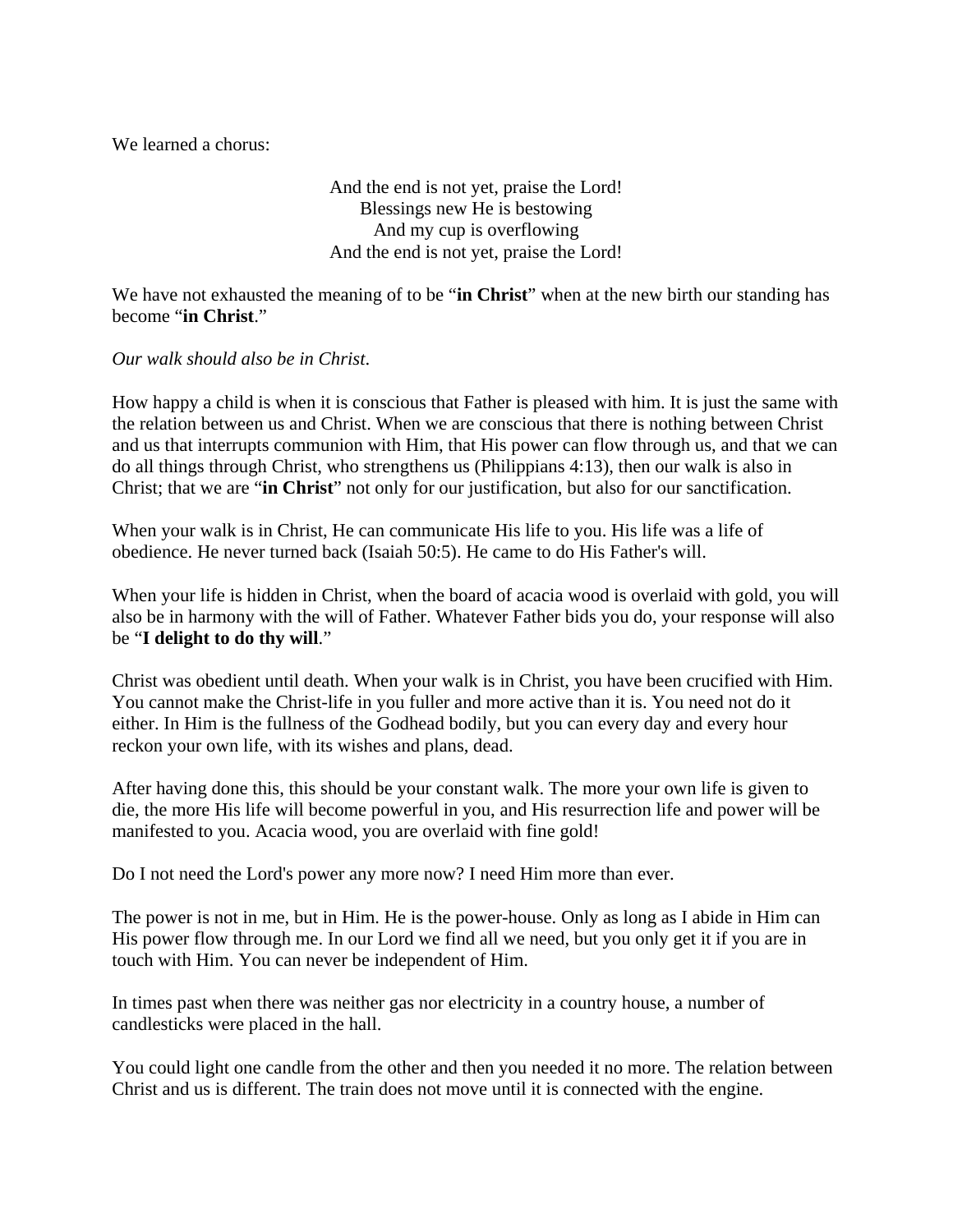We learned a chorus:

> And the end is not yet, praise the Lord!
> Blessings new He is bestowing
> And my cup is overflowing
> And the end is not yet, praise the Lord!

We have not exhausted the meaning of to be "**in Christ**" when at the new birth our standing has become "**in Christ**."

*Our walk should also be in Christ*.

How happy a child is when it is conscious that Father is pleased with him. It is just the same with the relation between us and Christ. When we are conscious that there is nothing between Christ and us that interrupts communion with Him, that His power can flow through us, and that we can do all things through Christ, who strengthens us (Philippians 4:13), then our walk is also in Christ; that we are "**in Christ**" not only for our justification, but also for our sanctification.

When your walk is in Christ, He can communicate His life to you. His life was a life of obedience. He never turned back (Isaiah 50:5). He came to do His Father's will.

When your life is hidden in Christ, when the board of acacia wood is overlaid with gold, you will also be in harmony with the will of Father. Whatever Father bids you do, your response will also be "**I delight to do thy will**."

Christ was obedient until death. When your walk is in Christ, you have been crucified with Him. You cannot make the Christ-life in you fuller and more active than it is. You need not do it either. In Him is the fullness of the Godhead bodily, but you can every day and every hour reckon your own life, with its wishes and plans, dead.

After having done this, this should be your constant walk. The more your own life is given to die, the more His life will become powerful in you, and His resurrection life and power will be manifested to you. Acacia wood, you are overlaid with fine gold!

Do I not need the Lord's power any more now? I need Him more than ever.

The power is not in me, but in Him. He is the power-house. Only as long as I abide in Him can His power flow through me. In our Lord we find all we need, but you only get it if you are in touch with Him. You can never be independent of Him.

In times past when there was neither gas nor electricity in a country house, a number of candlesticks were placed in the hall.

You could light one candle from the other and then you needed it no more. The relation between Christ and us is different. The train does not move until it is connected with the engine.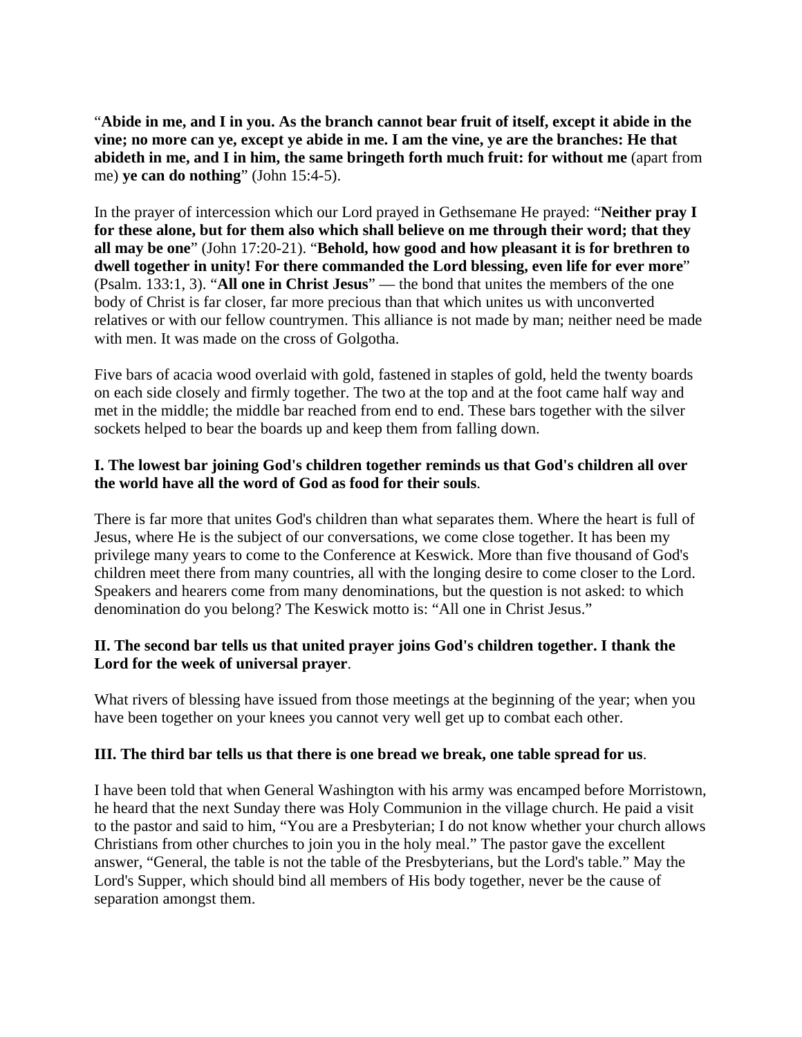"**Abide in me, and I in you. As the branch cannot bear fruit of itself, except it abide in the vine; no more can ye, except ye abide in me. I am the vine, ye are the branches: He that abideth in me, and I in him, the same bringeth forth much fruit: for without me** (apart from me) **ye can do nothing**" (John 15:4-5).

In the prayer of intercession which our Lord prayed in Gethsemane He prayed: "**Neither pray I for these alone, but for them also which shall believe on me through their word; that they all may be one**" (John 17:20-21). "**Behold, how good and how pleasant it is for brethren to dwell together in unity! For there commanded the Lord blessing, even life for ever more**" (Psalm. 133:1, 3). "**All one in Christ Jesus**" — the bond that unites the members of the one body of Christ is far closer, far more precious than that which unites us with unconverted relatives or with our fellow countrymen. This alliance is not made by man; neither need be made with men. It was made on the cross of Golgotha.

Five bars of acacia wood overlaid with gold, fastened in staples of gold, held the twenty boards on each side closely and firmly together. The two at the top and at the foot came half way and met in the middle; the middle bar reached from end to end. These bars together with the silver sockets helped to bear the boards up and keep them from falling down.

**I. The lowest bar joining God's children together reminds us that God's children all over the world have all the word of God as food for their souls**.

There is far more that unites God's children than what separates them. Where the heart is full of Jesus, where He is the subject of our conversations, we come close together. It has been my privilege many years to come to the Conference at Keswick. More than five thousand of God's children meet there from many countries, all with the longing desire to come closer to the Lord. Speakers and hearers come from many denominations, but the question is not asked: to which denomination do you belong? The Keswick motto is: "All one in Christ Jesus."

**II. The second bar tells us that united prayer joins God's children together. I thank the Lord for the week of universal prayer**.

What rivers of blessing have issued from those meetings at the beginning of the year; when you have been together on your knees you cannot very well get up to combat each other.

**III. The third bar tells us that there is one bread we break, one table spread for us**.

I have been told that when General Washington with his army was encamped before Morristown, he heard that the next Sunday there was Holy Communion in the village church. He paid a visit to the pastor and said to him, "You are a Presbyterian; I do not know whether your church allows Christians from other churches to join you in the holy meal." The pastor gave the excellent answer, "General, the table is not the table of the Presbyterians, but the Lord's table." May the Lord's Supper, which should bind all members of His body together, never be the cause of separation amongst them.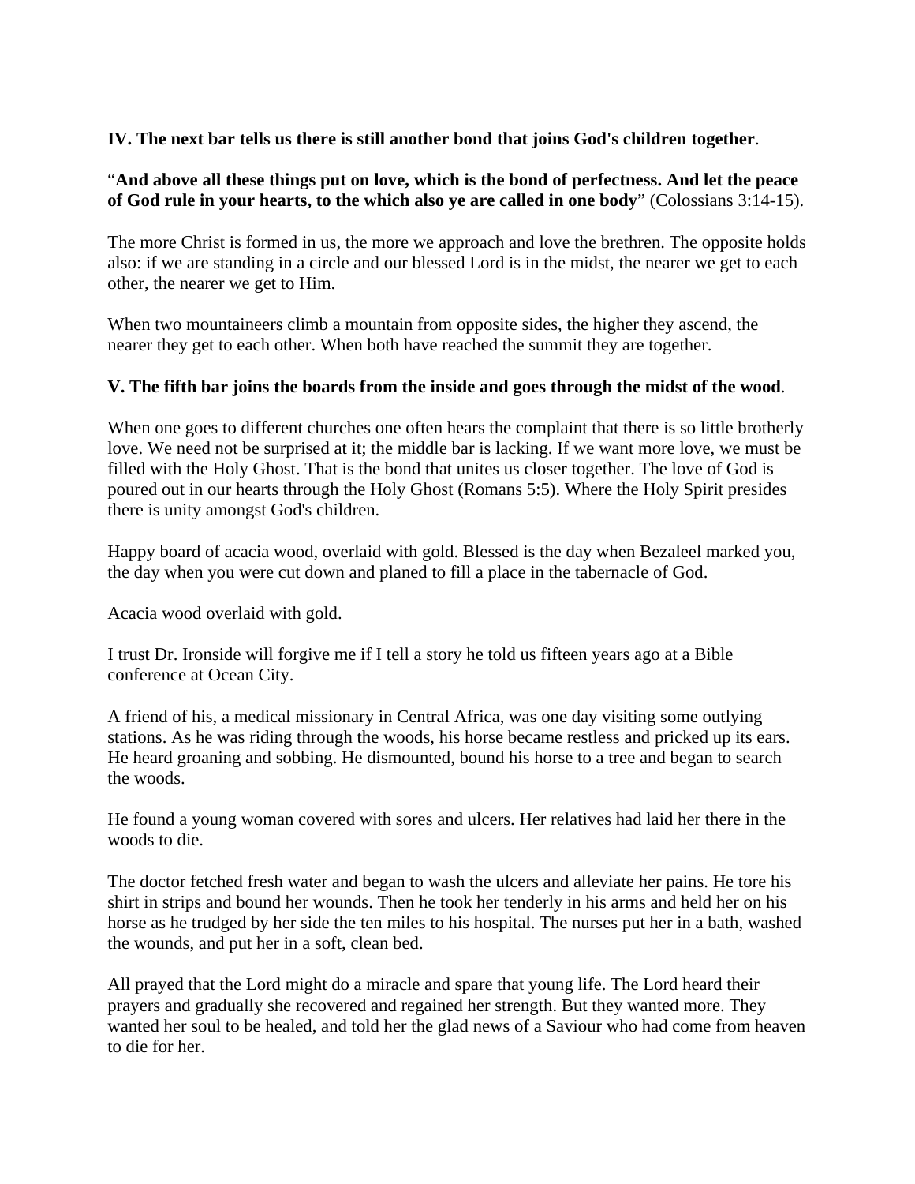**IV. The next bar tells us there is still another bond that joins God's children together**.

"**And above all these things put on love, which is the bond of perfectness. And let the peace of God rule in your hearts, to the which also ye are called in one body**" (Colossians 3:14-15).

The more Christ is formed in us, the more we approach and love the brethren. The opposite holds also: if we are standing in a circle and our blessed Lord is in the midst, the nearer we get to each other, the nearer we get to Him.

When two mountaineers climb a mountain from opposite sides, the higher they ascend, the nearer they get to each other. When both have reached the summit they are together.

**V. The fifth bar joins the boards from the inside and goes through the midst of the wood**.

When one goes to different churches one often hears the complaint that there is so little brotherly love. We need not be surprised at it; the middle bar is lacking. If we want more love, we must be filled with the Holy Ghost. That is the bond that unites us closer together. The love of God is poured out in our hearts through the Holy Ghost (Romans 5:5). Where the Holy Spirit presides there is unity amongst God's children.

Happy board of acacia wood, overlaid with gold. Blessed is the day when Bezaleel marked you, the day when you were cut down and planed to fill a place in the tabernacle of God.

Acacia wood overlaid with gold.

I trust Dr. Ironside will forgive me if I tell a story he told us fifteen years ago at a Bible conference at Ocean City.

A friend of his, a medical missionary in Central Africa, was one day visiting some outlying stations. As he was riding through the woods, his horse became restless and pricked up its ears. He heard groaning and sobbing. He dismounted, bound his horse to a tree and began to search the woods.

He found a young woman covered with sores and ulcers. Her relatives had laid her there in the woods to die.

The doctor fetched fresh water and began to wash the ulcers and alleviate her pains. He tore his shirt in strips and bound her wounds. Then he took her tenderly in his arms and held her on his horse as he trudged by her side the ten miles to his hospital. The nurses put her in a bath, washed the wounds, and put her in a soft, clean bed.

All prayed that the Lord might do a miracle and spare that young life. The Lord heard their prayers and gradually she recovered and regained her strength. But they wanted more. They wanted her soul to be healed, and told her the glad news of a Saviour who had come from heaven to die for her.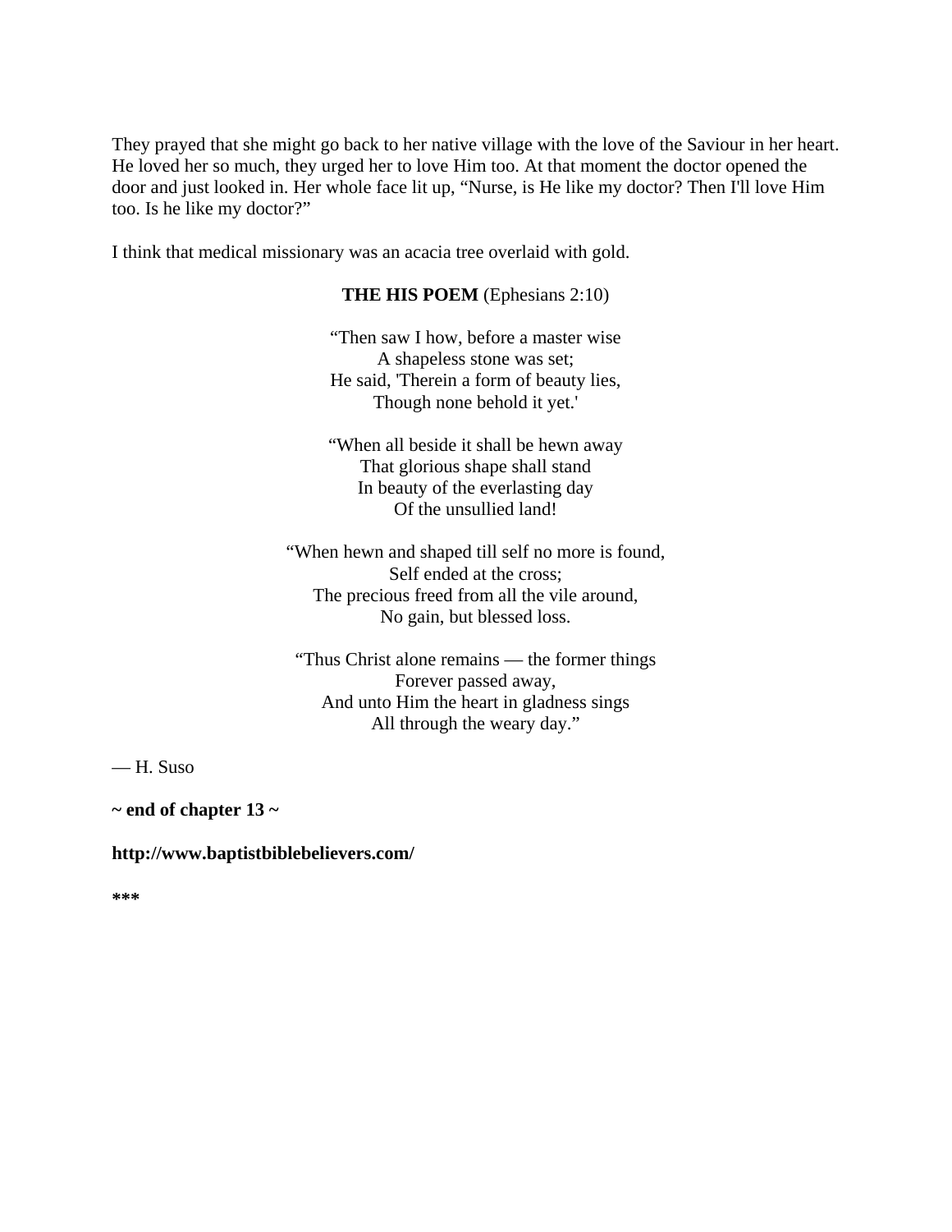They prayed that she might go back to her native village with the love of the Saviour in her heart. He loved her so much, they urged her to love Him too. At that moment the doctor opened the door and just looked in. Her whole face lit up, "Nurse, is He like my doctor? Then I'll love Him too. Is he like my doctor?"

I think that medical missionary was an acacia tree overlaid with gold.

**THE HIS POEM** (Ephesians 2:10)

"Then saw I how, before a master wise  
A shapeless stone was set;  
He said, 'Therein a form of beauty lies,  
Though none behold it yet.'

"When all beside it shall be hewn away  
That glorious shape shall stand  
In beauty of the everlasting day  
Of the unsullied land!

"When hewn and shaped till self no more is found,  
Self ended at the cross;  
The precious freed from all the vile around,  
No gain, but blessed loss.

"Thus Christ alone remains — the former things  
Forever passed away,  
And unto Him the heart in gladness sings  
All through the weary day."

— H. Suso

**~ end of chapter 13 ~**

**http://www.baptistbiblebelievers.com/**

*****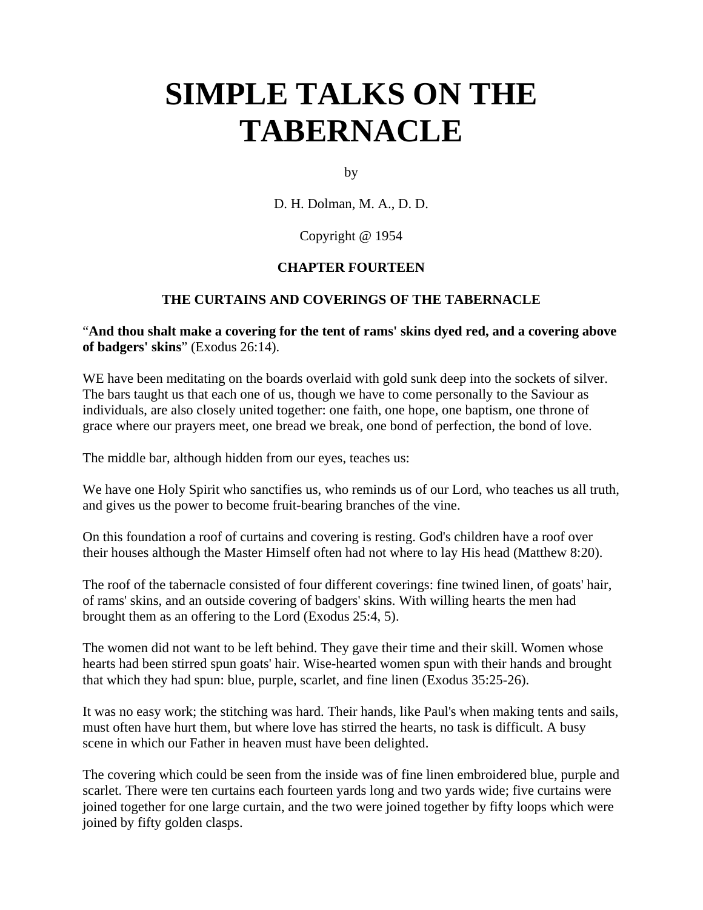# SIMPLE TALKS ON THE TABERNACLE

by

D. H. Dolman, M. A., D. D.

Copyright @ 1954

### CHAPTER FOURTEEN

### THE CURTAINS AND COVERINGS OF THE TABERNACLE

"**And thou shalt make a covering for the tent of rams' skins dyed red, and a covering above of badgers' skins**" (Exodus 26:14).

WE have been meditating on the boards overlaid with gold sunk deep into the sockets of silver. The bars taught us that each one of us, though we have to come personally to the Saviour as individuals, are also closely united together: one faith, one hope, one baptism, one throne of grace where our prayers meet, one bread we break, one bond of perfection, the bond of love.

The middle bar, although hidden from our eyes, teaches us:

We have one Holy Spirit who sanctifies us, who reminds us of our Lord, who teaches us all truth, and gives us the power to become fruit-bearing branches of the vine.

On this foundation a roof of curtains and covering is resting. God's children have a roof over their houses although the Master Himself often had not where to lay His head (Matthew 8:20).

The roof of the tabernacle consisted of four different coverings: fine twined linen, of goats' hair, of rams' skins, and an outside covering of badgers' skins. With willing hearts the men had brought them as an offering to the Lord (Exodus 25:4, 5).

The women did not want to be left behind. They gave their time and their skill. Women whose hearts had been stirred spun goats' hair. Wise-hearted women spun with their hands and brought that which they had spun: blue, purple, scarlet, and fine linen (Exodus 35:25-26).

It was no easy work; the stitching was hard. Their hands, like Paul's when making tents and sails, must often have hurt them, but where love has stirred the hearts, no task is difficult. A busy scene in which our Father in heaven must have been delighted.

The covering which could be seen from the inside was of fine linen embroidered blue, purple and scarlet. There were ten curtains each fourteen yards long and two yards wide; five curtains were joined together for one large curtain, and the two were joined together by fifty loops which were joined by fifty golden clasps.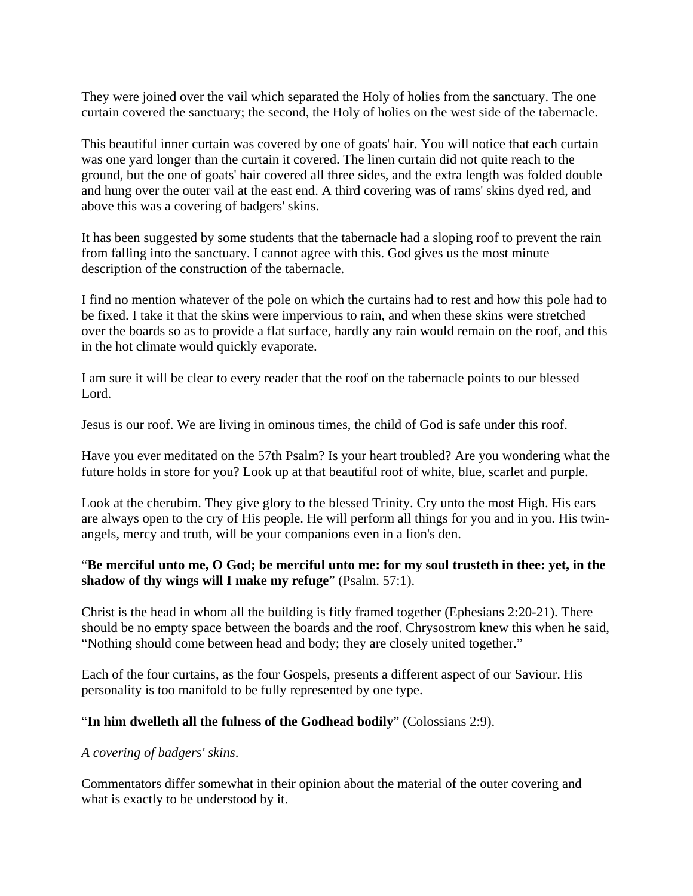They were joined over the vail which separated the Holy of holies from the sanctuary. The one curtain covered the sanctuary; the second, the Holy of holies on the west side of the tabernacle.

This beautiful inner curtain was covered by one of goats' hair. You will notice that each curtain was one yard longer than the curtain it covered. The linen curtain did not quite reach to the ground, but the one of goats' hair covered all three sides, and the extra length was folded double and hung over the outer vail at the east end. A third covering was of rams' skins dyed red, and above this was a covering of badgers' skins.

It has been suggested by some students that the tabernacle had a sloping roof to prevent the rain from falling into the sanctuary. I cannot agree with this. God gives us the most minute description of the construction of the tabernacle.

I find no mention whatever of the pole on which the curtains had to rest and how this pole had to be fixed. I take it that the skins were impervious to rain, and when these skins were stretched over the boards so as to provide a flat surface, hardly any rain would remain on the roof, and this in the hot climate would quickly evaporate.

I am sure it will be clear to every reader that the roof on the tabernacle points to our blessed Lord.

Jesus is our roof. We are living in ominous times, the child of God is safe under this roof.

Have you ever meditated on the 57th Psalm? Is your heart troubled? Are you wondering what the future holds in store for you? Look up at that beautiful roof of white, blue, scarlet and purple.

Look at the cherubim. They give glory to the blessed Trinity. Cry unto the most High. His ears are always open to the cry of His people. He will perform all things for you and in you. His twin-angels, mercy and truth, will be your companions even in a lion's den.

"**Be merciful unto me, O God; be merciful unto me: for my soul trusteth in thee: yet, in the shadow of thy wings will I make my refuge**" (Psalm. 57:1).

Christ is the head in whom all the building is fitly framed together (Ephesians 2:20-21). There should be no empty space between the boards and the roof. Chrysostrom knew this when he said, "Nothing should come between head and body; they are closely united together."

Each of the four curtains, as the four Gospels, presents a different aspect of our Saviour. His personality is too manifold to be fully represented by one type.

"**In him dwelleth all the fulness of the Godhead bodily**" (Colossians 2:9).

*A covering of badgers' skins*.

Commentators differ somewhat in their opinion about the material of the outer covering and what is exactly to be understood by it.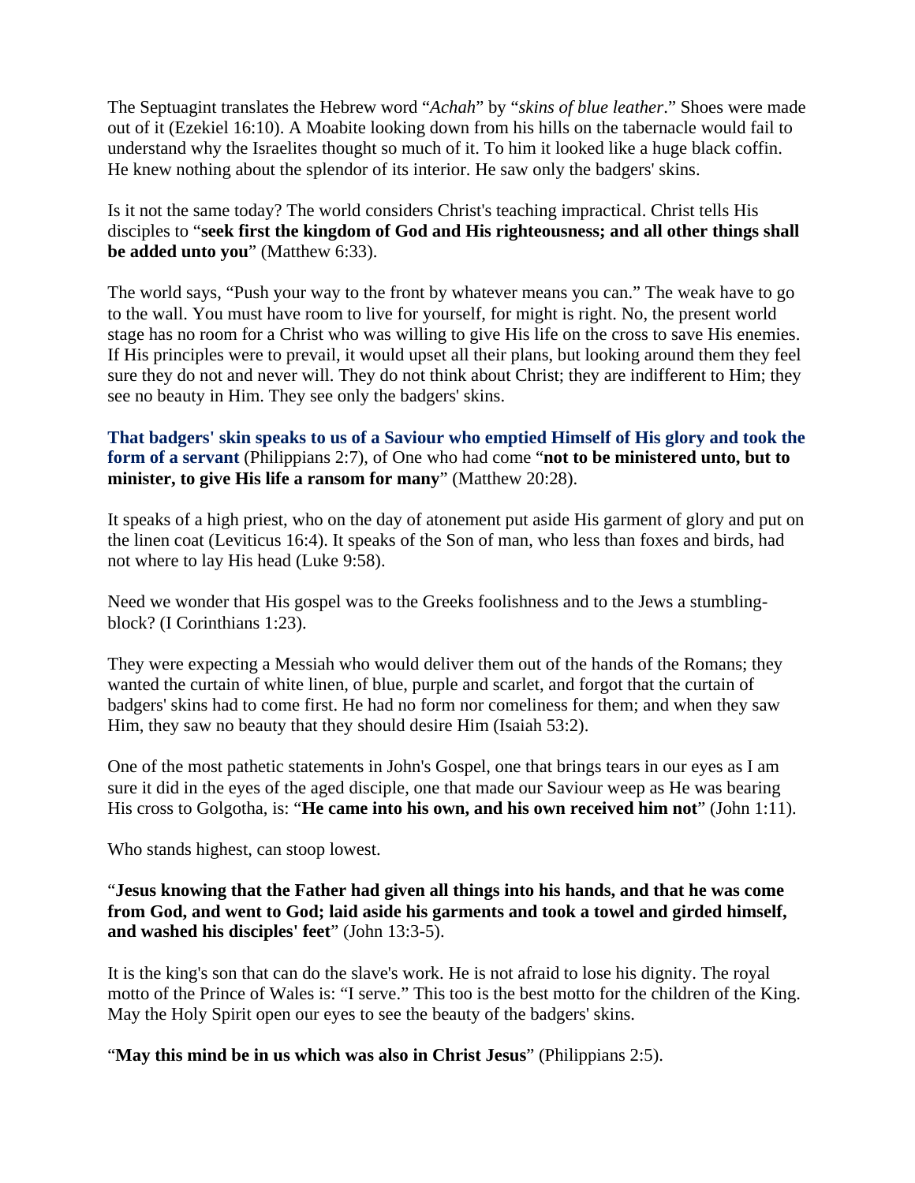The Septuagint translates the Hebrew word "*Achah*" by "*skins of blue leather*." Shoes were made out of it (Ezekiel 16:10). A Moabite looking down from his hills on the tabernacle would fail to understand why the Israelites thought so much of it. To him it looked like a huge black coffin. He knew nothing about the splendor of its interior. He saw only the badgers' skins.

Is it not the same today? The world considers Christ's teaching impractical. Christ tells His disciples to "**seek first the kingdom of God and His righteousness; and all other things shall be added unto you**" (Matthew 6:33).

The world says, "Push your way to the front by whatever means you can." The weak have to go to the wall. You must have room to live for yourself, for might is right. No, the present world stage has no room for a Christ who was willing to give His life on the cross to save His enemies. If His principles were to prevail, it would upset all their plans, but looking around them they feel sure they do not and never will. They do not think about Christ; they are indifferent to Him; they see no beauty in Him. They see only the badgers' skins.

**That badgers' skin speaks to us of a Saviour who emptied Himself of His glory and took the form of a servant** (Philippians 2:7), of One who had come "**not to be ministered unto, but to minister, to give His life a ransom for many**" (Matthew 20:28).

It speaks of a high priest, who on the day of atonement put aside His garment of glory and put on the linen coat (Leviticus 16:4). It speaks of the Son of man, who less than foxes and birds, had not where to lay His head (Luke 9:58).

Need we wonder that His gospel was to the Greeks foolishness and to the Jews a stumbling-block? (I Corinthians 1:23).

They were expecting a Messiah who would deliver them out of the hands of the Romans; they wanted the curtain of white linen, of blue, purple and scarlet, and forgot that the curtain of badgers' skins had to come first. He had no form nor comeliness for them; and when they saw Him, they saw no beauty that they should desire Him (Isaiah 53:2).

One of the most pathetic statements in John's Gospel, one that brings tears in our eyes as I am sure it did in the eyes of the aged disciple, one that made our Saviour weep as He was bearing His cross to Golgotha, is: "**He came into his own, and his own received him not**" (John 1:11).

Who stands highest, can stoop lowest.

"**Jesus knowing that the Father had given all things into his hands, and that he was come from God, and went to God; laid aside his garments and took a towel and girded himself, and washed his disciples' feet**" (John 13:3-5).

It is the king's son that can do the slave's work. He is not afraid to lose his dignity. The royal motto of the Prince of Wales is: "I serve." This too is the best motto for the children of the King. May the Holy Spirit open our eyes to see the beauty of the badgers' skins.

"**May this mind be in us which was also in Christ Jesus**" (Philippians 2:5).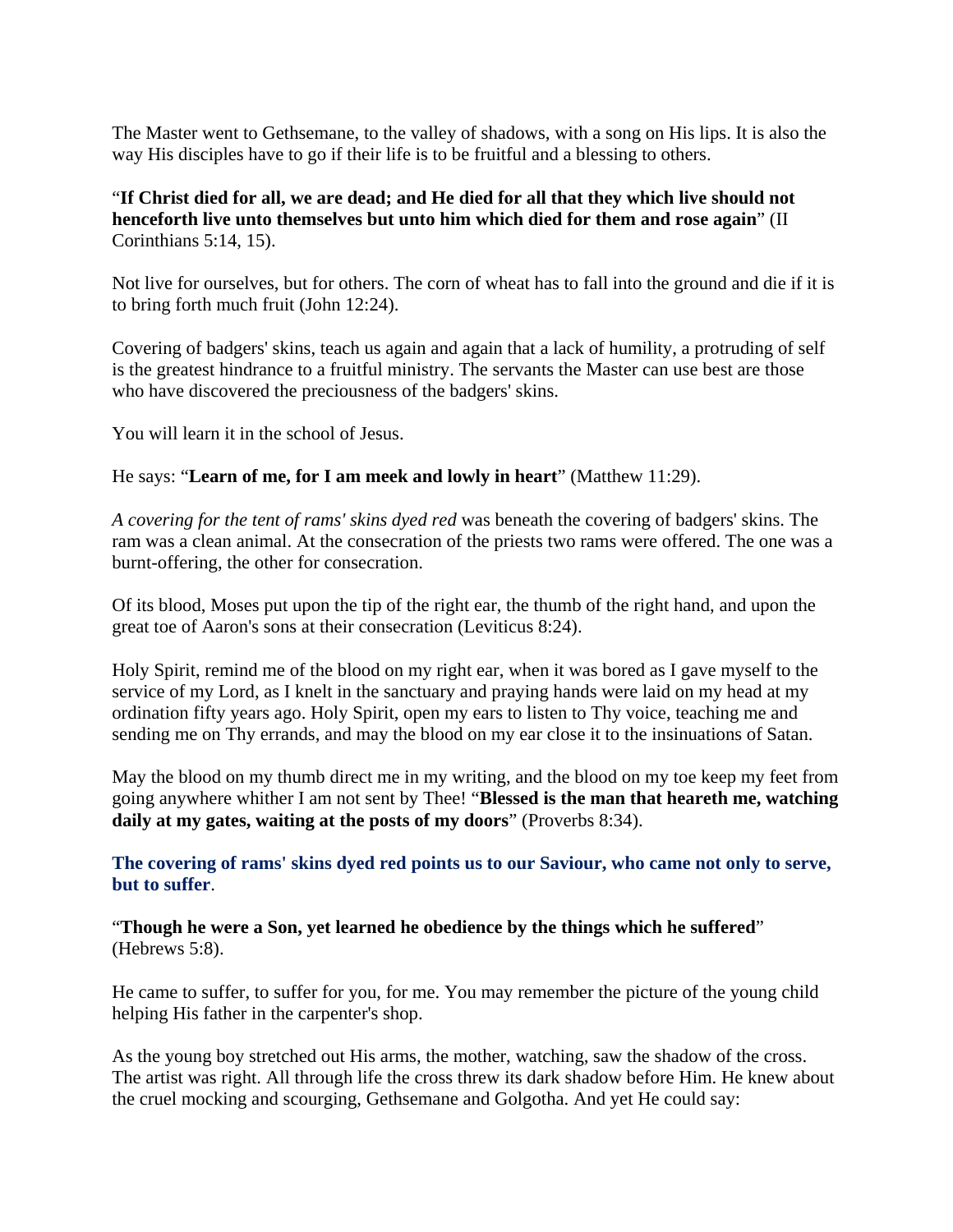The Master went to Gethsemane, to the valley of shadows, with a song on His lips. It is also the way His disciples have to go if their life is to be fruitful and a blessing to others.

“**If Christ died for all, we are dead; and He died for all that they which live should not henceforth live unto themselves but unto him which died for them and rose again**” (II Corinthians 5:14, 15).

Not live for ourselves, but for others. The corn of wheat has to fall into the ground and die if it is to bring forth much fruit (John 12:24).

Covering of badgers' skins, teach us again and again that a lack of humility, a protruding of self is the greatest hindrance to a fruitful ministry. The servants the Master can use best are those who have discovered the preciousness of the badgers' skins.

You will learn it in the school of Jesus.

He says: “**Learn of me, for I am meek and lowly in heart**” (Matthew 11:29).

*A covering for the tent of rams' skins dyed red* was beneath the covering of badgers' skins. The ram was a clean animal. At the consecration of the priests two rams were offered. The one was a burnt-offering, the other for consecration.

Of its blood, Moses put upon the tip of the right ear, the thumb of the right hand, and upon the great toe of Aaron's sons at their consecration (Leviticus 8:24).

Holy Spirit, remind me of the blood on my right ear, when it was bored as I gave myself to the service of my Lord, as I knelt in the sanctuary and praying hands were laid on my head at my ordination fifty years ago. Holy Spirit, open my ears to listen to Thy voice, teaching me and sending me on Thy errands, and may the blood on my ear close it to the insinuations of Satan.

May the blood on my thumb direct me in my writing, and the blood on my toe keep my feet from going anywhere whither I am not sent by Thee! “**Blessed is the man that heareth me, watching daily at my gates, waiting at the posts of my doors**” (Proverbs 8:34).

**The covering of rams' skins dyed red points us to our Saviour, who came not only to serve, but to suffer**.

“**Though he were a Son, yet learned he obedience by the things which he suffered**” (Hebrews 5:8).

He came to suffer, to suffer for you, for me. You may remember the picture of the young child helping His father in the carpenter's shop.

As the young boy stretched out His arms, the mother, watching, saw the shadow of the cross. The artist was right. All through life the cross threw its dark shadow before Him. He knew about the cruel mocking and scourging, Gethsemane and Golgotha. And yet He could say: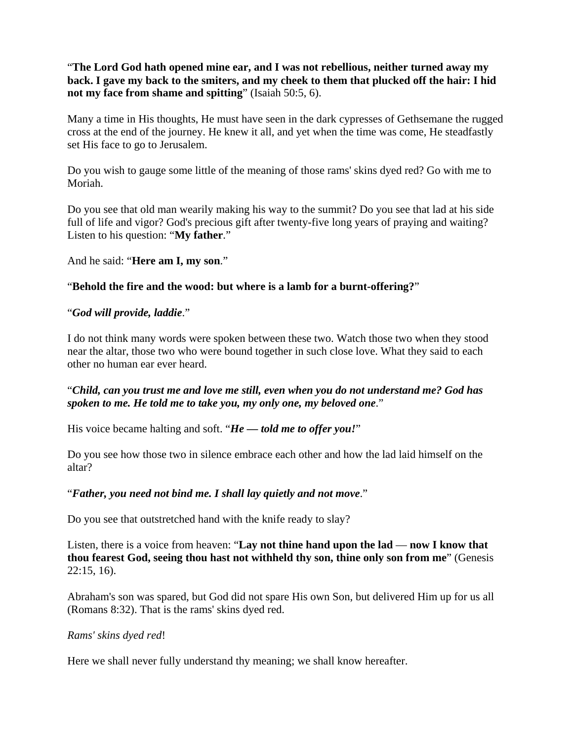"**The Lord God hath opened mine ear, and I was not rebellious, neither turned away my back. I gave my back to the smiters, and my cheek to them that plucked off the hair: I hid not my face from shame and spitting**" (Isaiah 50:5, 6).

Many a time in His thoughts, He must have seen in the dark cypresses of Gethsemane the rugged cross at the end of the journey. He knew it all, and yet when the time was come, He steadfastly set His face to go to Jerusalem.

Do you wish to gauge some little of the meaning of those rams' skins dyed red? Go with me to Moriah.

Do you see that old man wearily making his way to the summit? Do you see that lad at his side full of life and vigor? God's precious gift after twenty-five long years of praying and waiting? Listen to his question: "**My father**."

And he said: "**Here am I, my son**."

"**Behold the fire and the wood: but where is a lamb for a burnt-offering?**"

"***God will provide, laddie***."

I do not think many words were spoken between these two. Watch those two when they stood near the altar, those two who were bound together in such close love. What they said to each other no human ear ever heard.

"***Child, can you trust me and love me still, even when you do not understand me? God has spoken to me. He told me to take you, my only one, my beloved one***."

His voice became halting and soft. "***He — told me to offer you!***"

Do you see how those two in silence embrace each other and how the lad laid himself on the altar?

"***Father, you need not bind me. I shall lay quietly and not move***."

Do you see that outstretched hand with the knife ready to slay?

Listen, there is a voice from heaven: "**Lay not thine hand upon the lad** — **now I know that thou fearest God, seeing thou hast not withheld thy son, thine only son from me**" (Genesis 22:15, 16).

Abraham's son was spared, but God did not spare His own Son, but delivered Him up for us all (Romans 8:32). That is the rams' skins dyed red.

*Rams' skins dyed red*!

Here we shall never fully understand thy meaning; we shall know hereafter.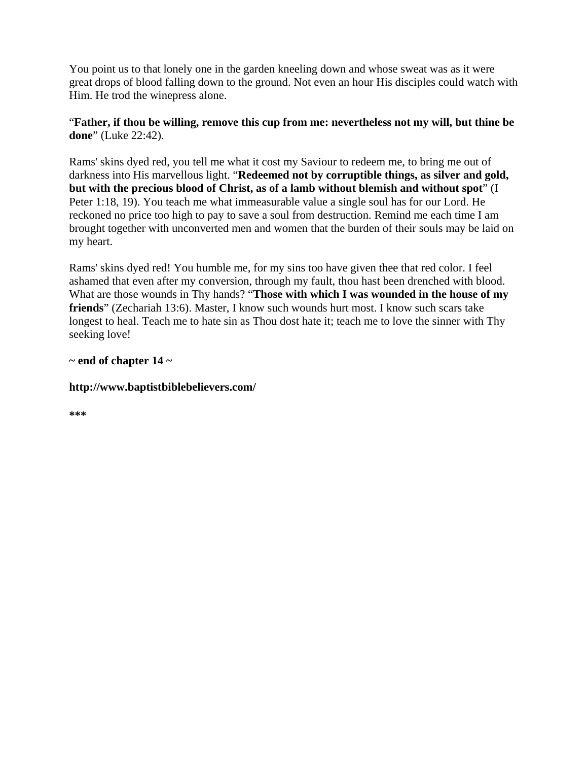You point us to that lonely one in the garden kneeling down and whose sweat was as it were great drops of blood falling down to the ground. Not even an hour His disciples could watch with Him. He trod the winepress alone.

"**Father, if thou be willing, remove this cup from me: nevertheless not my will, but thine be done**" (Luke 22:42).

Rams' skins dyed red, you tell me what it cost my Saviour to redeem me, to bring me out of darkness into His marvellous light. "**Redeemed not by corruptible things, as silver and gold, but with the precious blood of Christ, as of a lamb without blemish and without spot**" (I Peter 1:18, 19). You teach me what immeasurable value a single soul has for our Lord. He reckoned no price too high to pay to save a soul from destruction. Remind me each time I am brought together with unconverted men and women that the burden of their souls may be laid on my heart.

Rams' skins dyed red! You humble me, for my sins too have given thee that red color. I feel ashamed that even after my conversion, through my fault, thou hast been drenched with blood. What are those wounds in Thy hands? "**Those with which I was wounded in the house of my friends**" (Zechariah 13:6). Master, I know such wounds hurt most. I know such scars take longest to heal. Teach me to hate sin as Thou dost hate it; teach me to love the sinner with Thy seeking love!

**~ end of chapter 14 ~**

**http://www.baptistbiblebelievers.com/**

**\*\*\***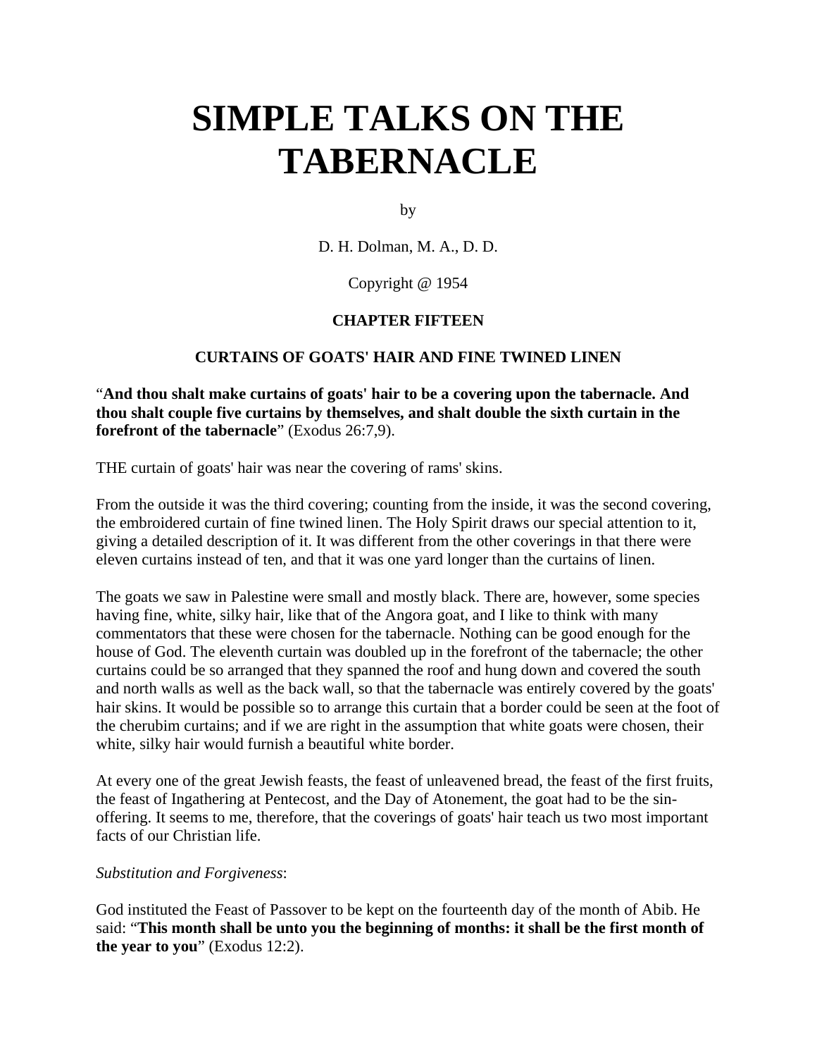# SIMPLE TALKS ON THE TABERNACLE

by

D. H. Dolman, M. A., D. D.

Copyright @ 1954

### CHAPTER FIFTEEN

### CURTAINS OF GOATS' HAIR AND FINE TWINED LINEN

"**And thou shalt make curtains of goats' hair to be a covering upon the tabernacle. And thou shalt couple five curtains by themselves, and shalt double the sixth curtain in the forefront of the tabernacle**" (Exodus 26:7,9).

THE curtain of goats' hair was near the covering of rams' skins.

From the outside it was the third covering; counting from the inside, it was the second covering, the embroidered curtain of fine twined linen. The Holy Spirit draws our special attention to it, giving a detailed description of it. It was different from the other coverings in that there were eleven curtains instead of ten, and that it was one yard longer than the curtains of linen.

The goats we saw in Palestine were small and mostly black. There are, however, some species having fine, white, silky hair, like that of the Angora goat, and I like to think with many commentators that these were chosen for the tabernacle. Nothing can be good enough for the house of God. The eleventh curtain was doubled up in the forefront of the tabernacle; the other curtains could be so arranged that they spanned the roof and hung down and covered the south and north walls as well as the back wall, so that the tabernacle was entirely covered by the goats' hair skins. It would be possible so to arrange this curtain that a border could be seen at the foot of the cherubim curtains; and if we are right in the assumption that white goats were chosen, their white, silky hair would furnish a beautiful white border.

At every one of the great Jewish feasts, the feast of unleavened bread, the feast of the first fruits, the feast of Ingathering at Pentecost, and the Day of Atonement, the goat had to be the sin-offering. It seems to me, therefore, that the coverings of goats' hair teach us two most important facts of our Christian life.

*Substitution and Forgiveness*:

God instituted the Feast of Passover to be kept on the fourteenth day of the month of Abib. He said: "**This month shall be unto you the beginning of months: it shall be the first month of the year to you**" (Exodus 12:2).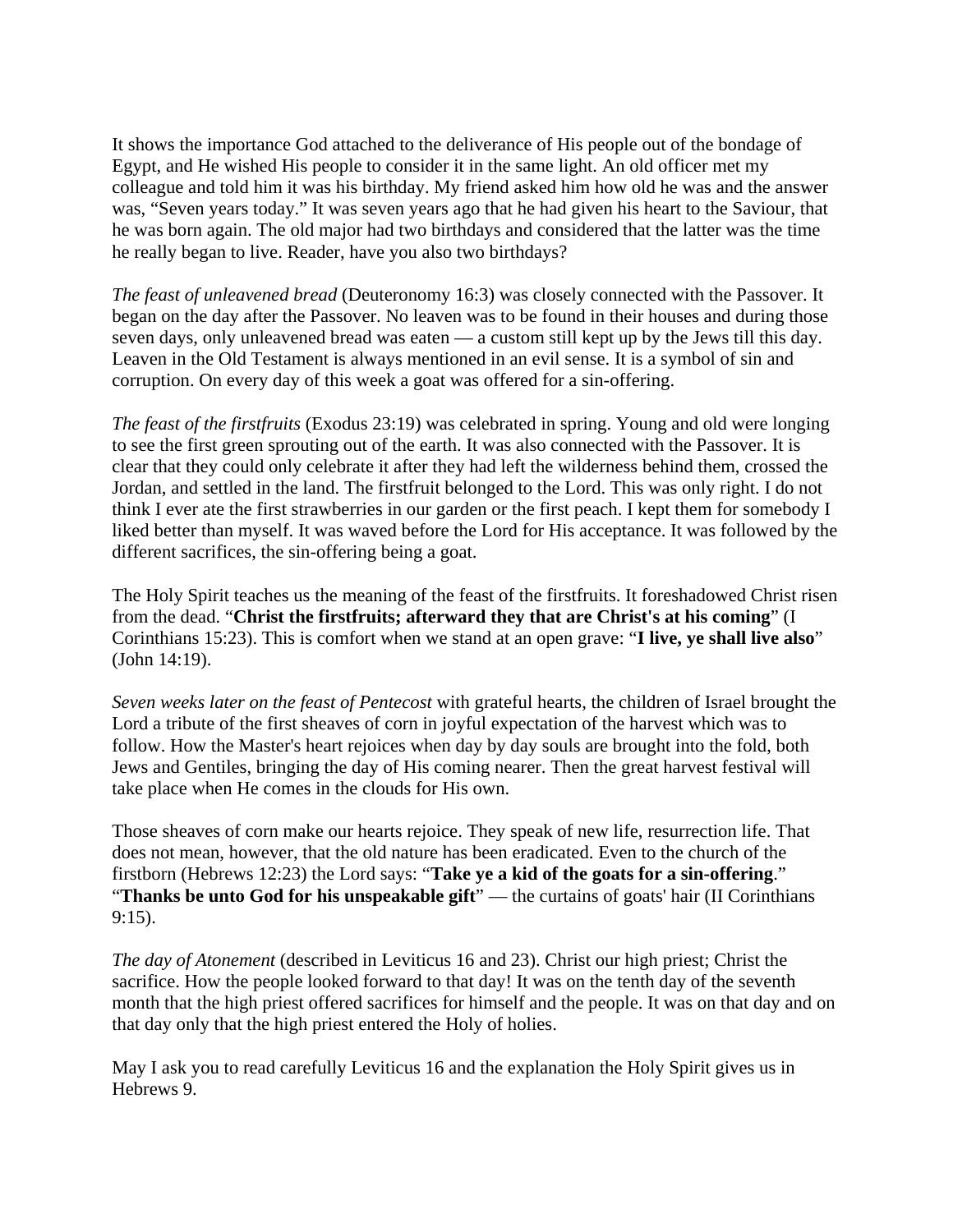It shows the importance God attached to the deliverance of His people out of the bondage of Egypt, and He wished His people to consider it in the same light. An old officer met my colleague and told him it was his birthday. My friend asked him how old he was and the answer was, “Seven years today.” It was seven years ago that he had given his heart to the Saviour, that he was born again. The old major had two birthdays and considered that the latter was the time he really began to live. Reader, have you also two birthdays?

*The feast of unleavened bread* (Deuteronomy 16:3) was closely connected with the Passover. It began on the day after the Passover. No leaven was to be found in their houses and during those seven days, only unleavened bread was eaten — a custom still kept up by the Jews till this day. Leaven in the Old Testament is always mentioned in an evil sense. It is a symbol of sin and corruption. On every day of this week a goat was offered for a sin-offering.

*The feast of the firstfruits* (Exodus 23:19) was celebrated in spring. Young and old were longing to see the first green sprouting out of the earth. It was also connected with the Passover. It is clear that they could only celebrate it after they had left the wilderness behind them, crossed the Jordan, and settled in the land. The firstfruit belonged to the Lord. This was only right. I do not think I ever ate the first strawberries in our garden or the first peach. I kept them for somebody I liked better than myself. It was waved before the Lord for His acceptance. It was followed by the different sacrifices, the sin-offering being a goat.

The Holy Spirit teaches us the meaning of the feast of the firstfruits. It foreshadowed Christ risen from the dead. “**Christ the firstfruits; afterward they that are Christ's at his coming**” (I Corinthians 15:23). This is comfort when we stand at an open grave: “**I live, ye shall live also**” (John 14:19).

*Seven weeks later on the feast of Pentecost* with grateful hearts, the children of Israel brought the Lord a tribute of the first sheaves of corn in joyful expectation of the harvest which was to follow. How the Master's heart rejoices when day by day souls are brought into the fold, both Jews and Gentiles, bringing the day of His coming nearer. Then the great harvest festival will take place when He comes in the clouds for His own.

Those sheaves of corn make our hearts rejoice. They speak of new life, resurrection life. That does not mean, however, that the old nature has been eradicated. Even to the church of the firstborn (Hebrews 12:23) the Lord says: “**Take ye a kid of the goats for a sin-offering**.” “**Thanks be unto God for his unspeakable gift**” — the curtains of goats' hair (II Corinthians 9:15).

*The day of Atonement* (described in Leviticus 16 and 23). Christ our high priest; Christ the sacrifice. How the people looked forward to that day! It was on the tenth day of the seventh month that the high priest offered sacrifices for himself and the people. It was on that day and on that day only that the high priest entered the Holy of holies.

May I ask you to read carefully Leviticus 16 and the explanation the Holy Spirit gives us in Hebrews 9.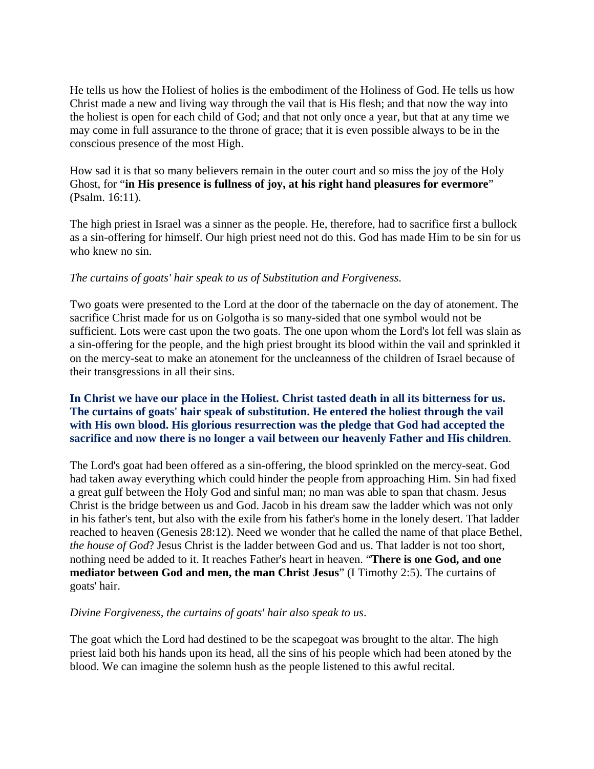He tells us how the Holiest of holies is the embodiment of the Holiness of God. He tells us how Christ made a new and living way through the vail that is His flesh; and that now the way into the holiest is open for each child of God; and that not only once a year, but that at any time we may come in full assurance to the throne of grace; that it is even possible always to be in the conscious presence of the most High.

How sad it is that so many believers remain in the outer court and so miss the joy of the Holy Ghost, for "**in His presence is fullness of joy, at his right hand pleasures for evermore**" (Psalm. 16:11).

The high priest in Israel was a sinner as the people. He, therefore, had to sacrifice first a bullock as a sin-offering for himself. Our high priest need not do this. God has made Him to be sin for us who knew no sin.

*The curtains of goats' hair speak to us of Substitution and Forgiveness.*

Two goats were presented to the Lord at the door of the tabernacle on the day of atonement. The sacrifice Christ made for us on Golgotha is so many-sided that one symbol would not be sufficient. Lots were cast upon the two goats. The one upon whom the Lord's lot fell was slain as a sin-offering for the people, and the high priest brought its blood within the vail and sprinkled it on the mercy-seat to make an atonement for the uncleanness of the children of Israel because of their transgressions in all their sins.

**In Christ we have our place in the Holiest. Christ tasted death in all its bitterness for us. The curtains of goats' hair speak of substitution. He entered the holiest through the vail with His own blood. His glorious resurrection was the pledge that God had accepted the sacrifice and now there is no longer a vail between our heavenly Father and His children**.

The Lord's goat had been offered as a sin-offering, the blood sprinkled on the mercy-seat. God had taken away everything which could hinder the people from approaching Him. Sin had fixed a great gulf between the Holy God and sinful man; no man was able to span that chasm. Jesus Christ is the bridge between us and God. Jacob in his dream saw the ladder which was not only in his father's tent, but also with the exile from his father's home in the lonely desert. That ladder reached to heaven (Genesis 28:12). Need we wonder that he called the name of that place Bethel, *the house of God*? Jesus Christ is the ladder between God and us. That ladder is not too short, nothing need be added to it. It reaches Father's heart in heaven. "**There is one God, and one mediator between God and men, the man Christ Jesus**" (I Timothy 2:5). The curtains of goats' hair.

*Divine Forgiveness, the curtains of goats' hair also speak to us*.

The goat which the Lord had destined to be the scapegoat was brought to the altar. The high priest laid both his hands upon its head, all the sins of his people which had been atoned by the blood. We can imagine the solemn hush as the people listened to this awful recital.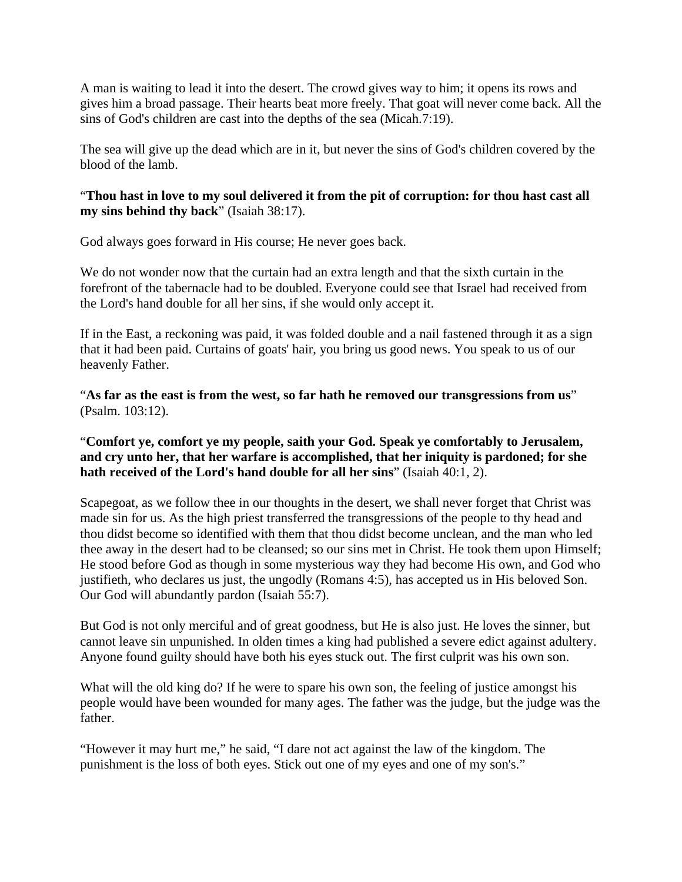A man is waiting to lead it into the desert. The crowd gives way to him; it opens its rows and gives him a broad passage. Their hearts beat more freely. That goat will never come back. All the sins of God's children are cast into the depths of the sea (Micah.7:19).

The sea will give up the dead which are in it, but never the sins of God's children covered by the blood of the lamb.

"**Thou hast in love to my soul delivered it from the pit of corruption: for thou hast cast all my sins behind thy back**" (Isaiah 38:17).

God always goes forward in His course; He never goes back.

We do not wonder now that the curtain had an extra length and that the sixth curtain in the forefront of the tabernacle had to be doubled. Everyone could see that Israel had received from the Lord's hand double for all her sins, if she would only accept it.

If in the East, a reckoning was paid, it was folded double and a nail fastened through it as a sign that it had been paid. Curtains of goats' hair, you bring us good news. You speak to us of our heavenly Father.

"**As far as the east is from the west, so far hath he removed our transgressions from us**" (Psalm. 103:12).

"**Comfort ye, comfort ye my people, saith your God. Speak ye comfortably to Jerusalem, and cry unto her, that her warfare is accomplished, that her iniquity is pardoned; for she hath received of the Lord's hand double for all her sins**" (Isaiah 40:1, 2).

Scapegoat, as we follow thee in our thoughts in the desert, we shall never forget that Christ was made sin for us. As the high priest transferred the transgressions of the people to thy head and thou didst become so identified with them that thou didst become unclean, and the man who led thee away in the desert had to be cleansed; so our sins met in Christ. He took them upon Himself; He stood before God as though in some mysterious way they had become His own, and God who justifieth, who declares us just, the ungodly (Romans 4:5), has accepted us in His beloved Son. Our God will abundantly pardon (Isaiah 55:7).

But God is not only merciful and of great goodness, but He is also just. He loves the sinner, but cannot leave sin unpunished. In olden times a king had published a severe edict against adultery. Anyone found guilty should have both his eyes stuck out. The first culprit was his own son.

What will the old king do? If he were to spare his own son, the feeling of justice amongst his people would have been wounded for many ages. The father was the judge, but the judge was the father.

"However it may hurt me," he said, "I dare not act against the law of the kingdom. The punishment is the loss of both eyes. Stick out one of my eyes and one of my son's."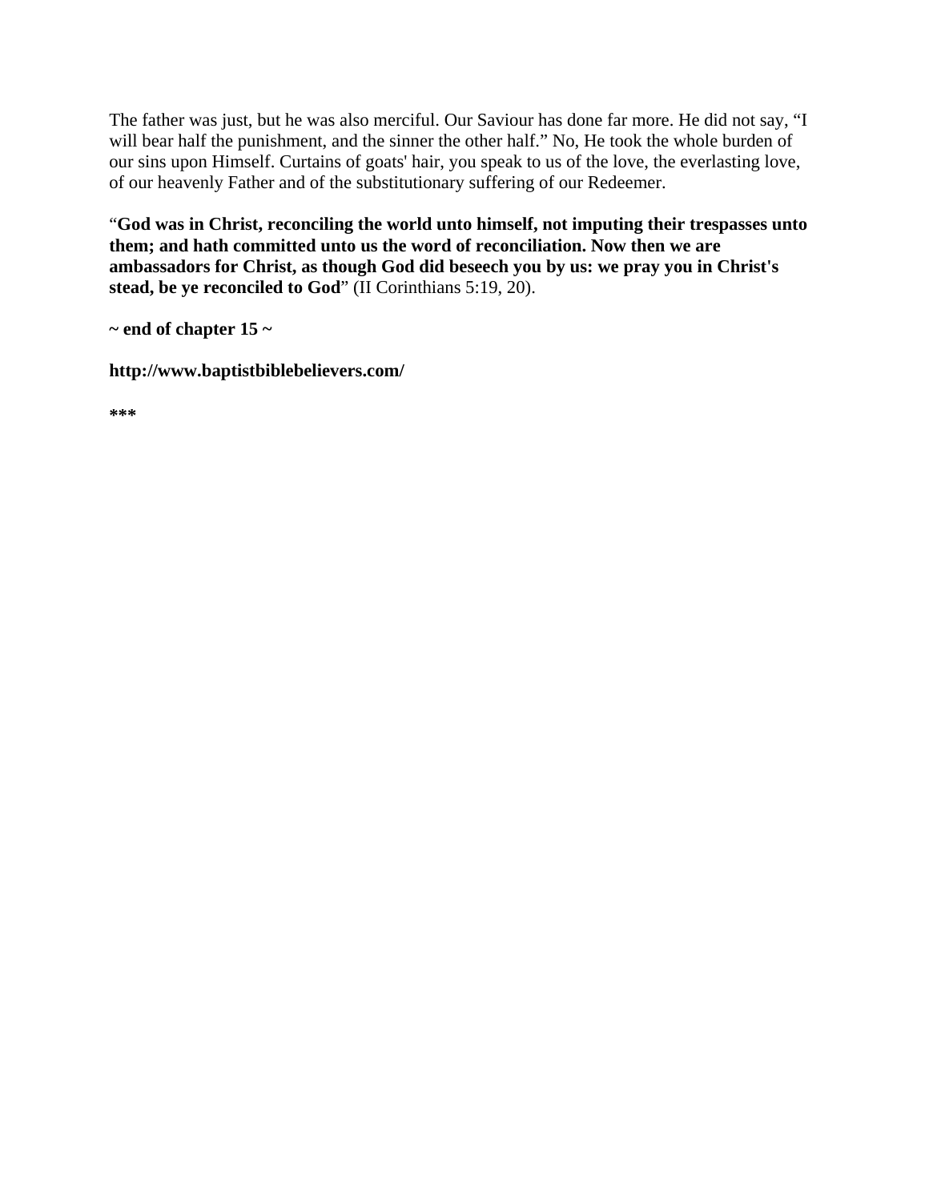The father was just, but he was also merciful. Our Saviour has done far more. He did not say, "I will bear half the punishment, and the sinner the other half." No, He took the whole burden of our sins upon Himself. Curtains of goats' hair, you speak to us of the love, the everlasting love, of our heavenly Father and of the substitutionary suffering of our Redeemer.

"**God was in Christ, reconciling the world unto himself, not imputing their trespasses unto them; and hath committed unto us the word of reconciliation. Now then we are ambassadors for Christ, as though God did beseech you by us: we pray you in Christ's stead, be ye reconciled to God**" (II Corinthians 5:19, 20).

**~ end of chapter 15 ~**

**http://www.baptistbiblebelievers.com/**

**\*\*\***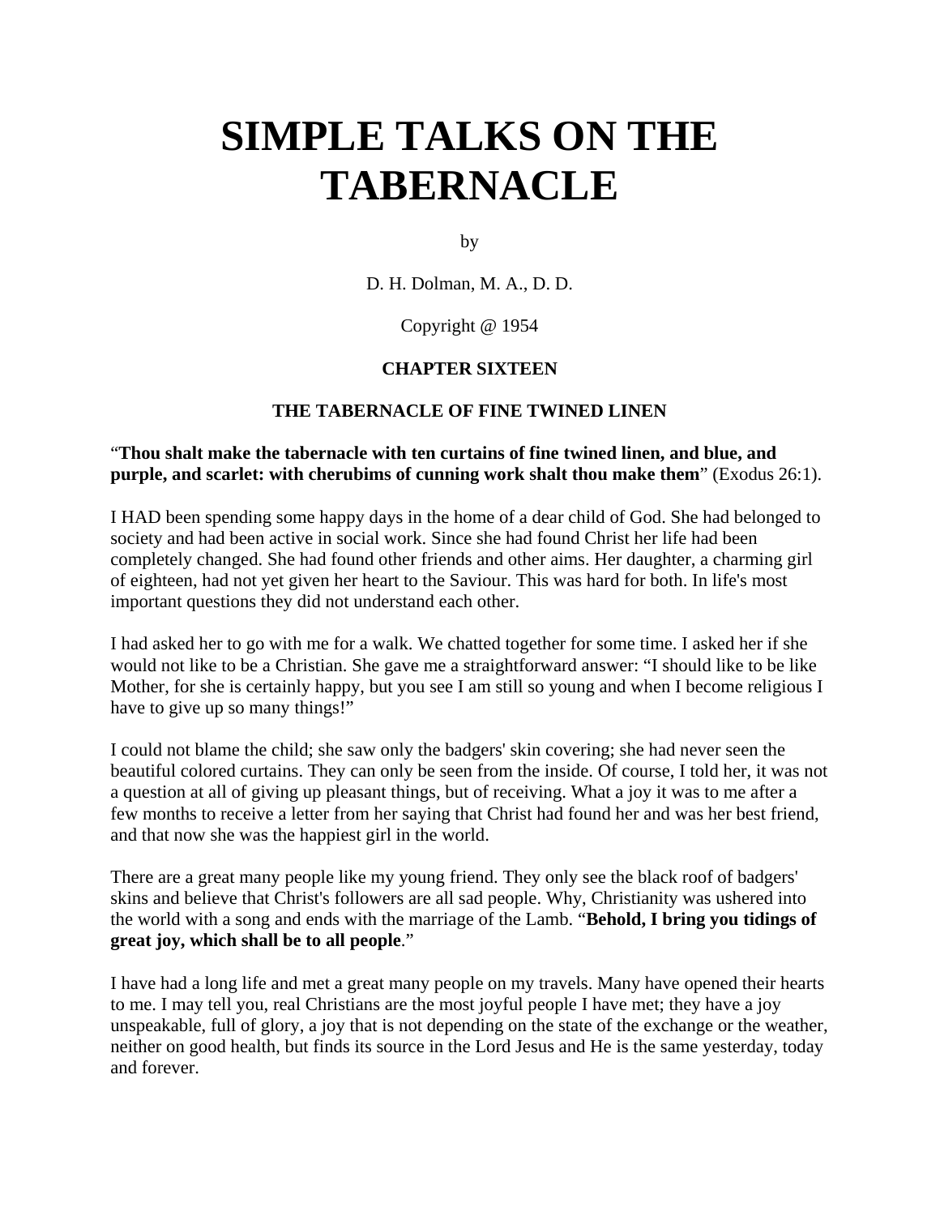# SIMPLE TALKS ON THE TABERNACLE

by

D. H. Dolman, M. A., D. D.

Copyright @ 1954

### CHAPTER SIXTEEN

### THE TABERNACLE OF FINE TWINED LINEN

"**Thou shalt make the tabernacle with ten curtains of fine twined linen, and blue, and purple, and scarlet: with cherubims of cunning work shalt thou make them**" (Exodus 26:1).

I HAD been spending some happy days in the home of a dear child of God. She had belonged to society and had been active in social work. Since she had found Christ her life had been completely changed. She had found other friends and other aims. Her daughter, a charming girl of eighteen, had not yet given her heart to the Saviour. This was hard for both. In life's most important questions they did not understand each other.

I had asked her to go with me for a walk. We chatted together for some time. I asked her if she would not like to be a Christian. She gave me a straightforward answer: "I should like to be like Mother, for she is certainly happy, but you see I am still so young and when I become religious I have to give up so many things!"

I could not blame the child; she saw only the badgers' skin covering; she had never seen the beautiful colored curtains. They can only be seen from the inside. Of course, I told her, it was not a question at all of giving up pleasant things, but of receiving. What a joy it was to me after a few months to receive a letter from her saying that Christ had found her and was her best friend, and that now she was the happiest girl in the world.

There are a great many people like my young friend. They only see the black roof of badgers' skins and believe that Christ's followers are all sad people. Why, Christianity was ushered into the world with a song and ends with the marriage of the Lamb. "**Behold, I bring you tidings of great joy, which shall be to all people**."

I have had a long life and met a great many people on my travels. Many have opened their hearts to me. I may tell you, real Christians are the most joyful people I have met; they have a joy unspeakable, full of glory, a joy that is not depending on the state of the exchange or the weather, neither on good health, but finds its source in the Lord Jesus and He is the same yesterday, today and forever.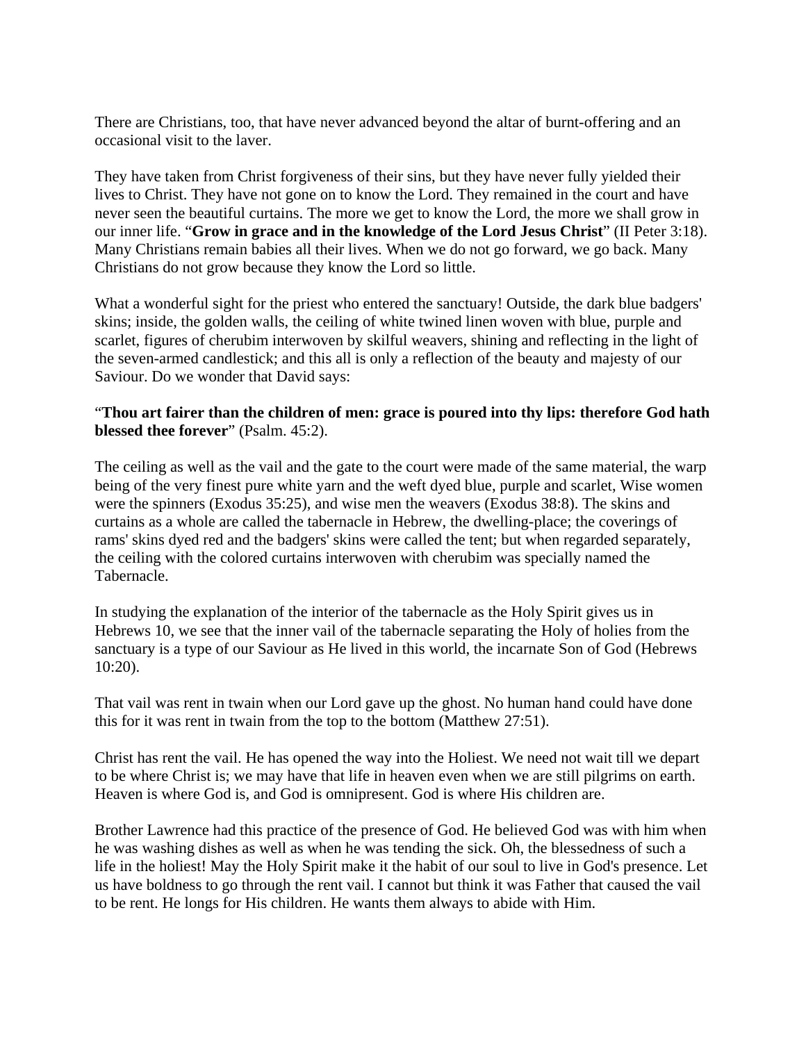There are Christians, too, that have never advanced beyond the altar of burnt-offering and an occasional visit to the laver.

They have taken from Christ forgiveness of their sins, but they have never fully yielded their lives to Christ. They have not gone on to know the Lord. They remained in the court and have never seen the beautiful curtains. The more we get to know the Lord, the more we shall grow in our inner life. "**Grow in grace and in the knowledge of the Lord Jesus Christ**" (II Peter 3:18). Many Christians remain babies all their lives. When we do not go forward, we go back. Many Christians do not grow because they know the Lord so little.

What a wonderful sight for the priest who entered the sanctuary! Outside, the dark blue badgers' skins; inside, the golden walls, the ceiling of white twined linen woven with blue, purple and scarlet, figures of cherubim interwoven by skilful weavers, shining and reflecting in the light of the seven-armed candlestick; and this all is only a reflection of the beauty and majesty of our Saviour. Do we wonder that David says:

"**Thou art fairer than the children of men: grace is poured into thy lips: therefore God hath blessed thee forever**" (Psalm. 45:2).

The ceiling as well as the vail and the gate to the court were made of the same material, the warp being of the very finest pure white yarn and the weft dyed blue, purple and scarlet, Wise women were the spinners (Exodus 35:25), and wise men the weavers (Exodus 38:8). The skins and curtains as a whole are called the tabernacle in Hebrew, the dwelling-place; the coverings of rams' skins dyed red and the badgers' skins were called the tent; but when regarded separately, the ceiling with the colored curtains interwoven with cherubim was specially named the Tabernacle.

In studying the explanation of the interior of the tabernacle as the Holy Spirit gives us in Hebrews 10, we see that the inner vail of the tabernacle separating the Holy of holies from the sanctuary is a type of our Saviour as He lived in this world, the incarnate Son of God (Hebrews 10:20).

That vail was rent in twain when our Lord gave up the ghost. No human hand could have done this for it was rent in twain from the top to the bottom (Matthew 27:51).

Christ has rent the vail. He has opened the way into the Holiest. We need not wait till we depart to be where Christ is; we may have that life in heaven even when we are still pilgrims on earth. Heaven is where God is, and God is omnipresent. God is where His children are.

Brother Lawrence had this practice of the presence of God. He believed God was with him when he was washing dishes as well as when he was tending the sick. Oh, the blessedness of such a life in the holiest! May the Holy Spirit make it the habit of our soul to live in God's presence. Let us have boldness to go through the rent vail. I cannot but think it was Father that caused the vail to be rent. He longs for His children. He wants them always to abide with Him.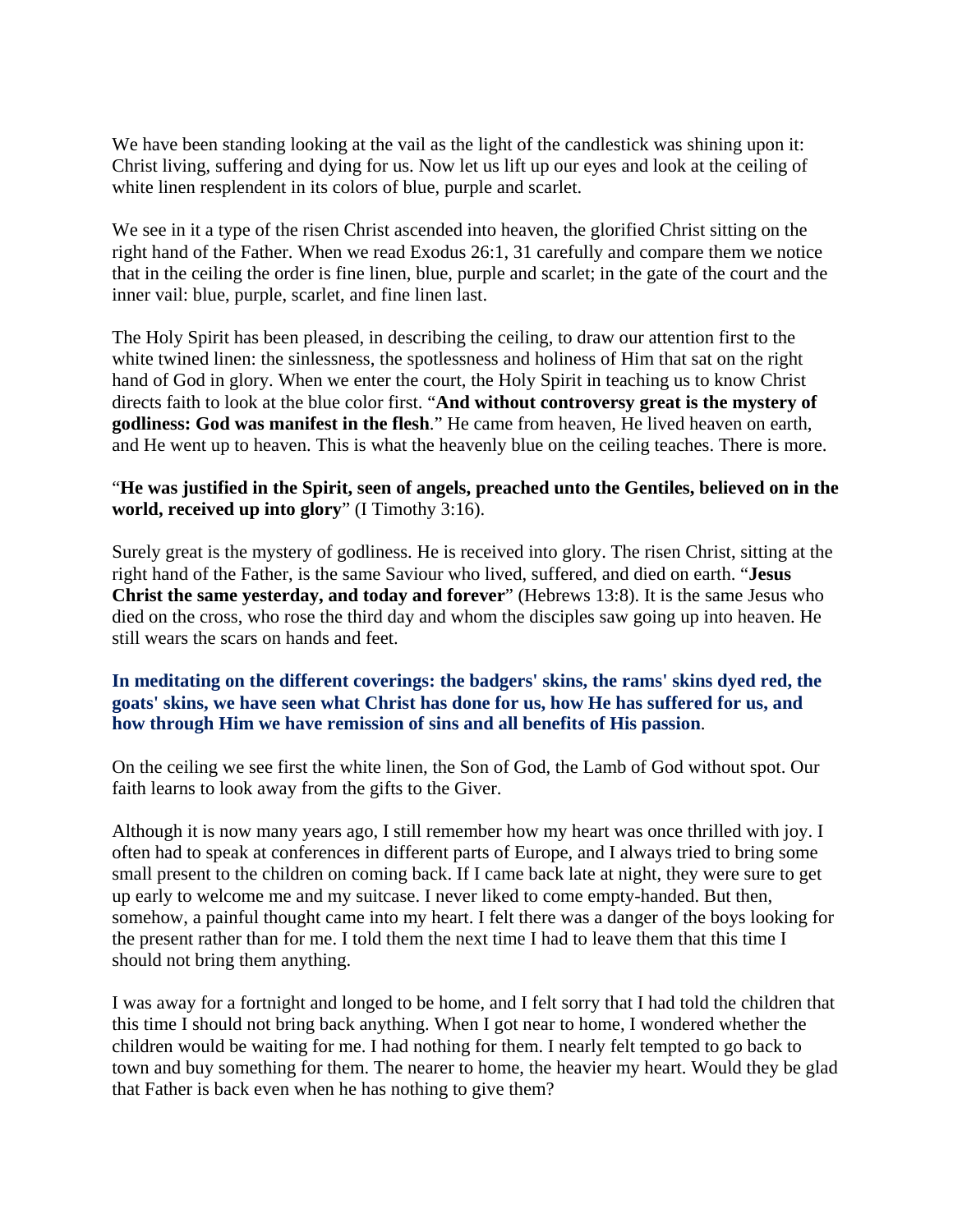We have been standing looking at the vail as the light of the candlestick was shining upon it: Christ living, suffering and dying for us. Now let us lift up our eyes and look at the ceiling of white linen resplendent in its colors of blue, purple and scarlet.

We see in it a type of the risen Christ ascended into heaven, the glorified Christ sitting on the right hand of the Father. When we read Exodus 26:1, 31 carefully and compare them we notice that in the ceiling the order is fine linen, blue, purple and scarlet; in the gate of the court and the inner vail: blue, purple, scarlet, and fine linen last.

The Holy Spirit has been pleased, in describing the ceiling, to draw our attention first to the white twined linen: the sinlessness, the spotlessness and holiness of Him that sat on the right hand of God in glory. When we enter the court, the Holy Spirit in teaching us to know Christ directs faith to look at the blue color first. "**And without controversy great is the mystery of godliness: God was manifest in the flesh**." He came from heaven, He lived heaven on earth, and He went up to heaven. This is what the heavenly blue on the ceiling teaches. There is more.

"**He was justified in the Spirit, seen of angels, preached unto the Gentiles, believed on in the world, received up into glory**" (I Timothy 3:16).

Surely great is the mystery of godliness. He is received into glory. The risen Christ, sitting at the right hand of the Father, is the same Saviour who lived, suffered, and died on earth. "**Jesus Christ the same yesterday, and today and forever**" (Hebrews 13:8). It is the same Jesus who died on the cross, who rose the third day and whom the disciples saw going up into heaven. He still wears the scars on hands and feet.

**In meditating on the different coverings: the badgers' skins, the rams' skins dyed red, the goats' skins, we have seen what Christ has done for us, how He has suffered for us, and how through Him we have remission of sins and all benefits of His passion**.

On the ceiling we see first the white linen, the Son of God, the Lamb of God without spot. Our faith learns to look away from the gifts to the Giver.

Although it is now many years ago, I still remember how my heart was once thrilled with joy. I often had to speak at conferences in different parts of Europe, and I always tried to bring some small present to the children on coming back. If I came back late at night, they were sure to get up early to welcome me and my suitcase. I never liked to come empty-handed. But then, somehow, a painful thought came into my heart. I felt there was a danger of the boys looking for the present rather than for me. I told them the next time I had to leave them that this time I should not bring them anything.

I was away for a fortnight and longed to be home, and I felt sorry that I had told the children that this time I should not bring back anything. When I got near to home, I wondered whether the children would be waiting for me. I had nothing for them. I nearly felt tempted to go back to town and buy something for them. The nearer to home, the heavier my heart. Would they be glad that Father is back even when he has nothing to give them?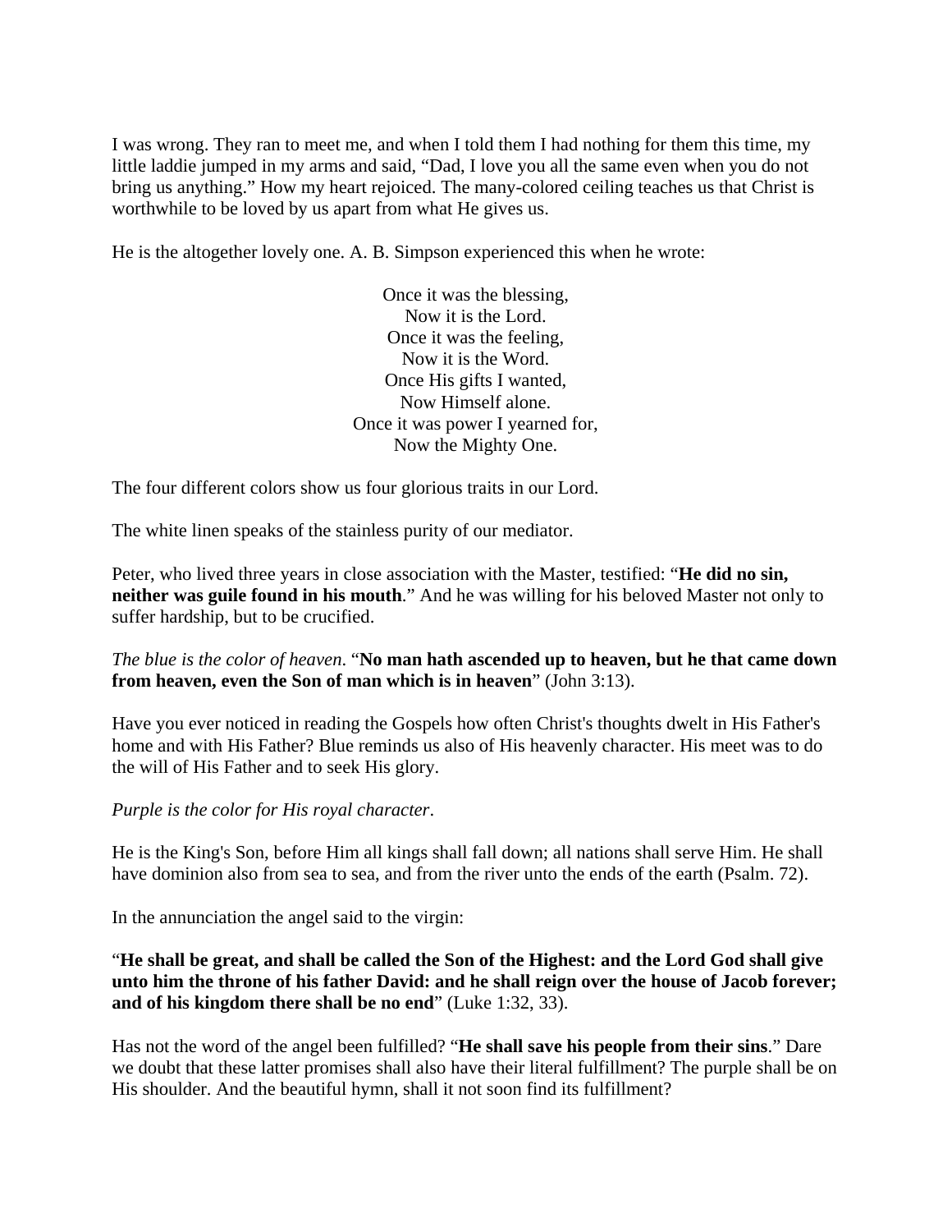I was wrong. They ran to meet me, and when I told them I had nothing for them this time, my little laddie jumped in my arms and said, "Dad, I love you all the same even when you do not bring us anything." How my heart rejoiced. The many-colored ceiling teaches us that Christ is worthwhile to be loved by us apart from what He gives us.

He is the altogether lovely one. A. B. Simpson experienced this when he wrote:

Once it was the blessing,  
Now it is the Lord.  
Once it was the feeling,  
Now it is the Word.  
Once His gifts I wanted,  
Now Himself alone.  
Once it was power I yearned for,  
Now the Mighty One.

The four different colors show us four glorious traits in our Lord.

The white linen speaks of the stainless purity of our mediator.

Peter, who lived three years in close association with the Master, testified: "**He did no sin, neither was guile found in his mouth**." And he was willing for his beloved Master not only to suffer hardship, but to be crucified.

*The blue is the color of heaven*. "**No man hath ascended up to heaven, but he that came down from heaven, even the Son of man which is in heaven**" (John 3:13).

Have you ever noticed in reading the Gospels how often Christ's thoughts dwelt in His Father's home and with His Father? Blue reminds us also of His heavenly character. His meet was to do the will of His Father and to seek His glory.

*Purple is the color for His royal character*.

He is the King's Son, before Him all kings shall fall down; all nations shall serve Him. He shall have dominion also from sea to sea, and from the river unto the ends of the earth (Psalm. 72).

In the annunciation the angel said to the virgin:

"**He shall be great, and shall be called the Son of the Highest: and the Lord God shall give unto him the throne of his father David: and he shall reign over the house of Jacob forever; and of his kingdom there shall be no end**" (Luke 1:32, 33).

Has not the word of the angel been fulfilled? "**He shall save his people from their sins**." Dare we doubt that these latter promises shall also have their literal fulfillment? The purple shall be on His shoulder. And the beautiful hymn, shall it not soon find its fulfillment?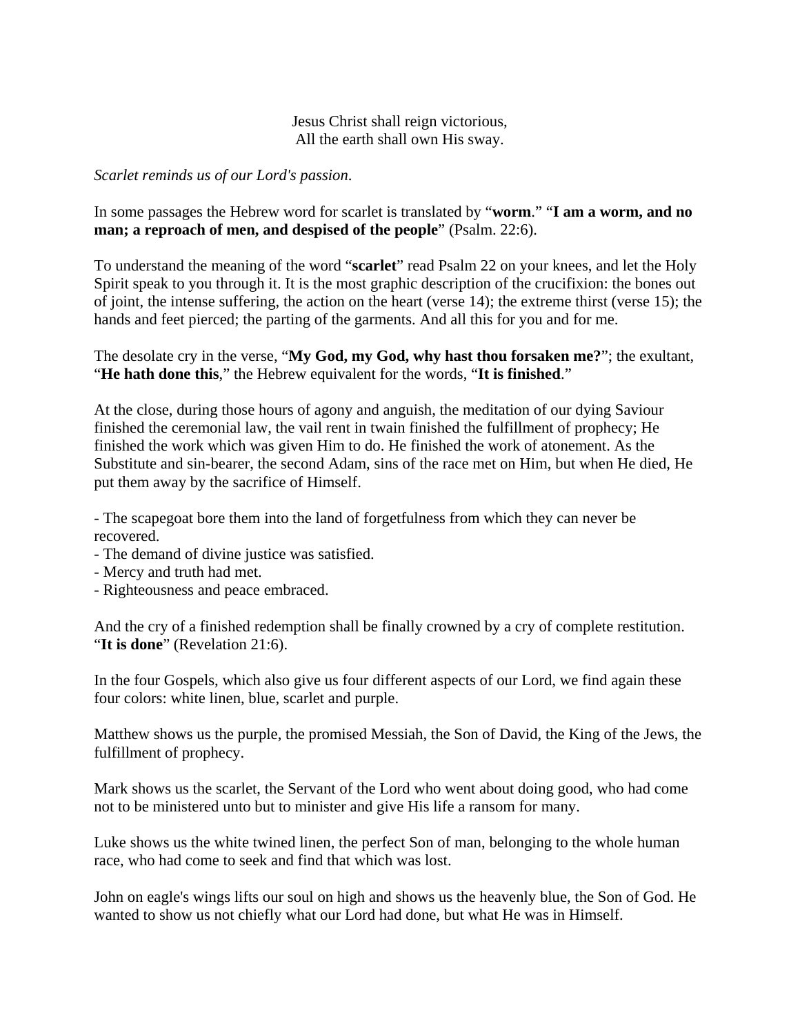Jesus Christ shall reign victorious,  
All the earth shall own His sway.

*Scarlet reminds us of our Lord's passion.*

In some passages the Hebrew word for scarlet is translated by "**worm**." "**I am a worm, and no man; a reproach of men, and despised of the people**" (Psalm. 22:6).

To understand the meaning of the word "**scarlet**" read Psalm 22 on your knees, and let the Holy Spirit speak to you through it. It is the most graphic description of the crucifixion: the bones out of joint, the intense suffering, the action on the heart (verse 14); the extreme thirst (verse 15); the hands and feet pierced; the parting of the garments. And all this for you and for me.

The desolate cry in the verse, "**My God, my God, why hast thou forsaken me?**"; the exultant, "**He hath done this**," the Hebrew equivalent for the words, "**It is finished**."

At the close, during those hours of agony and anguish, the meditation of our dying Saviour finished the ceremonial law, the vail rent in twain finished the fulfillment of prophecy; He finished the work which was given Him to do. He finished the work of atonement. As the Substitute and sin-bearer, the second Adam, sins of the race met on Him, but when He died, He put them away by the sacrifice of Himself.

- The scapegoat bore them into the land of forgetfulness from which they can never be recovered.
- The demand of divine justice was satisfied.
- Mercy and truth had met.
- Righteousness and peace embraced.

And the cry of a finished redemption shall be finally crowned by a cry of complete restitution. "**It is done**" (Revelation 21:6).

In the four Gospels, which also give us four different aspects of our Lord, we find again these four colors: white linen, blue, scarlet and purple.

Matthew shows us the purple, the promised Messiah, the Son of David, the King of the Jews, the fulfillment of prophecy.

Mark shows us the scarlet, the Servant of the Lord who went about doing good, who had come not to be ministered unto but to minister and give His life a ransom for many.

Luke shows us the white twined linen, the perfect Son of man, belonging to the whole human race, who had come to seek and find that which was lost.

John on eagle's wings lifts our soul on high and shows us the heavenly blue, the Son of God. He wanted to show us not chiefly what our Lord had done, but what He was in Himself.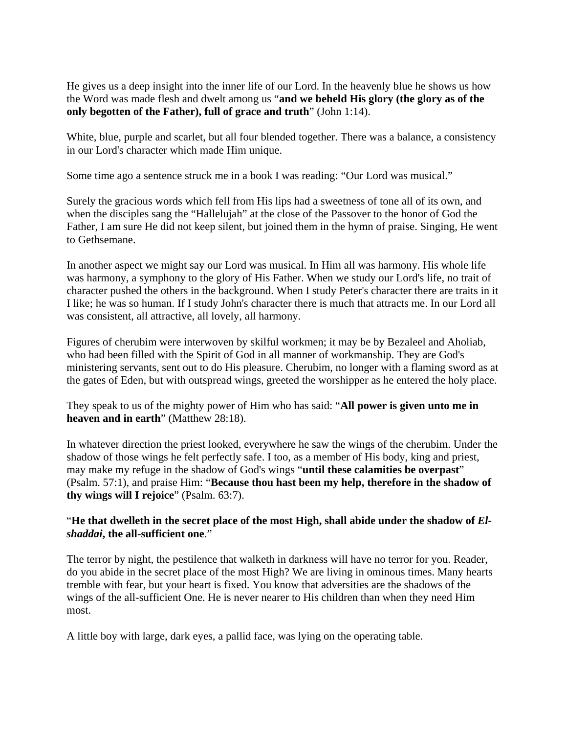He gives us a deep insight into the inner life of our Lord. In the heavenly blue he shows us how the Word was made flesh and dwelt among us "**and we beheld His glory (the glory as of the only begotten of the Father), full of grace and truth**" (John 1:14).

White, blue, purple and scarlet, but all four blended together. There was a balance, a consistency in our Lord's character which made Him unique.

Some time ago a sentence struck me in a book I was reading: "Our Lord was musical."

Surely the gracious words which fell from His lips had a sweetness of tone all of its own, and when the disciples sang the "Hallelujah" at the close of the Passover to the honor of God the Father, I am sure He did not keep silent, but joined them in the hymn of praise. Singing, He went to Gethsemane.

In another aspect we might say our Lord was musical. In Him all was harmony. His whole life was harmony, a symphony to the glory of His Father. When we study our Lord's life, no trait of character pushed the others in the background. When I study Peter's character there are traits in it I like; he was so human. If I study John's character there is much that attracts me. In our Lord all was consistent, all attractive, all lovely, all harmony.

Figures of cherubim were interwoven by skilful workmen; it may be by Bezaleel and Aholiab, who had been filled with the Spirit of God in all manner of workmanship. They are God's ministering servants, sent out to do His pleasure. Cherubim, no longer with a flaming sword as at the gates of Eden, but with outspread wings, greeted the worshipper as he entered the holy place.

They speak to us of the mighty power of Him who has said: "**All power is given unto me in heaven and in earth**" (Matthew 28:18).

In whatever direction the priest looked, everywhere he saw the wings of the cherubim. Under the shadow of those wings he felt perfectly safe. I too, as a member of His body, king and priest, may make my refuge in the shadow of God's wings "**until these calamities be overpast**" (Psalm. 57:1), and praise Him: "**Because thou hast been my help, therefore in the shadow of thy wings will I rejoice**" (Psalm. 63:7).

"**He that dwelleth in the secret place of the most High, shall abide under the shadow of *El-shaddai*, the all-sufficient one**."

The terror by night, the pestilence that walketh in darkness will have no terror for you. Reader, do you abide in the secret place of the most High? We are living in ominous times. Many hearts tremble with fear, but your heart is fixed. You know that adversities are the shadows of the wings of the all-sufficient One. He is never nearer to His children than when they need Him most.

A little boy with large, dark eyes, a pallid face, was lying on the operating table.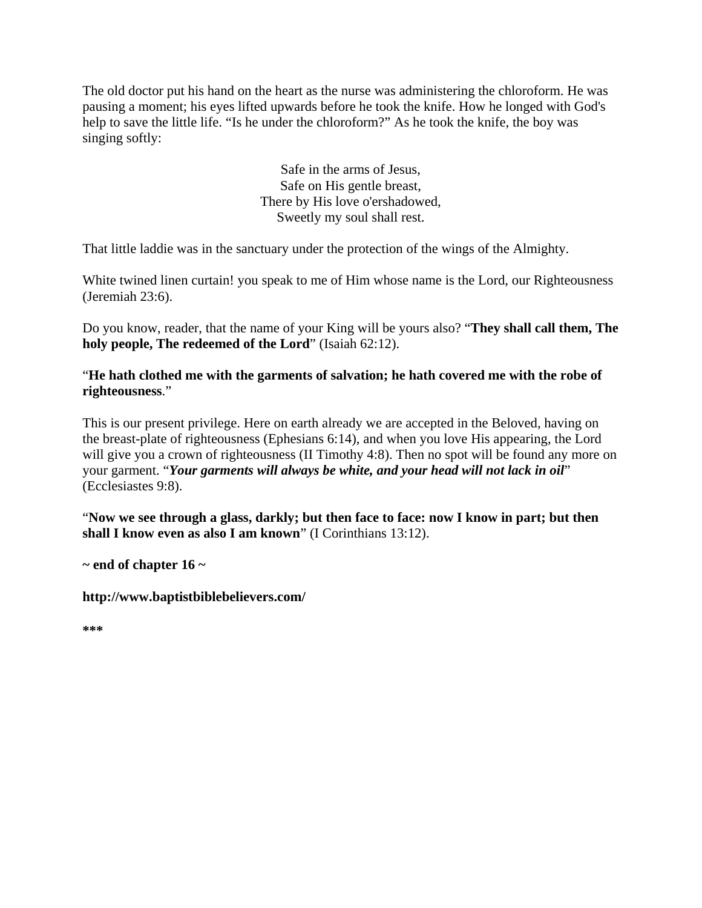The old doctor put his hand on the heart as the nurse was administering the chloroform. He was pausing a moment; his eyes lifted upwards before he took the knife. How he longed with God's help to save the little life. "Is he under the chloroform?" As he took the knife, the boy was singing softly:

Safe in the arms of Jesus,  
Safe on His gentle breast,  
There by His love o'ershadowed,  
Sweetly my soul shall rest.

That little laddie was in the sanctuary under the protection of the wings of the Almighty.

White twined linen curtain! you speak to me of Him whose name is the Lord, our Righteousness (Jeremiah 23:6).

Do you know, reader, that the name of your King will be yours also? "**They shall call them, The holy people, The redeemed of the Lord**" (Isaiah 62:12).

"**He hath clothed me with the garments of salvation; he hath covered me with the robe of righteousness**."

This is our present privilege. Here on earth already we are accepted in the Beloved, having on the breast-plate of righteousness (Ephesians 6:14), and when you love His appearing, the Lord will give you a crown of righteousness (II Timothy 4:8). Then no spot will be found any more on your garment. "***Your garments will always be white, and your head will not lack in oil***" (Ecclesiastes 9:8).

"**Now we see through a glass, darkly; but then face to face: now I know in part; but then shall I know even as also I am known**" (I Corinthians 13:12).

**~ end of chapter 16 ~**

**http://www.baptistbiblebelievers.com/**

***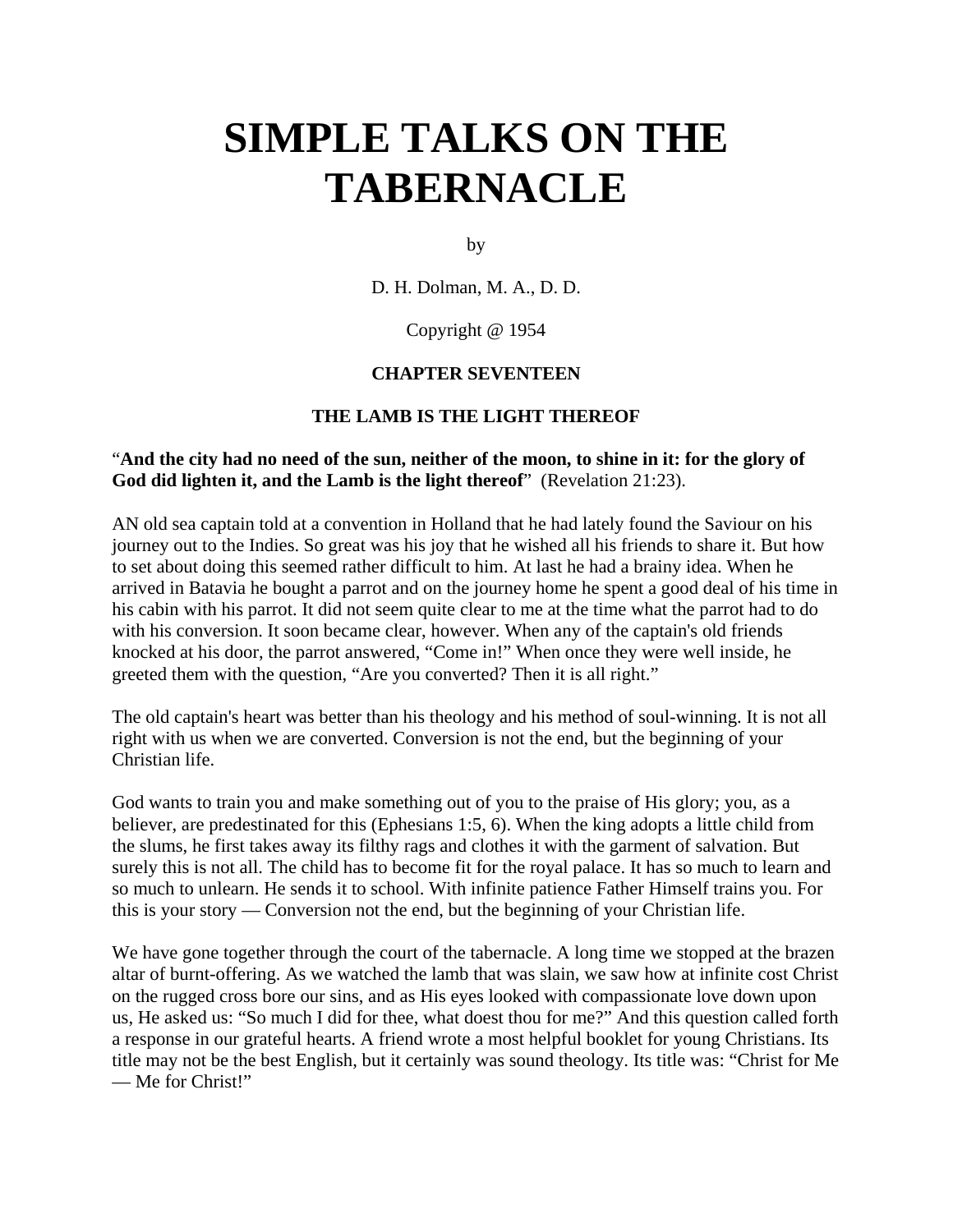# SIMPLE TALKS ON THE TABERNACLE

by

D. H. Dolman, M. A., D. D.

Copyright @ 1954

**CHAPTER SEVENTEEN**

**THE LAMB IS THE LIGHT THEREOF**

“**And the city had no need of the sun, neither of the moon, to shine in it: for the glory of God did lighten it, and the Lamb is the light thereof**” (Revelation 21:23).

AN old sea captain told at a convention in Holland that he had lately found the Saviour on his journey out to the Indies. So great was his joy that he wished all his friends to share it. But how to set about doing this seemed rather difficult to him. At last he had a brainy idea. When he arrived in Batavia he bought a parrot and on the journey home he spent a good deal of his time in his cabin with his parrot. It did not seem quite clear to me at the time what the parrot had to do with his conversion. It soon became clear, however. When any of the captain's old friends knocked at his door, the parrot answered, “Come in!” When once they were well inside, he greeted them with the question, “Are you converted? Then it is all right.”

The old captain's heart was better than his theology and his method of soul-winning. It is not all right with us when we are converted. Conversion is not the end, but the beginning of your Christian life.

God wants to train you and make something out of you to the praise of His glory; you, as a believer, are predestinated for this (Ephesians 1:5, 6). When the king adopts a little child from the slums, he first takes away its filthy rags and clothes it with the garment of salvation. But surely this is not all. The child has to become fit for the royal palace. It has so much to learn and so much to unlearn. He sends it to school. With infinite patience Father Himself trains you. For this is your story — Conversion not the end, but the beginning of your Christian life.

We have gone together through the court of the tabernacle. A long time we stopped at the brazen altar of burnt-offering. As we watched the lamb that was slain, we saw how at infinite cost Christ on the rugged cross bore our sins, and as His eyes looked with compassionate love down upon us, He asked us: “So much I did for thee, what doest thou for me?” And this question called forth a response in our grateful hearts. A friend wrote a most helpful booklet for young Christians. Its title may not be the best English, but it certainly was sound theology. Its title was: “Christ for Me — Me for Christ!”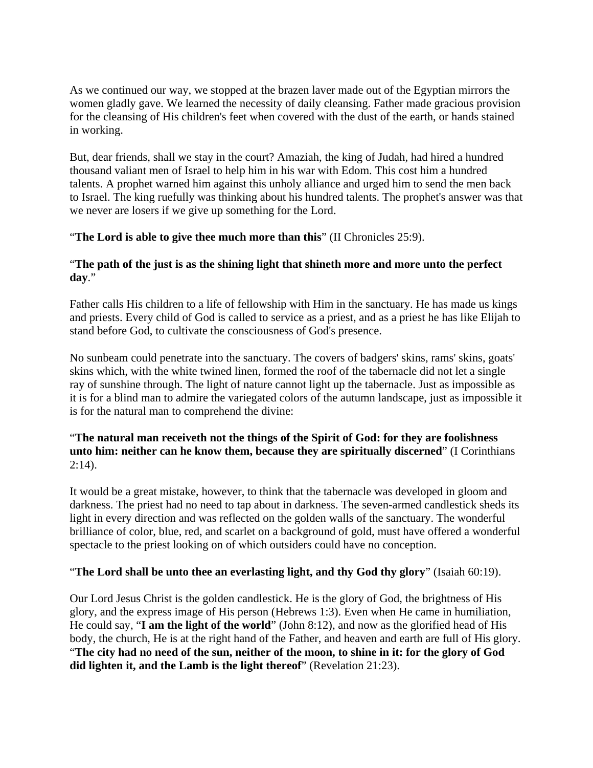As we continued our way, we stopped at the brazen laver made out of the Egyptian mirrors the women gladly gave. We learned the necessity of daily cleansing. Father made gracious provision for the cleansing of His children's feet when covered with the dust of the earth, or hands stained in working.

But, dear friends, shall we stay in the court? Amaziah, the king of Judah, had hired a hundred thousand valiant men of Israel to help him in his war with Edom. This cost him a hundred talents. A prophet warned him against this unholy alliance and urged him to send the men back to Israel. The king ruefully was thinking about his hundred talents. The prophet's answer was that we never are losers if we give up something for the Lord.

"**The Lord is able to give thee much more than this**" (II Chronicles 25:9).

"**The path of the just is as the shining light that shineth more and more unto the perfect day**."

Father calls His children to a life of fellowship with Him in the sanctuary. He has made us kings and priests. Every child of God is called to service as a priest, and as a priest he has like Elijah to stand before God, to cultivate the consciousness of God's presence.

No sunbeam could penetrate into the sanctuary. The covers of badgers' skins, rams' skins, goats' skins which, with the white twined linen, formed the roof of the tabernacle did not let a single ray of sunshine through. The light of nature cannot light up the tabernacle. Just as impossible as it is for a blind man to admire the variegated colors of the autumn landscape, just as impossible it is for the natural man to comprehend the divine:

"**The natural man receiveth not the things of the Spirit of God: for they are foolishness unto him: neither can he know them, because they are spiritually discerned**" (I Corinthians 2:14).

It would be a great mistake, however, to think that the tabernacle was developed in gloom and darkness. The priest had no need to tap about in darkness. The seven-armed candlestick sheds its light in every direction and was reflected on the golden walls of the sanctuary. The wonderful brilliance of color, blue, red, and scarlet on a background of gold, must have offered a wonderful spectacle to the priest looking on of which outsiders could have no conception.

"**The Lord shall be unto thee an everlasting light, and thy God thy glory**" (Isaiah 60:19).

Our Lord Jesus Christ is the golden candlestick. He is the glory of God, the brightness of His glory, and the express image of His person (Hebrews 1:3). Even when He came in humiliation, He could say, "**I am the light of the world**" (John 8:12), and now as the glorified head of His body, the church, He is at the right hand of the Father, and heaven and earth are full of His glory. "**The city had no need of the sun, neither of the moon, to shine in it: for the glory of God did lighten it, and the Lamb is the light thereof**" (Revelation 21:23).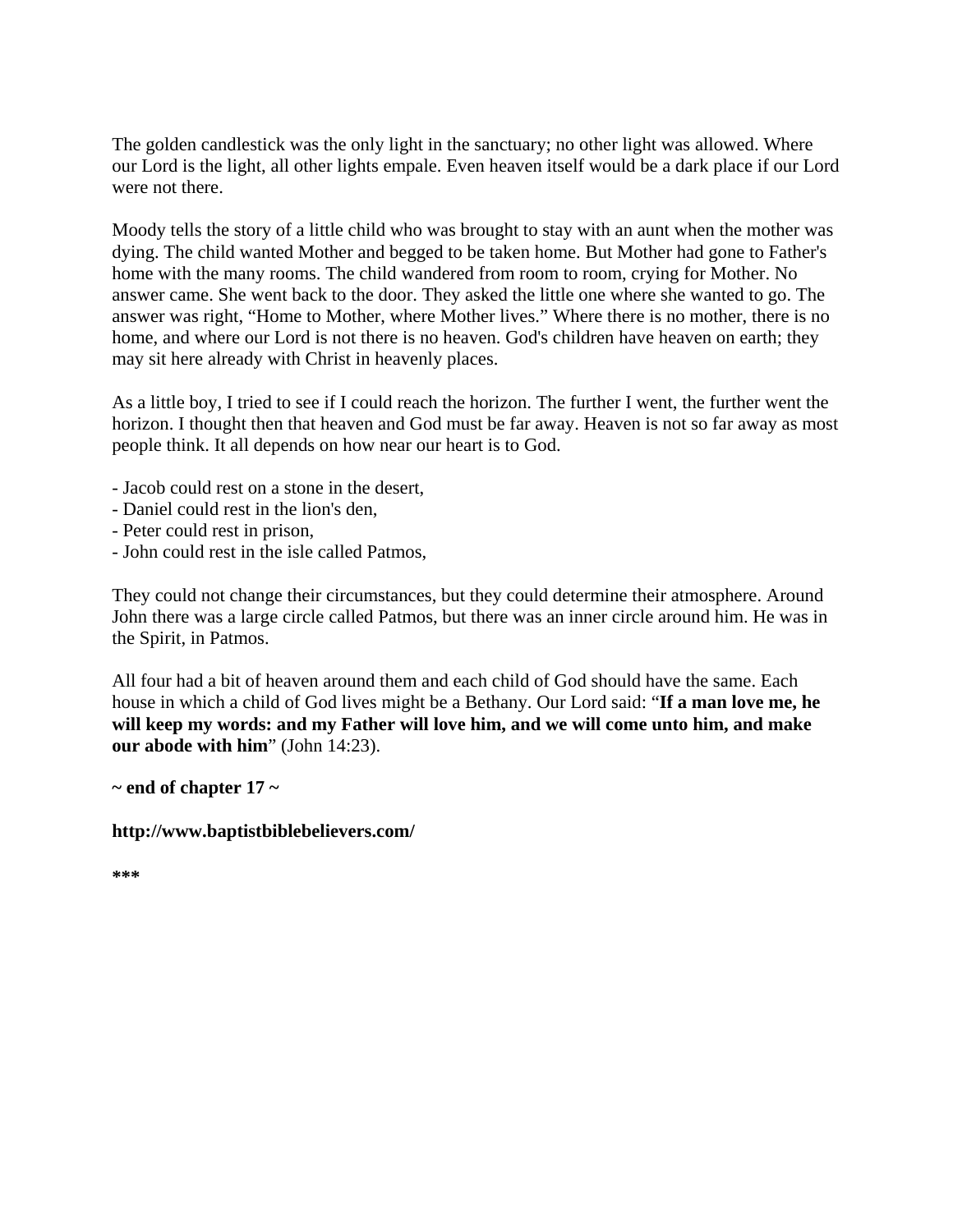The golden candlestick was the only light in the sanctuary; no other light was allowed. Where our Lord is the light, all other lights empale. Even heaven itself would be a dark place if our Lord were not there.

Moody tells the story of a little child who was brought to stay with an aunt when the mother was dying. The child wanted Mother and begged to be taken home. But Mother had gone to Father's home with the many rooms. The child wandered from room to room, crying for Mother. No answer came. She went back to the door. They asked the little one where she wanted to go. The answer was right, "Home to Mother, where Mother lives." Where there is no mother, there is no home, and where our Lord is not there is no heaven. God's children have heaven on earth; they may sit here already with Christ in heavenly places.

As a little boy, I tried to see if I could reach the horizon. The further I went, the further went the horizon. I thought then that heaven and God must be far away. Heaven is not so far away as most people think. It all depends on how near our heart is to God.

- Jacob could rest on a stone in the desert,
- Daniel could rest in the lion's den,
- Peter could rest in prison,
- John could rest in the isle called Patmos,

They could not change their circumstances, but they could determine their atmosphere. Around John there was a large circle called Patmos, but there was an inner circle around him. He was in the Spirit, in Patmos.

All four had a bit of heaven around them and each child of God should have the same. Each house in which a child of God lives might be a Bethany. Our Lord said: "**If a man love me, he will keep my words: and my Father will love him, and we will come unto him, and make our abode with him**" (John 14:23).

**~ end of chapter 17 ~**

**http://www.baptistbiblebelievers.com/**

*****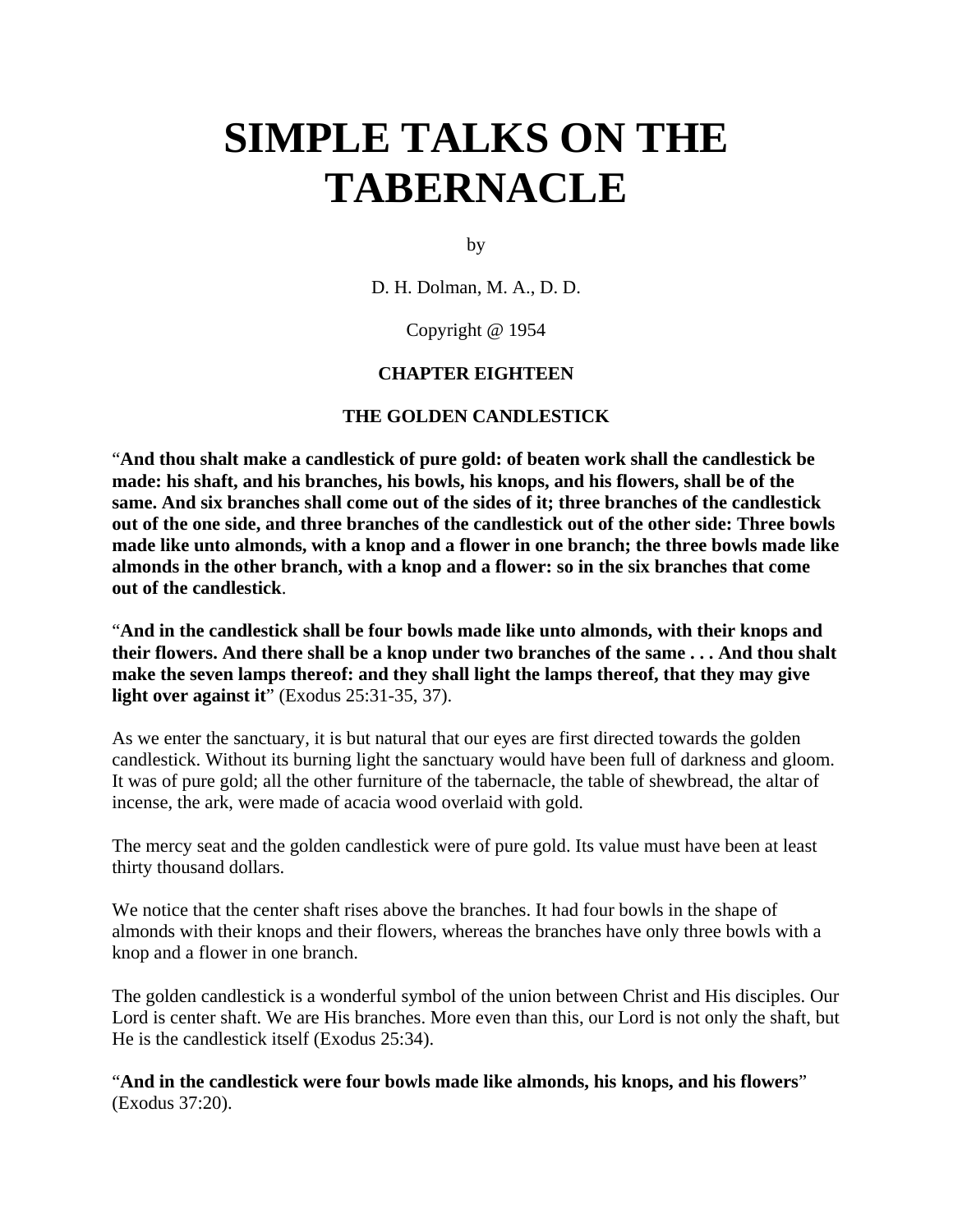# SIMPLE TALKS ON THE TABERNACLE

by

D. H. Dolman, M. A., D. D.

Copyright @ 1954

**CHAPTER EIGHTEEN**

**THE GOLDEN CANDLESTICK**

"**And thou shalt make a candlestick of pure gold: of beaten work shall the candlestick be made: his shaft, and his branches, his bowls, his knops, and his flowers, shall be of the same. And six branches shall come out of the sides of it; three branches of the candlestick out of the one side, and three branches of the candlestick out of the other side: Three bowls made like unto almonds, with a knop and a flower in one branch; the three bowls made like almonds in the other branch, with a knop and a flower: so in the six branches that come out of the candlestick**.

"**And in the candlestick shall be four bowls made like unto almonds, with their knops and their flowers. And there shall be a knop under two branches of the same . . . And thou shalt make the seven lamps thereof: and they shall light the lamps thereof, that they may give light over against it**" (Exodus 25:31-35, 37).

As we enter the sanctuary, it is but natural that our eyes are first directed towards the golden candlestick. Without its burning light the sanctuary would have been full of darkness and gloom. It was of pure gold; all the other furniture of the tabernacle, the table of shewbread, the altar of incense, the ark, were made of acacia wood overlaid with gold.

The mercy seat and the golden candlestick were of pure gold. Its value must have been at least thirty thousand dollars.

We notice that the center shaft rises above the branches. It had four bowls in the shape of almonds with their knops and their flowers, whereas the branches have only three bowls with a knop and a flower in one branch.

The golden candlestick is a wonderful symbol of the union between Christ and His disciples. Our Lord is center shaft. We are His branches. More even than this, our Lord is not only the shaft, but He is the candlestick itself (Exodus 25:34).

"**And in the candlestick were four bowls made like almonds, his knops, and his flowers**" (Exodus 37:20).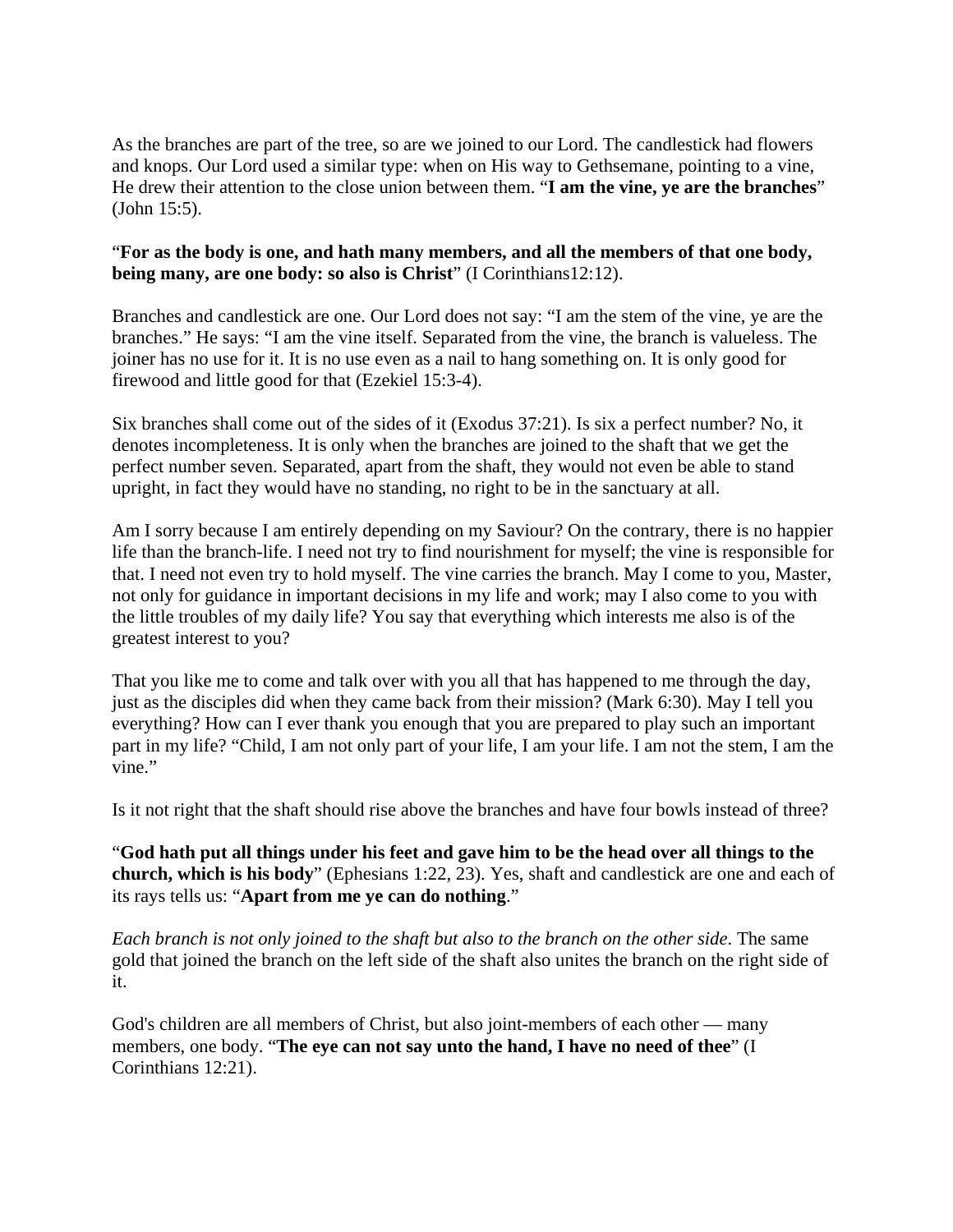As the branches are part of the tree, so are we joined to our Lord. The candlestick had flowers and knops. Our Lord used a similar type: when on His way to Gethsemane, pointing to a vine, He drew their attention to the close union between them. "**I am the vine, ye are the branches**" (John 15:5).

"**For as the body is one, and hath many members, and all the members of that one body, being many, are one body: so also is Christ**" (I Corinthians12:12).

Branches and candlestick are one. Our Lord does not say: "I am the stem of the vine, ye are the branches." He says: "I am the vine itself. Separated from the vine, the branch is valueless. The joiner has no use for it. It is no use even as a nail to hang something on. It is only good for firewood and little good for that (Ezekiel 15:3-4).

Six branches shall come out of the sides of it (Exodus 37:21). Is six a perfect number? No, it denotes incompleteness. It is only when the branches are joined to the shaft that we get the perfect number seven. Separated, apart from the shaft, they would not even be able to stand upright, in fact they would have no standing, no right to be in the sanctuary at all.

Am I sorry because I am entirely depending on my Saviour? On the contrary, there is no happier life than the branch-life. I need not try to find nourishment for myself; the vine is responsible for that. I need not even try to hold myself. The vine carries the branch. May I come to you, Master, not only for guidance in important decisions in my life and work; may I also come to you with the little troubles of my daily life? You say that everything which interests me also is of the greatest interest to you?

That you like me to come and talk over with you all that has happened to me through the day, just as the disciples did when they came back from their mission? (Mark 6:30). May I tell you everything? How can I ever thank you enough that you are prepared to play such an important part in my life? "Child, I am not only part of your life, I am your life. I am not the stem, I am the vine."

Is it not right that the shaft should rise above the branches and have four bowls instead of three?

"**God hath put all things under his feet and gave him to be the head over all things to the church, which is his body**" (Ephesians 1:22, 23). Yes, shaft and candlestick are one and each of its rays tells us: "**Apart from me ye can do nothing**."

*Each branch is not only joined to the shaft but also to the branch on the other side*. The same gold that joined the branch on the left side of the shaft also unites the branch on the right side of it.

God's children are all members of Christ, but also joint-members of each other — many members, one body. "**The eye can not say unto the hand, I have no need of thee**" (I Corinthians 12:21).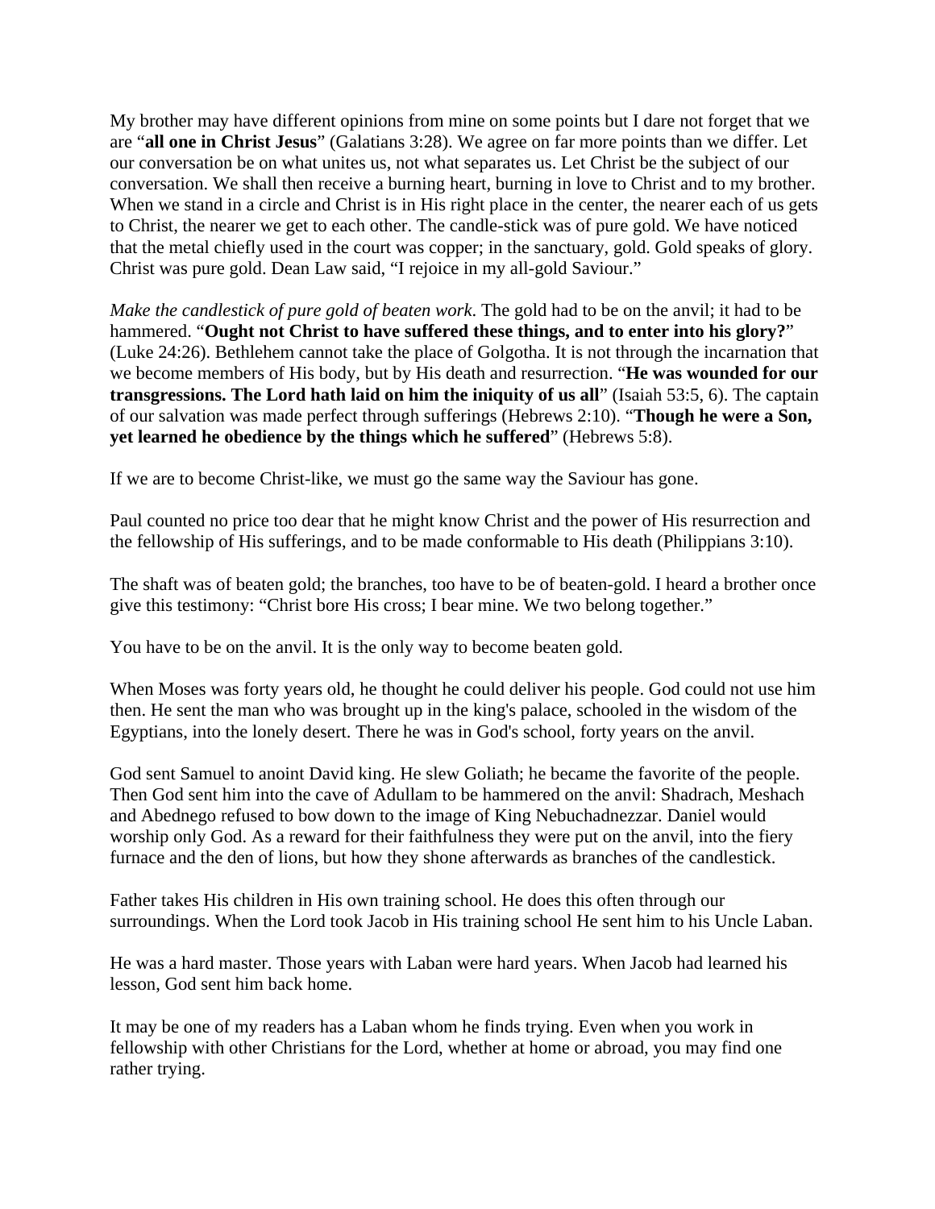My brother may have different opinions from mine on some points but I dare not forget that we are "**all one in Christ Jesus**" (Galatians 3:28). We agree on far more points than we differ. Let our conversation be on what unites us, not what separates us. Let Christ be the subject of our conversation. We shall then receive a burning heart, burning in love to Christ and to my brother. When we stand in a circle and Christ is in His right place in the center, the nearer each of us gets to Christ, the nearer we get to each other. The candle-stick was of pure gold. We have noticed that the metal chiefly used in the court was copper; in the sanctuary, gold. Gold speaks of glory. Christ was pure gold. Dean Law said, "I rejoice in my all-gold Saviour."

*Make the candlestick of pure gold of beaten work*. The gold had to be on the anvil; it had to be hammered. "**Ought not Christ to have suffered these things, and to enter into his glory?**" (Luke 24:26). Bethlehem cannot take the place of Golgotha. It is not through the incarnation that we become members of His body, but by His death and resurrection. "**He was wounded for our transgressions. The Lord hath laid on him the iniquity of us all**" (Isaiah 53:5, 6). The captain of our salvation was made perfect through sufferings (Hebrews 2:10). "**Though he were a Son, yet learned he obedience by the things which he suffered**" (Hebrews 5:8).

If we are to become Christ-like, we must go the same way the Saviour has gone.

Paul counted no price too dear that he might know Christ and the power of His resurrection and the fellowship of His sufferings, and to be made conformable to His death (Philippians 3:10).

The shaft was of beaten gold; the branches, too have to be of beaten-gold. I heard a brother once give this testimony: "Christ bore His cross; I bear mine. We two belong together."

You have to be on the anvil. It is the only way to become beaten gold.

When Moses was forty years old, he thought he could deliver his people. God could not use him then. He sent the man who was brought up in the king's palace, schooled in the wisdom of the Egyptians, into the lonely desert. There he was in God's school, forty years on the anvil.

God sent Samuel to anoint David king. He slew Goliath; he became the favorite of the people. Then God sent him into the cave of Adullam to be hammered on the anvil: Shadrach, Meshach and Abednego refused to bow down to the image of King Nebuchadnezzar. Daniel would worship only God. As a reward for their faithfulness they were put on the anvil, into the fiery furnace and the den of lions, but how they shone afterwards as branches of the candlestick.

Father takes His children in His own training school. He does this often through our surroundings. When the Lord took Jacob in His training school He sent him to his Uncle Laban.

He was a hard master. Those years with Laban were hard years. When Jacob had learned his lesson, God sent him back home.

It may be one of my readers has a Laban whom he finds trying. Even when you work in fellowship with other Christians for the Lord, whether at home or abroad, you may find one rather trying.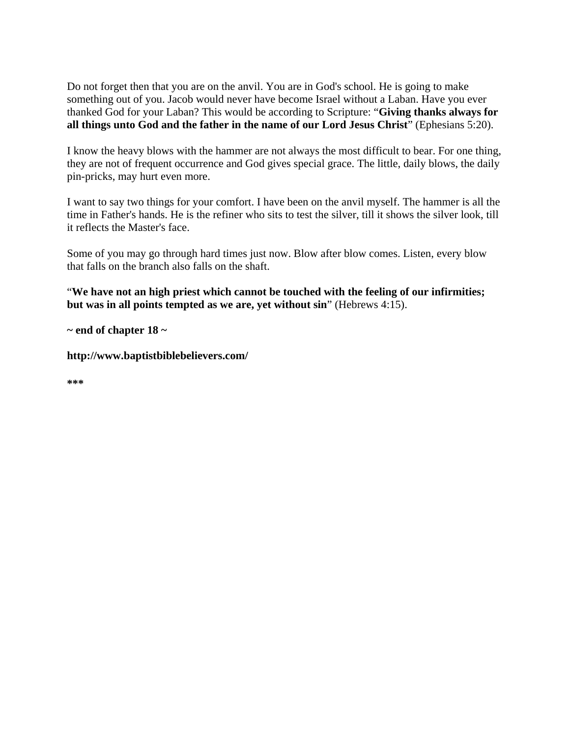Do not forget then that you are on the anvil. You are in God's school. He is going to make something out of you. Jacob would never have become Israel without a Laban. Have you ever thanked God for your Laban? This would be according to Scripture: "**Giving thanks always for all things unto God and the father in the name of our Lord Jesus Christ**" (Ephesians 5:20).

I know the heavy blows with the hammer are not always the most difficult to bear. For one thing, they are not of frequent occurrence and God gives special grace. The little, daily blows, the daily pin-pricks, may hurt even more.

I want to say two things for your comfort. I have been on the anvil myself. The hammer is all the time in Father's hands. He is the refiner who sits to test the silver, till it shows the silver look, till it reflects the Master's face.

Some of you may go through hard times just now. Blow after blow comes. Listen, every blow that falls on the branch also falls on the shaft.

"**We have not an high priest which cannot be touched with the feeling of our infirmities; but was in all points tempted as we are, yet without sin**" (Hebrews 4:15).

**~ end of chapter 18 ~**

**http://www.baptistbiblebelievers.com/**

***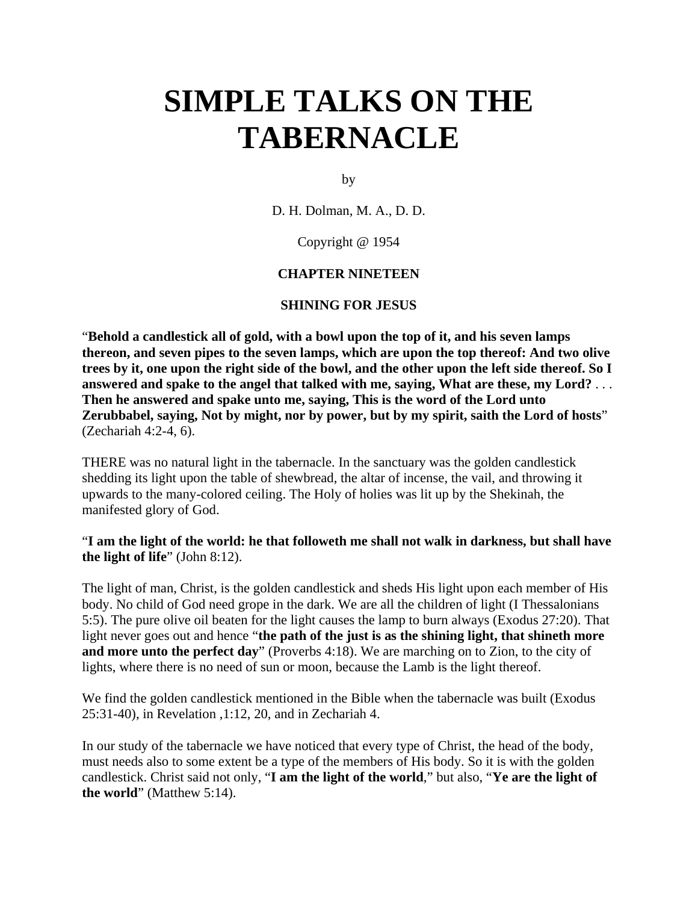# SIMPLE TALKS ON THE TABERNACLE

by

D. H. Dolman, M. A., D. D.

Copyright @ 1954

### CHAPTER NINETEEN

### SHINING FOR JESUS

"**Behold a candlestick all of gold, with a bowl upon the top of it, and his seven lamps thereon, and seven pipes to the seven lamps, which are upon the top thereof: And two olive trees by it, one upon the right side of the bowl, and the other upon the left side thereof. So I answered and spake to the angel that talked with me, saying, What are these, my Lord?** . . . **Then he answered and spake unto me, saying, This is the word of the Lord unto Zerubbabel, saying, Not by might, nor by power, but by my spirit, saith the Lord of hosts**" (Zechariah 4:2-4, 6).

THERE was no natural light in the tabernacle. In the sanctuary was the golden candlestick shedding its light upon the table of shewbread, the altar of incense, the vail, and throwing it upwards to the many-colored ceiling. The Holy of holies was lit up by the Shekinah, the manifested glory of God.

"**I am the light of the world: he that followeth me shall not walk in darkness, but shall have the light of life**" (John 8:12).

The light of man, Christ, is the golden candlestick and sheds His light upon each member of His body. No child of God need grope in the dark. We are all the children of light (I Thessalonians 5:5). The pure olive oil beaten for the light causes the lamp to burn always (Exodus 27:20). That light never goes out and hence "**the path of the just is as the shining light, that shineth more and more unto the perfect day**" (Proverbs 4:18). We are marching on to Zion, to the city of lights, where there is no need of sun or moon, because the Lamb is the light thereof.

We find the golden candlestick mentioned in the Bible when the tabernacle was built (Exodus 25:31-40), in Revelation ,1:12, 20, and in Zechariah 4.

In our study of the tabernacle we have noticed that every type of Christ, the head of the body, must needs also to some extent be a type of the members of His body. So it is with the golden candlestick. Christ said not only, "**I am the light of the world**," but also, "**Ye are the light of the world**" (Matthew 5:14).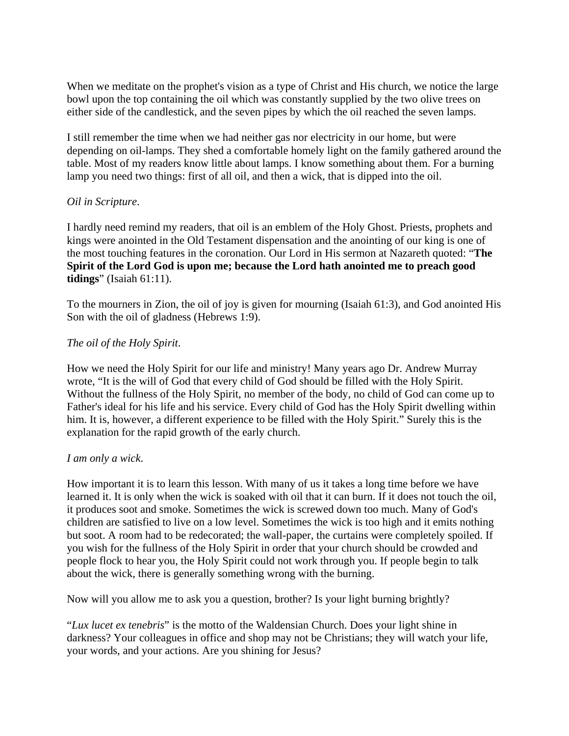When we meditate on the prophet's vision as a type of Christ and His church, we notice the large bowl upon the top containing the oil which was constantly supplied by the two olive trees on either side of the candlestick, and the seven pipes by which the oil reached the seven lamps.

I still remember the time when we had neither gas nor electricity in our home, but were depending on oil-lamps. They shed a comfortable homely light on the family gathered around the table. Most of my readers know little about lamps. I know something about them. For a burning lamp you need two things: first of all oil, and then a wick, that is dipped into the oil.

*Oil in Scripture*.

I hardly need remind my readers, that oil is an emblem of the Holy Ghost. Priests, prophets and kings were anointed in the Old Testament dispensation and the anointing of our king is one of the most touching features in the coronation. Our Lord in His sermon at Nazareth quoted: "**The Spirit of the Lord God is upon me; because the Lord hath anointed me to preach good tidings**" (Isaiah 61:11).

To the mourners in Zion, the oil of joy is given for mourning (Isaiah 61:3), and God anointed His Son with the oil of gladness (Hebrews 1:9).

*The oil of the Holy Spirit*.

How we need the Holy Spirit for our life and ministry! Many years ago Dr. Andrew Murray wrote, "It is the will of God that every child of God should be filled with the Holy Spirit. Without the fullness of the Holy Spirit, no member of the body, no child of God can come up to Father's ideal for his life and his service. Every child of God has the Holy Spirit dwelling within him. It is, however, a different experience to be filled with the Holy Spirit." Surely this is the explanation for the rapid growth of the early church.

*I am only a wick*.

How important it is to learn this lesson. With many of us it takes a long time before we have learned it. It is only when the wick is soaked with oil that it can burn. If it does not touch the oil, it produces soot and smoke. Sometimes the wick is screwed down too much. Many of God's children are satisfied to live on a low level. Sometimes the wick is too high and it emits nothing but soot. A room had to be redecorated; the wall-paper, the curtains were completely spoiled. If you wish for the fullness of the Holy Spirit in order that your church should be crowded and people flock to hear you, the Holy Spirit could not work through you. If people begin to talk about the wick, there is generally something wrong with the burning.

Now will you allow me to ask you a question, brother? Is your light burning brightly?

"*Lux lucet ex tenebris*" is the motto of the Waldensian Church. Does your light shine in darkness? Your colleagues in office and shop may not be Christians; they will watch your life, your words, and your actions. Are you shining for Jesus?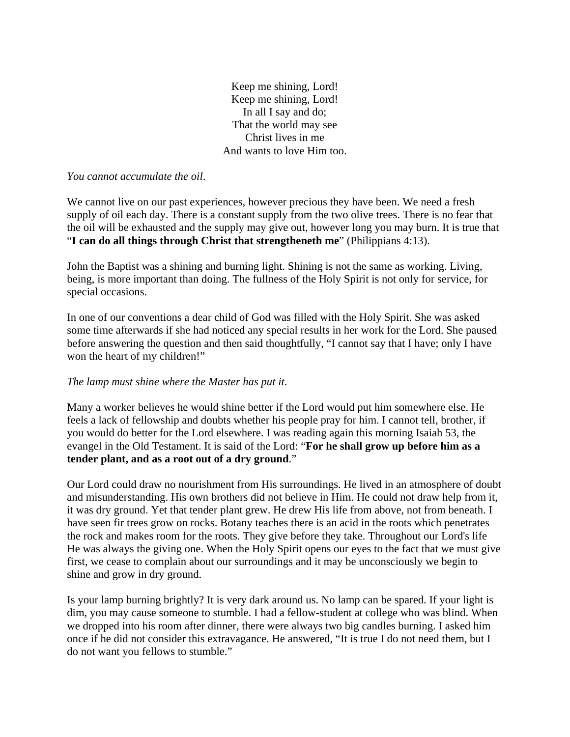Keep me shining, Lord!  
Keep me shining, Lord!  
In all I say and do;  
That the world may see  
Christ lives in me  
And wants to love Him too.

*You cannot accumulate the oil*.

We cannot live on our past experiences, however precious they have been. We need a fresh supply of oil each day. There is a constant supply from the two olive trees. There is no fear that the oil will be exhausted and the supply may give out, however long you may burn. It is true that "**I can do all things through Christ that strengtheneth me**" (Philippians 4:13).

John the Baptist was a shining and burning light. Shining is not the same as working. Living, being, is more important than doing. The fullness of the Holy Spirit is not only for service, for special occasions.

In one of our conventions a dear child of God was filled with the Holy Spirit. She was asked some time afterwards if she had noticed any special results in her work for the Lord. She paused before answering the question and then said thoughtfully, "I cannot say that I have; only I have won the heart of my children!"

*The lamp must shine where the Master has put it*.

Many a worker believes he would shine better if the Lord would put him somewhere else. He feels a lack of fellowship and doubts whether his people pray for him. I cannot tell, brother, if you would do better for the Lord elsewhere. I was reading again this morning Isaiah 53, the evangel in the Old Testament. It is said of the Lord: "**For he shall grow up before him as a tender plant, and as a root out of a dry ground**."

Our Lord could draw no nourishment from His surroundings. He lived in an atmosphere of doubt and misunderstanding. His own brothers did not believe in Him. He could not draw help from it, it was dry ground. Yet that tender plant grew. He drew His life from above, not from beneath. I have seen fir trees grow on rocks. Botany teaches there is an acid in the roots which penetrates the rock and makes room for the roots. They give before they take. Throughout our Lord's life He was always the giving one. When the Holy Spirit opens our eyes to the fact that we must give first, we cease to complain about our surroundings and it may be unconsciously we begin to shine and grow in dry ground.

Is your lamp burning brightly? It is very dark around us. No lamp can be spared. If your light is dim, you may cause someone to stumble. I had a fellow-student at college who was blind. When we dropped into his room after dinner, there were always two big candles burning. I asked him once if he did not consider this extravagance. He answered, "It is true I do not need them, but I do not want you fellows to stumble."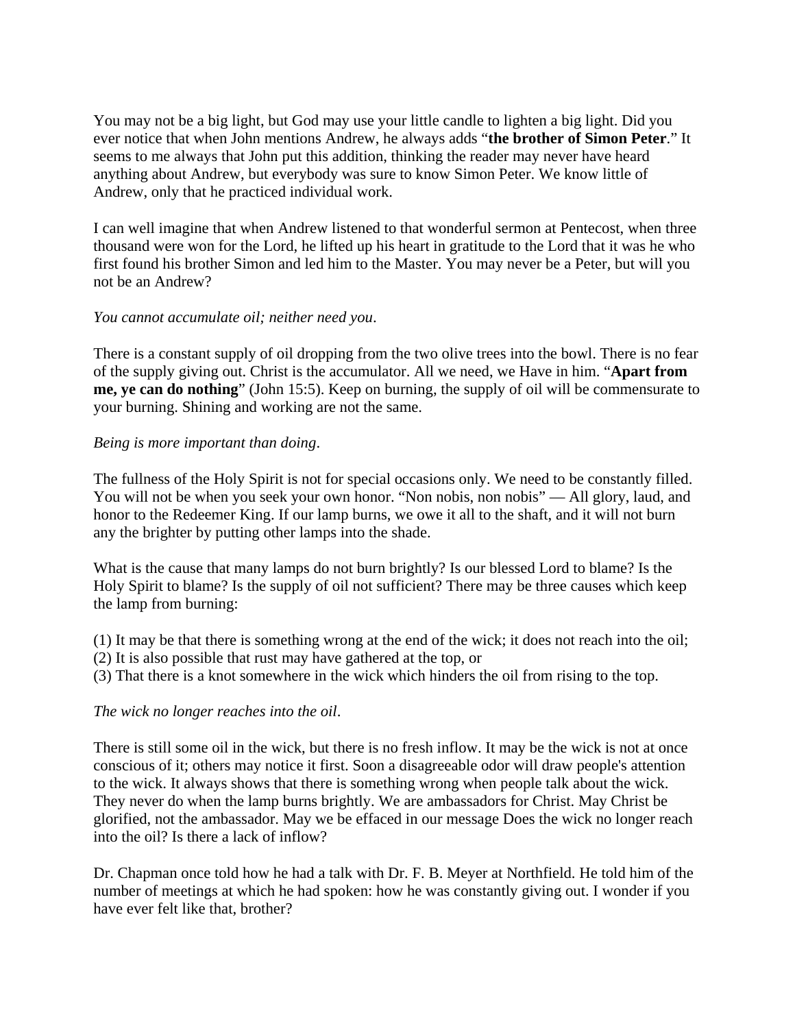You may not be a big light, but God may use your little candle to lighten a big light. Did you ever notice that when John mentions Andrew, he always adds "**the brother of Simon Peter**." It seems to me always that John put this addition, thinking the reader may never have heard anything about Andrew, but everybody was sure to know Simon Peter. We know little of Andrew, only that he practiced individual work.

I can well imagine that when Andrew listened to that wonderful sermon at Pentecost, when three thousand were won for the Lord, he lifted up his heart in gratitude to the Lord that it was he who first found his brother Simon and led him to the Master. You may never be a Peter, but will you not be an Andrew?

*You cannot accumulate oil; neither need you*.

There is a constant supply of oil dropping from the two olive trees into the bowl. There is no fear of the supply giving out. Christ is the accumulator. All we need, we Have in him. "**Apart from me, ye can do nothing**" (John 15:5). Keep on burning, the supply of oil will be commensurate to your burning. Shining and working are not the same.

*Being is more important than doing*.

The fullness of the Holy Spirit is not for special occasions only. We need to be constantly filled. You will not be when you seek your own honor. "Non nobis, non nobis" — All glory, laud, and honor to the Redeemer King. If our lamp burns, we owe it all to the shaft, and it will not burn any the brighter by putting other lamps into the shade.

What is the cause that many lamps do not burn brightly? Is our blessed Lord to blame? Is the Holy Spirit to blame? Is the supply of oil not sufficient? There may be three causes which keep the lamp from burning:

(1) It may be that there is something wrong at the end of the wick; it does not reach into the oil;
(2) It is also possible that rust may have gathered at the top, or
(3) That there is a knot somewhere in the wick which hinders the oil from rising to the top.

*The wick no longer reaches into the oil*.

There is still some oil in the wick, but there is no fresh inflow. It may be the wick is not at once conscious of it; others may notice it first. Soon a disagreeable odor will draw people's attention to the wick. It always shows that there is something wrong when people talk about the wick. They never do when the lamp burns brightly. We are ambassadors for Christ. May Christ be glorified, not the ambassador. May we be effaced in our message Does the wick no longer reach into the oil? Is there a lack of inflow?

Dr. Chapman once told how he had a talk with Dr. F. B. Meyer at Northfield. He told him of the number of meetings at which he had spoken: how he was constantly giving out. I wonder if you have ever felt like that, brother?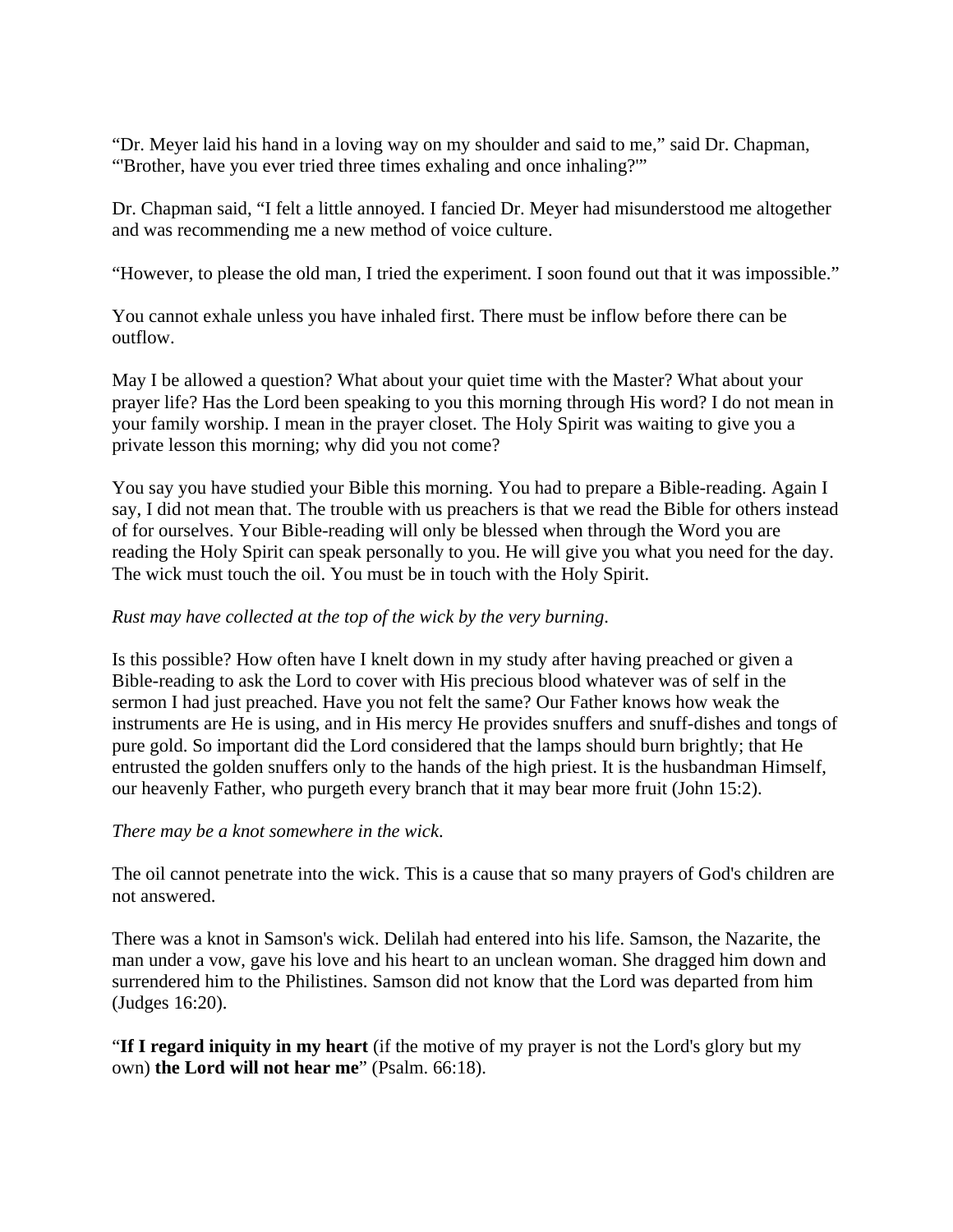“Dr. Meyer laid his hand in a loving way on my shoulder and said to me,” said Dr. Chapman, “'Brother, have you ever tried three times exhaling and once inhaling?'”

Dr. Chapman said, “I felt a little annoyed. I fancied Dr. Meyer had misunderstood me altogether and was recommending me a new method of voice culture.

“However, to please the old man, I tried the experiment. I soon found out that it was impossible.”

You cannot exhale unless you have inhaled first. There must be inflow before there can be outflow.

May I be allowed a question? What about your quiet time with the Master? What about your prayer life? Has the Lord been speaking to you this morning through His word? I do not mean in your family worship. I mean in the prayer closet. The Holy Spirit was waiting to give you a private lesson this morning; why did you not come?

You say you have studied your Bible this morning. You had to prepare a Bible-reading. Again I say, I did not mean that. The trouble with us preachers is that we read the Bible for others instead of for ourselves. Your Bible-reading will only be blessed when through the Word you are reading the Holy Spirit can speak personally to you. He will give you what you need for the day. The wick must touch the oil. You must be in touch with the Holy Spirit.

*Rust may have collected at the top of the wick by the very burning.*

Is this possible? How often have I knelt down in my study after having preached or given a Bible-reading to ask the Lord to cover with His precious blood whatever was of self in the sermon I had just preached. Have you not felt the same? Our Father knows how weak the instruments are He is using, and in His mercy He provides snuffers and snuff-dishes and tongs of pure gold. So important did the Lord considered that the lamps should burn brightly; that He entrusted the golden snuffers only to the hands of the high priest. It is the husbandman Himself, our heavenly Father, who purgeth every branch that it may bear more fruit (John 15:2).

*There may be a knot somewhere in the wick.*

The oil cannot penetrate into the wick. This is a cause that so many prayers of God's children are not answered.

There was a knot in Samson's wick. Delilah had entered into his life. Samson, the Nazarite, the man under a vow, gave his love and his heart to an unclean woman. She dragged him down and surrendered him to the Philistines. Samson did not know that the Lord was departed from him (Judges 16:20).

“**If I regard iniquity in my heart** (if the motive of my prayer is not the Lord's glory but my own) **the Lord will not hear me**” (Psalm. 66:18).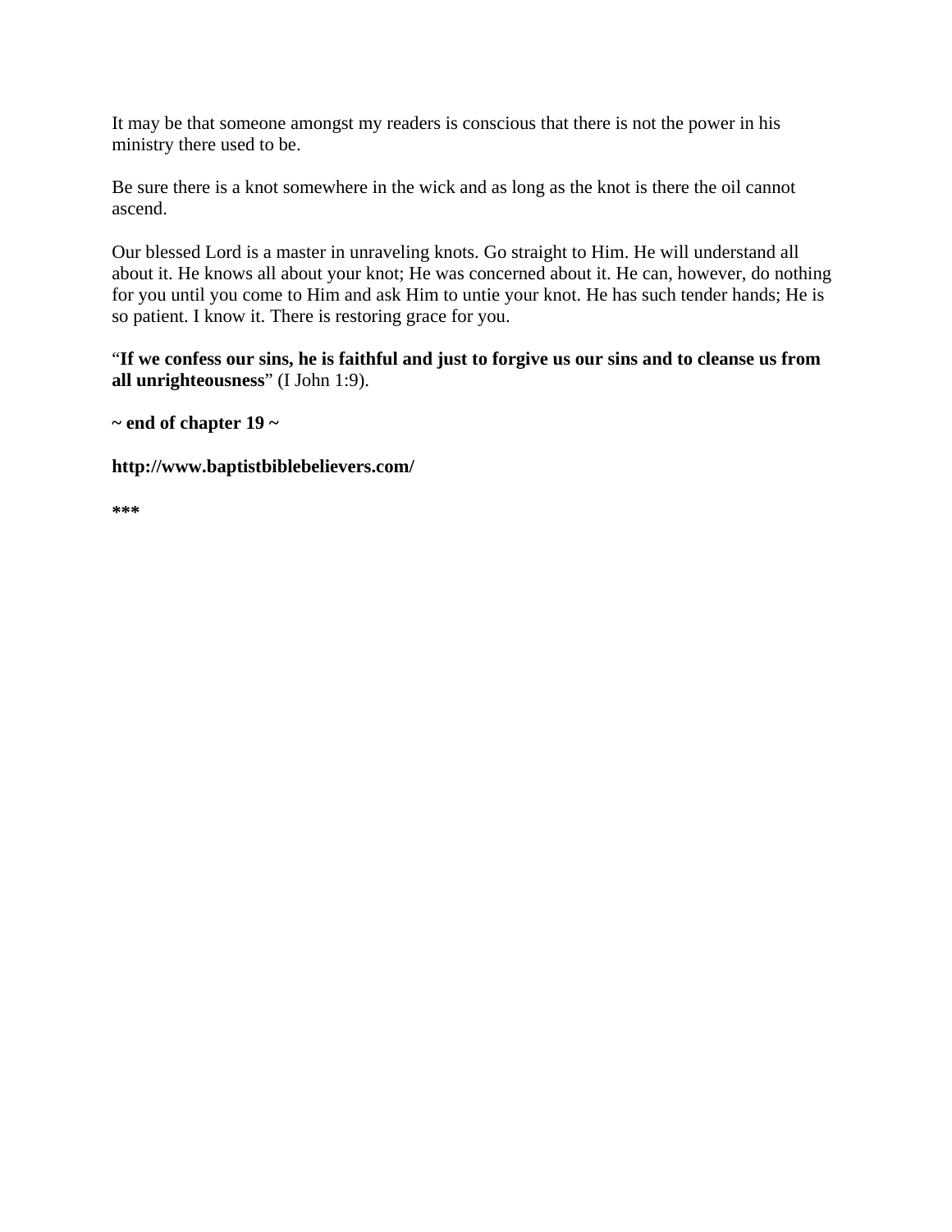It may be that someone amongst my readers is conscious that there is not the power in his ministry there used to be.

Be sure there is a knot somewhere in the wick and as long as the knot is there the oil cannot ascend.

Our blessed Lord is a master in unraveling knots. Go straight to Him. He will understand all about it. He knows all about your knot; He was concerned about it. He can, however, do nothing for you until you come to Him and ask Him to untie your knot. He has such tender hands; He is so patient. I know it. There is restoring grace for you.

"**If we confess our sins, he is faithful and just to forgive us our sins and to cleanse us from all unrighteousness**" (I John 1:9).

**~ end of chapter 19 ~**

**http://www.baptistbiblebelievers.com/**

***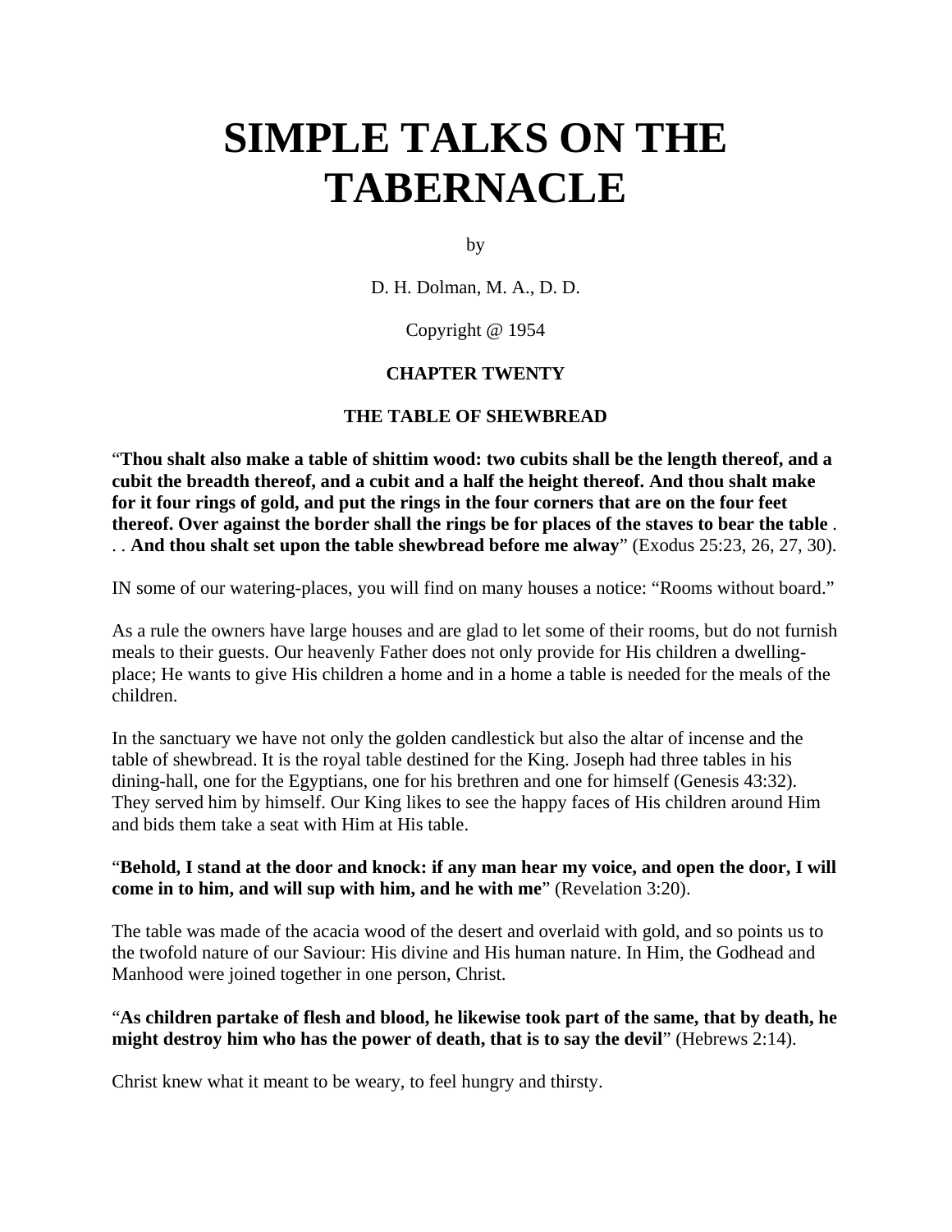# SIMPLE TALKS ON THE TABERNACLE

by

D. H. Dolman, M. A., D. D.

Copyright @ 1954

### CHAPTER TWENTY

### THE TABLE OF SHEWBREAD

"**Thou shalt also make a table of shittim wood: two cubits shall be the length thereof, and a cubit the breadth thereof, and a cubit and a half the height thereof. And thou shalt make for it four rings of gold, and put the rings in the four corners that are on the four feet thereof. Over against the border shall the rings be for places of the staves to bear the table** . . . **And thou shalt set upon the table shewbread before me alway**" (Exodus 25:23, 26, 27, 30).

IN some of our watering-places, you will find on many houses a notice: "Rooms without board."

As a rule the owners have large houses and are glad to let some of their rooms, but do not furnish meals to their guests. Our heavenly Father does not only provide for His children a dwelling-place; He wants to give His children a home and in a home a table is needed for the meals of the children.

In the sanctuary we have not only the golden candlestick but also the altar of incense and the table of shewbread. It is the royal table destined for the King. Joseph had three tables in his dining-hall, one for the Egyptians, one for his brethren and one for himself (Genesis 43:32). They served him by himself. Our King likes to see the happy faces of His children around Him and bids them take a seat with Him at His table.

"**Behold, I stand at the door and knock: if any man hear my voice, and open the door, I will come in to him, and will sup with him, and he with me**" (Revelation 3:20).

The table was made of the acacia wood of the desert and overlaid with gold, and so points us to the twofold nature of our Saviour: His divine and His human nature. In Him, the Godhead and Manhood were joined together in one person, Christ.

"**As children partake of flesh and blood, he likewise took part of the same, that by death, he might destroy him who has the power of death, that is to say the devil**" (Hebrews 2:14).

Christ knew what it meant to be weary, to feel hungry and thirsty.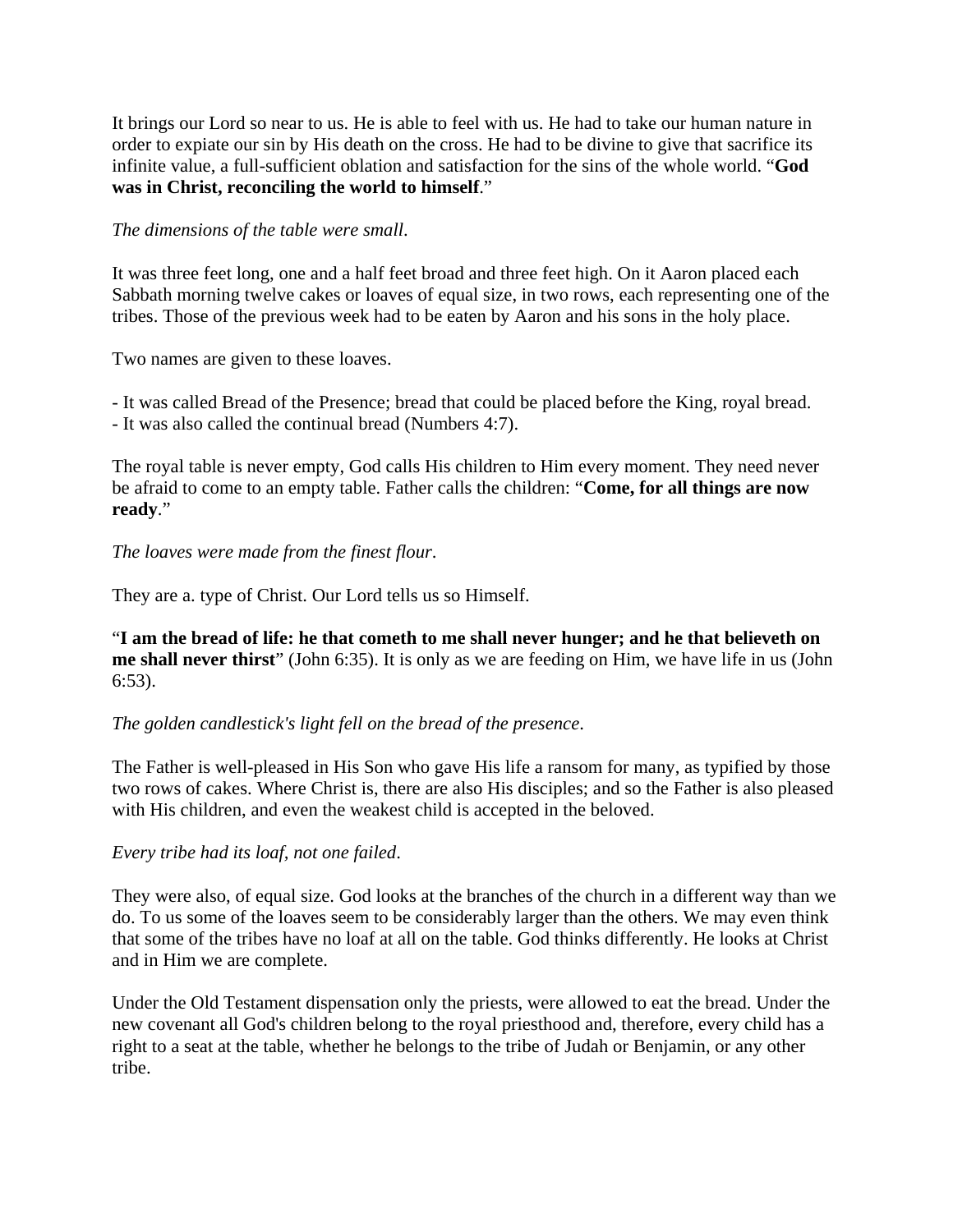It brings our Lord so near to us. He is able to feel with us. He had to take our human nature in order to expiate our sin by His death on the cross. He had to be divine to give that sacrifice its infinite value, a full-sufficient oblation and satisfaction for the sins of the whole world. "**God was in Christ, reconciling the world to himself**."

*The dimensions of the table were small.*

It was three feet long, one and a half feet broad and three feet high. On it Aaron placed each Sabbath morning twelve cakes or loaves of equal size, in two rows, each representing one of the tribes. Those of the previous week had to be eaten by Aaron and his sons in the holy place.

Two names are given to these loaves.

- It was called Bread of the Presence; bread that could be placed before the King, royal bread.
- It was also called the continual bread (Numbers 4:7).

The royal table is never empty, God calls His children to Him every moment. They need never be afraid to come to an empty table. Father calls the children: "**Come, for all things are now ready**."

*The loaves were made from the finest flour.*

They are a. type of Christ. Our Lord tells us so Himself.

"**I am the bread of life: he that cometh to me shall never hunger; and he that believeth on me shall never thirst**" (John 6:35). It is only as we are feeding on Him, we have life in us (John 6:53).

*The golden candlestick's light fell on the bread of the presence.*

The Father is well-pleased in His Son who gave His life a ransom for many, as typified by those two rows of cakes. Where Christ is, there are also His disciples; and so the Father is also pleased with His children, and even the weakest child is accepted in the beloved.

*Every tribe had its loaf, not one failed.*

They were also, of equal size. God looks at the branches of the church in a different way than we do. To us some of the loaves seem to be considerably larger than the others. We may even think that some of the tribes have no loaf at all on the table. God thinks differently. He looks at Christ and in Him we are complete.

Under the Old Testament dispensation only the priests, were allowed to eat the bread. Under the new covenant all God's children belong to the royal priesthood and, therefore, every child has a right to a seat at the table, whether he belongs to the tribe of Judah or Benjamin, or any other tribe.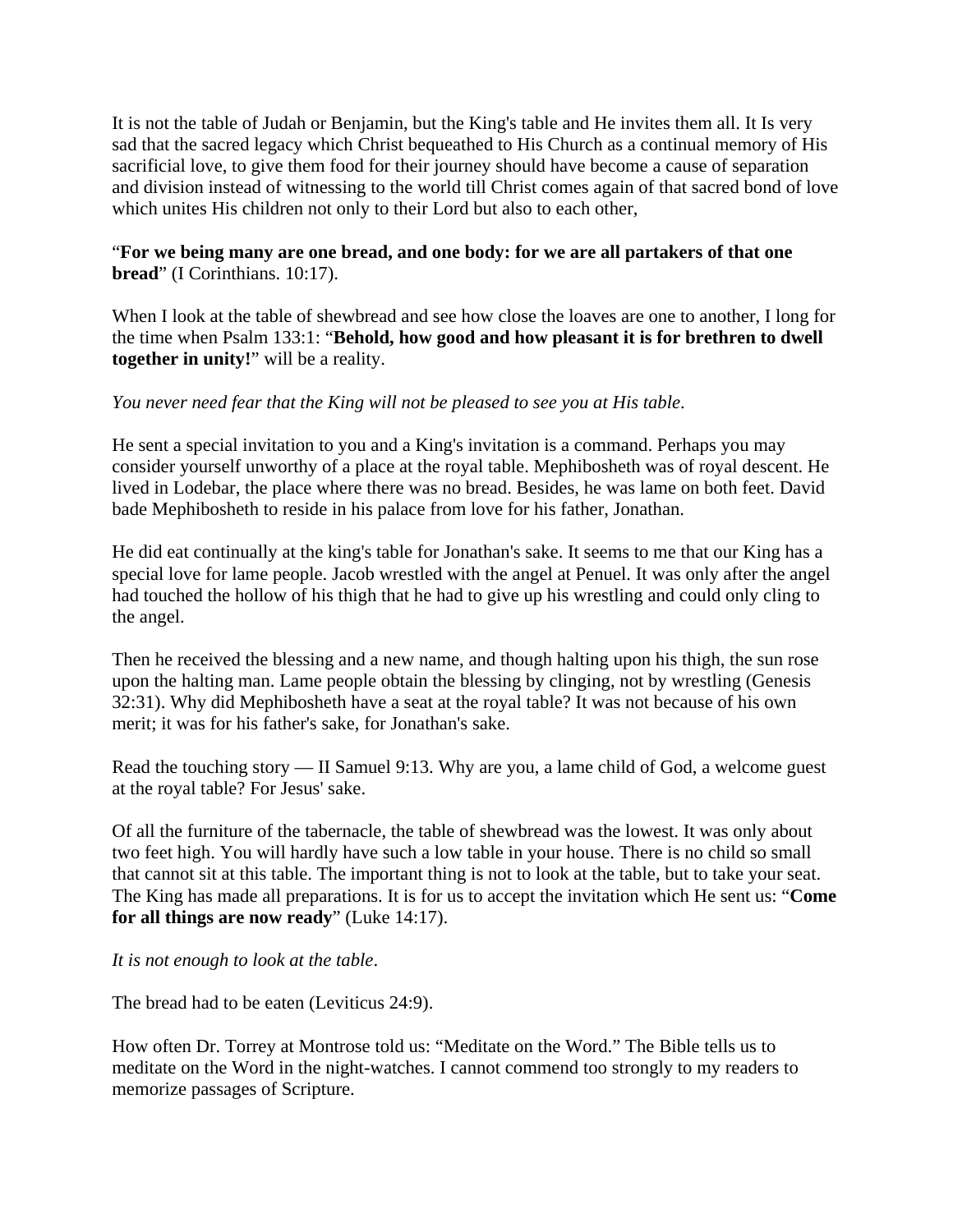It is not the table of Judah or Benjamin, but the King's table and He invites them all. It Is very sad that the sacred legacy which Christ bequeathed to His Church as a continual memory of His sacrificial love, to give them food for their journey should have become a cause of separation and division instead of witnessing to the world till Christ comes again of that sacred bond of love which unites His children not only to their Lord but also to each other,

"**For we being many are one bread, and one body: for we are all partakers of that one bread**" (I Corinthians. 10:17).

When I look at the table of shewbread and see how close the loaves are one to another, I long for the time when Psalm 133:1: "**Behold, how good and how pleasant it is for brethren to dwell together in unity!**" will be a reality.

*You never need fear that the King will not be pleased to see you at His table.*

He sent a special invitation to you and a King's invitation is a command. Perhaps you may consider yourself unworthy of a place at the royal table. Mephibosheth was of royal descent. He lived in Lodebar, the place where there was no bread. Besides, he was lame on both feet. David bade Mephibosheth to reside in his palace from love for his father, Jonathan.

He did eat continually at the king's table for Jonathan's sake. It seems to me that our King has a special love for lame people. Jacob wrestled with the angel at Penuel. It was only after the angel had touched the hollow of his thigh that he had to give up his wrestling and could only cling to the angel.

Then he received the blessing and a new name, and though halting upon his thigh, the sun rose upon the halting man. Lame people obtain the blessing by clinging, not by wrestling (Genesis 32:31). Why did Mephibosheth have a seat at the royal table? It was not because of his own merit; it was for his father's sake, for Jonathan's sake.

Read the touching story — II Samuel 9:13. Why are you, a lame child of God, a welcome guest at the royal table? For Jesus' sake.

Of all the furniture of the tabernacle, the table of shewbread was the lowest. It was only about two feet high. You will hardly have such a low table in your house. There is no child so small that cannot sit at this table. The important thing is not to look at the table, but to take your seat. The King has made all preparations. It is for us to accept the invitation which He sent us: "**Come for all things are now ready**" (Luke 14:17).

*It is not enough to look at the table.*

The bread had to be eaten (Leviticus 24:9).

How often Dr. Torrey at Montrose told us: "Meditate on the Word." The Bible tells us to meditate on the Word in the night-watches. I cannot commend too strongly to my readers to memorize passages of Scripture.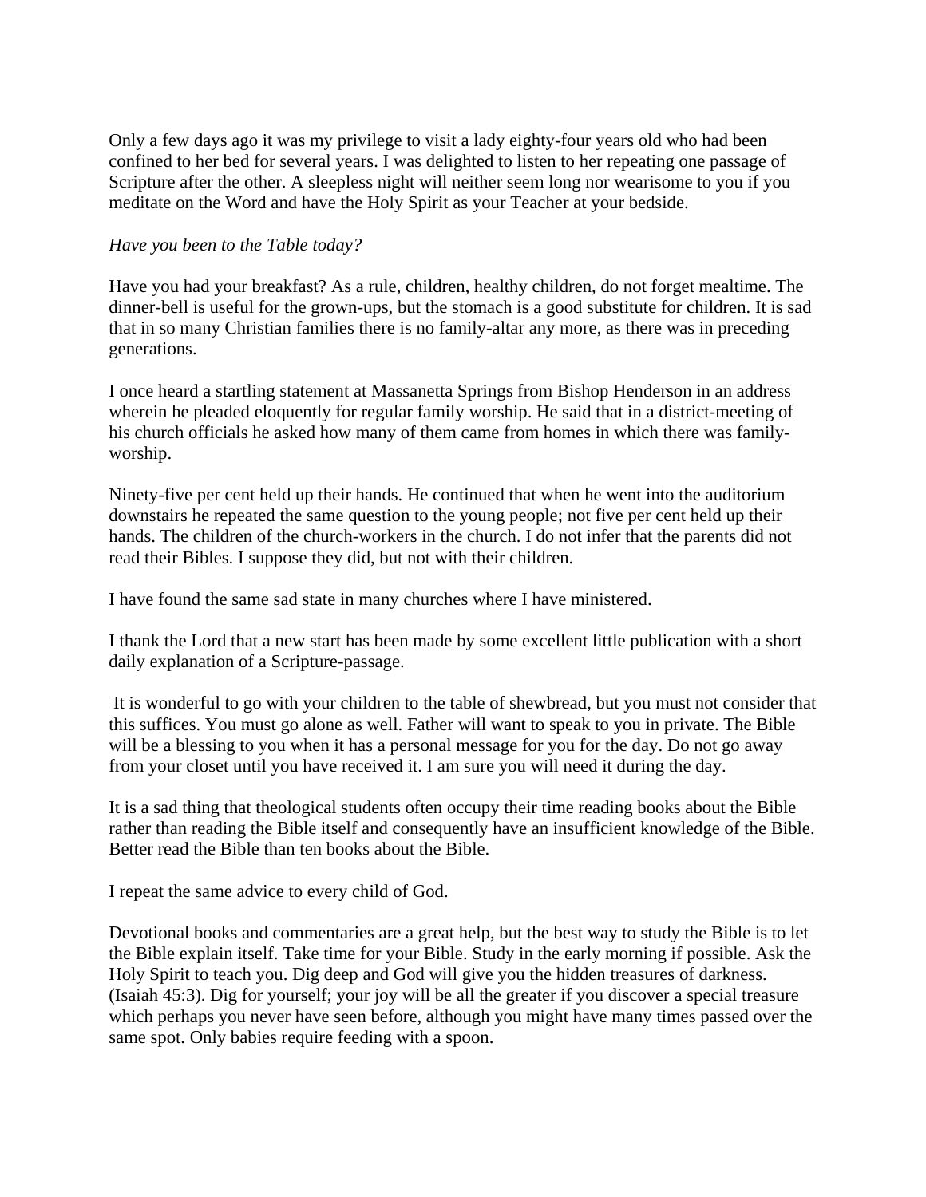Only a few days ago it was my privilege to visit a lady eighty-four years old who had been confined to her bed for several years. I was delighted to listen to her repeating one passage of Scripture after the other. A sleepless night will neither seem long nor wearisome to you if you meditate on the Word and have the Holy Spirit as your Teacher at your bedside.

*Have you been to the Table today?*

Have you had your breakfast? As a rule, children, healthy children, do not forget mealtime. The dinner-bell is useful for the grown-ups, but the stomach is a good substitute for children. It is sad that in so many Christian families there is no family-altar any more, as there was in preceding generations.

I once heard a startling statement at Massanetta Springs from Bishop Henderson in an address wherein he pleaded eloquently for regular family worship. He said that in a district-meeting of his church officials he asked how many of them came from homes in which there was family-worship.

Ninety-five per cent held up their hands. He continued that when he went into the auditorium downstairs he repeated the same question to the young people; not five per cent held up their hands. The children of the church-workers in the church. I do not infer that the parents did not read their Bibles. I suppose they did, but not with their children.

I have found the same sad state in many churches where I have ministered.

I thank the Lord that a new start has been made by some excellent little publication with a short daily explanation of a Scripture-passage.

It is wonderful to go with your children to the table of shewbread, but you must not consider that this suffices. You must go alone as well. Father will want to speak to you in private. The Bible will be a blessing to you when it has a personal message for you for the day. Do not go away from your closet until you have received it. I am sure you will need it during the day.

It is a sad thing that theological students often occupy their time reading books about the Bible rather than reading the Bible itself and consequently have an insufficient knowledge of the Bible. Better read the Bible than ten books about the Bible.

I repeat the same advice to every child of God.

Devotional books and commentaries are a great help, but the best way to study the Bible is to let the Bible explain itself. Take time for your Bible. Study in the early morning if possible. Ask the Holy Spirit to teach you. Dig deep and God will give you the hidden treasures of darkness. (Isaiah 45:3). Dig for yourself; your joy will be all the greater if you discover a special treasure which perhaps you never have seen before, although you might have many times passed over the same spot. Only babies require feeding with a spoon.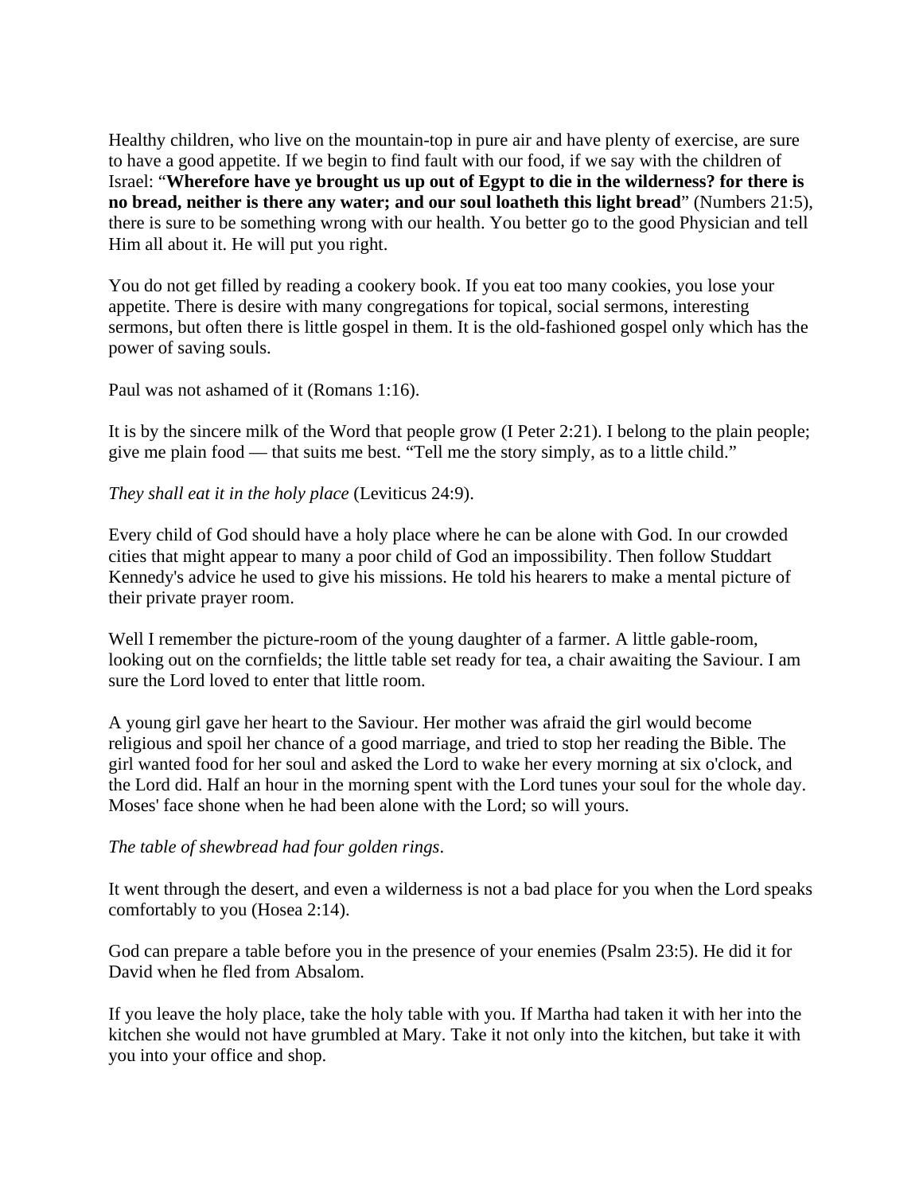Healthy children, who live on the mountain-top in pure air and have plenty of exercise, are sure to have a good appetite. If we begin to find fault with our food, if we say with the children of Israel: "**Wherefore have ye brought us up out of Egypt to die in the wilderness? for there is no bread, neither is there any water; and our soul loatheth this light bread**" (Numbers 21:5), there is sure to be something wrong with our health. You better go to the good Physician and tell Him all about it. He will put you right.

You do not get filled by reading a cookery book. If you eat too many cookies, you lose your appetite. There is desire with many congregations for topical, social sermons, interesting sermons, but often there is little gospel in them. It is the old-fashioned gospel only which has the power of saving souls.

Paul was not ashamed of it (Romans 1:16).

It is by the sincere milk of the Word that people grow (I Peter 2:21). I belong to the plain people; give me plain food — that suits me best. "Tell me the story simply, as to a little child."

*They shall eat it in the holy place* (Leviticus 24:9).

Every child of God should have a holy place where he can be alone with God. In our crowded cities that might appear to many a poor child of God an impossibility. Then follow Studdart Kennedy's advice he used to give his missions. He told his hearers to make a mental picture of their private prayer room.

Well I remember the picture-room of the young daughter of a farmer. A little gable-room, looking out on the cornfields; the little table set ready for tea, a chair awaiting the Saviour. I am sure the Lord loved to enter that little room.

A young girl gave her heart to the Saviour. Her mother was afraid the girl would become religious and spoil her chance of a good marriage, and tried to stop her reading the Bible. The girl wanted food for her soul and asked the Lord to wake her every morning at six o'clock, and the Lord did. Half an hour in the morning spent with the Lord tunes your soul for the whole day. Moses' face shone when he had been alone with the Lord; so will yours.

*The table of shewbread had four golden rings*.

It went through the desert, and even a wilderness is not a bad place for you when the Lord speaks comfortably to you (Hosea 2:14).

God can prepare a table before you in the presence of your enemies (Psalm 23:5). He did it for David when he fled from Absalom.

If you leave the holy place, take the holy table with you. If Martha had taken it with her into the kitchen she would not have grumbled at Mary. Take it not only into the kitchen, but take it with you into your office and shop.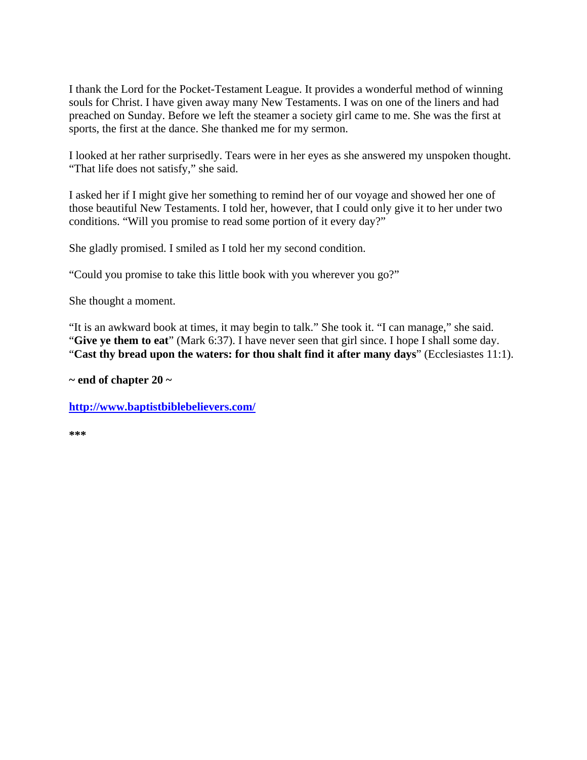I thank the Lord for the Pocket-Testament League. It provides a wonderful method of winning souls for Christ. I have given away many New Testaments. I was on one of the liners and had preached on Sunday. Before we left the steamer a society girl came to me. She was the first at sports, the first at the dance. She thanked me for my sermon.

I looked at her rather surprisedly. Tears were in her eyes as she answered my unspoken thought. "That life does not satisfy," she said.

I asked her if I might give her something to remind her of our voyage and showed her one of those beautiful New Testaments. I told her, however, that I could only give it to her under two conditions. "Will you promise to read some portion of it every day?"

She gladly promised. I smiled as I told her my second condition.

"Could you promise to take this little book with you wherever you go?"

She thought a moment.

"It is an awkward book at times, it may begin to talk." She took it. "I can manage," she said. "**Give ye them to eat**" (Mark 6:37). I have never seen that girl since. I hope I shall some day. "**Cast thy bread upon the waters: for thou shalt find it after many days**" (Ecclesiastes 11:1).

**~ end of chapter 20 ~**

**http://www.baptistbiblebelievers.com/**

**\*\*\***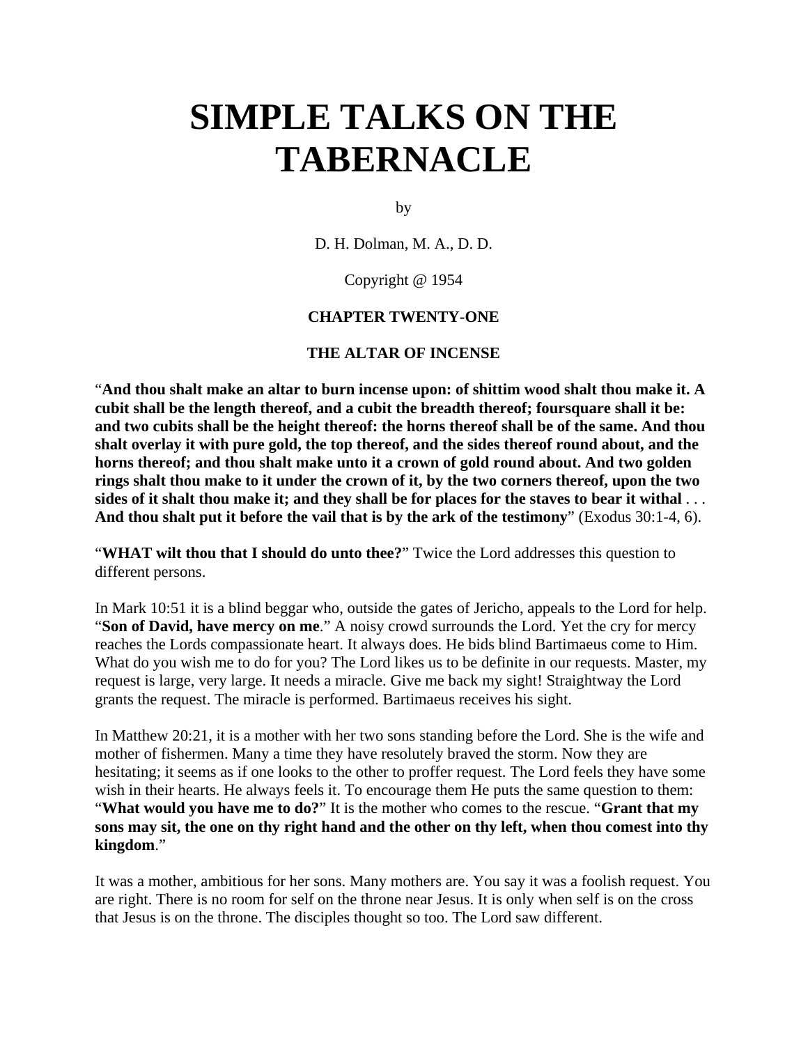# SIMPLE TALKS ON THE TABERNACLE

by

D. H. Dolman, M. A., D. D.

Copyright @ 1954

### CHAPTER TWENTY-ONE

### THE ALTAR OF INCENSE

"**And thou shalt make an altar to burn incense upon: of shittim wood shalt thou make it. A cubit shall be the length thereof, and a cubit the breadth thereof; foursquare shall it be: and two cubits shall be the height thereof: the horns thereof shall be of the same. And thou shalt overlay it with pure gold, the top thereof, and the sides thereof round about, and the horns thereof; and thou shalt make unto it a crown of gold round about. And two golden rings shalt thou make to it under the crown of it, by the two corners thereof, upon the two sides of it shalt thou make it; and they shall be for places for the staves to bear it withal** . . . **And thou shalt put it before the vail that is by the ark of the testimony**" (Exodus 30:1-4, 6).

"**WHAT wilt thou that I should do unto thee?**" Twice the Lord addresses this question to different persons.

In Mark 10:51 it is a blind beggar who, outside the gates of Jericho, appeals to the Lord for help. "**Son of David, have mercy on me**." A noisy crowd surrounds the Lord. Yet the cry for mercy reaches the Lords compassionate heart. It always does. He bids blind Bartimaeus come to Him. What do you wish me to do for you? The Lord likes us to be definite in our requests. Master, my request is large, very large. It needs a miracle. Give me back my sight! Straightway the Lord grants the request. The miracle is performed. Bartimaeus receives his sight.

In Matthew 20:21, it is a mother with her two sons standing before the Lord. She is the wife and mother of fishermen. Many a time they have resolutely braved the storm. Now they are hesitating; it seems as if one looks to the other to proffer request. The Lord feels they have some wish in their hearts. He always feels it. To encourage them He puts the same question to them: "**What would you have me to do?**" It is the mother who comes to the rescue. "**Grant that my sons may sit, the one on thy right hand and the other on thy left, when thou comest into thy kingdom**."

It was a mother, ambitious for her sons. Many mothers are. You say it was a foolish request. You are right. There is no room for self on the throne near Jesus. It is only when self is on the cross that Jesus is on the throne. The disciples thought so too. The Lord saw different.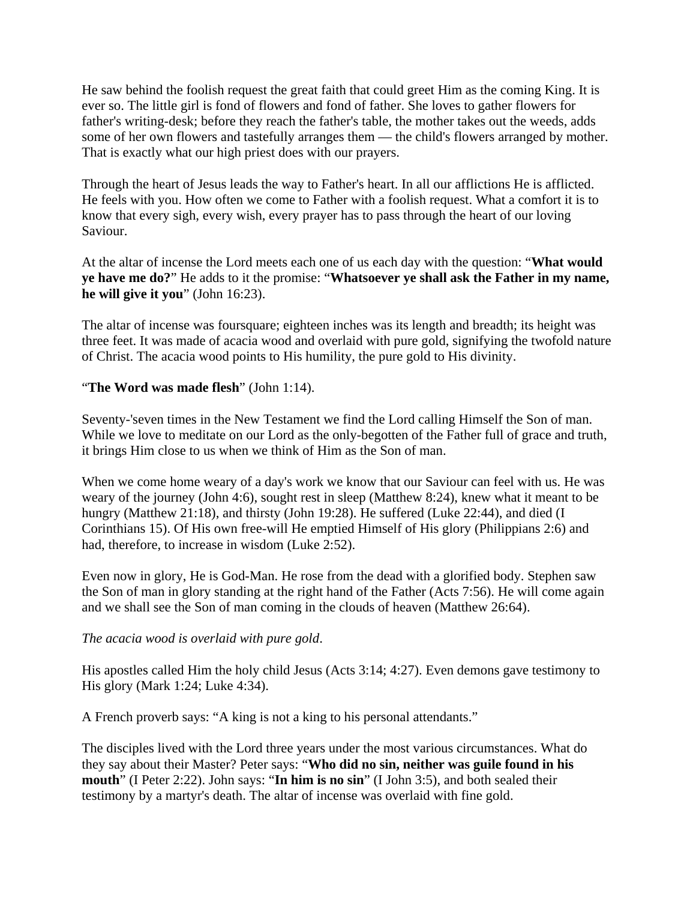He saw behind the foolish request the great faith that could greet Him as the coming King. It is ever so. The little girl is fond of flowers and fond of father. She loves to gather flowers for father's writing-desk; before they reach the father's table, the mother takes out the weeds, adds some of her own flowers and tastefully arranges them — the child's flowers arranged by mother. That is exactly what our high priest does with our prayers.

Through the heart of Jesus leads the way to Father's heart. In all our afflictions He is afflicted. He feels with you. How often we come to Father with a foolish request. What a comfort it is to know that every sigh, every wish, every prayer has to pass through the heart of our loving Saviour.

At the altar of incense the Lord meets each one of us each day with the question: "**What would ye have me do?**" He adds to it the promise: "**Whatsoever ye shall ask the Father in my name, he will give it you**" (John 16:23).

The altar of incense was foursquare; eighteen inches was its length and breadth; its height was three feet. It was made of acacia wood and overlaid with pure gold, signifying the twofold nature of Christ. The acacia wood points to His humility, the pure gold to His divinity.

"**The Word was made flesh**" (John 1:14).

Seventy-'seven times in the New Testament we find the Lord calling Himself the Son of man. While we love to meditate on our Lord as the only-begotten of the Father full of grace and truth, it brings Him close to us when we think of Him as the Son of man.

When we come home weary of a day's work we know that our Saviour can feel with us. He was weary of the journey (John 4:6), sought rest in sleep (Matthew 8:24), knew what it meant to be hungry (Matthew 21:18), and thirsty (John 19:28). He suffered (Luke 22:44), and died (I Corinthians 15). Of His own free-will He emptied Himself of His glory (Philippians 2:6) and had, therefore, to increase in wisdom (Luke 2:52).

Even now in glory, He is God-Man. He rose from the dead with a glorified body. Stephen saw the Son of man in glory standing at the right hand of the Father (Acts 7:56). He will come again and we shall see the Son of man coming in the clouds of heaven (Matthew 26:64).

*The acacia wood is overlaid with pure gold*.

His apostles called Him the holy child Jesus (Acts 3:14; 4:27). Even demons gave testimony to His glory (Mark 1:24; Luke 4:34).

A French proverb says: "A king is not a king to his personal attendants."

The disciples lived with the Lord three years under the most various circumstances. What do they say about their Master? Peter says: "**Who did no sin, neither was guile found in his mouth**" (I Peter 2:22). John says: "**In him is no sin**" (I John 3:5), and both sealed their testimony by a martyr's death. The altar of incense was overlaid with fine gold.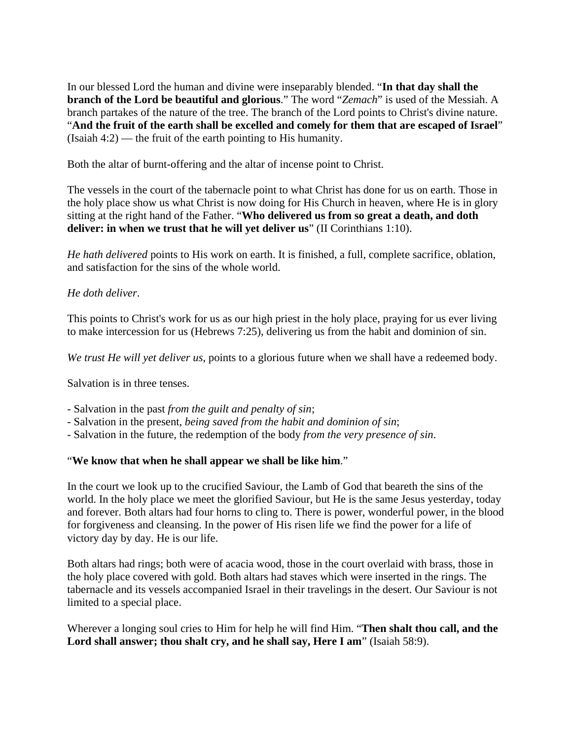In our blessed Lord the human and divine were inseparably blended. "**In that day shall the branch of the Lord be beautiful and glorious**." The word "*Zemach*" is used of the Messiah. A branch partakes of the nature of the tree. The branch of the Lord points to Christ's divine nature. "**And the fruit of the earth shall be excelled and comely for them that are escaped of Israel**" (Isaiah 4:2) — the fruit of the earth pointing to His humanity.

Both the altar of burnt-offering and the altar of incense point to Christ.

The vessels in the court of the tabernacle point to what Christ has done for us on earth. Those in the holy place show us what Christ is now doing for His Church in heaven, where He is in glory sitting at the right hand of the Father. "**Who delivered us from so great a death, and doth deliver: in when we trust that he will yet deliver us**" (II Corinthians 1:10).

*He hath delivered* points to His work on earth. It is finished, a full, complete sacrifice, oblation, and satisfaction for the sins of the whole world.

*He doth deliver*.

This points to Christ's work for us as our high priest in the holy place, praying for us ever living to make intercession for us (Hebrews 7:25), delivering us from the habit and dominion of sin.

*We trust He will yet deliver us*, points to a glorious future when we shall have a redeemed body.

Salvation is in three tenses.

- Salvation in the past *from the guilt and penalty of sin*;
- Salvation in the present, *being saved from the habit and dominion of sin*;
- Salvation in the future, the redemption of the body *from the very presence of sin*.

"**We know that when he shall appear we shall be like him**."

In the court we look up to the crucified Saviour, the Lamb of God that beareth the sins of the world. In the holy place we meet the glorified Saviour, but He is the same Jesus yesterday, today and forever. Both altars had four horns to cling to. There is power, wonderful power, in the blood for forgiveness and cleansing. In the power of His risen life we find the power for a life of victory day by day. He is our life.

Both altars had rings; both were of acacia wood, those in the court overlaid with brass, those in the holy place covered with gold. Both altars had staves which were inserted in the rings. The tabernacle and its vessels accompanied Israel in their travelings in the desert. Our Saviour is not limited to a special place.

Wherever a longing soul cries to Him for help he will find Him. "**Then shalt thou call, and the Lord shall answer; thou shalt cry, and he shall say, Here I am**" (Isaiah 58:9).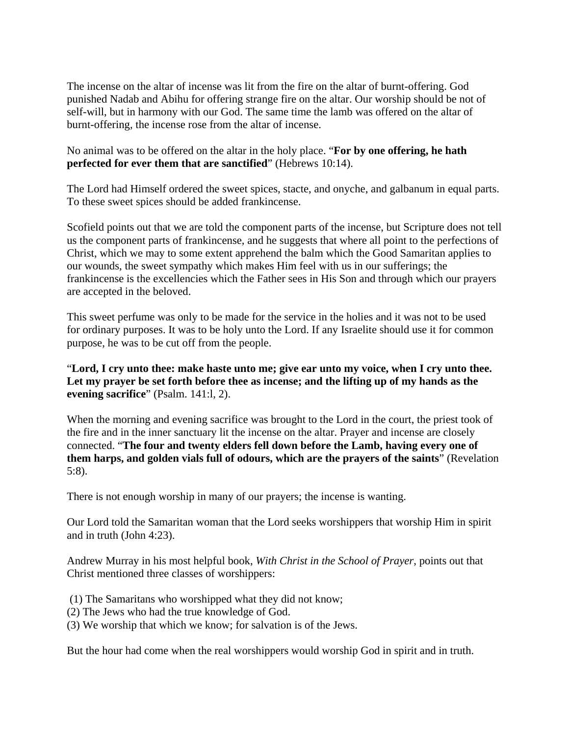The incense on the altar of incense was lit from the fire on the altar of burnt-offering. God punished Nadab and Abihu for offering strange fire on the altar. Our worship should be not of self-will, but in harmony with our God. The same time the lamb was offered on the altar of burnt-offering, the incense rose from the altar of incense.

No animal was to be offered on the altar in the holy place. "**For by one offering, he hath perfected for ever them that are sanctified**" (Hebrews 10:14).

The Lord had Himself ordered the sweet spices, stacte, and onyche, and galbanum in equal parts. To these sweet spices should be added frankincense.

Scofield points out that we are told the component parts of the incense, but Scripture does not tell us the component parts of frankincense, and he suggests that where all point to the perfections of Christ, which we may to some extent apprehend the balm which the Good Samaritan applies to our wounds, the sweet sympathy which makes Him feel with us in our sufferings; the frankincense is the excellencies which the Father sees in His Son and through which our prayers are accepted in the beloved.

This sweet perfume was only to be made for the service in the holies and it was not to be used for ordinary purposes. It was to be holy unto the Lord. If any Israelite should use it for common purpose, he was to be cut off from the people.

"**Lord, I cry unto thee: make haste unto me; give ear unto my voice, when I cry unto thee. Let my prayer be set forth before thee as incense; and the lifting up of my hands as the evening sacrifice**" (Psalm. 141:l, 2).

When the morning and evening sacrifice was brought to the Lord in the court, the priest took of the fire and in the inner sanctuary lit the incense on the altar. Prayer and incense are closely connected. "**The four and twenty elders fell down before the Lamb, having every one of them harps, and golden vials full of odours, which are the prayers of the saints**" (Revelation 5:8).

There is not enough worship in many of our prayers; the incense is wanting.

Our Lord told the Samaritan woman that the Lord seeks worshippers that worship Him in spirit and in truth (John 4:23).

Andrew Murray in his most helpful book, *With Christ in the School of Prayer*, points out that Christ mentioned three classes of worshippers:

(1) The Samaritans who worshipped what they did not know;
(2) The Jews who had the true knowledge of God.
(3) We worship that which we know; for salvation is of the Jews.

But the hour had come when the real worshippers would worship God in spirit and in truth.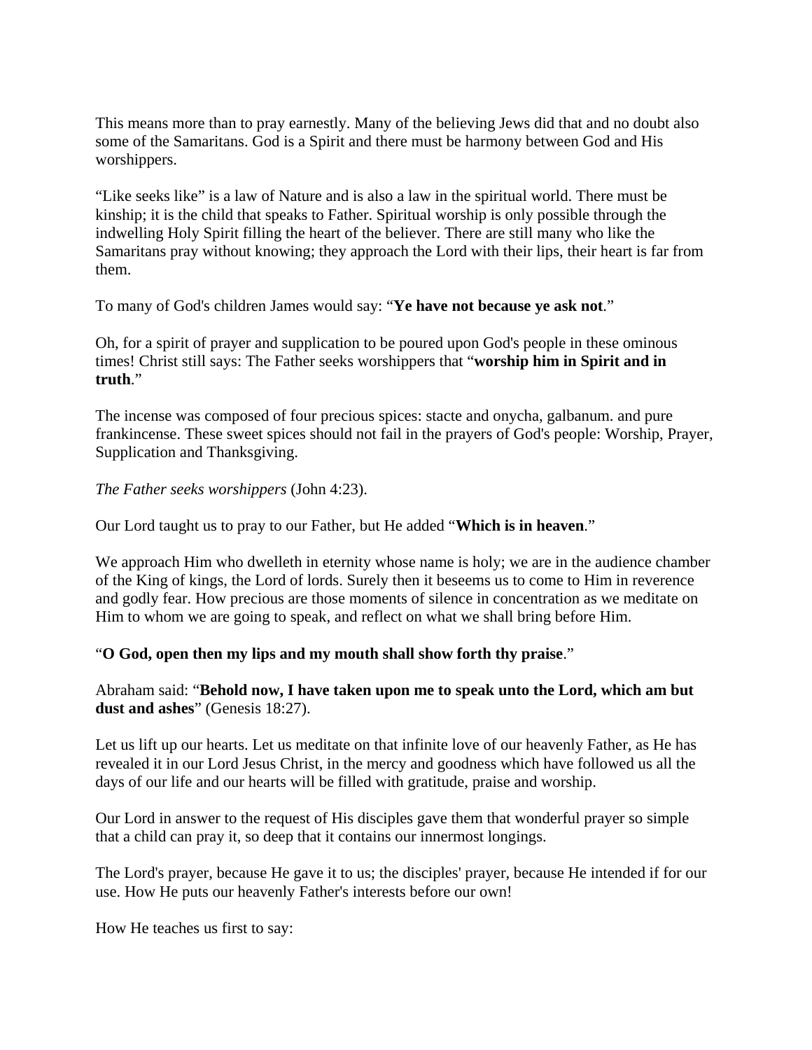This means more than to pray earnestly. Many of the believing Jews did that and no doubt also some of the Samaritans. God is a Spirit and there must be harmony between God and His worshippers.

“Like seeks like” is a law of Nature and is also a law in the spiritual world. There must be kinship; it is the child that speaks to Father. Spiritual worship is only possible through the indwelling Holy Spirit filling the heart of the believer. There are still many who like the Samaritans pray without knowing; they approach the Lord with their lips, their heart is far from them.

To many of God's children James would say: “**Ye have not because ye ask not**.”

Oh, for a spirit of prayer and supplication to be poured upon God's people in these ominous times! Christ still says: The Father seeks worshippers that “**worship him in Spirit and in truth**.”

The incense was composed of four precious spices: stacte and onycha, galbanum. and pure frankincense. These sweet spices should not fail in the prayers of God's people: Worship, Prayer, Supplication and Thanksgiving.

*The Father seeks worshippers* (John 4:23).

Our Lord taught us to pray to our Father, but He added “**Which is in heaven**.”

We approach Him who dwelleth in eternity whose name is holy; we are in the audience chamber of the King of kings, the Lord of lords. Surely then it beseems us to come to Him in reverence and godly fear. How precious are those moments of silence in concentration as we meditate on Him to whom we are going to speak, and reflect on what we shall bring before Him.

“**O God, open then my lips and my mouth shall show forth thy praise**.”

Abraham said: “**Behold now, I have taken upon me to speak unto the Lord, which am but dust and ashes**” (Genesis 18:27).

Let us lift up our hearts. Let us meditate on that infinite love of our heavenly Father, as He has revealed it in our Lord Jesus Christ, in the mercy and goodness which have followed us all the days of our life and our hearts will be filled with gratitude, praise and worship.

Our Lord in answer to the request of His disciples gave them that wonderful prayer so simple that a child can pray it, so deep that it contains our innermost longings.

The Lord's prayer, because He gave it to us; the disciples' prayer, because He intended if for our use. How He puts our heavenly Father's interests before our own!

How He teaches us first to say: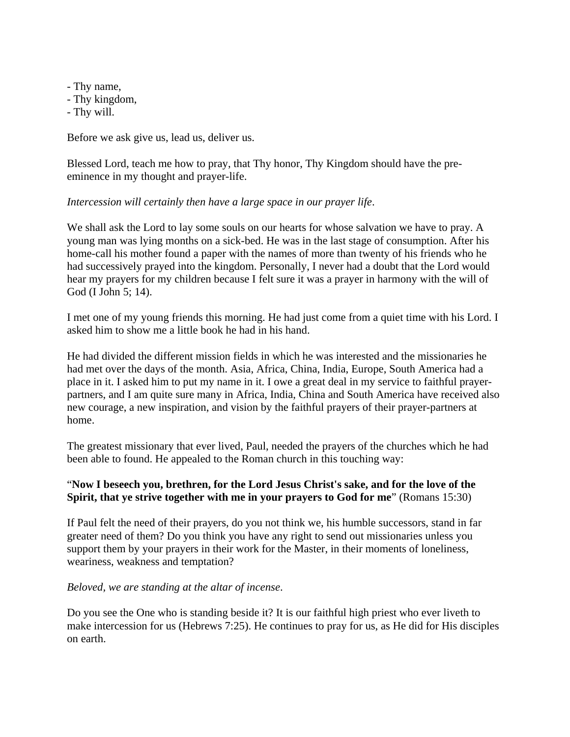- Thy name,
- Thy kingdom,
- Thy will.

Before we ask give us, lead us, deliver us.

Blessed Lord, teach me how to pray, that Thy honor, Thy Kingdom should have the pre-eminence in my thought and prayer-life.

*Intercession will certainly then have a large space in our prayer life*.

We shall ask the Lord to lay some souls on our hearts for whose salvation we have to pray. A young man was lying months on a sick-bed. He was in the last stage of consumption. After his home-call his mother found a paper with the names of more than twenty of his friends who he had successively prayed into the kingdom. Personally, I never had a doubt that the Lord would hear my prayers for my children because I felt sure it was a prayer in harmony with the will of God (I John 5; 14).

I met one of my young friends this morning. He had just come from a quiet time with his Lord. I asked him to show me a little book he had in his hand.

He had divided the different mission fields in which he was interested and the missionaries he had met over the days of the month. Asia, Africa, China, India, Europe, South America had a place in it. I asked him to put my name in it. I owe a great deal in my service to faithful prayer-partners, and I am quite sure many in Africa, India, China and South America have received also new courage, a new inspiration, and vision by the faithful prayers of their prayer-partners at home.

The greatest missionary that ever lived, Paul, needed the prayers of the churches which he had been able to found. He appealed to the Roman church in this touching way:

"**Now I beseech you, brethren, for the Lord Jesus Christ's sake, and for the love of the Spirit, that ye strive together with me in your prayers to God for me**" (Romans 15:30)

If Paul felt the need of their prayers, do you not think we, his humble successors, stand in far greater need of them? Do you think you have any right to send out missionaries unless you support them by your prayers in their work for the Master, in their moments of loneliness, weariness, weakness and temptation?

*Beloved, we are standing at the altar of incense*.

Do you see the One who is standing beside it? It is our faithful high priest who ever liveth to make intercession for us (Hebrews 7:25). He continues to pray for us, as He did for His disciples on earth.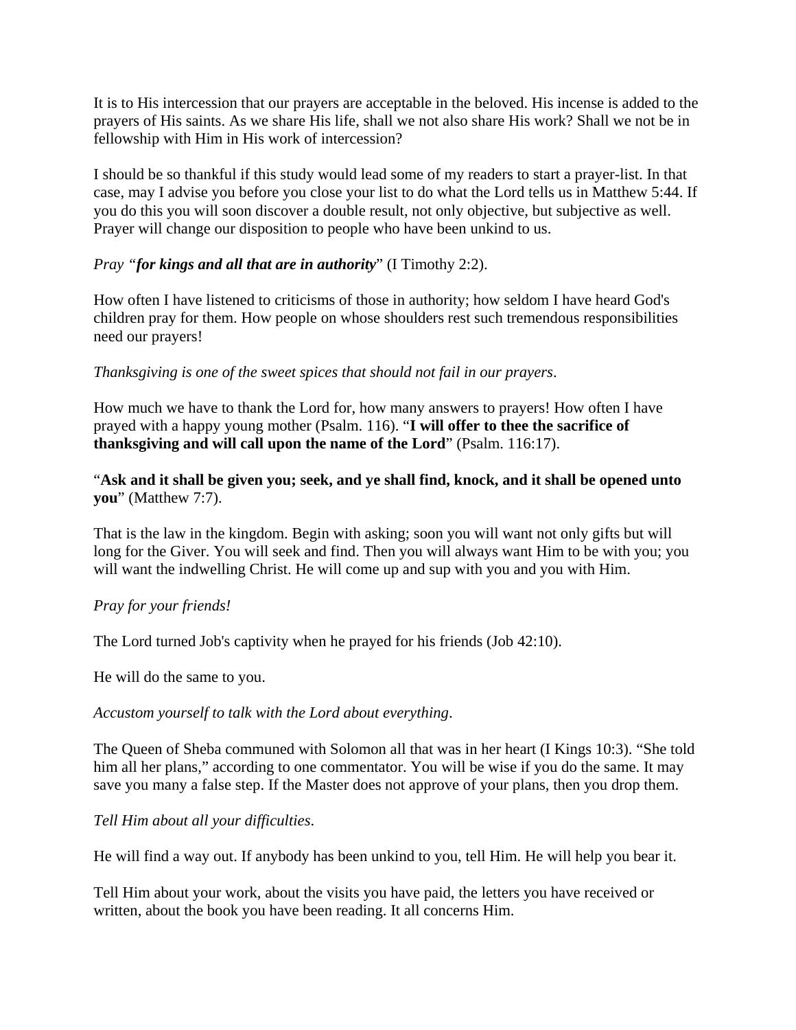It is to His intercession that our prayers are acceptable in the beloved. His incense is added to the prayers of His saints. As we share His life, shall we not also share His work? Shall we not be in fellowship with Him in His work of intercession?

I should be so thankful if this study would lead some of my readers to start a prayer-list. In that case, may I advise you before you close your list to do what the Lord tells us in Matthew 5:44. If you do this you will soon discover a double result, not only objective, but subjective as well. Prayer will change our disposition to people who have been unkind to us.

*Pray "**for kings and all that are in authority**"* (I Timothy 2:2).

How often I have listened to criticisms of those in authority; how seldom I have heard God's children pray for them. How people on whose shoulders rest such tremendous responsibilities need our prayers!

*Thanksgiving is one of the sweet spices that should not fail in our prayers*.

How much we have to thank the Lord for, how many answers to prayers! How often I have prayed with a happy young mother (Psalm. 116). "**I will offer to thee the sacrifice of thanksgiving and will call upon the name of the Lord**" (Psalm. 116:17).

"**Ask and it shall be given you; seek, and ye shall find, knock, and it shall be opened unto you**" (Matthew 7:7).

That is the law in the kingdom. Begin with asking; soon you will want not only gifts but will long for the Giver. You will seek and find. Then you will always want Him to be with you; you will want the indwelling Christ. He will come up and sup with you and you with Him.

*Pray for your friends!*

The Lord turned Job's captivity when he prayed for his friends (Job 42:10).

He will do the same to you.

*Accustom yourself to talk with the Lord about everything*.

The Queen of Sheba communed with Solomon all that was in her heart (I Kings 10:3). "She told him all her plans," according to one commentator. You will be wise if you do the same. It may save you many a false step. If the Master does not approve of your plans, then you drop them.

*Tell Him about all your difficulties*.

He will find a way out. If anybody has been unkind to you, tell Him. He will help you bear it.

Tell Him about your work, about the visits you have paid, the letters you have received or written, about the book you have been reading. It all concerns Him.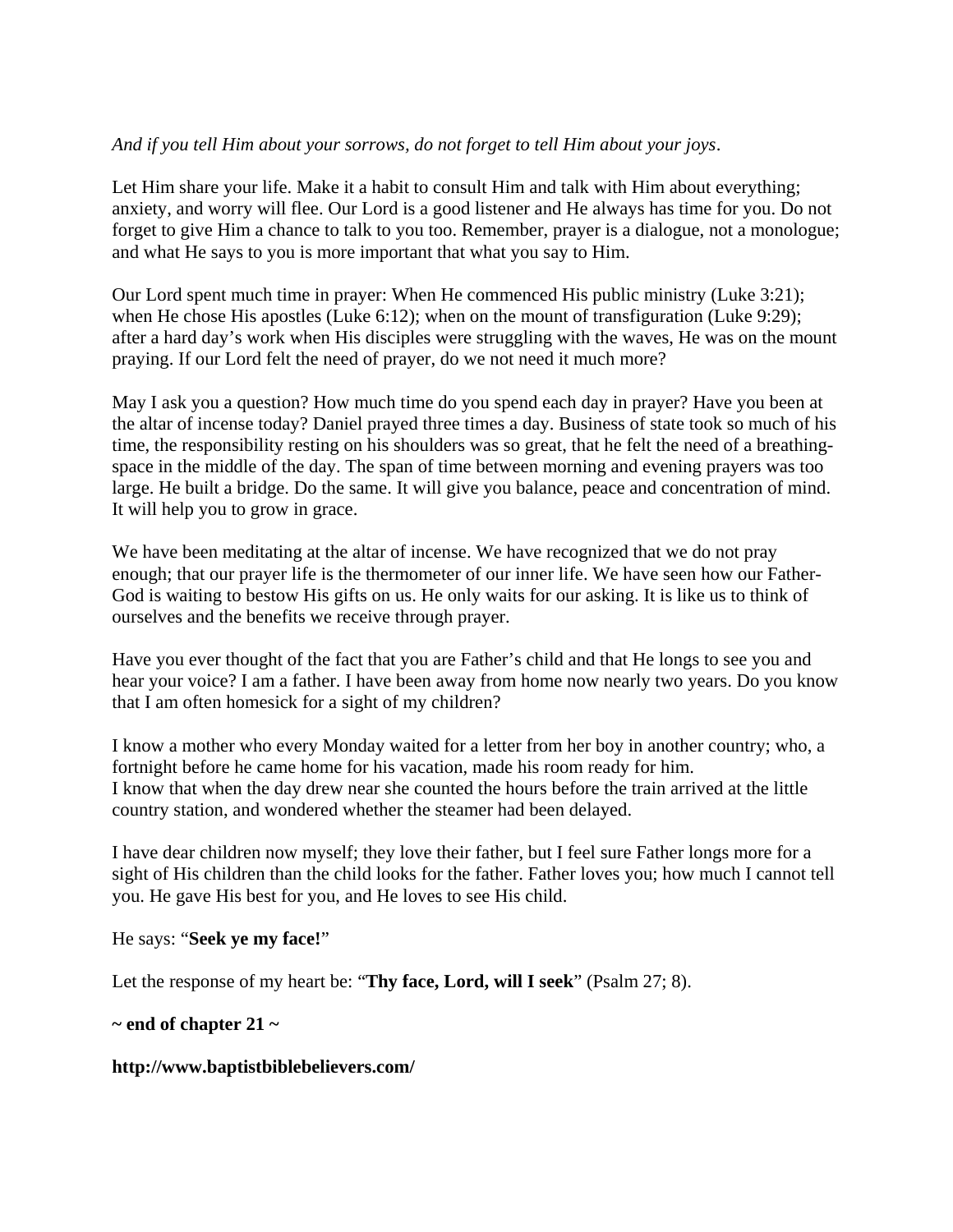*And if you tell Him about your sorrows, do not forget to tell Him about your joys*.

Let Him share your life. Make it a habit to consult Him and talk with Him about everything; anxiety, and worry will flee. Our Lord is a good listener and He always has time for you. Do not forget to give Him a chance to talk to you too. Remember, prayer is a dialogue, not a monologue; and what He says to you is more important that what you say to Him.

Our Lord spent much time in prayer: When He commenced His public ministry (Luke 3:21); when He chose His apostles (Luke 6:12); when on the mount of transfiguration (Luke 9:29); after a hard day's work when His disciples were struggling with the waves, He was on the mount praying. If our Lord felt the need of prayer, do we not need it much more?

May I ask you a question? How much time do you spend each day in prayer? Have you been at the altar of incense today? Daniel prayed three times a day. Business of state took so much of his time, the responsibility resting on his shoulders was so great, that he felt the need of a breathing-space in the middle of the day. The span of time between morning and evening prayers was too large. He built a bridge. Do the same. It will give you balance, peace and concentration of mind. It will help you to grow in grace.

We have been meditating at the altar of incense. We have recognized that we do not pray enough; that our prayer life is the thermometer of our inner life. We have seen how our Father-God is waiting to bestow His gifts on us. He only waits for our asking. It is like us to think of ourselves and the benefits we receive through prayer.

Have you ever thought of the fact that you are Father's child and that He longs to see you and hear your voice? I am a father. I have been away from home now nearly two years. Do you know that I am often homesick for a sight of my children?

I know a mother who every Monday waited for a letter from her boy in another country; who, a fortnight before he came home for his vacation, made his room ready for him.
I know that when the day drew near she counted the hours before the train arrived at the little country station, and wondered whether the steamer had been delayed.

I have dear children now myself; they love their father, but I feel sure Father longs more for a sight of His children than the child looks for the father. Father loves you; how much I cannot tell you. He gave His best for you, and He loves to see His child.

He says: "**Seek ye my face!**"

Let the response of my heart be: "**Thy face, Lord, will I seek**" (Psalm 27; 8).

**~ end of chapter 21 ~**

**http://www.baptistbiblebelievers.com/**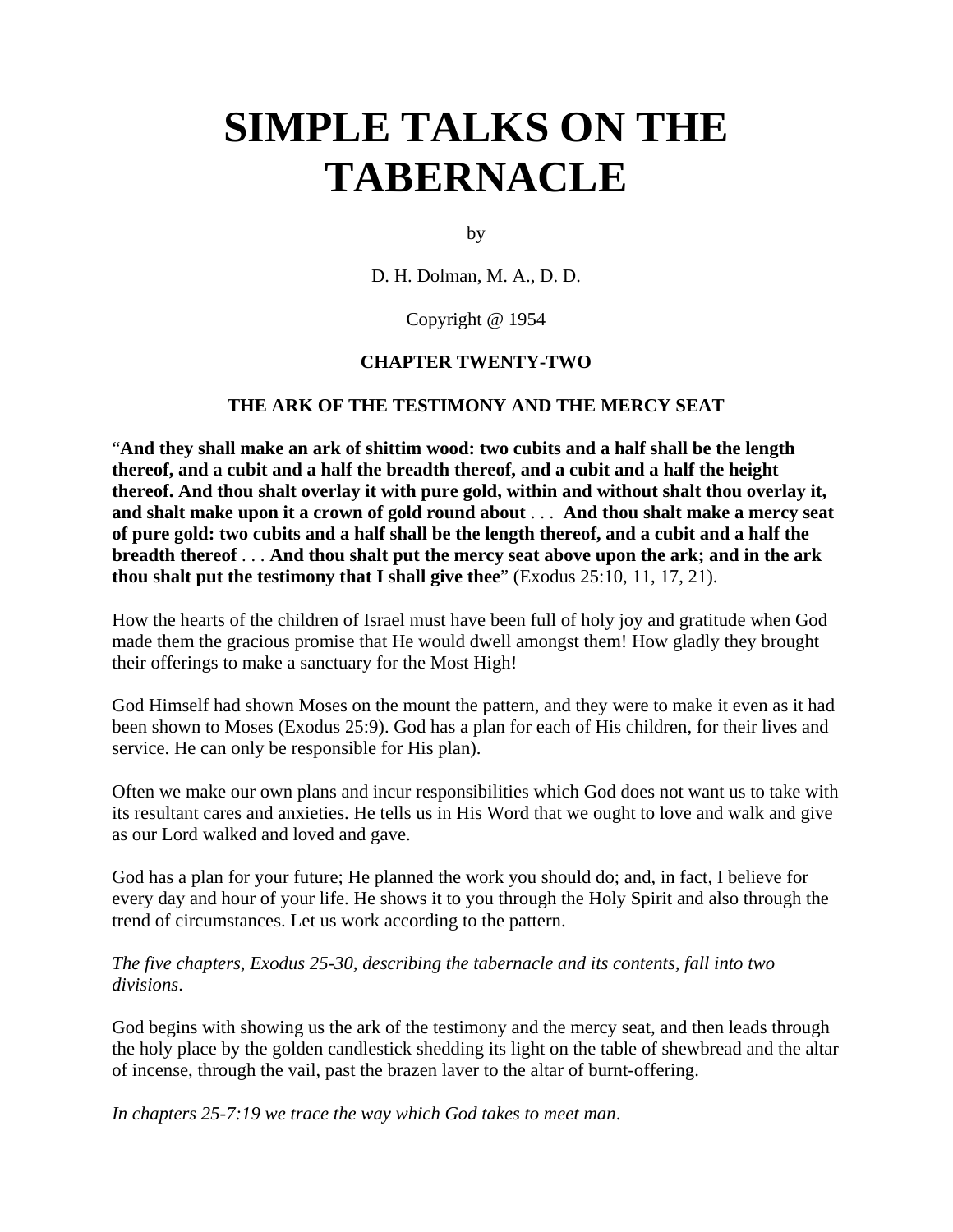# SIMPLE TALKS ON THE TABERNACLE

by

D. H. Dolman, M. A., D. D.

Copyright @ 1954

**CHAPTER TWENTY-TWO**

**THE ARK OF THE TESTIMONY AND THE MERCY SEAT**

"**And they shall make an ark of shittim wood: two cubits and a half shall be the length thereof, and a cubit and a half the breadth thereof, and a cubit and a half the height thereof. And thou shalt overlay it with pure gold, within and without shalt thou overlay it, and shalt make upon it a crown of gold round about** . . . **And thou shalt make a mercy seat of pure gold: two cubits and a half shall be the length thereof, and a cubit and a half the breadth thereof** . . . **And thou shalt put the mercy seat above upon the ark; and in the ark thou shalt put the testimony that I shall give thee**" (Exodus 25:10, 11, 17, 21).

How the hearts of the children of Israel must have been full of holy joy and gratitude when God made them the gracious promise that He would dwell amongst them! How gladly they brought their offerings to make a sanctuary for the Most High!

God Himself had shown Moses on the mount the pattern, and they were to make it even as it had been shown to Moses (Exodus 25:9). God has a plan for each of His children, for their lives and service. He can only be responsible for His plan).

Often we make our own plans and incur responsibilities which God does not want us to take with its resultant cares and anxieties. He tells us in His Word that we ought to love and walk and give as our Lord walked and loved and gave.

God has a plan for your future; He planned the work you should do; and, in fact, I believe for every day and hour of your life. He shows it to you through the Holy Spirit and also through the trend of circumstances. Let us work according to the pattern.

*The five chapters, Exodus 25-30, describing the tabernacle and its contents, fall into two divisions*.

God begins with showing us the ark of the testimony and the mercy seat, and then leads through the holy place by the golden candlestick shedding its light on the table of shewbread and the altar of incense, through the vail, past the brazen laver to the altar of burnt-offering.

*In chapters 25-7:19 we trace the way which God takes to meet man*.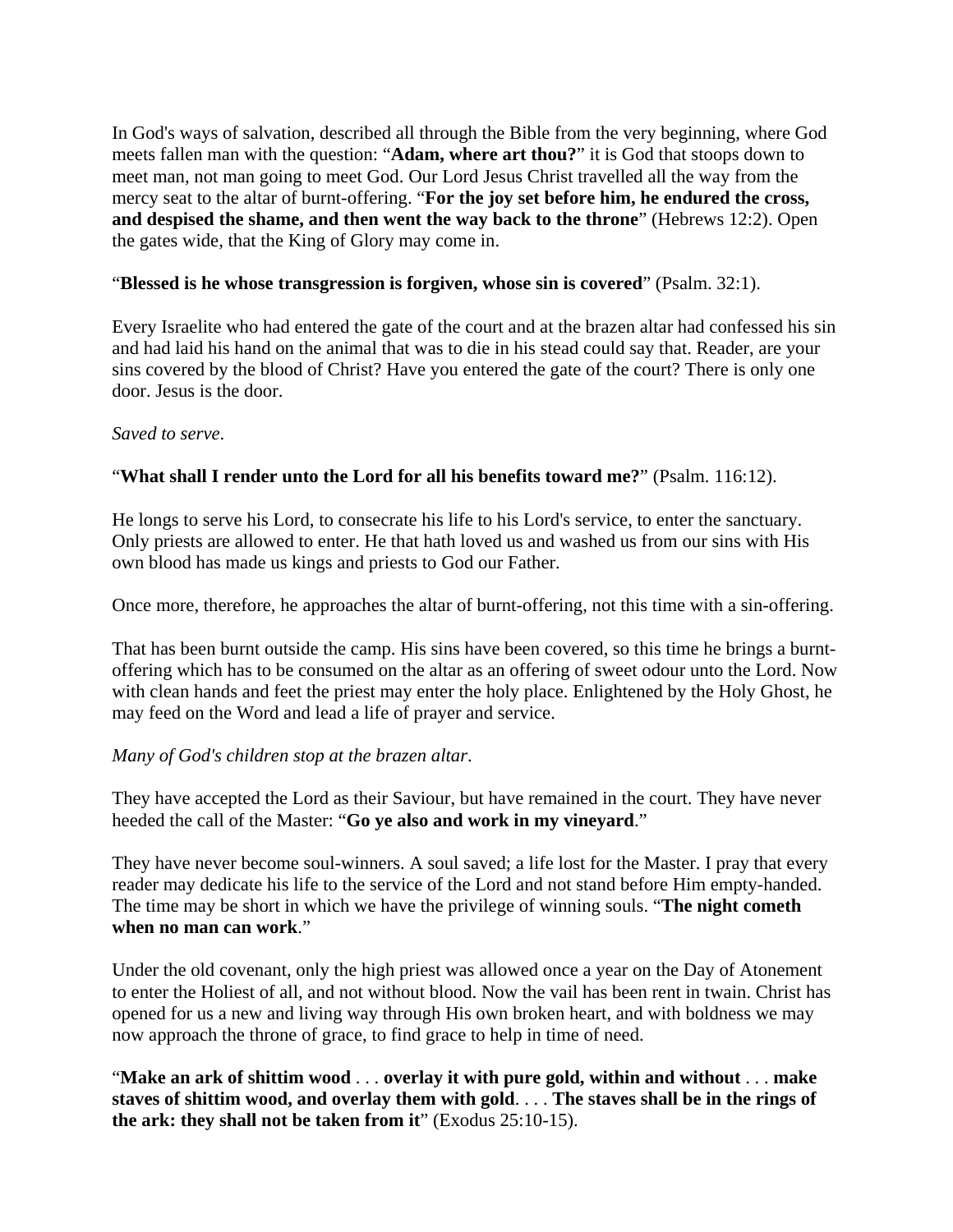In God's ways of salvation, described all through the Bible from the very beginning, where God meets fallen man with the question: "**Adam, where art thou?**" it is God that stoops down to meet man, not man going to meet God. Our Lord Jesus Christ travelled all the way from the mercy seat to the altar of burnt-offering. "**For the joy set before him, he endured the cross, and despised the shame, and then went the way back to the throne**" (Hebrews 12:2). Open the gates wide, that the King of Glory may come in.

"**Blessed is he whose transgression is forgiven, whose sin is covered**" (Psalm. 32:1).

Every Israelite who had entered the gate of the court and at the brazen altar had confessed his sin and had laid his hand on the animal that was to die in his stead could say that. Reader, are your sins covered by the blood of Christ? Have you entered the gate of the court? There is only one door. Jesus is the door.

*Saved to serve.*

"**What shall I render unto the Lord for all his benefits toward me?**" (Psalm. 116:12).

He longs to serve his Lord, to consecrate his life to his Lord's service, to enter the sanctuary. Only priests are allowed to enter. He that hath loved us and washed us from our sins with His own blood has made us kings and priests to God our Father.

Once more, therefore, he approaches the altar of burnt-offering, not this time with a sin-offering.

That has been burnt outside the camp. His sins have been covered, so this time he brings a burnt-offering which has to be consumed on the altar as an offering of sweet odour unto the Lord. Now with clean hands and feet the priest may enter the holy place. Enlightened by the Holy Ghost, he may feed on the Word and lead a life of prayer and service.

*Many of God's children stop at the brazen altar.*

They have accepted the Lord as their Saviour, but have remained in the court. They have never heeded the call of the Master: "**Go ye also and work in my vineyard**."

They have never become soul-winners. A soul saved; a life lost for the Master. I pray that every reader may dedicate his life to the service of the Lord and not stand before Him empty-handed. The time may be short in which we have the privilege of winning souls. "**The night cometh when no man can work**."

Under the old covenant, only the high priest was allowed once a year on the Day of Atonement to enter the Holiest of all, and not without blood. Now the vail has been rent in twain. Christ has opened for us a new and living way through His own broken heart, and with boldness we may now approach the throne of grace, to find grace to help in time of need.

"**Make an ark of shittim wood** . . . **overlay it with pure gold, within and without** . . . **make staves of shittim wood, and overlay them with gold**. . . . **The staves shall be in the rings of the ark: they shall not be taken from it**" (Exodus 25:10-15).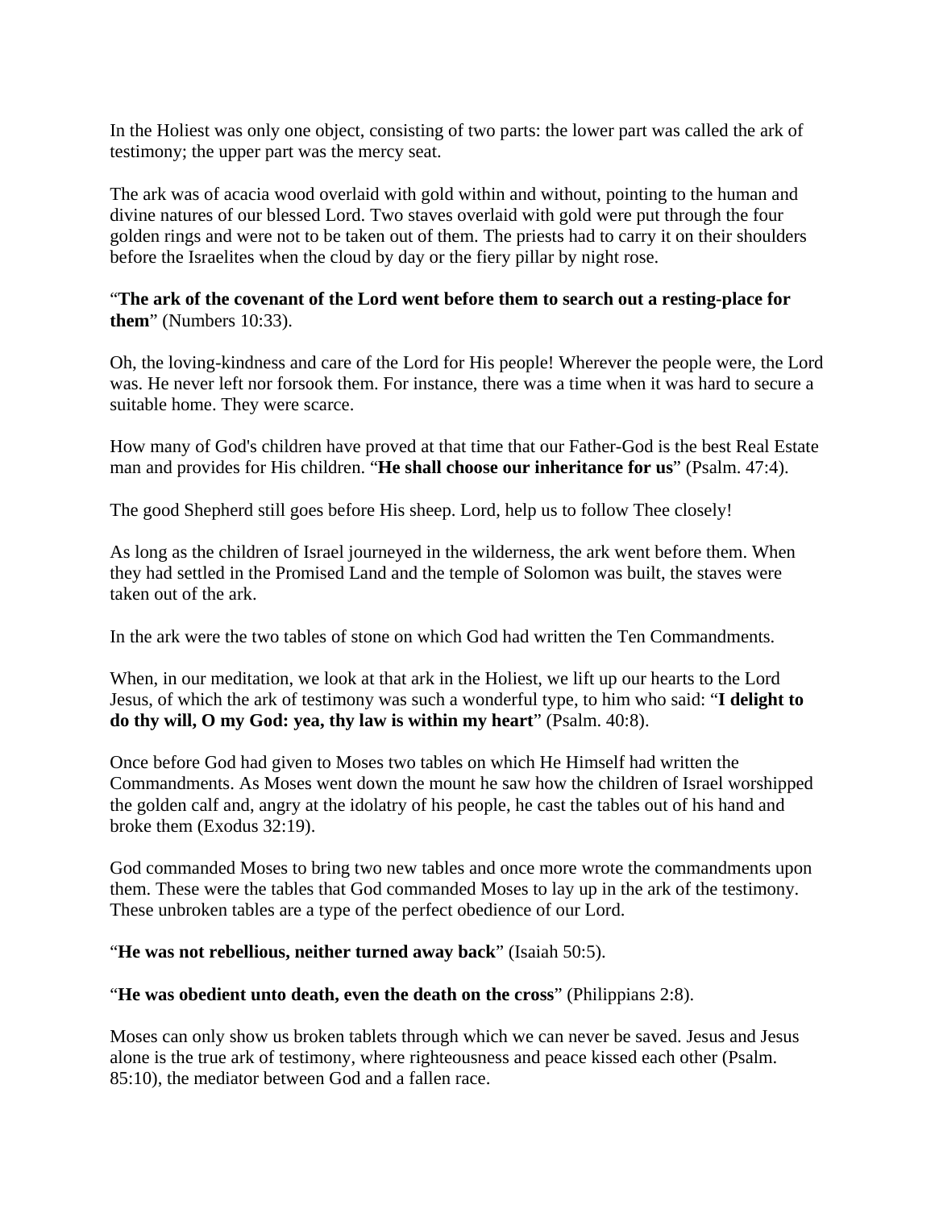In the Holiest was only one object, consisting of two parts: the lower part was called the ark of testimony; the upper part was the mercy seat.

The ark was of acacia wood overlaid with gold within and without, pointing to the human and divine natures of our blessed Lord. Two staves overlaid with gold were put through the four golden rings and were not to be taken out of them. The priests had to carry it on their shoulders before the Israelites when the cloud by day or the fiery pillar by night rose.

"**The ark of the covenant of the Lord went before them to search out a resting-place for them**" (Numbers 10:33).

Oh, the loving-kindness and care of the Lord for His people! Wherever the people were, the Lord was. He never left nor forsook them. For instance, there was a time when it was hard to secure a suitable home. They were scarce.

How many of God's children have proved at that time that our Father-God is the best Real Estate man and provides for His children. "**He shall choose our inheritance for us**" (Psalm. 47:4).

The good Shepherd still goes before His sheep. Lord, help us to follow Thee closely!

As long as the children of Israel journeyed in the wilderness, the ark went before them. When they had settled in the Promised Land and the temple of Solomon was built, the staves were taken out of the ark.

In the ark were the two tables of stone on which God had written the Ten Commandments.

When, in our meditation, we look at that ark in the Holiest, we lift up our hearts to the Lord Jesus, of which the ark of testimony was such a wonderful type, to him who said: "**I delight to do thy will, O my God: yea, thy law is within my heart**" (Psalm. 40:8).

Once before God had given to Moses two tables on which He Himself had written the Commandments. As Moses went down the mount he saw how the children of Israel worshipped the golden calf and, angry at the idolatry of his people, he cast the tables out of his hand and broke them (Exodus 32:19).

God commanded Moses to bring two new tables and once more wrote the commandments upon them. These were the tables that God commanded Moses to lay up in the ark of the testimony. These unbroken tables are a type of the perfect obedience of our Lord.

"**He was not rebellious, neither turned away back**" (Isaiah 50:5).

"**He was obedient unto death, even the death on the cross**" (Philippians 2:8).

Moses can only show us broken tablets through which we can never be saved. Jesus and Jesus alone is the true ark of testimony, where righteousness and peace kissed each other (Psalm. 85:10), the mediator between God and a fallen race.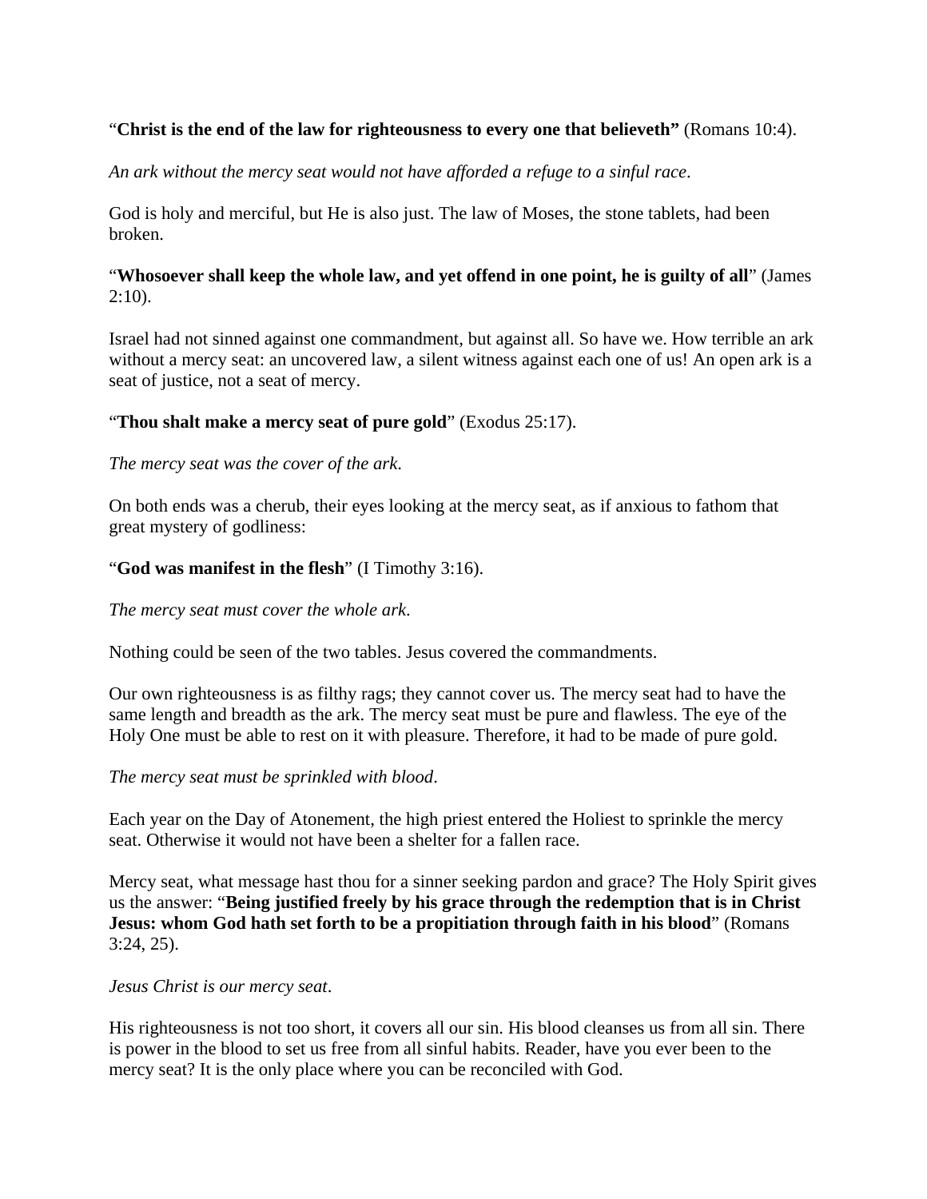"**Christ is the end of the law for righteousness to every one that believeth"** (Romans 10:4).

*An ark without the mercy seat would not have afforded a refuge to a sinful race*.

God is holy and merciful, but He is also just. The law of Moses, the stone tablets, had been broken.

"**Whosoever shall keep the whole law, and yet offend in one point, he is guilty of all**" (James 2:10).

Israel had not sinned against one commandment, but against all. So have we. How terrible an ark without a mercy seat: an uncovered law, a silent witness against each one of us! An open ark is a seat of justice, not a seat of mercy.

"**Thou shalt make a mercy seat of pure gold**" (Exodus 25:17).

*The mercy seat was the cover of the ark*.

On both ends was a cherub, their eyes looking at the mercy seat, as if anxious to fathom that great mystery of godliness:

"**God was manifest in the flesh**" (I Timothy 3:16).

*The mercy seat must cover the whole ark*.

Nothing could be seen of the two tables. Jesus covered the commandments.

Our own righteousness is as filthy rags; they cannot cover us. The mercy seat had to have the same length and breadth as the ark. The mercy seat must be pure and flawless. The eye of the Holy One must be able to rest on it with pleasure. Therefore, it had to be made of pure gold.

*The mercy seat must be sprinkled with blood*.

Each year on the Day of Atonement, the high priest entered the Holiest to sprinkle the mercy seat. Otherwise it would not have been a shelter for a fallen race.

Mercy seat, what message hast thou for a sinner seeking pardon and grace? The Holy Spirit gives us the answer: "**Being justified freely by his grace through the redemption that is in Christ Jesus: whom God hath set forth to be a propitiation through faith in his blood**" (Romans 3:24, 25).

*Jesus Christ is our mercy seat*.

His righteousness is not too short, it covers all our sin. His blood cleanses us from all sin. There is power in the blood to set us free from all sinful habits. Reader, have you ever been to the mercy seat? It is the only place where you can be reconciled with God.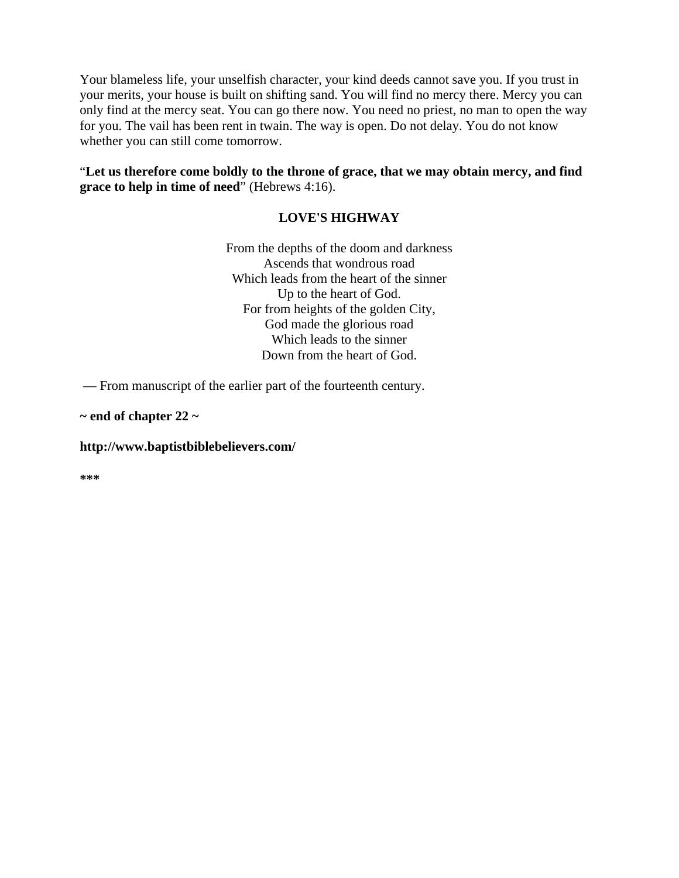Your blameless life, your unselfish character, your kind deeds cannot save you. If you trust in your merits, your house is built on shifting sand. You will find no mercy there. Mercy you can only find at the mercy seat. You can go there now. You need no priest, no man to open the way for you. The vail has been rent in twain. The way is open. Do not delay. You do not know whether you can still come tomorrow.

"**Let us therefore come boldly to the throne of grace, that we may obtain mercy, and find grace to help in time of need**" (Hebrews 4:16).

**LOVE'S HIGHWAY**

From the depths of the doom and darkness  
Ascends that wondrous road  
Which leads from the heart of the sinner  
Up to the heart of God.  
For from heights of the golden City,  
God made the glorious road  
Which leads to the sinner  
Down from the heart of God.

— From manuscript of the earlier part of the fourteenth century.

**~ end of chapter 22 ~**

**http://www.baptistbiblebelievers.com/**

**\*\*\***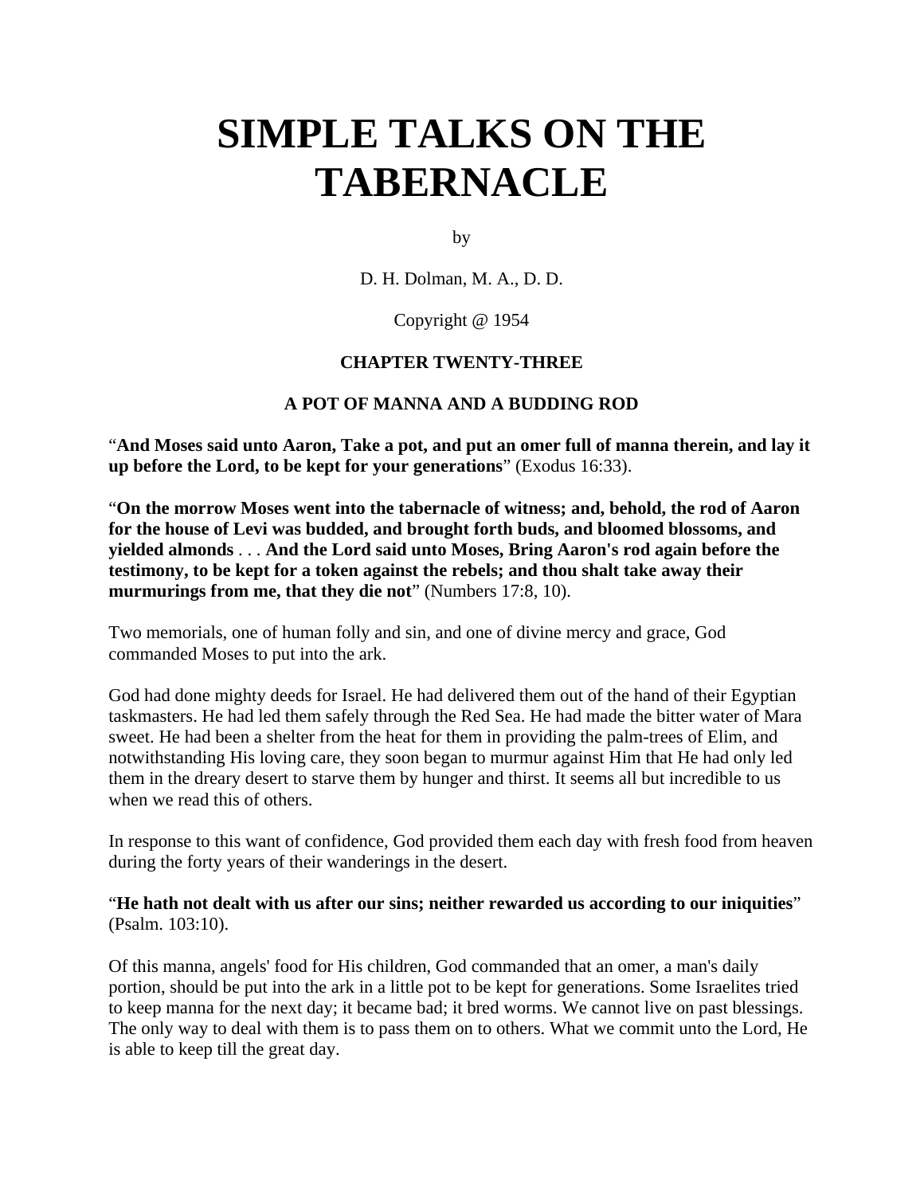# SIMPLE TALKS ON THE TABERNACLE

by

D. H. Dolman, M. A., D. D.

Copyright @ 1954

**CHAPTER TWENTY-THREE**

**A POT OF MANNA AND A BUDDING ROD**

"**And Moses said unto Aaron, Take a pot, and put an omer full of manna therein, and lay it up before the Lord, to be kept for your generations**" (Exodus 16:33).

"**On the morrow Moses went into the tabernacle of witness; and, behold, the rod of Aaron for the house of Levi was budded, and brought forth buds, and bloomed blossoms, and yielded almonds** . . . **And the Lord said unto Moses, Bring Aaron's rod again before the testimony, to be kept for a token against the rebels; and thou shalt take away their murmurings from me, that they die not**" (Numbers 17:8, 10).

Two memorials, one of human folly and sin, and one of divine mercy and grace, God commanded Moses to put into the ark.

God had done mighty deeds for Israel. He had delivered them out of the hand of their Egyptian taskmasters. He had led them safely through the Red Sea. He had made the bitter water of Mara sweet. He had been a shelter from the heat for them in providing the palm-trees of Elim, and notwithstanding His loving care, they soon began to murmur against Him that He had only led them in the dreary desert to starve them by hunger and thirst. It seems all but incredible to us when we read this of others.

In response to this want of confidence, God provided them each day with fresh food from heaven during the forty years of their wanderings in the desert.

"**He hath not dealt with us after our sins; neither rewarded us according to our iniquities**" (Psalm. 103:10).

Of this manna, angels' food for His children, God commanded that an omer, a man's daily portion, should be put into the ark in a little pot to be kept for generations. Some Israelites tried to keep manna for the next day; it became bad; it bred worms. We cannot live on past blessings. The only way to deal with them is to pass them on to others. What we commit unto the Lord, He is able to keep till the great day.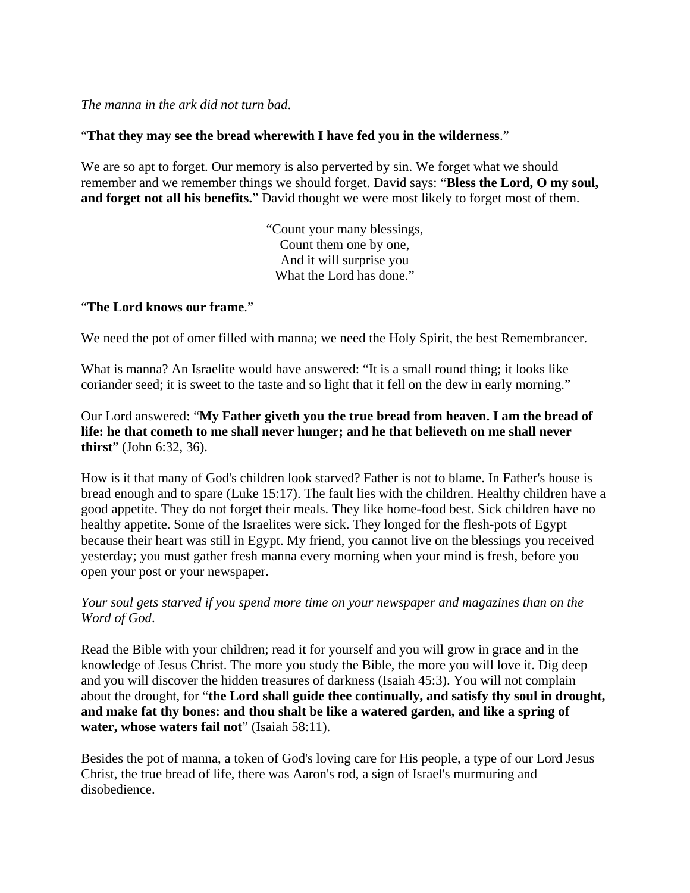*The manna in the ark did not turn bad*.

“**That they may see the bread wherewith I have fed you in the wilderness**.”

We are so apt to forget. Our memory is also perverted by sin. We forget what we should remember and we remember things we should forget. David says: “**Bless the Lord, O my soul, and forget not all his benefits.**” David thought we were most likely to forget most of them.

“Count your many blessings,  
Count them one by one,  
And it will surprise you  
What the Lord has done.”

“**The Lord knows our frame**.”

We need the pot of omer filled with manna; we need the Holy Spirit, the best Remembrancer.

What is manna? An Israelite would have answered: “It is a small round thing; it looks like coriander seed; it is sweet to the taste and so light that it fell on the dew in early morning.”

Our Lord answered: “**My Father giveth you the true bread from heaven. I am the bread of life: he that cometh to me shall never hunger; and he that believeth on me shall never thirst**” (John 6:32, 36).

How is it that many of God's children look starved? Father is not to blame. In Father's house is bread enough and to spare (Luke 15:17). The fault lies with the children. Healthy children have a good appetite. They do not forget their meals. They like home-food best. Sick children have no healthy appetite. Some of the Israelites were sick. They longed for the flesh-pots of Egypt because their heart was still in Egypt. My friend, you cannot live on the blessings you received yesterday; you must gather fresh manna every morning when your mind is fresh, before you open your post or your newspaper.

*Your soul gets starved if you spend more time on your newspaper and magazines than on the Word of God*.

Read the Bible with your children; read it for yourself and you will grow in grace and in the knowledge of Jesus Christ. The more you study the Bible, the more you will love it. Dig deep and you will discover the hidden treasures of darkness (Isaiah 45:3). You will not complain about the drought, for “**the Lord shall guide thee continually, and satisfy thy soul in drought, and make fat thy bones: and thou shalt be like a watered garden, and like a spring of water, whose waters fail not**” (Isaiah 58:11).

Besides the pot of manna, a token of God's loving care for His people, a type of our Lord Jesus Christ, the true bread of life, there was Aaron's rod, a sign of Israel's murmuring and disobedience.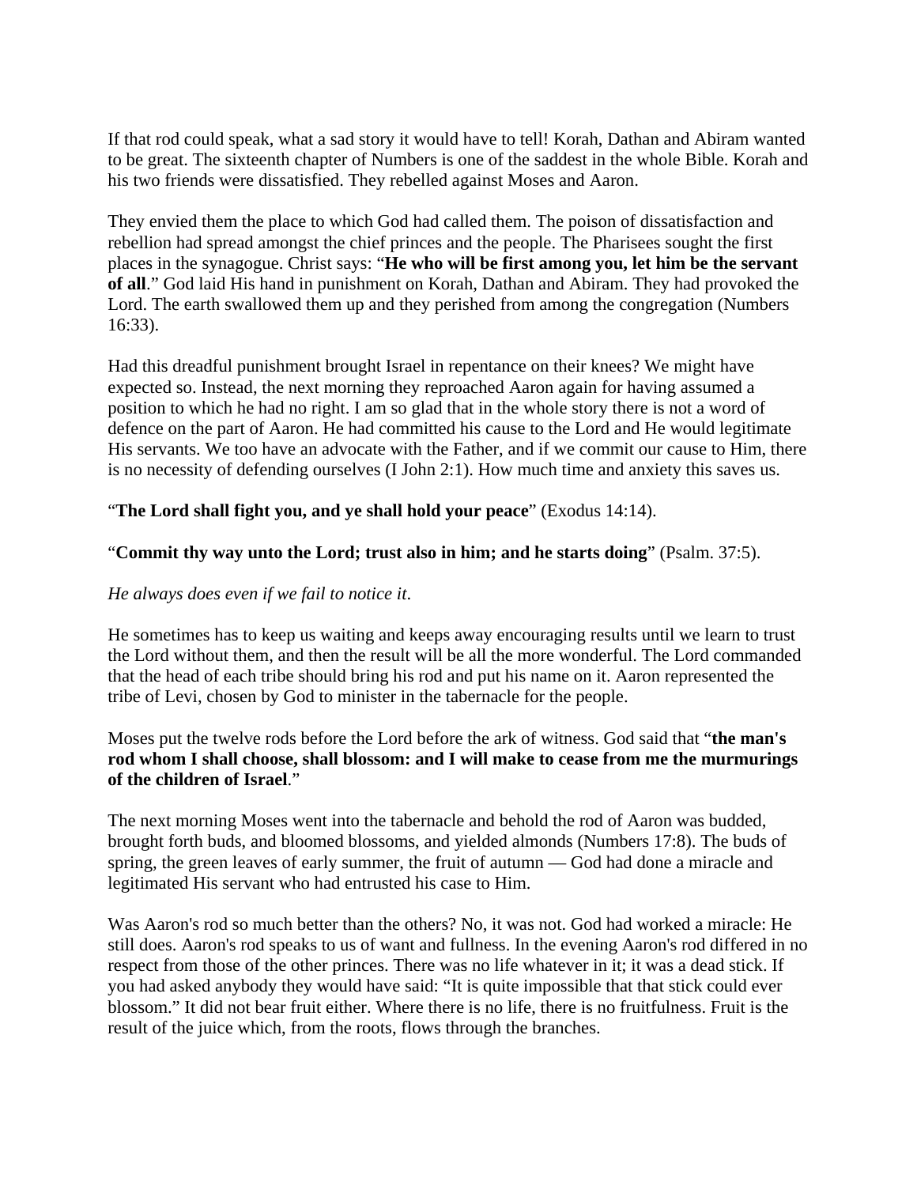If that rod could speak, what a sad story it would have to tell! Korah, Dathan and Abiram wanted to be great. The sixteenth chapter of Numbers is one of the saddest in the whole Bible. Korah and his two friends were dissatisfied. They rebelled against Moses and Aaron.

They envied them the place to which God had called them. The poison of dissatisfaction and rebellion had spread amongst the chief princes and the people. The Pharisees sought the first places in the synagogue. Christ says: "**He who will be first among you, let him be the servant of all**." God laid His hand in punishment on Korah, Dathan and Abiram. They had provoked the Lord. The earth swallowed them up and they perished from among the congregation (Numbers 16:33).

Had this dreadful punishment brought Israel in repentance on their knees? We might have expected so. Instead, the next morning they reproached Aaron again for having assumed a position to which he had no right. I am so glad that in the whole story there is not a word of defence on the part of Aaron. He had committed his cause to the Lord and He would legitimate His servants. We too have an advocate with the Father, and if we commit our cause to Him, there is no necessity of defending ourselves (I John 2:1). How much time and anxiety this saves us.

"**The Lord shall fight you, and ye shall hold your peace**" (Exodus 14:14).

"**Commit thy way unto the Lord; trust also in him; and he starts doing**" (Psalm. 37:5).

*He always does even if we fail to notice it*.

He sometimes has to keep us waiting and keeps away encouraging results until we learn to trust the Lord without them, and then the result will be all the more wonderful. The Lord commanded that the head of each tribe should bring his rod and put his name on it. Aaron represented the tribe of Levi, chosen by God to minister in the tabernacle for the people.

Moses put the twelve rods before the Lord before the ark of witness. God said that "**the man's rod whom I shall choose, shall blossom: and I will make to cease from me the murmurings of the children of Israel**."

The next morning Moses went into the tabernacle and behold the rod of Aaron was budded, brought forth buds, and bloomed blossoms, and yielded almonds (Numbers 17:8). The buds of spring, the green leaves of early summer, the fruit of autumn — God had done a miracle and legitimated His servant who had entrusted his case to Him.

Was Aaron's rod so much better than the others? No, it was not. God had worked a miracle: He still does. Aaron's rod speaks to us of want and fullness. In the evening Aaron's rod differed in no respect from those of the other princes. There was no life whatever in it; it was a dead stick. If you had asked anybody they would have said: "It is quite impossible that that stick could ever blossom." It did not bear fruit either. Where there is no life, there is no fruitfulness. Fruit is the result of the juice which, from the roots, flows through the branches.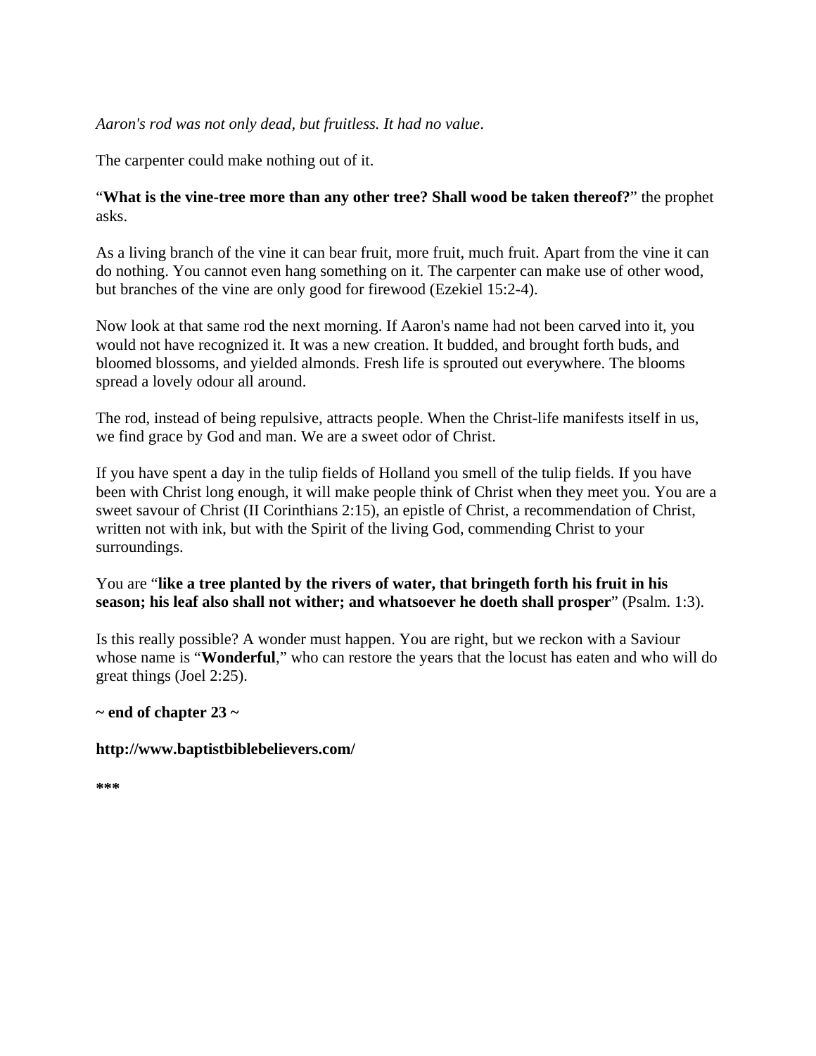*Aaron's rod was not only dead, but fruitless. It had no value*.

The carpenter could make nothing out of it.

"**What is the vine-tree more than any other tree? Shall wood be taken thereof?**" the prophet asks.

As a living branch of the vine it can bear fruit, more fruit, much fruit. Apart from the vine it can do nothing. You cannot even hang something on it. The carpenter can make use of other wood, but branches of the vine are only good for firewood (Ezekiel 15:2-4).

Now look at that same rod the next morning. If Aaron's name had not been carved into it, you would not have recognized it. It was a new creation. It budded, and brought forth buds, and bloomed blossoms, and yielded almonds. Fresh life is sprouted out everywhere. The blooms spread a lovely odour all around.

The rod, instead of being repulsive, attracts people. When the Christ-life manifests itself in us, we find grace by God and man. We are a sweet odor of Christ.

If you have spent a day in the tulip fields of Holland you smell of the tulip fields. If you have been with Christ long enough, it will make people think of Christ when they meet you. You are a sweet savour of Christ (II Corinthians 2:15), an epistle of Christ, a recommendation of Christ, written not with ink, but with the Spirit of the living God, commending Christ to your surroundings.

You are "**like a tree planted by the rivers of water, that bringeth forth his fruit in his season; his leaf also shall not wither; and whatsoever he doeth shall prosper**" (Psalm. 1:3).

Is this really possible? A wonder must happen. You are right, but we reckon with a Saviour whose name is "**Wonderful**," who can restore the years that the locust has eaten and who will do great things (Joel 2:25).

**~ end of chapter 23 ~**

**http://www.baptistbiblebelievers.com/**

*****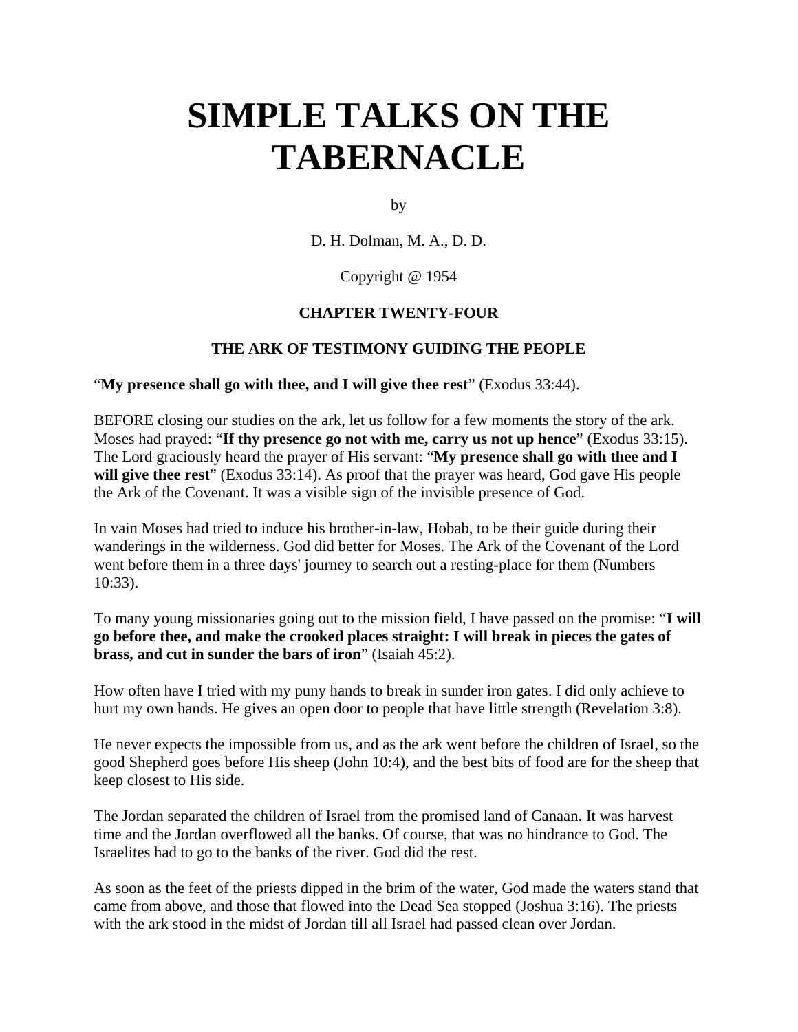# SIMPLE TALKS ON THE TABERNACLE

by

D. H. Dolman, M. A., D. D.

Copyright @ 1954

### CHAPTER TWENTY-FOUR

### THE ARK OF TESTIMONY GUIDING THE PEOPLE

"**My presence shall go with thee, and I will give thee rest**" (Exodus 33:44).

BEFORE closing our studies on the ark, let us follow for a few moments the story of the ark. Moses had prayed: "**If thy presence go not with me, carry us not up hence**" (Exodus 33:15). The Lord graciously heard the prayer of His servant: "**My presence shall go with thee and I will give thee rest**" (Exodus 33:14). As proof that the prayer was heard, God gave His people the Ark of the Covenant. It was a visible sign of the invisible presence of God.

In vain Moses had tried to induce his brother-in-law, Hobab, to be their guide during their wanderings in the wilderness. God did better for Moses. The Ark of the Covenant of the Lord went before them in a three days' journey to search out a resting-place for them (Numbers 10:33).

To many young missionaries going out to the mission field, I have passed on the promise: "**I will go before thee, and make the crooked places straight: I will break in pieces the gates of brass, and cut in sunder the bars of iron**" (Isaiah 45:2).

How often have I tried with my puny hands to break in sunder iron gates. I did only achieve to hurt my own hands. He gives an open door to people that have little strength (Revelation 3:8).

He never expects the impossible from us, and as the ark went before the children of Israel, so the good Shepherd goes before His sheep (John 10:4), and the best bits of food are for the sheep that keep closest to His side.

The Jordan separated the children of Israel from the promised land of Canaan. It was harvest time and the Jordan overflowed all the banks. Of course, that was no hindrance to God. The Israelites had to go to the banks of the river. God did the rest.

As soon as the feet of the priests dipped in the brim of the water, God made the waters stand that came from above, and those that flowed into the Dead Sea stopped (Joshua 3:16). The priests with the ark stood in the midst of Jordan till all Israel had passed clean over Jordan.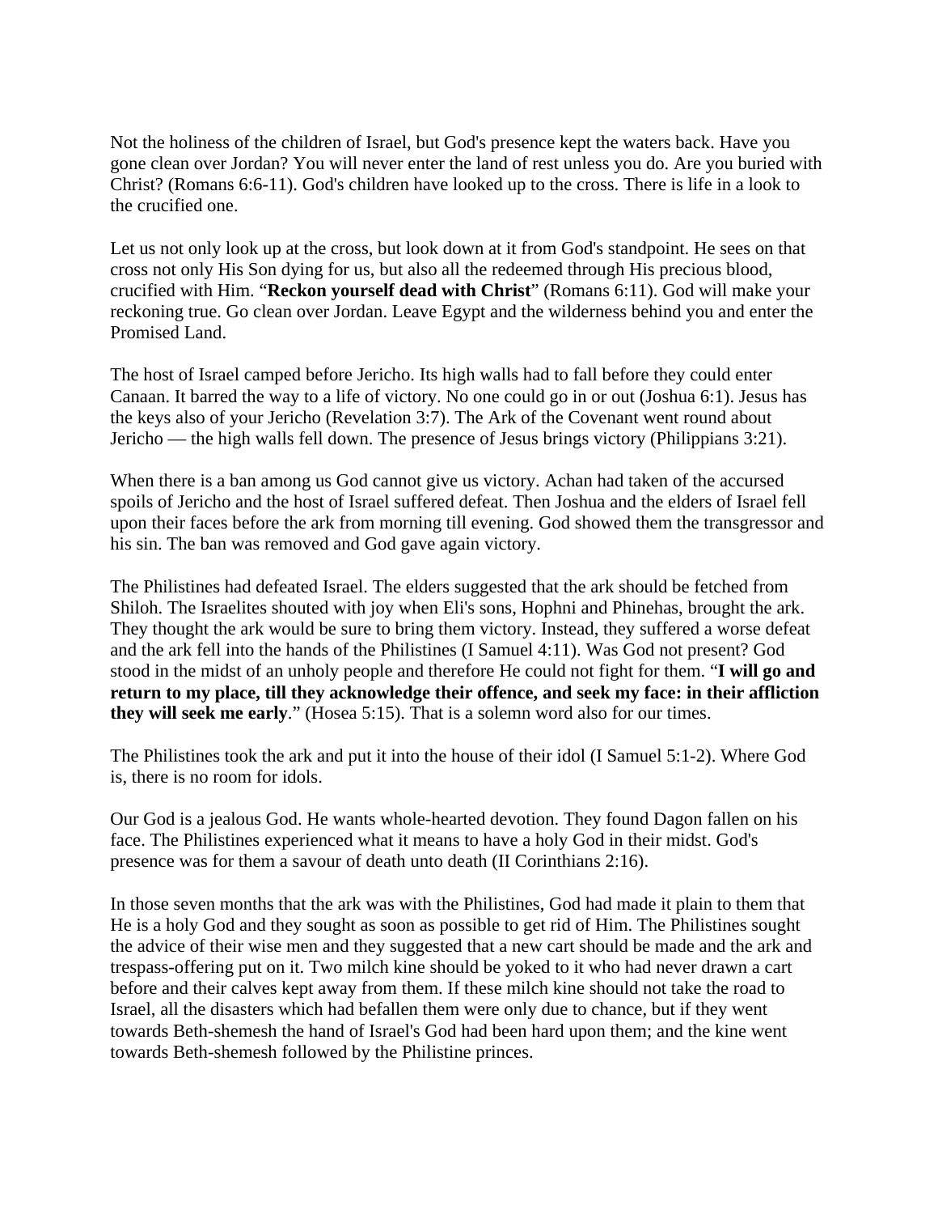Not the holiness of the children of Israel, but God's presence kept the waters back. Have you gone clean over Jordan? You will never enter the land of rest unless you do. Are you buried with Christ? (Romans 6:6-11). God's children have looked up to the cross. There is life in a look to the crucified one.

Let us not only look up at the cross, but look down at it from God's standpoint. He sees on that cross not only His Son dying for us, but also all the redeemed through His precious blood, crucified with Him. "**Reckon yourself dead with Christ**" (Romans 6:11). God will make your reckoning true. Go clean over Jordan. Leave Egypt and the wilderness behind you and enter the Promised Land.

The host of Israel camped before Jericho. Its high walls had to fall before they could enter Canaan. It barred the way to a life of victory. No one could go in or out (Joshua 6:1). Jesus has the keys also of your Jericho (Revelation 3:7). The Ark of the Covenant went round about Jericho — the high walls fell down. The presence of Jesus brings victory (Philippians 3:21).

When there is a ban among us God cannot give us victory. Achan had taken of the accursed spoils of Jericho and the host of Israel suffered defeat. Then Joshua and the elders of Israel fell upon their faces before the ark from morning till evening. God showed them the transgressor and his sin. The ban was removed and God gave again victory.

The Philistines had defeated Israel. The elders suggested that the ark should be fetched from Shiloh. The Israelites shouted with joy when Eli's sons, Hophni and Phinehas, brought the ark. They thought the ark would be sure to bring them victory. Instead, they suffered a worse defeat and the ark fell into the hands of the Philistines (I Samuel 4:11). Was God not present? God stood in the midst of an unholy people and therefore He could not fight for them. "**I will go and return to my place, till they acknowledge their offence, and seek my face: in their affliction they will seek me early**." (Hosea 5:15). That is a solemn word also for our times.

The Philistines took the ark and put it into the house of their idol (I Samuel 5:1-2). Where God is, there is no room for idols.

Our God is a jealous God. He wants whole-hearted devotion. They found Dagon fallen on his face. The Philistines experienced what it means to have a holy God in their midst. God's presence was for them a savour of death unto death (II Corinthians 2:16).

In those seven months that the ark was with the Philistines, God had made it plain to them that He is a holy God and they sought as soon as possible to get rid of Him. The Philistines sought the advice of their wise men and they suggested that a new cart should be made and the ark and trespass-offering put on it. Two milch kine should be yoked to it who had never drawn a cart before and their calves kept away from them. If these milch kine should not take the road to Israel, all the disasters which had befallen them were only due to chance, but if they went towards Beth-shemesh the hand of Israel's God had been hard upon them; and the kine went towards Beth-shemesh followed by the Philistine princes.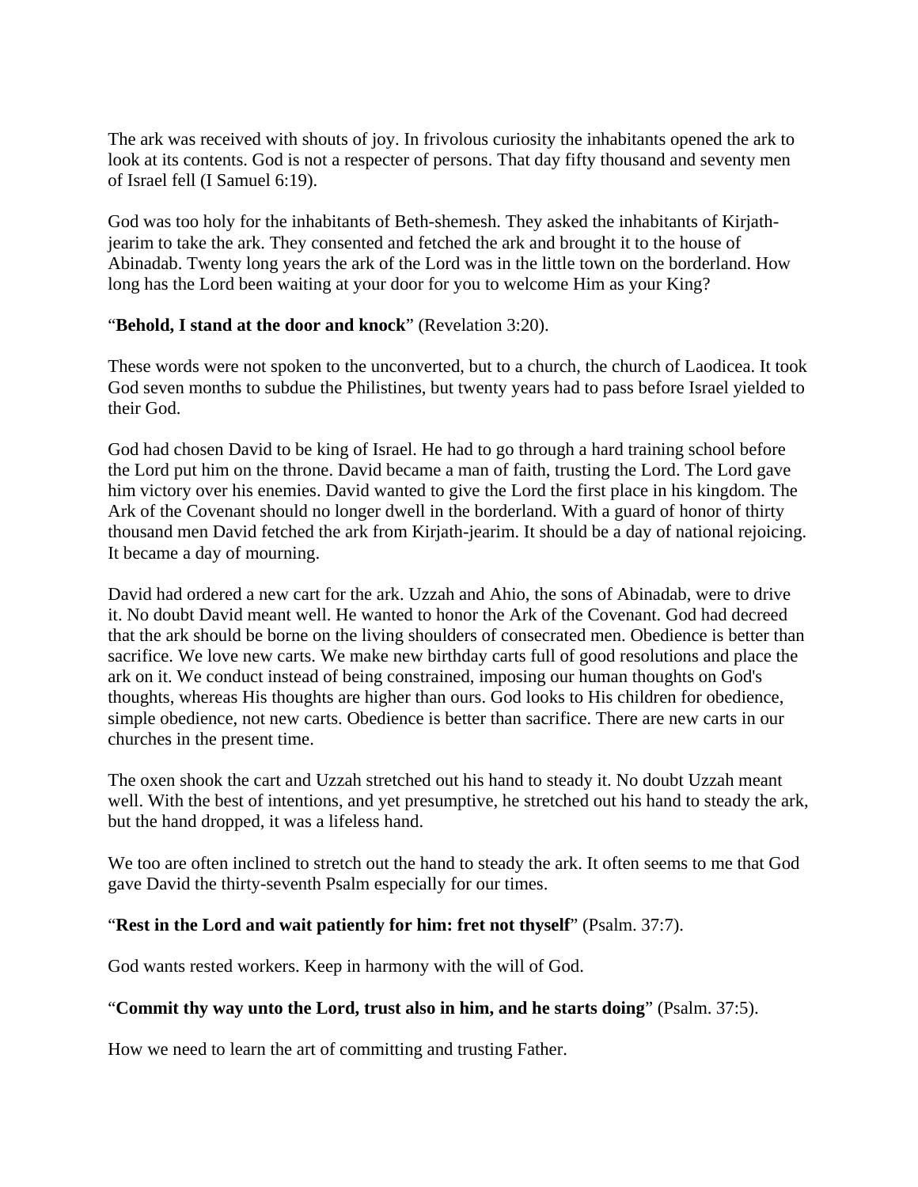The ark was received with shouts of joy. In frivolous curiosity the inhabitants opened the ark to look at its contents. God is not a respecter of persons. That day fifty thousand and seventy men of Israel fell (I Samuel 6:19).

God was too holy for the inhabitants of Beth-shemesh. They asked the inhabitants of Kirjath-jearim to take the ark. They consented and fetched the ark and brought it to the house of Abinadab. Twenty long years the ark of the Lord was in the little town on the borderland. How long has the Lord been waiting at your door for you to welcome Him as your King?

"**Behold, I stand at the door and knock**" (Revelation 3:20).

These words were not spoken to the unconverted, but to a church, the church of Laodicea. It took God seven months to subdue the Philistines, but twenty years had to pass before Israel yielded to their God.

God had chosen David to be king of Israel. He had to go through a hard training school before the Lord put him on the throne. David became a man of faith, trusting the Lord. The Lord gave him victory over his enemies. David wanted to give the Lord the first place in his kingdom. The Ark of the Covenant should no longer dwell in the borderland. With a guard of honor of thirty thousand men David fetched the ark from Kirjath-jearim. It should be a day of national rejoicing. It became a day of mourning.

David had ordered a new cart for the ark. Uzzah and Ahio, the sons of Abinadab, were to drive it. No doubt David meant well. He wanted to honor the Ark of the Covenant. God had decreed that the ark should be borne on the living shoulders of consecrated men. Obedience is better than sacrifice. We love new carts. We make new birthday carts full of good resolutions and place the ark on it. We conduct instead of being constrained, imposing our human thoughts on God's thoughts, whereas His thoughts are higher than ours. God looks to His children for obedience, simple obedience, not new carts. Obedience is better than sacrifice. There are new carts in our churches in the present time.

The oxen shook the cart and Uzzah stretched out his hand to steady it. No doubt Uzzah meant well. With the best of intentions, and yet presumptive, he stretched out his hand to steady the ark, but the hand dropped, it was a lifeless hand.

We too are often inclined to stretch out the hand to steady the ark. It often seems to me that God gave David the thirty-seventh Psalm especially for our times.

"**Rest in the Lord and wait patiently for him: fret not thyself**" (Psalm. 37:7).

God wants rested workers. Keep in harmony with the will of God.

"**Commit thy way unto the Lord, trust also in him, and he starts doing**" (Psalm. 37:5).

How we need to learn the art of committing and trusting Father.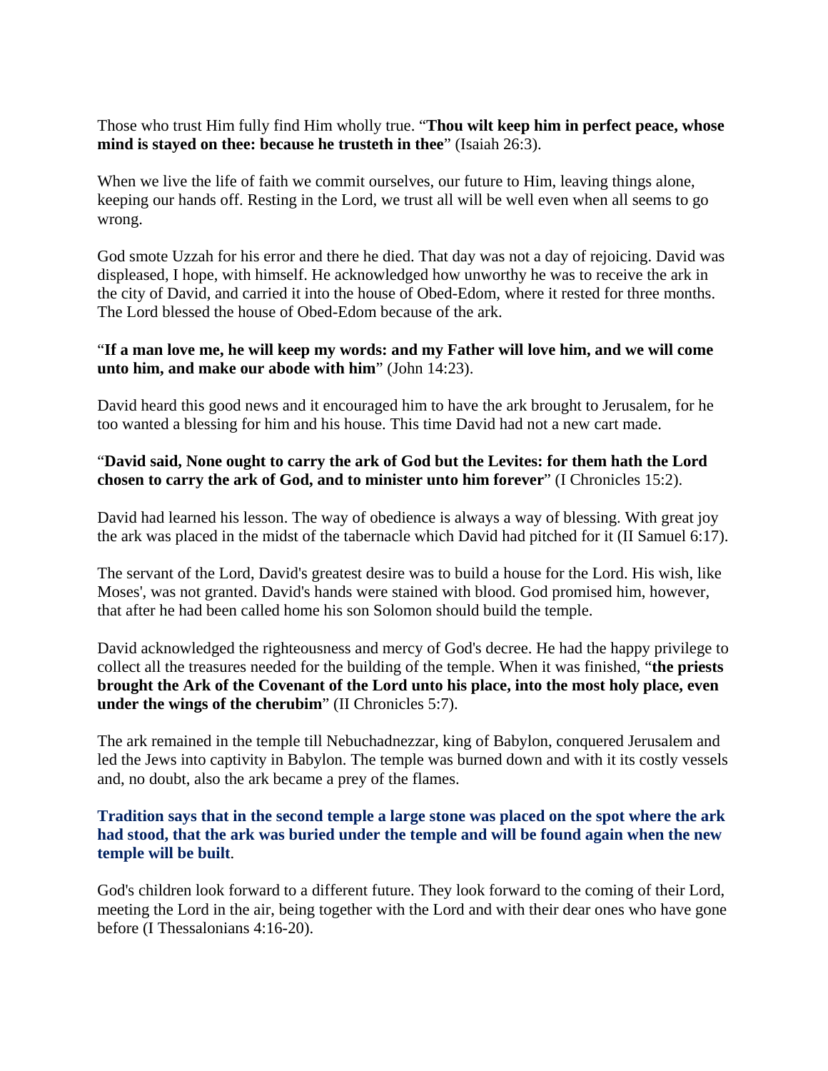Those who trust Him fully find Him wholly true. "**Thou wilt keep him in perfect peace, whose mind is stayed on thee: because he trusteth in thee**" (Isaiah 26:3).

When we live the life of faith we commit ourselves, our future to Him, leaving things alone, keeping our hands off. Resting in the Lord, we trust all will be well even when all seems to go wrong.

God smote Uzzah for his error and there he died. That day was not a day of rejoicing. David was displeased, I hope, with himself. He acknowledged how unworthy he was to receive the ark in the city of David, and carried it into the house of Obed-Edom, where it rested for three months. The Lord blessed the house of Obed-Edom because of the ark.

"**If a man love me, he will keep my words: and my Father will love him, and we will come unto him, and make our abode with him**" (John 14:23).

David heard this good news and it encouraged him to have the ark brought to Jerusalem, for he too wanted a blessing for him and his house. This time David had not a new cart made.

"**David said, None ought to carry the ark of God but the Levites: for them hath the Lord chosen to carry the ark of God, and to minister unto him forever**" (I Chronicles 15:2).

David had learned his lesson. The way of obedience is always a way of blessing. With great joy the ark was placed in the midst of the tabernacle which David had pitched for it (II Samuel 6:17).

The servant of the Lord, David's greatest desire was to build a house for the Lord. His wish, like Moses', was not granted. David's hands were stained with blood. God promised him, however, that after he had been called home his son Solomon should build the temple.

David acknowledged the righteousness and mercy of God's decree. He had the happy privilege to collect all the treasures needed for the building of the temple. When it was finished, "**the priests brought the Ark of the Covenant of the Lord unto his place, into the most holy place, even under the wings of the cherubim**" (II Chronicles 5:7).

The ark remained in the temple till Nebuchadnezzar, king of Babylon, conquered Jerusalem and led the Jews into captivity in Babylon. The temple was burned down and with it its costly vessels and, no doubt, also the ark became a prey of the flames.

**Tradition says that in the second temple a large stone was placed on the spot where the ark had stood, that the ark was buried under the temple and will be found again when the new temple will be built**.

God's children look forward to a different future. They look forward to the coming of their Lord, meeting the Lord in the air, being together with the Lord and with their dear ones who have gone before (I Thessalonians 4:16-20).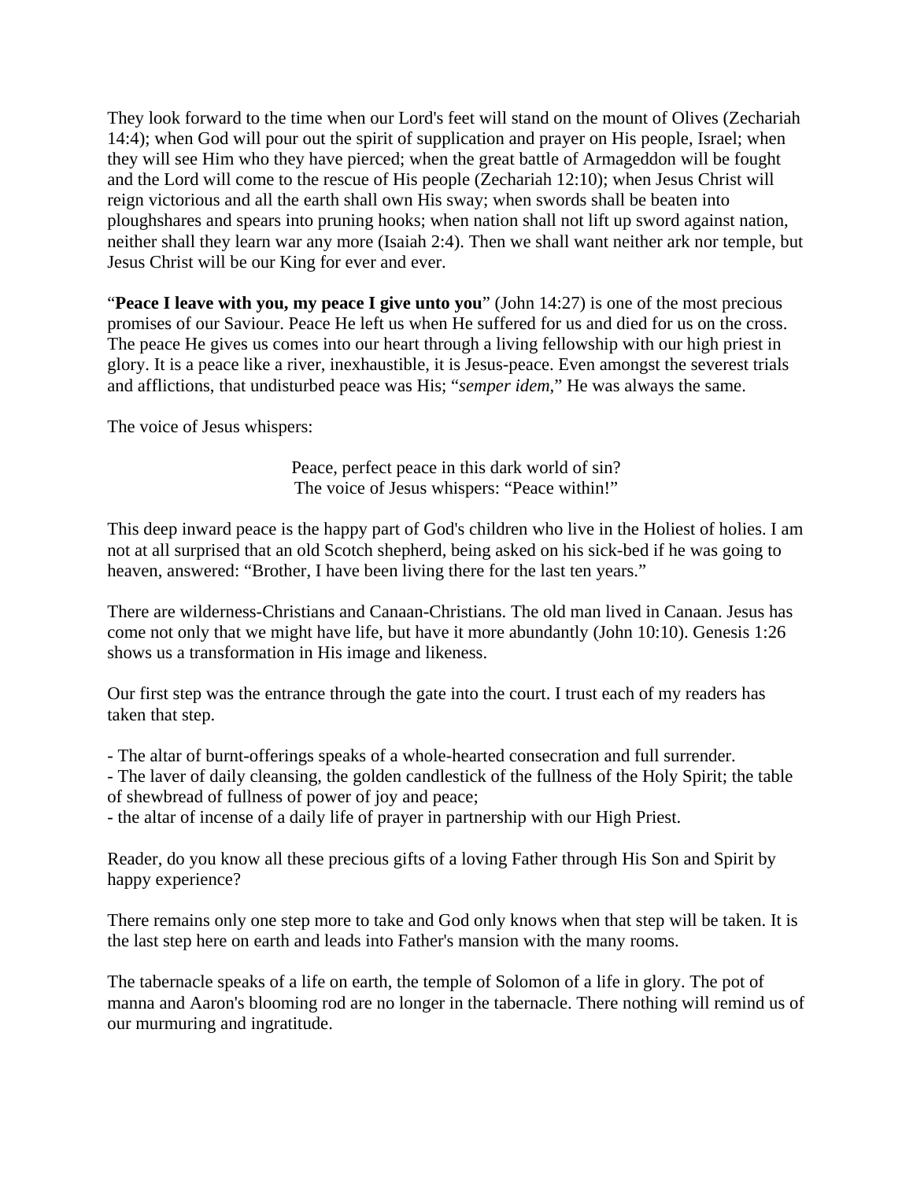They look forward to the time when our Lord's feet will stand on the mount of Olives (Zechariah 14:4); when God will pour out the spirit of supplication and prayer on His people, Israel; when they will see Him who they have pierced; when the great battle of Armageddon will be fought and the Lord will come to the rescue of His people (Zechariah 12:10); when Jesus Christ will reign victorious and all the earth shall own His sway; when swords shall be beaten into ploughshares and spears into pruning hooks; when nation shall not lift up sword against nation, neither shall they learn war any more (Isaiah 2:4). Then we shall want neither ark nor temple, but Jesus Christ will be our King for ever and ever.

"**Peace I leave with you, my peace I give unto you**" (John 14:27) is one of the most precious promises of our Saviour. Peace He left us when He suffered for us and died for us on the cross. The peace He gives us comes into our heart through a living fellowship with our high priest in glory. It is a peace like a river, inexhaustible, it is Jesus-peace. Even amongst the severest trials and afflictions, that undisturbed peace was His; "*semper idem*," He was always the same.

The voice of Jesus whispers:

> Peace, perfect peace in this dark world of sin?
> The voice of Jesus whispers: "Peace within!"

This deep inward peace is the happy part of God's children who live in the Holiest of holies. I am not at all surprised that an old Scotch shepherd, being asked on his sick-bed if he was going to heaven, answered: "Brother, I have been living there for the last ten years."

There are wilderness-Christians and Canaan-Christians. The old man lived in Canaan. Jesus has come not only that we might have life, but have it more abundantly (John 10:10). Genesis 1:26 shows us a transformation in His image and likeness.

Our first step was the entrance through the gate into the court. I trust each of my readers has taken that step.

- The altar of burnt-offerings speaks of a whole-hearted consecration and full surrender.
- The laver of daily cleansing, the golden candlestick of the fullness of the Holy Spirit; the table of shewbread of fullness of power of joy and peace;
- the altar of incense of a daily life of prayer in partnership with our High Priest.

Reader, do you know all these precious gifts of a loving Father through His Son and Spirit by happy experience?

There remains only one step more to take and God only knows when that step will be taken. It is the last step here on earth and leads into Father's mansion with the many rooms.

The tabernacle speaks of a life on earth, the temple of Solomon of a life in glory. The pot of manna and Aaron's blooming rod are no longer in the tabernacle. There nothing will remind us of our murmuring and ingratitude.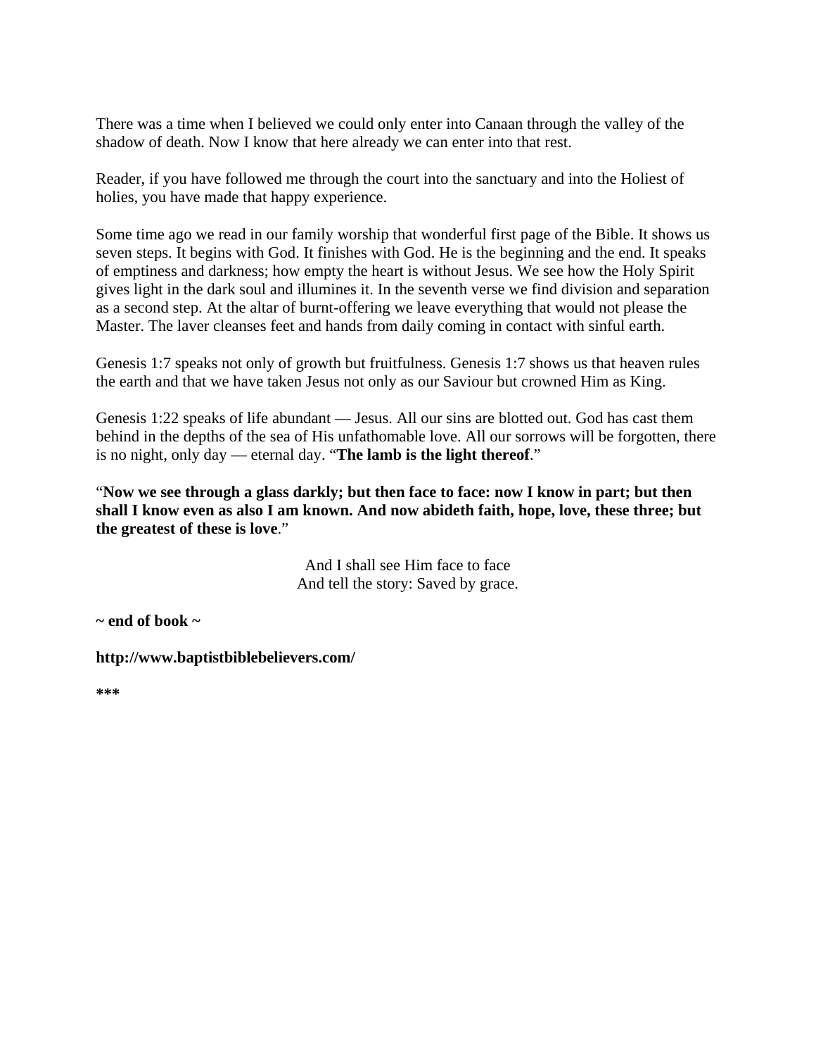There was a time when I believed we could only enter into Canaan through the valley of the shadow of death. Now I know that here already we can enter into that rest.

Reader, if you have followed me through the court into the sanctuary and into the Holiest of holies, you have made that happy experience.

Some time ago we read in our family worship that wonderful first page of the Bible. It shows us seven steps. It begins with God. It finishes with God. He is the beginning and the end. It speaks of emptiness and darkness; how empty the heart is without Jesus. We see how the Holy Spirit gives light in the dark soul and illumines it. In the seventh verse we find division and separation as a second step. At the altar of burnt-offering we leave everything that would not please the Master. The laver cleanses feet and hands from daily coming in contact with sinful earth.

Genesis 1:7 speaks not only of growth but fruitfulness. Genesis 1:7 shows us that heaven rules the earth and that we have taken Jesus not only as our Saviour but crowned Him as King.

Genesis 1:22 speaks of life abundant — Jesus. All our sins are blotted out. God has cast them behind in the depths of the sea of His unfathomable love. All our sorrows will be forgotten, there is no night, only day — eternal day. "**The lamb is the light thereof**."

"**Now we see through a glass darkly; but then face to face: now I know in part; but then shall I know even as also I am known. And now abideth faith, hope, love, these three; but the greatest of these is love**."

And I shall see Him face to face  
And tell the story: Saved by grace.

**~ end of book ~**

**http://www.baptistbiblebelievers.com/**

**\*\*\***